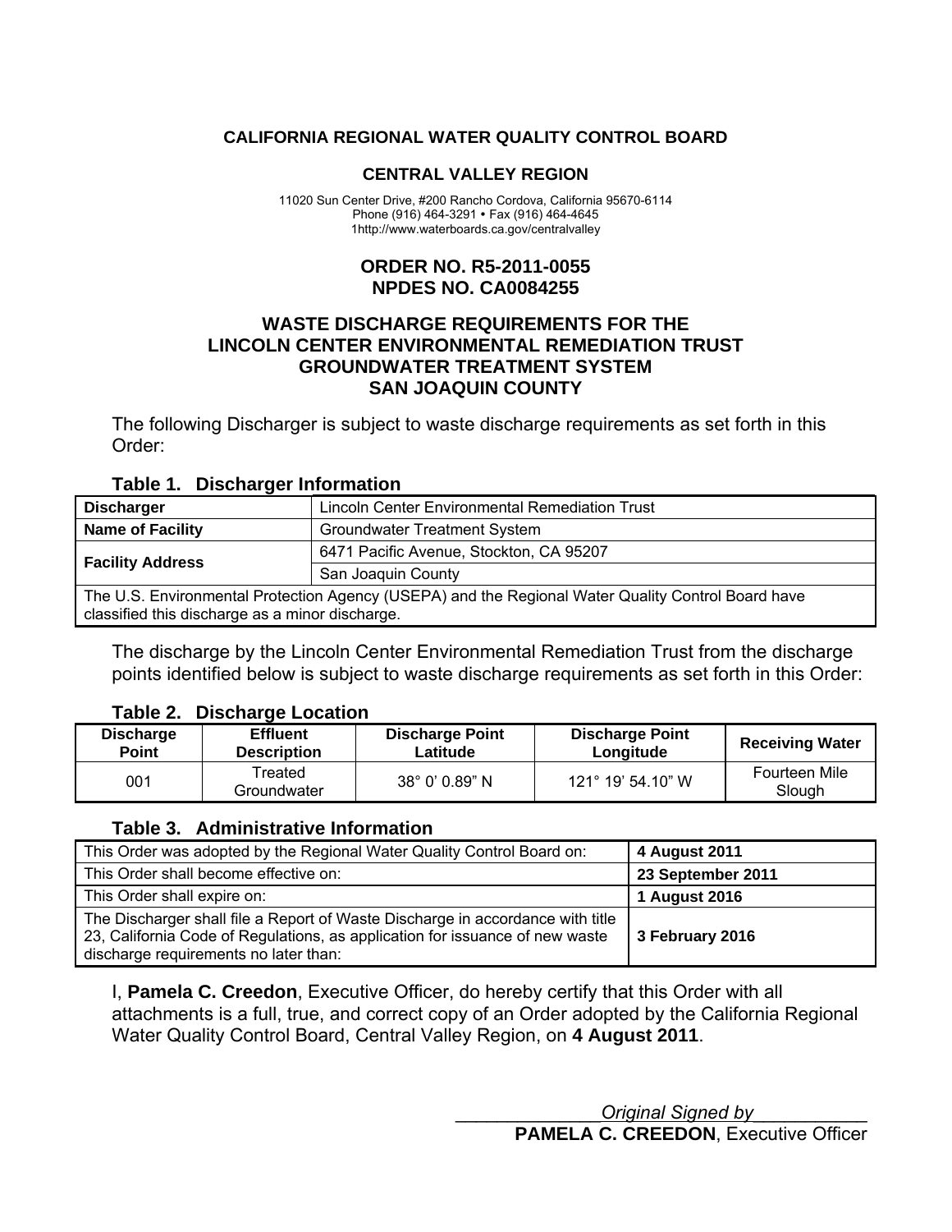**CALIFORNIA REGIONAL WATER QUALITY CONTROL BOARD**

**CENTRAL VALLEY REGION**

11020 Sun Center Drive, #200 Rancho Cordova, California 95670-6114
Phone (916) 464-3291 • Fax (916) 464-4645
1http://www.waterboards.ca.gov/centralvalley

# ORDER NO. R5-2011-0055
# NPDES NO. CA0084255

## WASTE DISCHARGE REQUIREMENTS FOR THE LINCOLN CENTER ENVIRONMENTAL REMEDIATION TRUST GROUNDWATER TREATMENT SYSTEM SAN JOAQUIN COUNTY

The following Discharger is subject to waste discharge requirements as set forth in this Order:

### Table 1. Discharger Information

| | |
|---|---|
| **Discharger** | Lincoln Center Environmental Remediation Trust |
| **Name of Facility** | Groundwater Treatment System |
| **Facility Address** | 6471 Pacific Avenue, Stockton, CA 95207 |
| | San Joaquin County |
| The U.S. Environmental Protection Agency (USEPA) and the Regional Water Quality Control Board have classified this discharge as a minor discharge. | |

The discharge by the Lincoln Center Environmental Remediation Trust from the discharge points identified below is subject to waste discharge requirements as set forth in this Order:

### Table 2. Discharge Location

| Discharge Point | Effluent Description | Discharge Point Latitude | Discharge Point Longitude | Receiving Water |
|---|---|---|---|---|
| 001 | Treated Groundwater | 38° 0' 0.89" N | 121° 19' 54.10" W | Fourteen Mile Slough |

### Table 3. Administrative Information

| | |
|---|---|
| This Order was adopted by the Regional Water Quality Control Board on: | **4 August 2011** |
| This Order shall become effective on: | **23 September 2011** |
| This Order shall expire on: | **1 August 2016** |
| The Discharger shall file a Report of Waste Discharge in accordance with title 23, California Code of Regulations, as application for issuance of new waste discharge requirements no later than: | **3 February 2016** |

I, **Pamela C. Creedon**, Executive Officer, do hereby certify that this Order with all attachments is a full, true, and correct copy of an Order adopted by the California Regional Water Quality Control Board, Central Valley Region, on **4 August 2011**.

_______________*Original Signed by*___________

**PAMELA C. CREEDON**, Executive Officer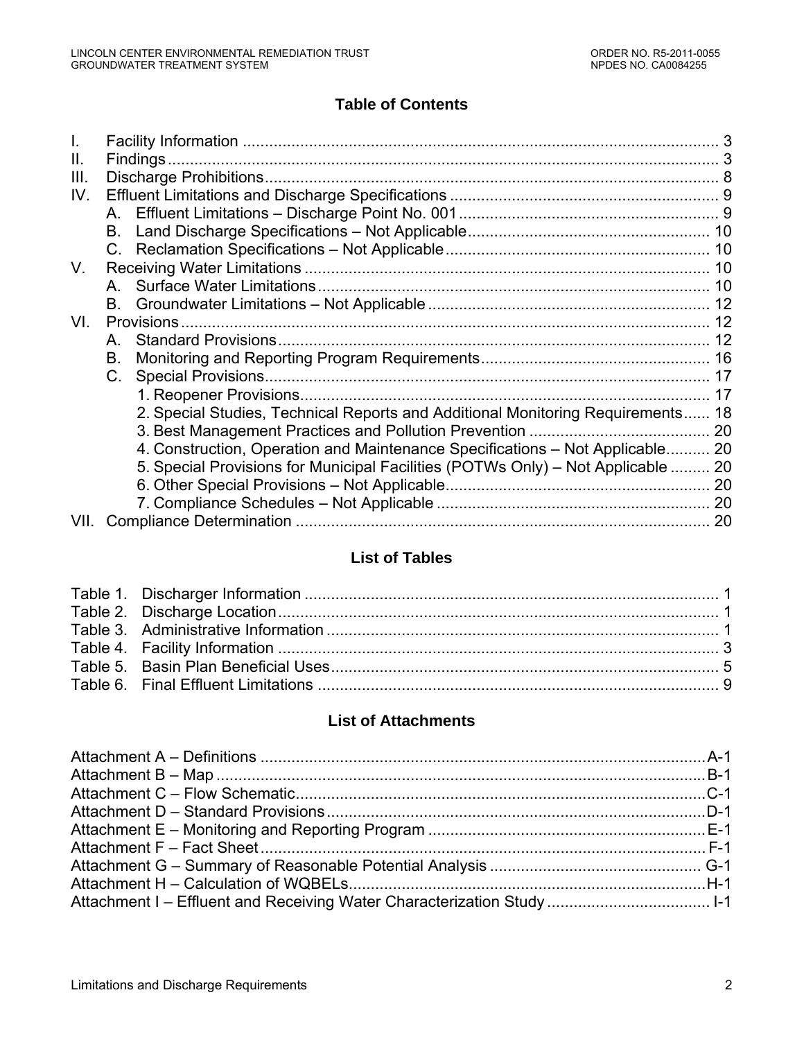## Table of Contents

- I. Facility Information ........................................................................................................ 3
- II. Findings ........................................................................................................................ 3
- III. Discharge Prohibitions .................................................................................................. 8
- IV. Effluent Limitations and Discharge Specifications ........................................................ 9
  - A. Effluent Limitations – Discharge Point No. 001 ........................................................ 9
  - B. Land Discharge Specifications – Not Applicable ...................................................... 10
  - C. Reclamation Specifications – Not Applicable ........................................................... 10
- V. Receiving Water Limitations ........................................................................................ 10
  - A. Surface Water Limitations ........................................................................................ 10
  - B. Groundwater Limitations – Not Applicable ............................................................... 12
- VI. Provisions .................................................................................................................. 12
  - A. Standard Provisions ................................................................................................ 12
  - B. Monitoring and Reporting Program Requirements ................................................... 16
  - C. Special Provisions .................................................................................................... 17
    - 1. Reopener Provisions ............................................................................................. 17
    - 2. Special Studies, Technical Reports and Additional Monitoring Requirements ...... 18
    - 3. Best Management Practices and Pollution Prevention ......................................... 20
    - 4. Construction, Operation and Maintenance Specifications – Not Applicable .......... 20
    - 5. Special Provisions for Municipal Facilities (POTWs Only) – Not Applicable ......... 20
    - 6. Other Special Provisions – Not Applicable ............................................................ 20
    - 7. Compliance Schedules – Not Applicable .............................................................. 20
- VII. Compliance Determination ........................................................................................ 20

## List of Tables

- Table 1. Discharger Information ...................................................................................... 1
- Table 2. Discharge Location ............................................................................................ 1
- Table 3. Administrative Information ................................................................................ 1
- Table 4. Facility Information ............................................................................................ 3
- Table 5. Basin Plan Beneficial Uses ............................................................................... 5
- Table 6. Final Effluent Limitations ................................................................................... 9

## List of Attachments

- Attachment A – Definitions ............................................................................................ A-1
- Attachment B – Map ...................................................................................................... B-1
- Attachment C – Flow Schematic ................................................................................... C-1
- Attachment D – Standard Provisions ............................................................................ D-1
- Attachment E – Monitoring and Reporting Program ..................................................... E-1
- Attachment F – Fact Sheet ............................................................................................ F-1
- Attachment G – Summary of Reasonable Potential Analysis ....................................... G-1
- Attachment H – Calculation of WQBELs ....................................................................... H-1
- Attachment I – Effluent and Receiving Water Characterization Study ............................ I-1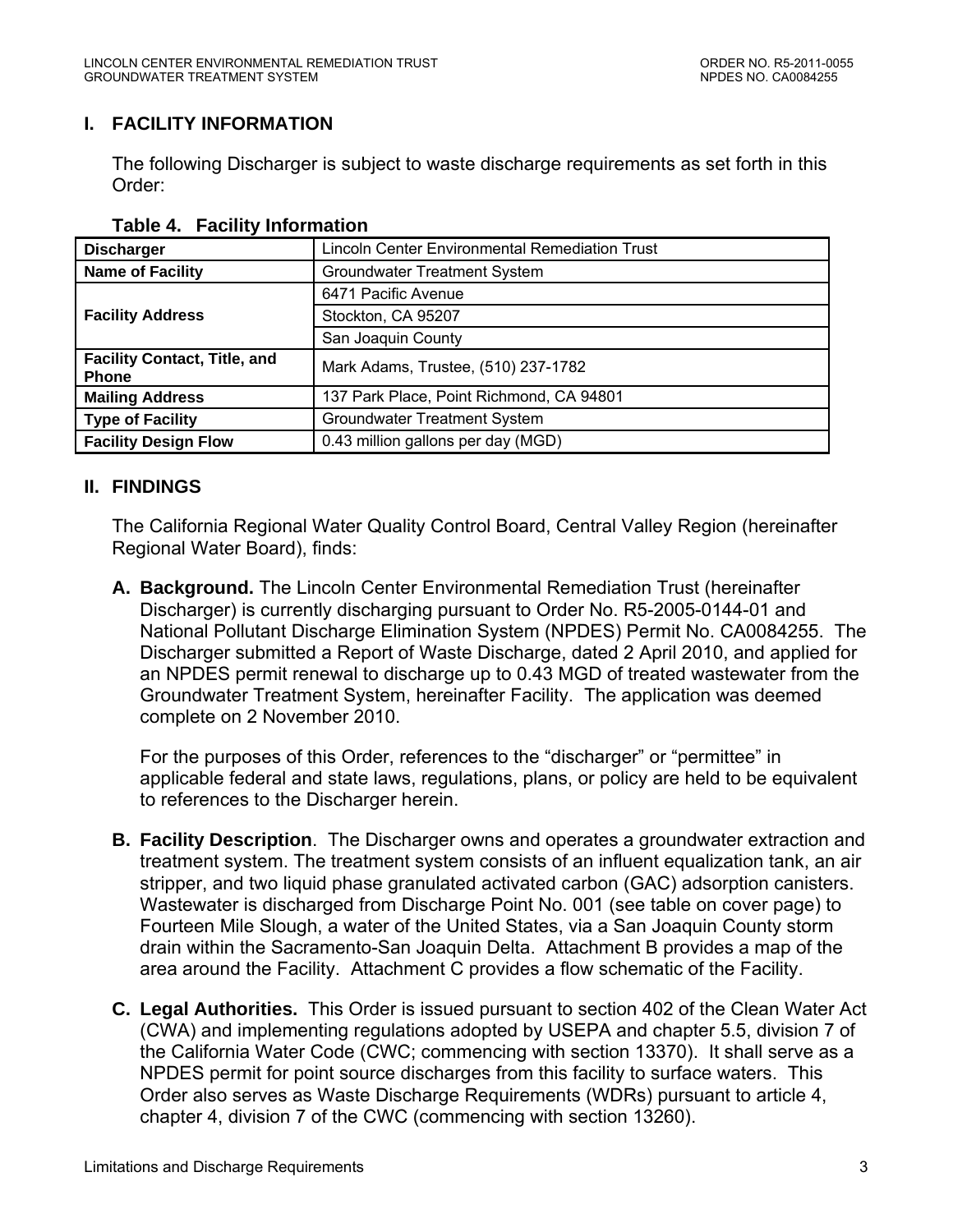## I. FACILITY INFORMATION

The following Discharger is subject to waste discharge requirements as set forth in this Order:

**Table 4. Facility Information**

| | |
|---|---|
| **Discharger** | Lincoln Center Environmental Remediation Trust |
| **Name of Facility** | Groundwater Treatment System |
| **Facility Address** | 6471 Pacific Avenue |
| | Stockton, CA 95207 |
| | San Joaquin County |
| **Facility Contact, Title, and Phone** | Mark Adams, Trustee, (510) 237-1782 |
| **Mailing Address** | 137 Park Place, Point Richmond, CA 94801 |
| **Type of Facility** | Groundwater Treatment System |
| **Facility Design Flow** | 0.43 million gallons per day (MGD) |

## II. FINDINGS

The California Regional Water Quality Control Board, Central Valley Region (hereinafter Regional Water Board), finds:

**A. Background.** The Lincoln Center Environmental Remediation Trust (hereinafter Discharger) is currently discharging pursuant to Order No. R5-2005-0144-01 and National Pollutant Discharge Elimination System (NPDES) Permit No. CA0084255. The Discharger submitted a Report of Waste Discharge, dated 2 April 2010, and applied for an NPDES permit renewal to discharge up to 0.43 MGD of treated wastewater from the Groundwater Treatment System, hereinafter Facility. The application was deemed complete on 2 November 2010.

For the purposes of this Order, references to the "discharger" or "permittee" in applicable federal and state laws, regulations, plans, or policy are held to be equivalent to references to the Discharger herein.

**B. Facility Description**. The Discharger owns and operates a groundwater extraction and treatment system. The treatment system consists of an influent equalization tank, an air stripper, and two liquid phase granulated activated carbon (GAC) adsorption canisters. Wastewater is discharged from Discharge Point No. 001 (see table on cover page) to Fourteen Mile Slough, a water of the United States, via a San Joaquin County storm drain within the Sacramento-San Joaquin Delta. Attachment B provides a map of the area around the Facility. Attachment C provides a flow schematic of the Facility.

**C. Legal Authorities.** This Order is issued pursuant to section 402 of the Clean Water Act (CWA) and implementing regulations adopted by USEPA and chapter 5.5, division 7 of the California Water Code (CWC; commencing with section 13370). It shall serve as a NPDES permit for point source discharges from this facility to surface waters. This Order also serves as Waste Discharge Requirements (WDRs) pursuant to article 4, chapter 4, division 7 of the CWC (commencing with section 13260).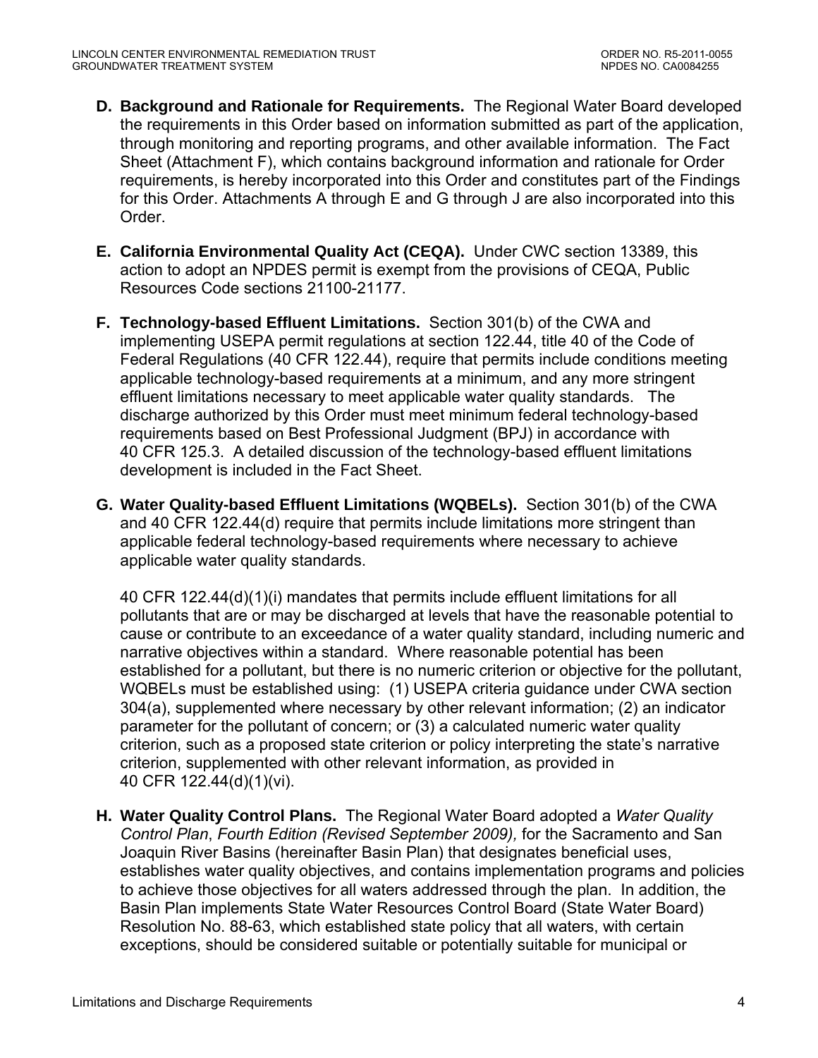**D. Background and Rationale for Requirements.** The Regional Water Board developed the requirements in this Order based on information submitted as part of the application, through monitoring and reporting programs, and other available information. The Fact Sheet (Attachment F), which contains background information and rationale for Order requirements, is hereby incorporated into this Order and constitutes part of the Findings for this Order. Attachments A through E and G through J are also incorporated into this Order.

**E. California Environmental Quality Act (CEQA).** Under CWC section 13389, this action to adopt an NPDES permit is exempt from the provisions of CEQA, Public Resources Code sections 21100-21177.

**F. Technology-based Effluent Limitations.** Section 301(b) of the CWA and implementing USEPA permit regulations at section 122.44, title 40 of the Code of Federal Regulations (40 CFR 122.44), require that permits include conditions meeting applicable technology-based requirements at a minimum, and any more stringent effluent limitations necessary to meet applicable water quality standards. The discharge authorized by this Order must meet minimum federal technology-based requirements based on Best Professional Judgment (BPJ) in accordance with 40 CFR 125.3. A detailed discussion of the technology-based effluent limitations development is included in the Fact Sheet.

**G. Water Quality-based Effluent Limitations (WQBELs).** Section 301(b) of the CWA and 40 CFR 122.44(d) require that permits include limitations more stringent than applicable federal technology-based requirements where necessary to achieve applicable water quality standards.

40 CFR 122.44(d)(1)(i) mandates that permits include effluent limitations for all pollutants that are or may be discharged at levels that have the reasonable potential to cause or contribute to an exceedance of a water quality standard, including numeric and narrative objectives within a standard. Where reasonable potential has been established for a pollutant, but there is no numeric criterion or objective for the pollutant, WQBELs must be established using: (1) USEPA criteria guidance under CWA section 304(a), supplemented where necessary by other relevant information; (2) an indicator parameter for the pollutant of concern; or (3) a calculated numeric water quality criterion, such as a proposed state criterion or policy interpreting the state's narrative criterion, supplemented with other relevant information, as provided in 40 CFR 122.44(d)(1)(vi).

**H. Water Quality Control Plans.** The Regional Water Board adopted a *Water Quality Control Plan*, *Fourth Edition (Revised September 2009),* for the Sacramento and San Joaquin River Basins (hereinafter Basin Plan) that designates beneficial uses, establishes water quality objectives, and contains implementation programs and policies to achieve those objectives for all waters addressed through the plan. In addition, the Basin Plan implements State Water Resources Control Board (State Water Board) Resolution No. 88-63, which established state policy that all waters, with certain exceptions, should be considered suitable or potentially suitable for municipal or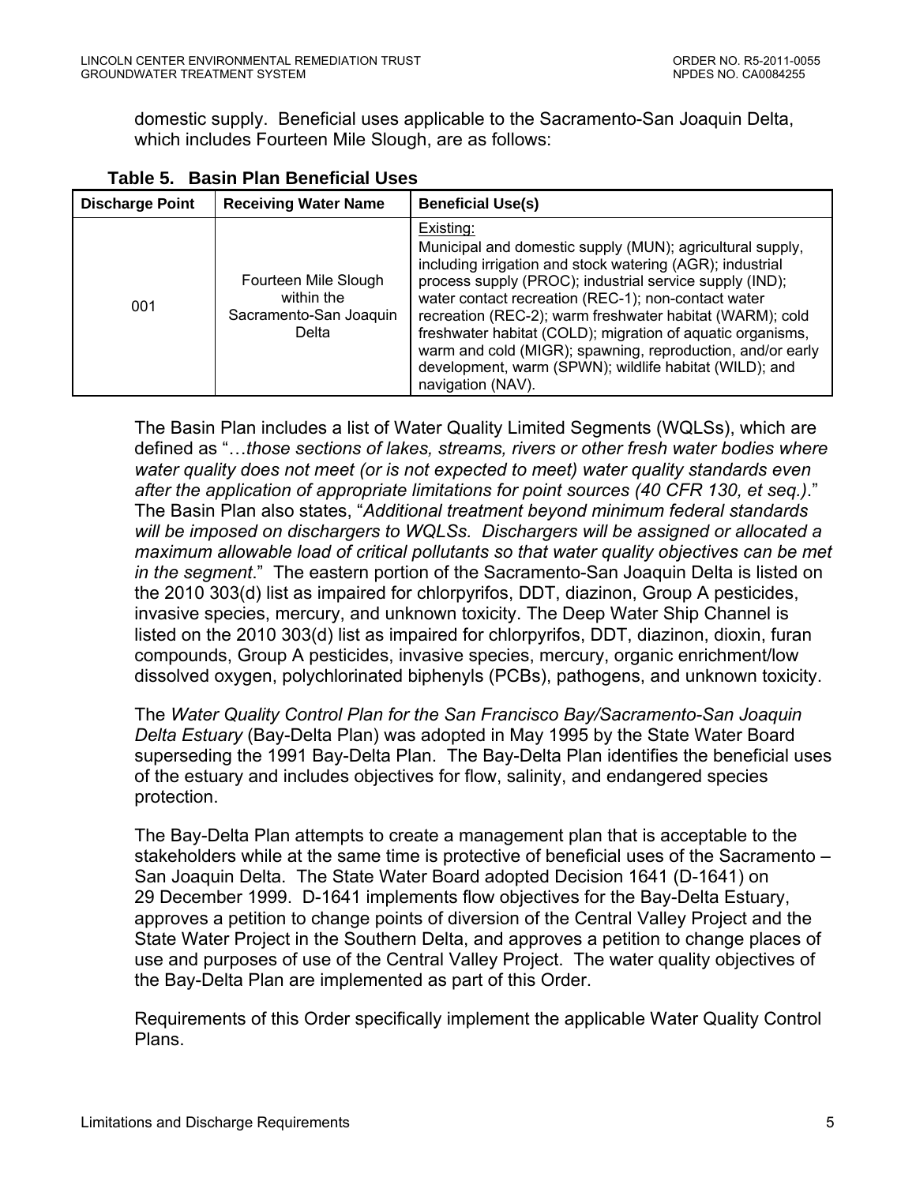domestic supply. Beneficial uses applicable to the Sacramento-San Joaquin Delta, which includes Fourteen Mile Slough, are as follows:

**Table 5. Basin Plan Beneficial Uses**

| Discharge Point | Receiving Water Name | Beneficial Use(s) |
|---|---|---|
| 001 | Fourteen Mile Slough within the Sacramento-San Joaquin Delta | Existing: Municipal and domestic supply (MUN); agricultural supply, including irrigation and stock watering (AGR); industrial process supply (PROC); industrial service supply (IND); water contact recreation (REC-1); non-contact water recreation (REC-2); warm freshwater habitat (WARM); cold freshwater habitat (COLD); migration of aquatic organisms, warm and cold (MIGR); spawning, reproduction, and/or early development, warm (SPWN); wildlife habitat (WILD); and navigation (NAV). |

The Basin Plan includes a list of Water Quality Limited Segments (WQLSs), which are defined as "…*those sections of lakes, streams, rivers or other fresh water bodies where water quality does not meet (or is not expected to meet) water quality standards even after the application of appropriate limitations for point sources (40 CFR 130, et seq.)*." The Basin Plan also states, "*Additional treatment beyond minimum federal standards will be imposed on dischargers to WQLSs. Dischargers will be assigned or allocated a maximum allowable load of critical pollutants so that water quality objectives can be met in the segment*." The eastern portion of the Sacramento-San Joaquin Delta is listed on the 2010 303(d) list as impaired for chlorpyrifos, DDT, diazinon, Group A pesticides, invasive species, mercury, and unknown toxicity. The Deep Water Ship Channel is listed on the 2010 303(d) list as impaired for chlorpyrifos, DDT, diazinon, dioxin, furan compounds, Group A pesticides, invasive species, mercury, organic enrichment/low dissolved oxygen, polychlorinated biphenyls (PCBs), pathogens, and unknown toxicity.

The *Water Quality Control Plan for the San Francisco Bay/Sacramento-San Joaquin Delta Estuary* (Bay-Delta Plan) was adopted in May 1995 by the State Water Board superseding the 1991 Bay-Delta Plan. The Bay-Delta Plan identifies the beneficial uses of the estuary and includes objectives for flow, salinity, and endangered species protection.

The Bay-Delta Plan attempts to create a management plan that is acceptable to the stakeholders while at the same time is protective of beneficial uses of the Sacramento – San Joaquin Delta. The State Water Board adopted Decision 1641 (D-1641) on 29 December 1999. D-1641 implements flow objectives for the Bay-Delta Estuary, approves a petition to change points of diversion of the Central Valley Project and the State Water Project in the Southern Delta, and approves a petition to change places of use and purposes of use of the Central Valley Project. The water quality objectives of the Bay-Delta Plan are implemented as part of this Order.

Requirements of this Order specifically implement the applicable Water Quality Control Plans.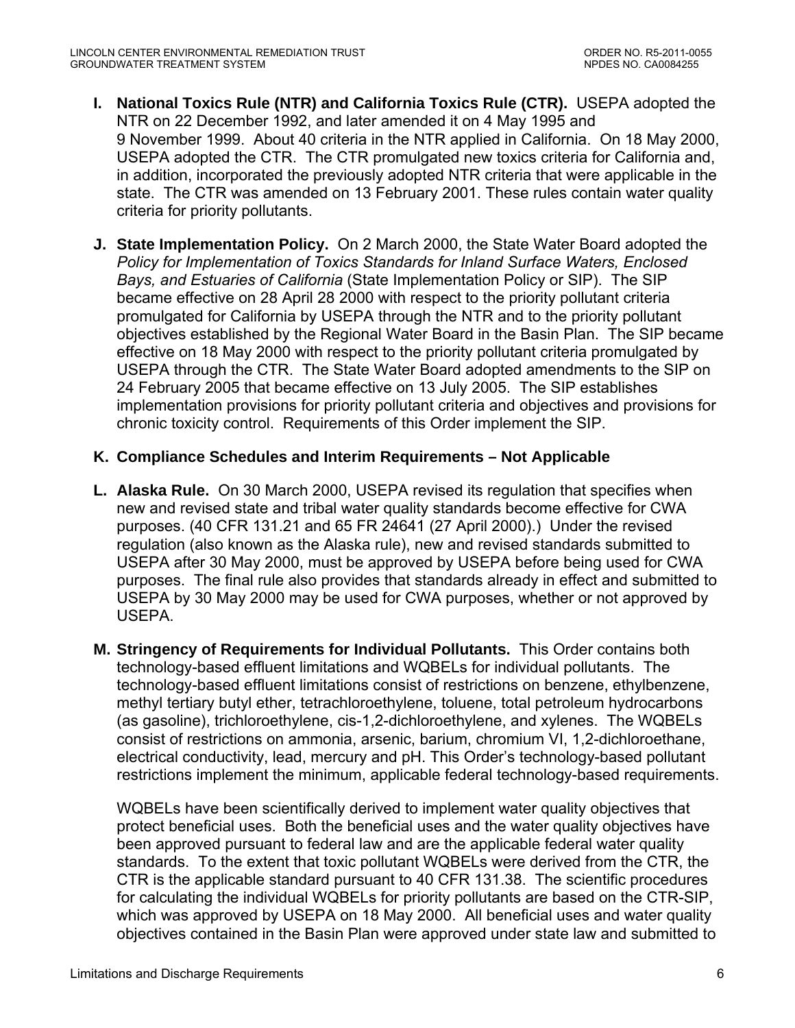**I. National Toxics Rule (NTR) and California Toxics Rule (CTR).** USEPA adopted the NTR on 22 December 1992, and later amended it on 4 May 1995 and 9 November 1999. About 40 criteria in the NTR applied in California. On 18 May 2000, USEPA adopted the CTR. The CTR promulgated new toxics criteria for California and, in addition, incorporated the previously adopted NTR criteria that were applicable in the state. The CTR was amended on 13 February 2001. These rules contain water quality criteria for priority pollutants.

**J. State Implementation Policy.** On 2 March 2000, the State Water Board adopted the *Policy for Implementation of Toxics Standards for Inland Surface Waters, Enclosed Bays, and Estuaries of California* (State Implementation Policy or SIP). The SIP became effective on 28 April 28 2000 with respect to the priority pollutant criteria promulgated for California by USEPA through the NTR and to the priority pollutant objectives established by the Regional Water Board in the Basin Plan. The SIP became effective on 18 May 2000 with respect to the priority pollutant criteria promulgated by USEPA through the CTR. The State Water Board adopted amendments to the SIP on 24 February 2005 that became effective on 13 July 2005. The SIP establishes implementation provisions for priority pollutant criteria and objectives and provisions for chronic toxicity control. Requirements of this Order implement the SIP.

**K. Compliance Schedules and Interim Requirements – Not Applicable**

**L. Alaska Rule.** On 30 March 2000, USEPA revised its regulation that specifies when new and revised state and tribal water quality standards become effective for CWA purposes. (40 CFR 131.21 and 65 FR 24641 (27 April 2000).) Under the revised regulation (also known as the Alaska rule), new and revised standards submitted to USEPA after 30 May 2000, must be approved by USEPA before being used for CWA purposes. The final rule also provides that standards already in effect and submitted to USEPA by 30 May 2000 may be used for CWA purposes, whether or not approved by USEPA.

**M. Stringency of Requirements for Individual Pollutants.** This Order contains both technology-based effluent limitations and WQBELs for individual pollutants. The technology-based effluent limitations consist of restrictions on benzene, ethylbenzene, methyl tertiary butyl ether, tetrachloroethylene, toluene, total petroleum hydrocarbons (as gasoline), trichloroethylene, cis-1,2-dichloroethylene, and xylenes. The WQBELs consist of restrictions on ammonia, arsenic, barium, chromium VI, 1,2-dichloroethane, electrical conductivity, lead, mercury and pH. This Order's technology-based pollutant restrictions implement the minimum, applicable federal technology-based requirements.

WQBELs have been scientifically derived to implement water quality objectives that protect beneficial uses. Both the beneficial uses and the water quality objectives have been approved pursuant to federal law and are the applicable federal water quality standards. To the extent that toxic pollutant WQBELs were derived from the CTR, the CTR is the applicable standard pursuant to 40 CFR 131.38. The scientific procedures for calculating the individual WQBELs for priority pollutants are based on the CTR-SIP, which was approved by USEPA on 18 May 2000. All beneficial uses and water quality objectives contained in the Basin Plan were approved under state law and submitted to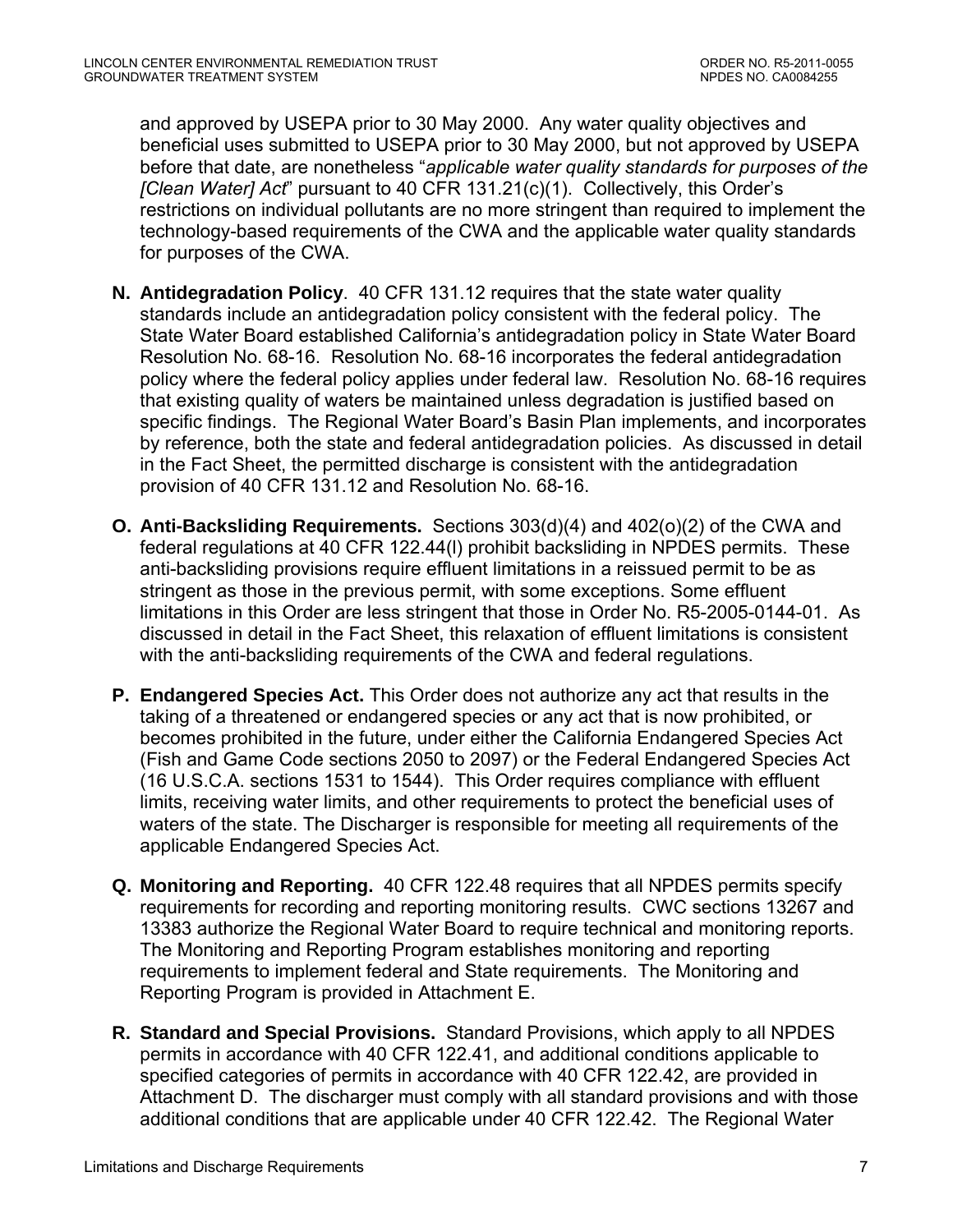and approved by USEPA prior to 30 May 2000. Any water quality objectives and beneficial uses submitted to USEPA prior to 30 May 2000, but not approved by USEPA before that date, are nonetheless "*applicable water quality standards for purposes of the [Clean Water] Act*" pursuant to 40 CFR 131.21(c)(1). Collectively, this Order's restrictions on individual pollutants are no more stringent than required to implement the technology-based requirements of the CWA and the applicable water quality standards for purposes of the CWA.

**N. Antidegradation Policy**. 40 CFR 131.12 requires that the state water quality standards include an antidegradation policy consistent with the federal policy. The State Water Board established California's antidegradation policy in State Water Board Resolution No. 68-16. Resolution No. 68-16 incorporates the federal antidegradation policy where the federal policy applies under federal law. Resolution No. 68-16 requires that existing quality of waters be maintained unless degradation is justified based on specific findings. The Regional Water Board's Basin Plan implements, and incorporates by reference, both the state and federal antidegradation policies. As discussed in detail in the Fact Sheet, the permitted discharge is consistent with the antidegradation provision of 40 CFR 131.12 and Resolution No. 68-16.

**O. Anti-Backsliding Requirements.** Sections 303(d)(4) and 402(o)(2) of the CWA and federal regulations at 40 CFR 122.44(l) prohibit backsliding in NPDES permits. These anti-backsliding provisions require effluent limitations in a reissued permit to be as stringent as those in the previous permit, with some exceptions. Some effluent limitations in this Order are less stringent that those in Order No. R5-2005-0144-01. As discussed in detail in the Fact Sheet, this relaxation of effluent limitations is consistent with the anti-backsliding requirements of the CWA and federal regulations.

**P. Endangered Species Act.** This Order does not authorize any act that results in the taking of a threatened or endangered species or any act that is now prohibited, or becomes prohibited in the future, under either the California Endangered Species Act (Fish and Game Code sections 2050 to 2097) or the Federal Endangered Species Act (16 U.S.C.A. sections 1531 to 1544). This Order requires compliance with effluent limits, receiving water limits, and other requirements to protect the beneficial uses of waters of the state. The Discharger is responsible for meeting all requirements of the applicable Endangered Species Act.

**Q. Monitoring and Reporting.** 40 CFR 122.48 requires that all NPDES permits specify requirements for recording and reporting monitoring results. CWC sections 13267 and 13383 authorize the Regional Water Board to require technical and monitoring reports. The Monitoring and Reporting Program establishes monitoring and reporting requirements to implement federal and State requirements. The Monitoring and Reporting Program is provided in Attachment E.

**R. Standard and Special Provisions.** Standard Provisions, which apply to all NPDES permits in accordance with 40 CFR 122.41, and additional conditions applicable to specified categories of permits in accordance with 40 CFR 122.42, are provided in Attachment D. The discharger must comply with all standard provisions and with those additional conditions that are applicable under 40 CFR 122.42. The Regional Water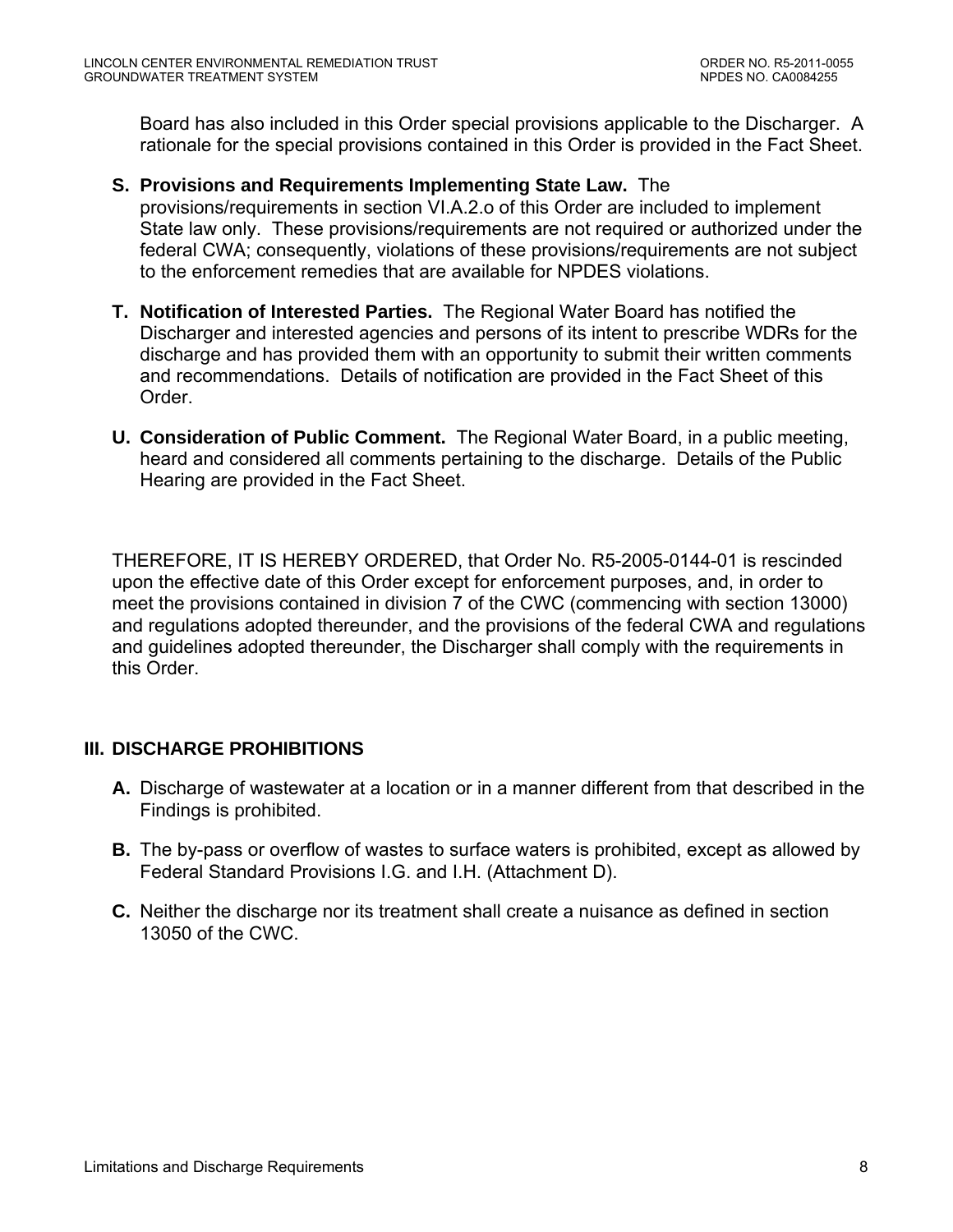Board has also included in this Order special provisions applicable to the Discharger. A rationale for the special provisions contained in this Order is provided in the Fact Sheet.

**S. Provisions and Requirements Implementing State Law.** The provisions/requirements in section VI.A.2.o of this Order are included to implement State law only. These provisions/requirements are not required or authorized under the federal CWA; consequently, violations of these provisions/requirements are not subject to the enforcement remedies that are available for NPDES violations.

**T. Notification of Interested Parties.** The Regional Water Board has notified the Discharger and interested agencies and persons of its intent to prescribe WDRs for the discharge and has provided them with an opportunity to submit their written comments and recommendations. Details of notification are provided in the Fact Sheet of this Order.

**U. Consideration of Public Comment.** The Regional Water Board, in a public meeting, heard and considered all comments pertaining to the discharge. Details of the Public Hearing are provided in the Fact Sheet.

THEREFORE, IT IS HEREBY ORDERED, that Order No. R5-2005-0144-01 is rescinded upon the effective date of this Order except for enforcement purposes, and, in order to meet the provisions contained in division 7 of the CWC (commencing with section 13000) and regulations adopted thereunder, and the provisions of the federal CWA and regulations and guidelines adopted thereunder, the Discharger shall comply with the requirements in this Order.

## III. DISCHARGE PROHIBITIONS

**A.** Discharge of wastewater at a location or in a manner different from that described in the Findings is prohibited.

**B.** The by-pass or overflow of wastes to surface waters is prohibited, except as allowed by Federal Standard Provisions I.G. and I.H. (Attachment D).

**C.** Neither the discharge nor its treatment shall create a nuisance as defined in section 13050 of the CWC.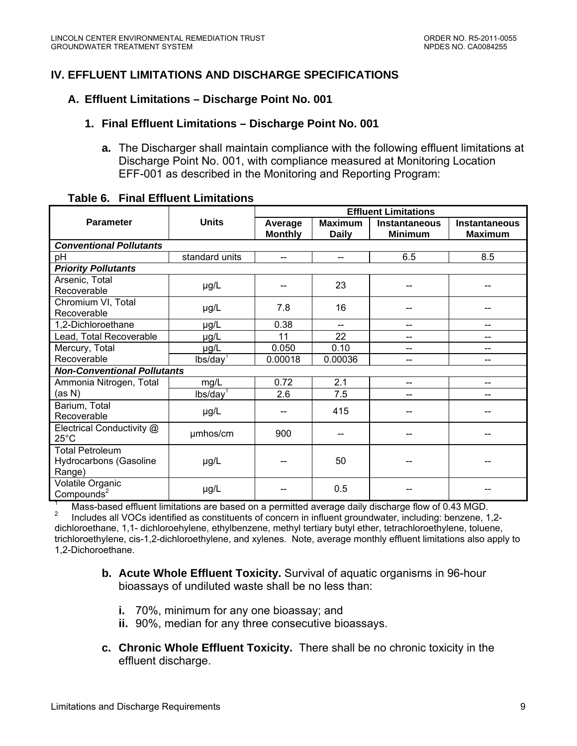## IV. EFFLUENT LIMITATIONS AND DISCHARGE SPECIFICATIONS

### A. Effluent Limitations – Discharge Point No. 001

#### 1. Final Effluent Limitations – Discharge Point No. 001

**a.** The Discharger shall maintain compliance with the following effluent limitations at Discharge Point No. 001, with compliance measured at Monitoring Location EFF-001 as described in the Monitoring and Reporting Program:

**Table 6. Final Effluent Limitations**

| Parameter | Units | Effluent Limitations | | | |
|---|---|---|---|---|---|
| | | Average Monthly | Maximum Daily | Instantaneous Minimum | Instantaneous Maximum |
| ***Conventional Pollutants*** | | | | | |
| pH | standard units | -- | -- | 6.5 | 8.5 |
| ***Priority Pollutants*** | | | | | |
| Arsenic, Total Recoverable | µg/L | -- | 23 | -- | -- |
| Chromium VI, Total Recoverable | µg/L | 7.8 | 16 | -- | -- |
| 1,2-Dichloroethane | µg/L | 0.38 | -- | -- | -- |
| Lead, Total Recoverable | µg/L | 11 | 22 | -- | -- |
| Mercury, Total Recoverable | µg/L | 0.050 | 0.10 | -- | -- |
| | lbs/day[1] | 0.00018 | 0.00036 | -- | -- |
| ***Non-Conventional Pollutants*** | | | | | |
| Ammonia Nitrogen, Total (as N) | mg/L | 0.72 | 2.1 | -- | -- |
| | lbs/day[1] | 2.6 | 7.5 | -- | -- |
| Barium, Total Recoverable | µg/L | -- | 415 | -- | -- |
| Electrical Conductivity @ 25°C | µmhos/cm | 900 | -- | -- | -- |
| Total Petroleum Hydrocarbons (Gasoline Range) | µg/L | -- | 50 | -- | -- |
| Volatile Organic Compounds[2] | µg/L | -- | 0.5 | -- | -- |

[1] Mass-based effluent limitations are based on a permitted average daily discharge flow of 0.43 MGD.

[2] Includes all VOCs identified as constituents of concern in influent groundwater, including: benzene, 1,2-dichloroethane, 1,1- dichloroehylene, ethylbenzene, methyl tertiary butyl ether, tetrachloroethylene, toluene, trichloroethylene, cis-1,2-dichloroethylene, and xylenes. Note, average monthly effluent limitations also apply to 1,2-Dichoroethane.

**b. Acute Whole Effluent Toxicity.** Survival of aquatic organisms in 96-hour bioassays of undiluted waste shall be no less than:

**i.** 70%, minimum for any one bioassay; and
**ii.** 90%, median for any three consecutive bioassays.

**c. Chronic Whole Effluent Toxicity.** There shall be no chronic toxicity in the effluent discharge.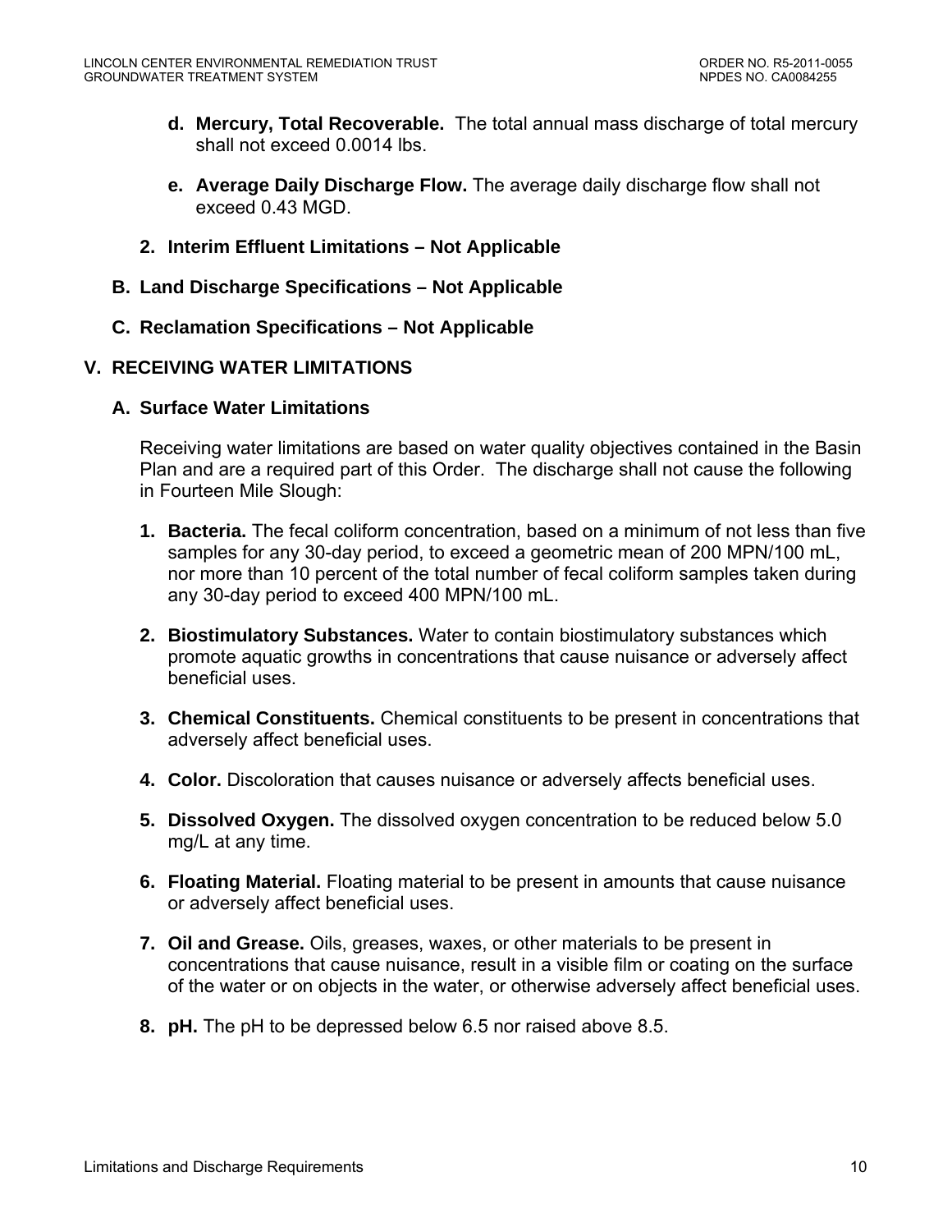d. **Mercury, Total Recoverable.** The total annual mass discharge of total mercury shall not exceed 0.0014 lbs.

e. **Average Daily Discharge Flow.** The average daily discharge flow shall not exceed 0.43 MGD.

2. **Interim Effluent Limitations – Not Applicable**

## B. Land Discharge Specifications – Not Applicable

## C. Reclamation Specifications – Not Applicable

# V. RECEIVING WATER LIMITATIONS

## A. Surface Water Limitations

Receiving water limitations are based on water quality objectives contained in the Basin Plan and are a required part of this Order. The discharge shall not cause the following in Fourteen Mile Slough:

1. **Bacteria.** The fecal coliform concentration, based on a minimum of not less than five samples for any 30-day period, to exceed a geometric mean of 200 MPN/100 mL, nor more than 10 percent of the total number of fecal coliform samples taken during any 30-day period to exceed 400 MPN/100 mL.

2. **Biostimulatory Substances.** Water to contain biostimulatory substances which promote aquatic growths in concentrations that cause nuisance or adversely affect beneficial uses.

3. **Chemical Constituents.** Chemical constituents to be present in concentrations that adversely affect beneficial uses.

4. **Color.** Discoloration that causes nuisance or adversely affects beneficial uses.

5. **Dissolved Oxygen.** The dissolved oxygen concentration to be reduced below 5.0 mg/L at any time.

6. **Floating Material.** Floating material to be present in amounts that cause nuisance or adversely affect beneficial uses.

7. **Oil and Grease.** Oils, greases, waxes, or other materials to be present in concentrations that cause nuisance, result in a visible film or coating on the surface of the water or on objects in the water, or otherwise adversely affect beneficial uses.

8. **pH.** The pH to be depressed below 6.5 nor raised above 8.5.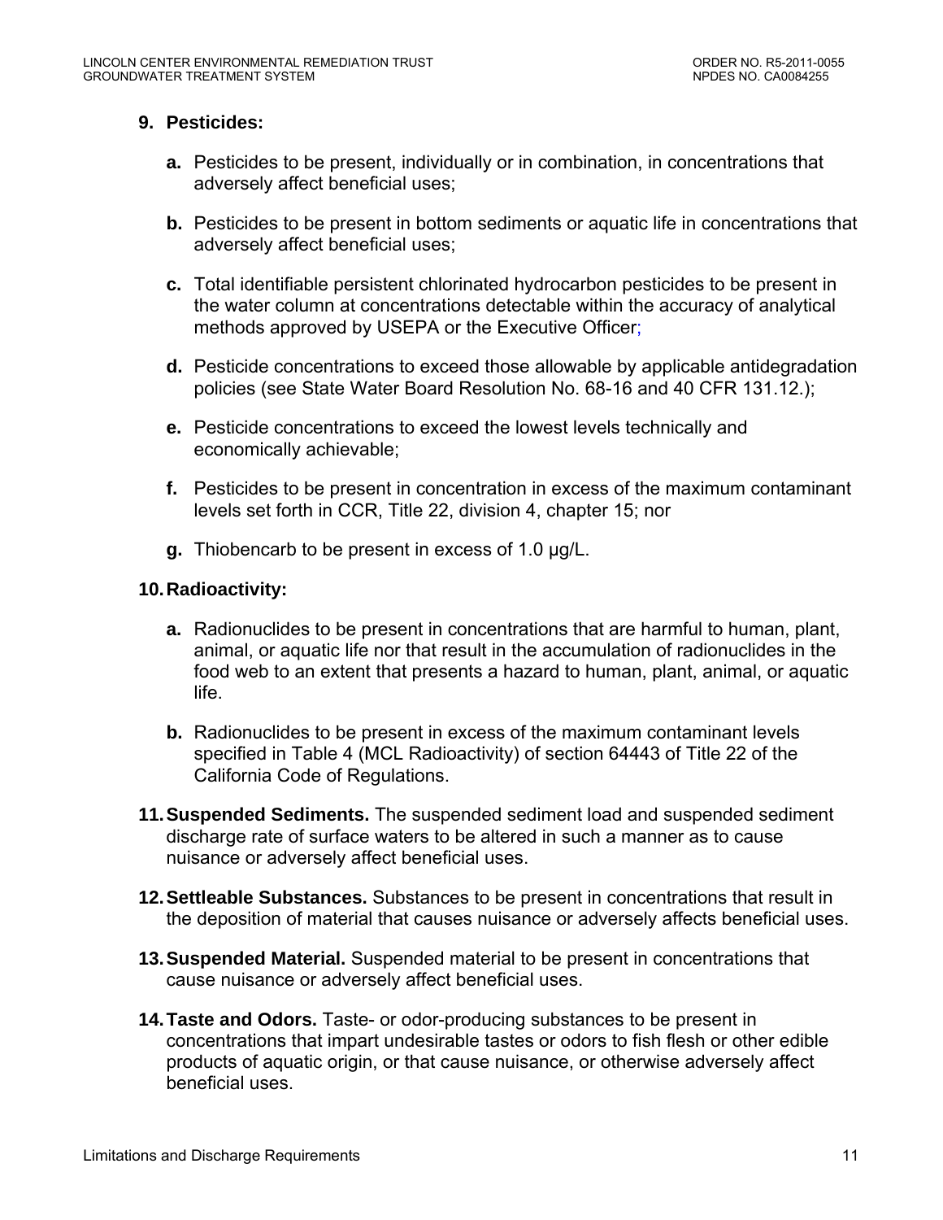9. **Pesticides:**

   a. Pesticides to be present, individually or in combination, in concentrations that adversely affect beneficial uses;

   b. Pesticides to be present in bottom sediments or aquatic life in concentrations that adversely affect beneficial uses;

   c. Total identifiable persistent chlorinated hydrocarbon pesticides to be present in the water column at concentrations detectable within the accuracy of analytical methods approved by USEPA or the Executive Officer;

   d. Pesticide concentrations to exceed those allowable by applicable antidegradation policies (see State Water Board Resolution No. 68-16 and 40 CFR 131.12.);

   e. Pesticide concentrations to exceed the lowest levels technically and economically achievable;

   f. Pesticides to be present in concentration in excess of the maximum contaminant levels set forth in CCR, Title 22, division 4, chapter 15; nor

   g. Thiobencarb to be present in excess of 1.0 μg/L.

10. **Radioactivity:**

    a. Radionuclides to be present in concentrations that are harmful to human, plant, animal, or aquatic life nor that result in the accumulation of radionuclides in the food web to an extent that presents a hazard to human, plant, animal, or aquatic life.

    b. Radionuclides to be present in excess of the maximum contaminant levels specified in Table 4 (MCL Radioactivity) of section 64443 of Title 22 of the California Code of Regulations.

11. **Suspended Sediments.** The suspended sediment load and suspended sediment discharge rate of surface waters to be altered in such a manner as to cause nuisance or adversely affect beneficial uses.

12. **Settleable Substances.** Substances to be present in concentrations that result in the deposition of material that causes nuisance or adversely affects beneficial uses.

13. **Suspended Material.** Suspended material to be present in concentrations that cause nuisance or adversely affect beneficial uses.

14. **Taste and Odors.** Taste- or odor-producing substances to be present in concentrations that impart undesirable tastes or odors to fish flesh or other edible products of aquatic origin, or that cause nuisance, or otherwise adversely affect beneficial uses.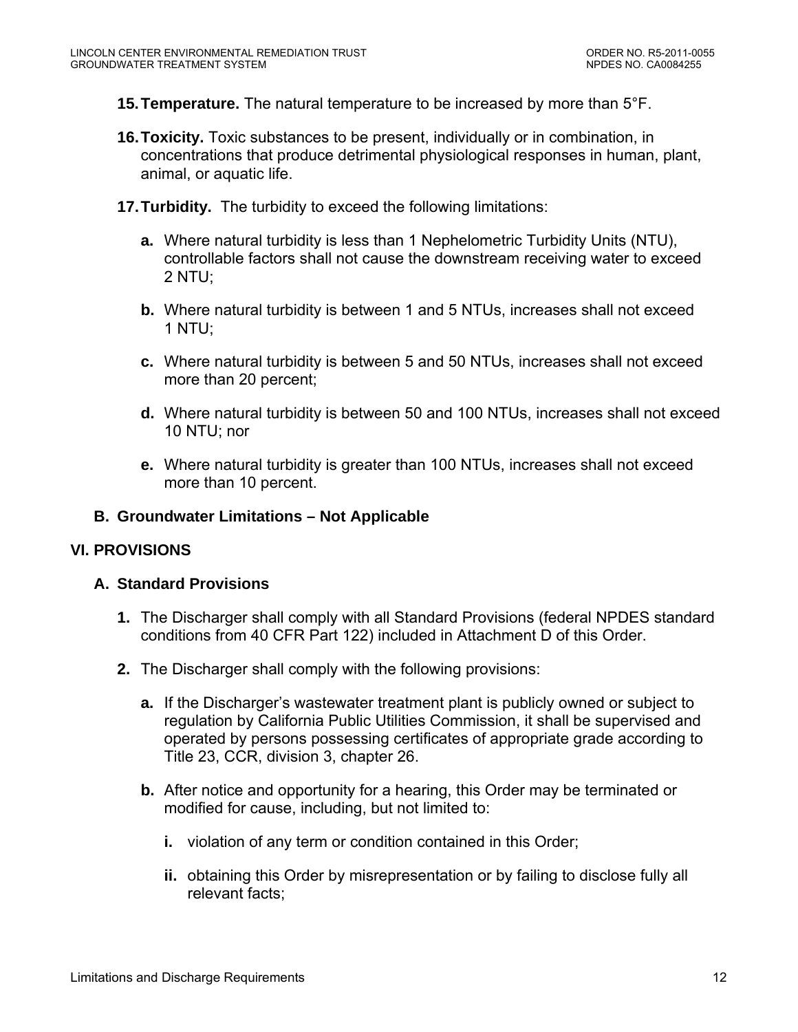15. **Temperature.** The natural temperature to be increased by more than 5°F.

16. **Toxicity.** Toxic substances to be present, individually or in combination, in concentrations that produce detrimental physiological responses in human, plant, animal, or aquatic life.

17. **Turbidity.** The turbidity to exceed the following limitations:

    a. Where natural turbidity is less than 1 Nephelometric Turbidity Units (NTU), controllable factors shall not cause the downstream receiving water to exceed 2 NTU;

    b. Where natural turbidity is between 1 and 5 NTUs, increases shall not exceed 1 NTU;

    c. Where natural turbidity is between 5 and 50 NTUs, increases shall not exceed more than 20 percent;

    d. Where natural turbidity is between 50 and 100 NTUs, increases shall not exceed 10 NTU; nor

    e. Where natural turbidity is greater than 100 NTUs, increases shall not exceed more than 10 percent.

### B. Groundwater Limitations – Not Applicable

## VI. PROVISIONS

### A. Standard Provisions

1. The Discharger shall comply with all Standard Provisions (federal NPDES standard conditions from 40 CFR Part 122) included in Attachment D of this Order.

2. The Discharger shall comply with the following provisions:

    a. If the Discharger's wastewater treatment plant is publicly owned or subject to regulation by California Public Utilities Commission, it shall be supervised and operated by persons possessing certificates of appropriate grade according to Title 23, CCR, division 3, chapter 26.

    b. After notice and opportunity for a hearing, this Order may be terminated or modified for cause, including, but not limited to:

        i. violation of any term or condition contained in this Order;

        ii. obtaining this Order by misrepresentation or by failing to disclose fully all relevant facts;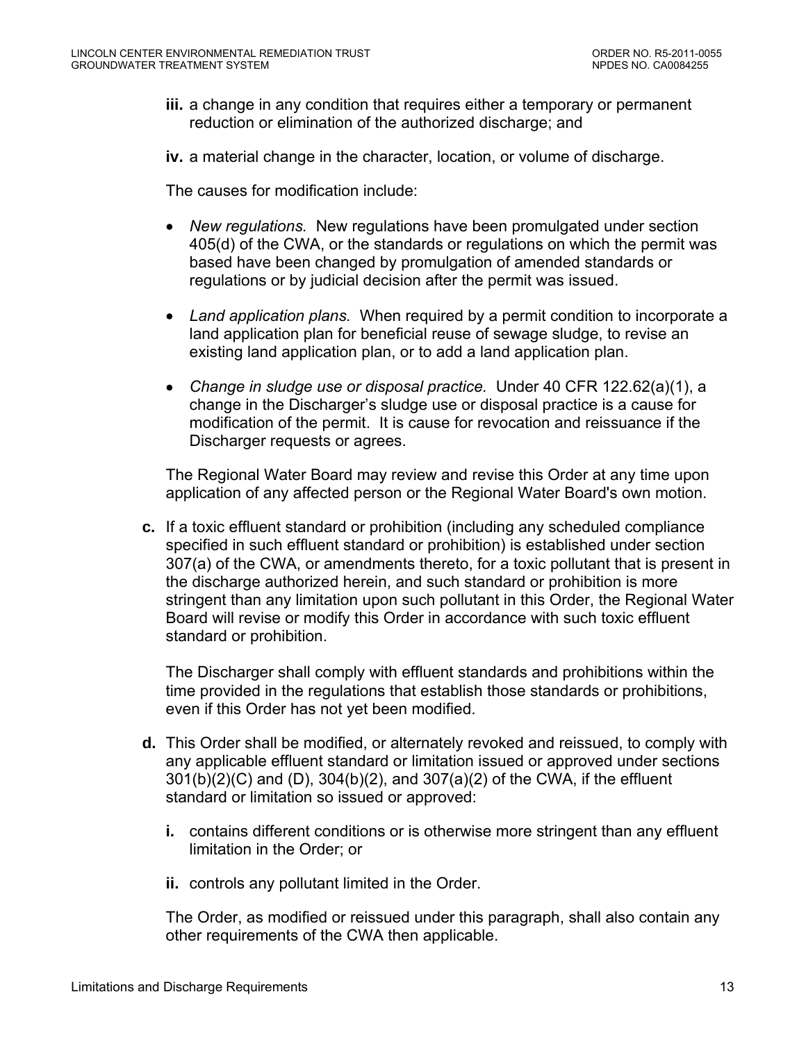**iii.** a change in any condition that requires either a temporary or permanent reduction or elimination of the authorized discharge; and

**iv.** a material change in the character, location, or volume of discharge.

The causes for modification include:

- *New regulations.* New regulations have been promulgated under section 405(d) of the CWA, or the standards or regulations on which the permit was based have been changed by promulgation of amended standards or regulations or by judicial decision after the permit was issued.
- *Land application plans.* When required by a permit condition to incorporate a land application plan for beneficial reuse of sewage sludge, to revise an existing land application plan, or to add a land application plan.
- *Change in sludge use or disposal practice.* Under 40 CFR 122.62(a)(1), a change in the Discharger's sludge use or disposal practice is a cause for modification of the permit. It is cause for revocation and reissuance if the Discharger requests or agrees.

The Regional Water Board may review and revise this Order at any time upon application of any affected person or the Regional Water Board's own motion.

**c.** If a toxic effluent standard or prohibition (including any scheduled compliance specified in such effluent standard or prohibition) is established under section 307(a) of the CWA, or amendments thereto, for a toxic pollutant that is present in the discharge authorized herein, and such standard or prohibition is more stringent than any limitation upon such pollutant in this Order, the Regional Water Board will revise or modify this Order in accordance with such toxic effluent standard or prohibition.

The Discharger shall comply with effluent standards and prohibitions within the time provided in the regulations that establish those standards or prohibitions, even if this Order has not yet been modified.

**d.** This Order shall be modified, or alternately revoked and reissued, to comply with any applicable effluent standard or limitation issued or approved under sections 301(b)(2)(C) and (D), 304(b)(2), and 307(a)(2) of the CWA, if the effluent standard or limitation so issued or approved:

**i.** contains different conditions or is otherwise more stringent than any effluent limitation in the Order; or

**ii.** controls any pollutant limited in the Order.

The Order, as modified or reissued under this paragraph, shall also contain any other requirements of the CWA then applicable.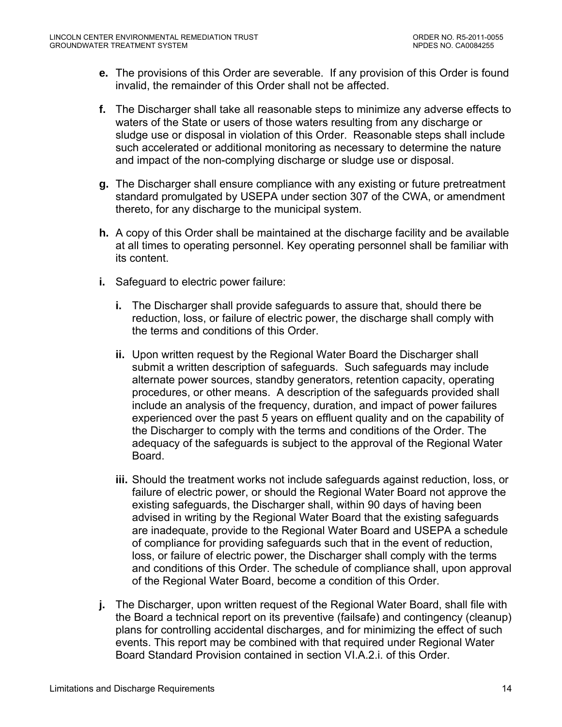**e.** The provisions of this Order are severable. If any provision of this Order is found invalid, the remainder of this Order shall not be affected.

**f.** The Discharger shall take all reasonable steps to minimize any adverse effects to waters of the State or users of those waters resulting from any discharge or sludge use or disposal in violation of this Order. Reasonable steps shall include such accelerated or additional monitoring as necessary to determine the nature and impact of the non-complying discharge or sludge use or disposal.

**g.** The Discharger shall ensure compliance with any existing or future pretreatment standard promulgated by USEPA under section 307 of the CWA, or amendment thereto, for any discharge to the municipal system.

**h.** A copy of this Order shall be maintained at the discharge facility and be available at all times to operating personnel. Key operating personnel shall be familiar with its content.

**i.** Safeguard to electric power failure:

  **i.** The Discharger shall provide safeguards to assure that, should there be reduction, loss, or failure of electric power, the discharge shall comply with the terms and conditions of this Order.

  **ii.** Upon written request by the Regional Water Board the Discharger shall submit a written description of safeguards. Such safeguards may include alternate power sources, standby generators, retention capacity, operating procedures, or other means. A description of the safeguards provided shall include an analysis of the frequency, duration, and impact of power failures experienced over the past 5 years on effluent quality and on the capability of the Discharger to comply with the terms and conditions of the Order. The adequacy of the safeguards is subject to the approval of the Regional Water Board.

  **iii.** Should the treatment works not include safeguards against reduction, loss, or failure of electric power, or should the Regional Water Board not approve the existing safeguards, the Discharger shall, within 90 days of having been advised in writing by the Regional Water Board that the existing safeguards are inadequate, provide to the Regional Water Board and USEPA a schedule of compliance for providing safeguards such that in the event of reduction, loss, or failure of electric power, the Discharger shall comply with the terms and conditions of this Order. The schedule of compliance shall, upon approval of the Regional Water Board, become a condition of this Order.

**j.** The Discharger, upon written request of the Regional Water Board, shall file with the Board a technical report on its preventive (failsafe) and contingency (cleanup) plans for controlling accidental discharges, and for minimizing the effect of such events. This report may be combined with that required under Regional Water Board Standard Provision contained in section VI.A.2.i. of this Order.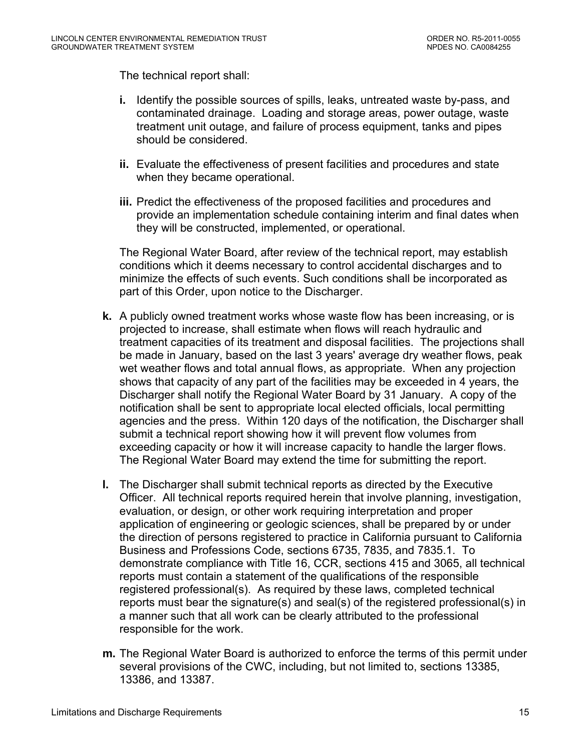The technical report shall:

- **i.** Identify the possible sources of spills, leaks, untreated waste by-pass, and contaminated drainage. Loading and storage areas, power outage, waste treatment unit outage, and failure of process equipment, tanks and pipes should be considered.
- **ii.** Evaluate the effectiveness of present facilities and procedures and state when they became operational.
- **iii.** Predict the effectiveness of the proposed facilities and procedures and provide an implementation schedule containing interim and final dates when they will be constructed, implemented, or operational.

The Regional Water Board, after review of the technical report, may establish conditions which it deems necessary to control accidental discharges and to minimize the effects of such events. Such conditions shall be incorporated as part of this Order, upon notice to the Discharger.

**k.** A publicly owned treatment works whose waste flow has been increasing, or is projected to increase, shall estimate when flows will reach hydraulic and treatment capacities of its treatment and disposal facilities. The projections shall be made in January, based on the last 3 years' average dry weather flows, peak wet weather flows and total annual flows, as appropriate. When any projection shows that capacity of any part of the facilities may be exceeded in 4 years, the Discharger shall notify the Regional Water Board by 31 January. A copy of the notification shall be sent to appropriate local elected officials, local permitting agencies and the press. Within 120 days of the notification, the Discharger shall submit a technical report showing how it will prevent flow volumes from exceeding capacity or how it will increase capacity to handle the larger flows. The Regional Water Board may extend the time for submitting the report.

**l.** The Discharger shall submit technical reports as directed by the Executive Officer. All technical reports required herein that involve planning, investigation, evaluation, or design, or other work requiring interpretation and proper application of engineering or geologic sciences, shall be prepared by or under the direction of persons registered to practice in California pursuant to California Business and Professions Code, sections 6735, 7835, and 7835.1. To demonstrate compliance with Title 16, CCR, sections 415 and 3065, all technical reports must contain a statement of the qualifications of the responsible registered professional(s). As required by these laws, completed technical reports must bear the signature(s) and seal(s) of the registered professional(s) in a manner such that all work can be clearly attributed to the professional responsible for the work.

**m.** The Regional Water Board is authorized to enforce the terms of this permit under several provisions of the CWC, including, but not limited to, sections 13385, 13386, and 13387.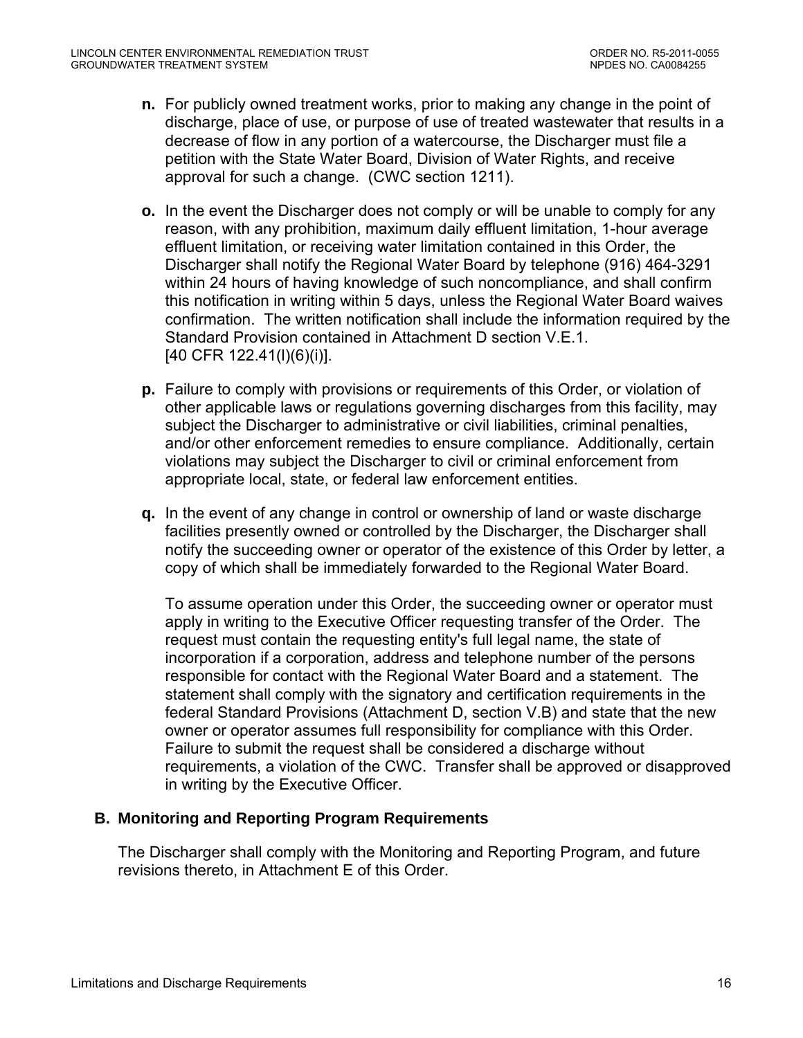**n.** For publicly owned treatment works, prior to making any change in the point of discharge, place of use, or purpose of use of treated wastewater that results in a decrease of flow in any portion of a watercourse, the Discharger must file a petition with the State Water Board, Division of Water Rights, and receive approval for such a change. (CWC section 1211).

**o.** In the event the Discharger does not comply or will be unable to comply for any reason, with any prohibition, maximum daily effluent limitation, 1-hour average effluent limitation, or receiving water limitation contained in this Order, the Discharger shall notify the Regional Water Board by telephone (916) 464-3291 within 24 hours of having knowledge of such noncompliance, and shall confirm this notification in writing within 5 days, unless the Regional Water Board waives confirmation. The written notification shall include the information required by the Standard Provision contained in Attachment D section V.E.1. [40 CFR 122.41(l)(6)(i)].

**p.** Failure to comply with provisions or requirements of this Order, or violation of other applicable laws or regulations governing discharges from this facility, may subject the Discharger to administrative or civil liabilities, criminal penalties, and/or other enforcement remedies to ensure compliance. Additionally, certain violations may subject the Discharger to civil or criminal enforcement from appropriate local, state, or federal law enforcement entities.

**q.** In the event of any change in control or ownership of land or waste discharge facilities presently owned or controlled by the Discharger, the Discharger shall notify the succeeding owner or operator of the existence of this Order by letter, a copy of which shall be immediately forwarded to the Regional Water Board.

To assume operation under this Order, the succeeding owner or operator must apply in writing to the Executive Officer requesting transfer of the Order. The request must contain the requesting entity's full legal name, the state of incorporation if a corporation, address and telephone number of the persons responsible for contact with the Regional Water Board and a statement. The statement shall comply with the signatory and certification requirements in the federal Standard Provisions (Attachment D, section V.B) and state that the new owner or operator assumes full responsibility for compliance with this Order. Failure to submit the request shall be considered a discharge without requirements, a violation of the CWC. Transfer shall be approved or disapproved in writing by the Executive Officer.

### B. Monitoring and Reporting Program Requirements

The Discharger shall comply with the Monitoring and Reporting Program, and future revisions thereto, in Attachment E of this Order.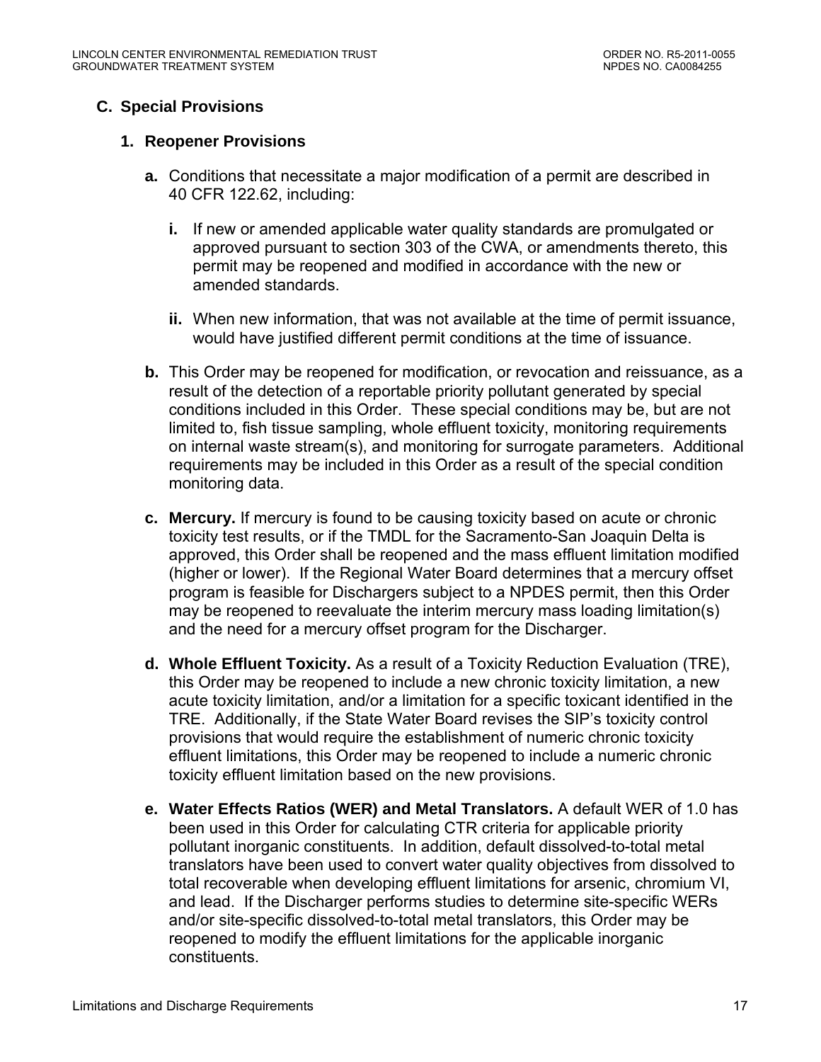## C. Special Provisions

### 1. Reopener Provisions

**a.** Conditions that necessitate a major modification of a permit are described in 40 CFR 122.62, including:

**i.** If new or amended applicable water quality standards are promulgated or approved pursuant to section 303 of the CWA, or amendments thereto, this permit may be reopened and modified in accordance with the new or amended standards.

**ii.** When new information, that was not available at the time of permit issuance, would have justified different permit conditions at the time of issuance.

**b.** This Order may be reopened for modification, or revocation and reissuance, as a result of the detection of a reportable priority pollutant generated by special conditions included in this Order. These special conditions may be, but are not limited to, fish tissue sampling, whole effluent toxicity, monitoring requirements on internal waste stream(s), and monitoring for surrogate parameters. Additional requirements may be included in this Order as a result of the special condition monitoring data.

**c. Mercury.** If mercury is found to be causing toxicity based on acute or chronic toxicity test results, or if the TMDL for the Sacramento-San Joaquin Delta is approved, this Order shall be reopened and the mass effluent limitation modified (higher or lower). If the Regional Water Board determines that a mercury offset program is feasible for Dischargers subject to a NPDES permit, then this Order may be reopened to reevaluate the interim mercury mass loading limitation(s) and the need for a mercury offset program for the Discharger.

**d. Whole Effluent Toxicity.** As a result of a Toxicity Reduction Evaluation (TRE), this Order may be reopened to include a new chronic toxicity limitation, a new acute toxicity limitation, and/or a limitation for a specific toxicant identified in the TRE. Additionally, if the State Water Board revises the SIP's toxicity control provisions that would require the establishment of numeric chronic toxicity effluent limitations, this Order may be reopened to include a numeric chronic toxicity effluent limitation based on the new provisions.

**e. Water Effects Ratios (WER) and Metal Translators.** A default WER of 1.0 has been used in this Order for calculating CTR criteria for applicable priority pollutant inorganic constituents. In addition, default dissolved-to-total metal translators have been used to convert water quality objectives from dissolved to total recoverable when developing effluent limitations for arsenic, chromium VI, and lead. If the Discharger performs studies to determine site-specific WERs and/or site-specific dissolved-to-total metal translators, this Order may be reopened to modify the effluent limitations for the applicable inorganic constituents.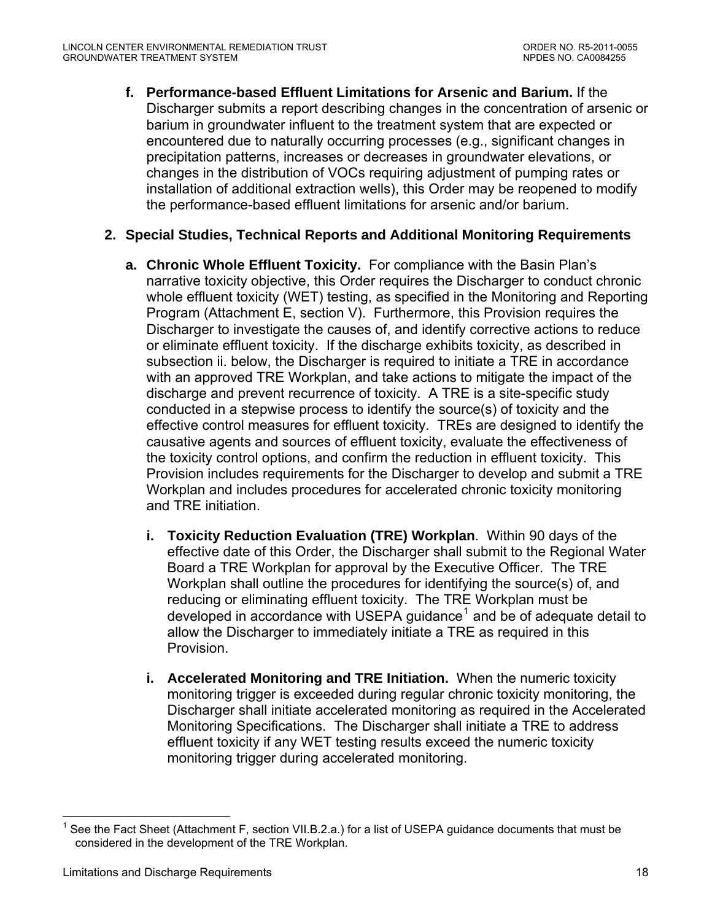**f. Performance-based Effluent Limitations for Arsenic and Barium.** If the Discharger submits a report describing changes in the concentration of arsenic or barium in groundwater influent to the treatment system that are expected or encountered due to naturally occurring processes (e.g., significant changes in precipitation patterns, increases or decreases in groundwater elevations, or changes in the distribution of VOCs requiring adjustment of pumping rates or installation of additional extraction wells), this Order may be reopened to modify the performance-based effluent limitations for arsenic and/or barium.

**2. Special Studies, Technical Reports and Additional Monitoring Requirements**

**a. Chronic Whole Effluent Toxicity.** For compliance with the Basin Plan's narrative toxicity objective, this Order requires the Discharger to conduct chronic whole effluent toxicity (WET) testing, as specified in the Monitoring and Reporting Program (Attachment E, section V). Furthermore, this Provision requires the Discharger to investigate the causes of, and identify corrective actions to reduce or eliminate effluent toxicity. If the discharge exhibits toxicity, as described in subsection ii. below, the Discharger is required to initiate a TRE in accordance with an approved TRE Workplan, and take actions to mitigate the impact of the discharge and prevent recurrence of toxicity. A TRE is a site-specific study conducted in a stepwise process to identify the source(s) of toxicity and the effective control measures for effluent toxicity. TREs are designed to identify the causative agents and sources of effluent toxicity, evaluate the effectiveness of the toxicity control options, and confirm the reduction in effluent toxicity. This Provision includes requirements for the Discharger to develop and submit a TRE Workplan and includes procedures for accelerated chronic toxicity monitoring and TRE initiation.

**i. Toxicity Reduction Evaluation (TRE) Workplan**. Within 90 days of the effective date of this Order, the Discharger shall submit to the Regional Water Board a TRE Workplan for approval by the Executive Officer. The TRE Workplan shall outline the procedures for identifying the source(s) of, and reducing or eliminating effluent toxicity. The TRE Workplan must be developed in accordance with USEPA guidance[1] and be of adequate detail to allow the Discharger to immediately initiate a TRE as required in this Provision.

**i. Accelerated Monitoring and TRE Initiation.** When the numeric toxicity monitoring trigger is exceeded during regular chronic toxicity monitoring, the Discharger shall initiate accelerated monitoring as required in the Accelerated Monitoring Specifications. The Discharger shall initiate a TRE to address effluent toxicity if any WET testing results exceed the numeric toxicity monitoring trigger during accelerated monitoring.

---

[1] See the Fact Sheet (Attachment F, section VII.B.2.a.) for a list of USEPA guidance documents that must be considered in the development of the TRE Workplan.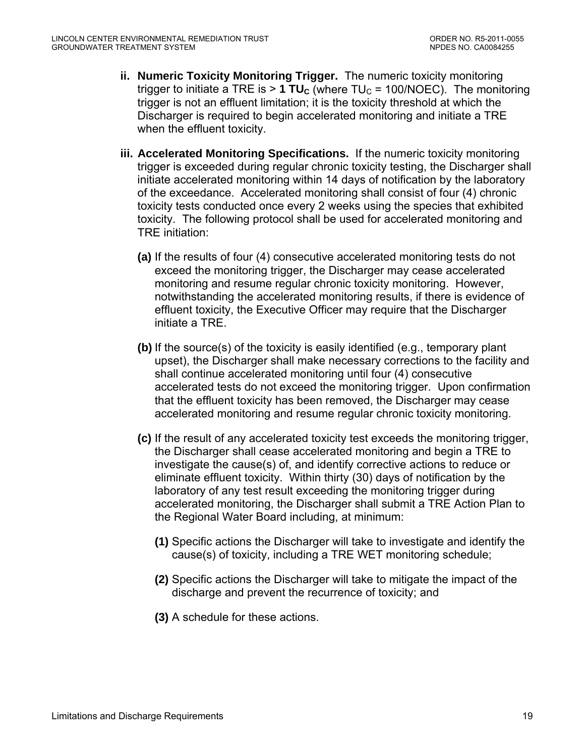**ii. Numeric Toxicity Monitoring Trigger.** The numeric toxicity monitoring trigger to initiate a TRE is > **1 $TU_C$** (where $TU_C$ = 100/NOEC). The monitoring trigger is not an effluent limitation; it is the toxicity threshold at which the Discharger is required to begin accelerated monitoring and initiate a TRE when the effluent toxicity.

**iii. Accelerated Monitoring Specifications.** If the numeric toxicity monitoring trigger is exceeded during regular chronic toxicity testing, the Discharger shall initiate accelerated monitoring within 14 days of notification by the laboratory of the exceedance. Accelerated monitoring shall consist of four (4) chronic toxicity tests conducted once every 2 weeks using the species that exhibited toxicity. The following protocol shall be used for accelerated monitoring and TRE initiation:

**(a)** If the results of four (4) consecutive accelerated monitoring tests do not exceed the monitoring trigger, the Discharger may cease accelerated monitoring and resume regular chronic toxicity monitoring. However, notwithstanding the accelerated monitoring results, if there is evidence of effluent toxicity, the Executive Officer may require that the Discharger initiate a TRE.

**(b)** If the source(s) of the toxicity is easily identified (e.g., temporary plant upset), the Discharger shall make necessary corrections to the facility and shall continue accelerated monitoring until four (4) consecutive accelerated tests do not exceed the monitoring trigger. Upon confirmation that the effluent toxicity has been removed, the Discharger may cease accelerated monitoring and resume regular chronic toxicity monitoring.

**(c)** If the result of any accelerated toxicity test exceeds the monitoring trigger, the Discharger shall cease accelerated monitoring and begin a TRE to investigate the cause(s) of, and identify corrective actions to reduce or eliminate effluent toxicity. Within thirty (30) days of notification by the laboratory of any test result exceeding the monitoring trigger during accelerated monitoring, the Discharger shall submit a TRE Action Plan to the Regional Water Board including, at minimum:

**(1)** Specific actions the Discharger will take to investigate and identify the cause(s) of toxicity, including a TRE WET monitoring schedule;

**(2)** Specific actions the Discharger will take to mitigate the impact of the discharge and prevent the recurrence of toxicity; and

**(3)** A schedule for these actions.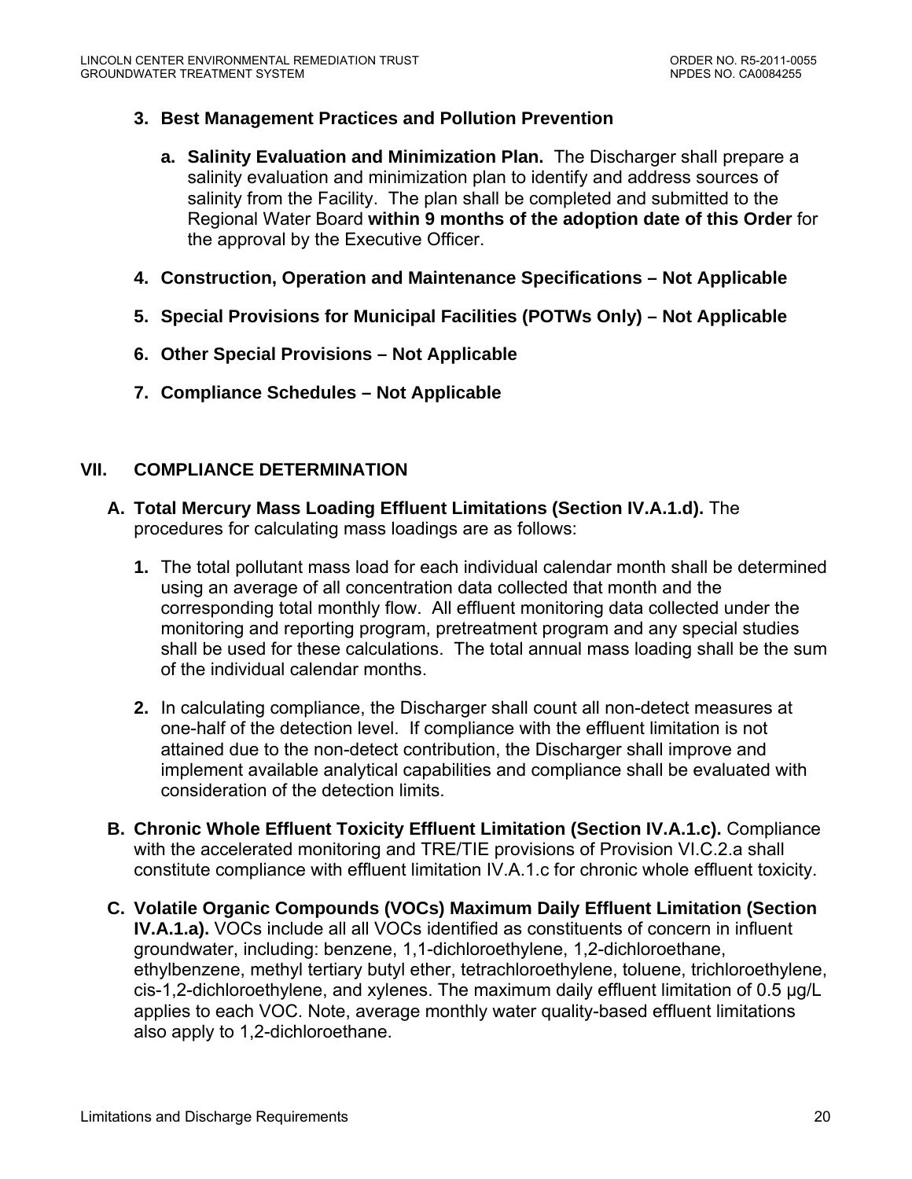3. **Best Management Practices and Pollution Prevention**

   a. **Salinity Evaluation and Minimization Plan.** The Discharger shall prepare a salinity evaluation and minimization plan to identify and address sources of salinity from the Facility. The plan shall be completed and submitted to the Regional Water Board **within 9 months of the adoption date of this Order** for the approval by the Executive Officer.

4. **Construction, Operation and Maintenance Specifications – Not Applicable**

5. **Special Provisions for Municipal Facilities (POTWs Only) – Not Applicable**

6. **Other Special Provisions – Not Applicable**

7. **Compliance Schedules – Not Applicable**

## VII. COMPLIANCE DETERMINATION

**A. Total Mercury Mass Loading Effluent Limitations (Section IV.A.1.d).** The procedures for calculating mass loadings are as follows:

1. The total pollutant mass load for each individual calendar month shall be determined using an average of all concentration data collected that month and the corresponding total monthly flow. All effluent monitoring data collected under the monitoring and reporting program, pretreatment program and any special studies shall be used for these calculations. The total annual mass loading shall be the sum of the individual calendar months.

2. In calculating compliance, the Discharger shall count all non-detect measures at one-half of the detection level. If compliance with the effluent limitation is not attained due to the non-detect contribution, the Discharger shall improve and implement available analytical capabilities and compliance shall be evaluated with consideration of the detection limits.

**B. Chronic Whole Effluent Toxicity Effluent Limitation (Section IV.A.1.c).** Compliance with the accelerated monitoring and TRE/TIE provisions of Provision VI.C.2.a shall constitute compliance with effluent limitation IV.A.1.c for chronic whole effluent toxicity.

**C. Volatile Organic Compounds (VOCs) Maximum Daily Effluent Limitation (Section IV.A.1.a).** VOCs include all all VOCs identified as constituents of concern in influent groundwater, including: benzene, 1,1-dichloroethylene, 1,2-dichloroethane, ethylbenzene, methyl tertiary butyl ether, tetrachloroethylene, toluene, trichloroethylene, cis-1,2-dichloroethylene, and xylenes. The maximum daily effluent limitation of 0.5 µg/L applies to each VOC. Note, average monthly water quality-based effluent limitations also apply to 1,2-dichloroethane.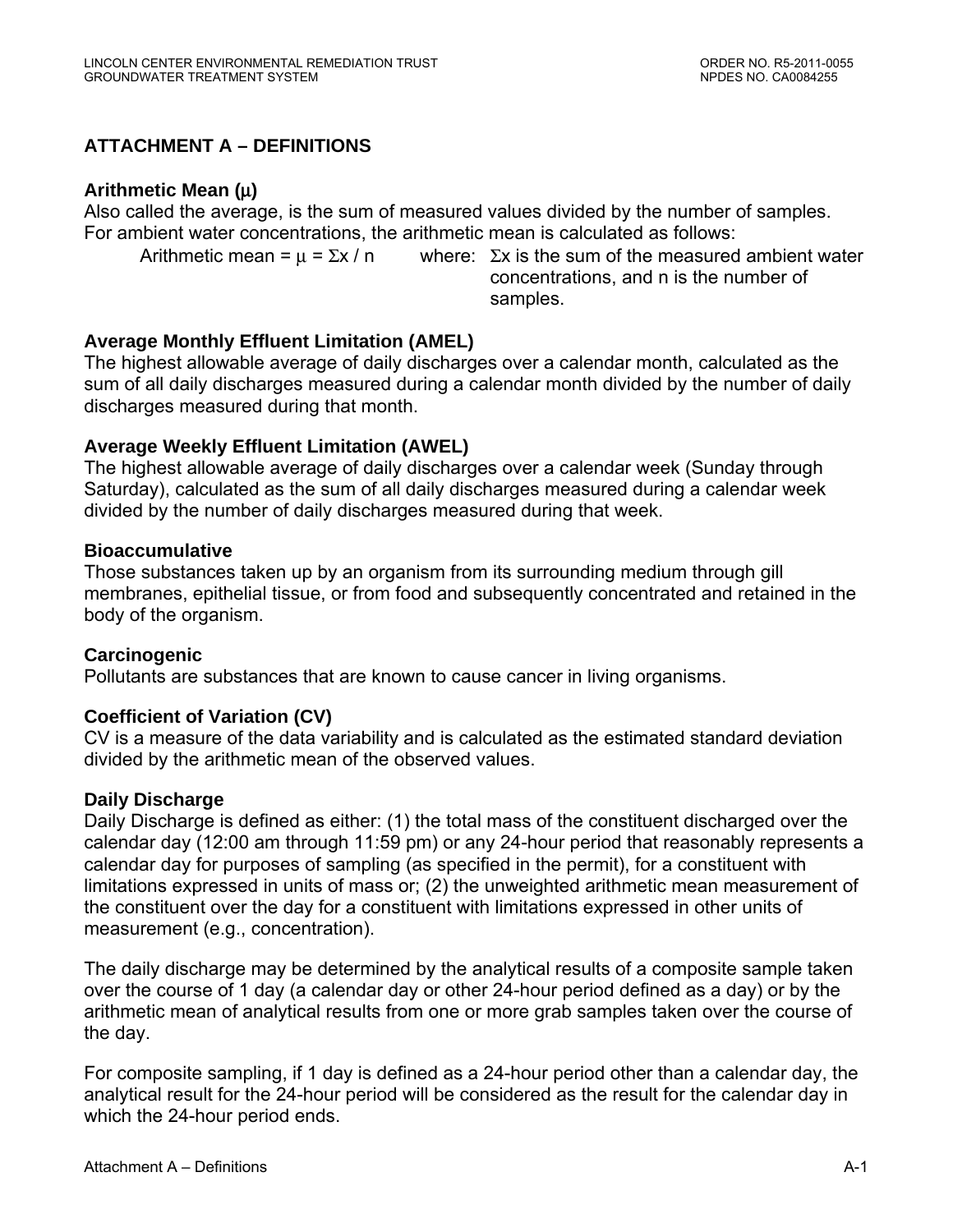## ATTACHMENT A – DEFINITIONS

**Arithmetic Mean (μ)**
Also called the average, is the sum of measured values divided by the number of samples. For ambient water concentrations, the arithmetic mean is calculated as follows:

Arithmetic mean = $\mu = \Sigma x / n$ where: $\Sigma x$ is the sum of the measured ambient water concentrations, and n is the number of samples.

**Average Monthly Effluent Limitation (AMEL)**
The highest allowable average of daily discharges over a calendar month, calculated as the sum of all daily discharges measured during a calendar month divided by the number of daily discharges measured during that month.

**Average Weekly Effluent Limitation (AWEL)**
The highest allowable average of daily discharges over a calendar week (Sunday through Saturday), calculated as the sum of all daily discharges measured during a calendar week divided by the number of daily discharges measured during that week.

**Bioaccumulative**
Those substances taken up by an organism from its surrounding medium through gill membranes, epithelial tissue, or from food and subsequently concentrated and retained in the body of the organism.

**Carcinogenic**
Pollutants are substances that are known to cause cancer in living organisms.

**Coefficient of Variation (CV)**
CV is a measure of the data variability and is calculated as the estimated standard deviation divided by the arithmetic mean of the observed values.

**Daily Discharge**
Daily Discharge is defined as either: (1) the total mass of the constituent discharged over the calendar day (12:00 am through 11:59 pm) or any 24-hour period that reasonably represents a calendar day for purposes of sampling (as specified in the permit), for a constituent with limitations expressed in units of mass or; (2) the unweighted arithmetic mean measurement of the constituent over the day for a constituent with limitations expressed in other units of measurement (e.g., concentration).

The daily discharge may be determined by the analytical results of a composite sample taken over the course of 1 day (a calendar day or other 24-hour period defined as a day) or by the arithmetic mean of analytical results from one or more grab samples taken over the course of the day.

For composite sampling, if 1 day is defined as a 24-hour period other than a calendar day, the analytical result for the 24-hour period will be considered as the result for the calendar day in which the 24-hour period ends.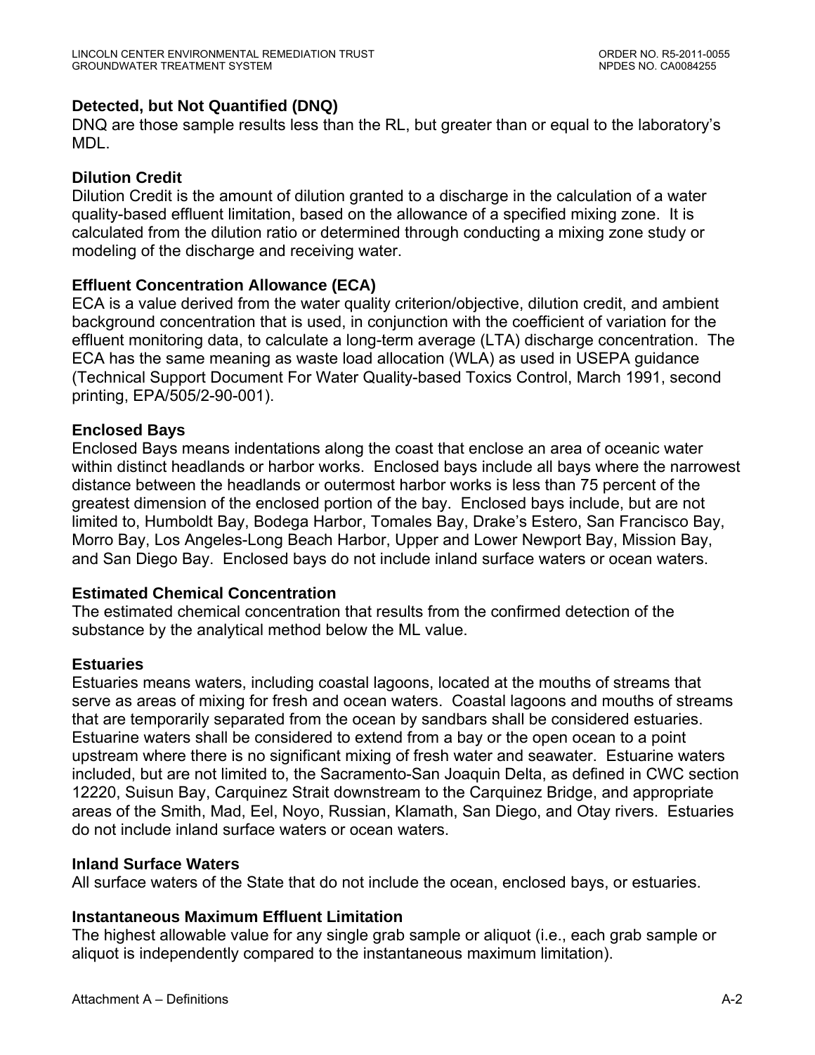### Detected, but Not Quantified (DNQ)

DNQ are those sample results less than the RL, but greater than or equal to the laboratory's MDL.

### Dilution Credit

Dilution Credit is the amount of dilution granted to a discharge in the calculation of a water quality-based effluent limitation, based on the allowance of a specified mixing zone. It is calculated from the dilution ratio or determined through conducting a mixing zone study or modeling of the discharge and receiving water.

### Effluent Concentration Allowance (ECA)

ECA is a value derived from the water quality criterion/objective, dilution credit, and ambient background concentration that is used, in conjunction with the coefficient of variation for the effluent monitoring data, to calculate a long-term average (LTA) discharge concentration. The ECA has the same meaning as waste load allocation (WLA) as used in USEPA guidance (Technical Support Document For Water Quality-based Toxics Control, March 1991, second printing, EPA/505/2-90-001).

### Enclosed Bays

Enclosed Bays means indentations along the coast that enclose an area of oceanic water within distinct headlands or harbor works. Enclosed bays include all bays where the narrowest distance between the headlands or outermost harbor works is less than 75 percent of the greatest dimension of the enclosed portion of the bay. Enclosed bays include, but are not limited to, Humboldt Bay, Bodega Harbor, Tomales Bay, Drake's Estero, San Francisco Bay, Morro Bay, Los Angeles-Long Beach Harbor, Upper and Lower Newport Bay, Mission Bay, and San Diego Bay. Enclosed bays do not include inland surface waters or ocean waters.

### Estimated Chemical Concentration

The estimated chemical concentration that results from the confirmed detection of the substance by the analytical method below the ML value.

### Estuaries

Estuaries means waters, including coastal lagoons, located at the mouths of streams that serve as areas of mixing for fresh and ocean waters. Coastal lagoons and mouths of streams that are temporarily separated from the ocean by sandbars shall be considered estuaries. Estuarine waters shall be considered to extend from a bay or the open ocean to a point upstream where there is no significant mixing of fresh water and seawater. Estuarine waters included, but are not limited to, the Sacramento-San Joaquin Delta, as defined in CWC section 12220, Suisun Bay, Carquinez Strait downstream to the Carquinez Bridge, and appropriate areas of the Smith, Mad, Eel, Noyo, Russian, Klamath, San Diego, and Otay rivers. Estuaries do not include inland surface waters or ocean waters.

### Inland Surface Waters

All surface waters of the State that do not include the ocean, enclosed bays, or estuaries.

### Instantaneous Maximum Effluent Limitation

The highest allowable value for any single grab sample or aliquot (i.e., each grab sample or aliquot is independently compared to the instantaneous maximum limitation).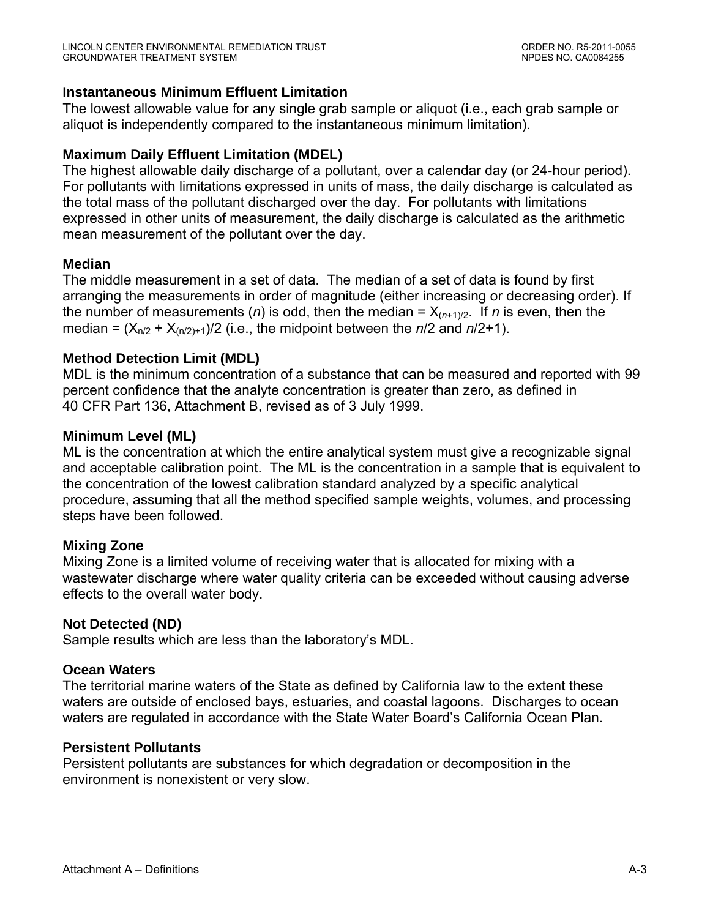**Instantaneous Minimum Effluent Limitation**

The lowest allowable value for any single grab sample or aliquot (i.e., each grab sample or aliquot is independently compared to the instantaneous minimum limitation).

**Maximum Daily Effluent Limitation (MDEL)**

The highest allowable daily discharge of a pollutant, over a calendar day (or 24-hour period). For pollutants with limitations expressed in units of mass, the daily discharge is calculated as the total mass of the pollutant discharged over the day. For pollutants with limitations expressed in other units of measurement, the daily discharge is calculated as the arithmetic mean measurement of the pollutant over the day.

**Median**

The middle measurement in a set of data. The median of a set of data is found by first arranging the measurements in order of magnitude (either increasing or decreasing order). If the number of measurements ($n$) is odd, then the median = $X_{(n+1)/2}$. If $n$ is even, then the median = $(X_{n/2} + X_{(n/2)+1})/2$ (i.e., the midpoint between the $n/2$ and $n/2+1$).

**Method Detection Limit (MDL)**

MDL is the minimum concentration of a substance that can be measured and reported with 99 percent confidence that the analyte concentration is greater than zero, as defined in 40 CFR Part 136, Attachment B, revised as of 3 July 1999.

**Minimum Level (ML)**

ML is the concentration at which the entire analytical system must give a recognizable signal and acceptable calibration point. The ML is the concentration in a sample that is equivalent to the concentration of the lowest calibration standard analyzed by a specific analytical procedure, assuming that all the method specified sample weights, volumes, and processing steps have been followed.

**Mixing Zone**

Mixing Zone is a limited volume of receiving water that is allocated for mixing with a wastewater discharge where water quality criteria can be exceeded without causing adverse effects to the overall water body.

**Not Detected (ND)**

Sample results which are less than the laboratory's MDL.

**Ocean Waters**

The territorial marine waters of the State as defined by California law to the extent these waters are outside of enclosed bays, estuaries, and coastal lagoons. Discharges to ocean waters are regulated in accordance with the State Water Board's California Ocean Plan.

**Persistent Pollutants**

Persistent pollutants are substances for which degradation or decomposition in the environment is nonexistent or very slow.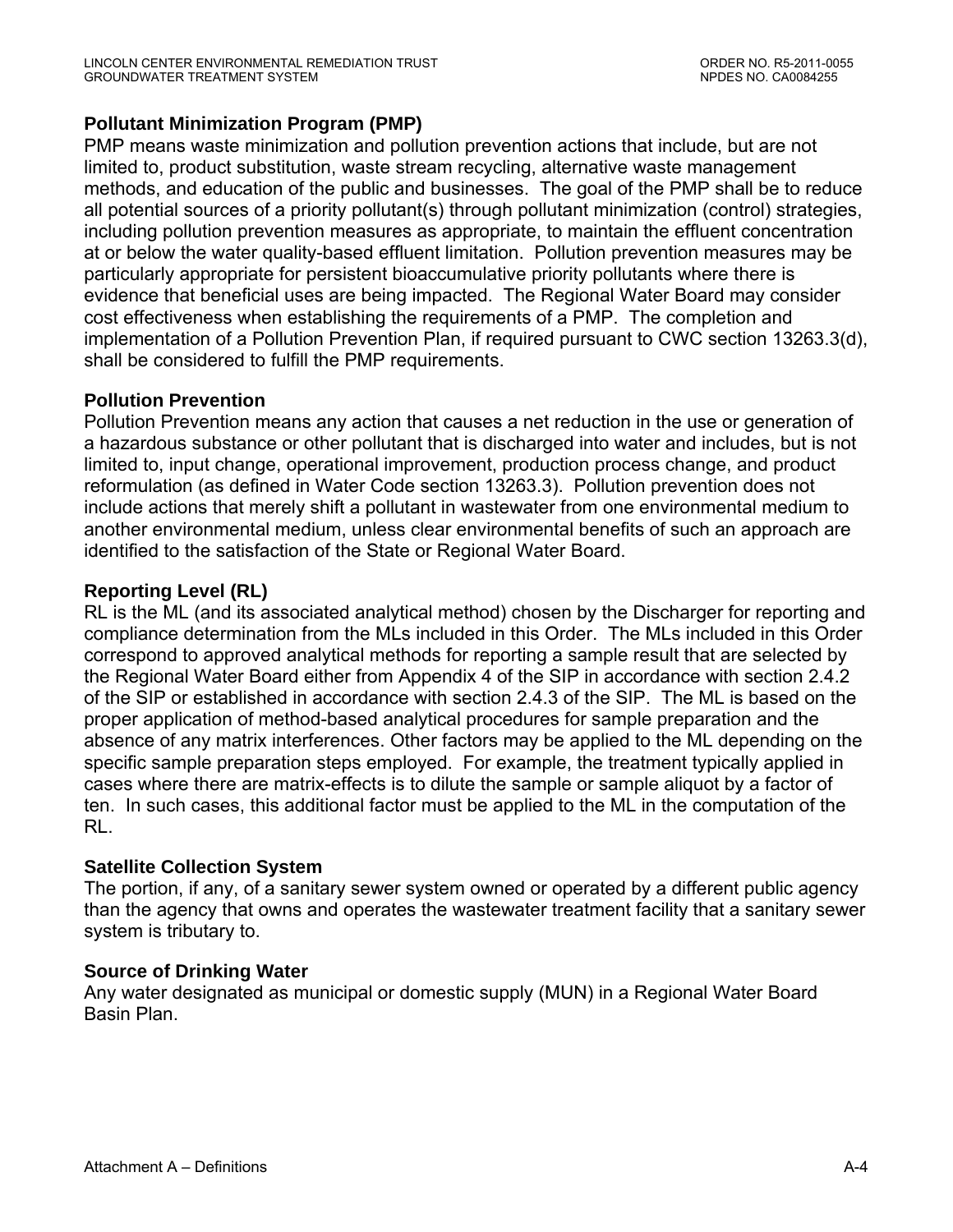**Pollutant Minimization Program (PMP)**

PMP means waste minimization and pollution prevention actions that include, but are not limited to, product substitution, waste stream recycling, alternative waste management methods, and education of the public and businesses. The goal of the PMP shall be to reduce all potential sources of a priority pollutant(s) through pollutant minimization (control) strategies, including pollution prevention measures as appropriate, to maintain the effluent concentration at or below the water quality-based effluent limitation. Pollution prevention measures may be particularly appropriate for persistent bioaccumulative priority pollutants where there is evidence that beneficial uses are being impacted. The Regional Water Board may consider cost effectiveness when establishing the requirements of a PMP. The completion and implementation of a Pollution Prevention Plan, if required pursuant to CWC section 13263.3(d), shall be considered to fulfill the PMP requirements.

**Pollution Prevention**

Pollution Prevention means any action that causes a net reduction in the use or generation of a hazardous substance or other pollutant that is discharged into water and includes, but is not limited to, input change, operational improvement, production process change, and product reformulation (as defined in Water Code section 13263.3). Pollution prevention does not include actions that merely shift a pollutant in wastewater from one environmental medium to another environmental medium, unless clear environmental benefits of such an approach are identified to the satisfaction of the State or Regional Water Board.

**Reporting Level (RL)**

RL is the ML (and its associated analytical method) chosen by the Discharger for reporting and compliance determination from the MLs included in this Order. The MLs included in this Order correspond to approved analytical methods for reporting a sample result that are selected by the Regional Water Board either from Appendix 4 of the SIP in accordance with section 2.4.2 of the SIP or established in accordance with section 2.4.3 of the SIP. The ML is based on the proper application of method-based analytical procedures for sample preparation and the absence of any matrix interferences. Other factors may be applied to the ML depending on the specific sample preparation steps employed. For example, the treatment typically applied in cases where there are matrix-effects is to dilute the sample or sample aliquot by a factor of ten. In such cases, this additional factor must be applied to the ML in the computation of the RL.

**Satellite Collection System**

The portion, if any, of a sanitary sewer system owned or operated by a different public agency than the agency that owns and operates the wastewater treatment facility that a sanitary sewer system is tributary to.

**Source of Drinking Water**

Any water designated as municipal or domestic supply (MUN) in a Regional Water Board Basin Plan.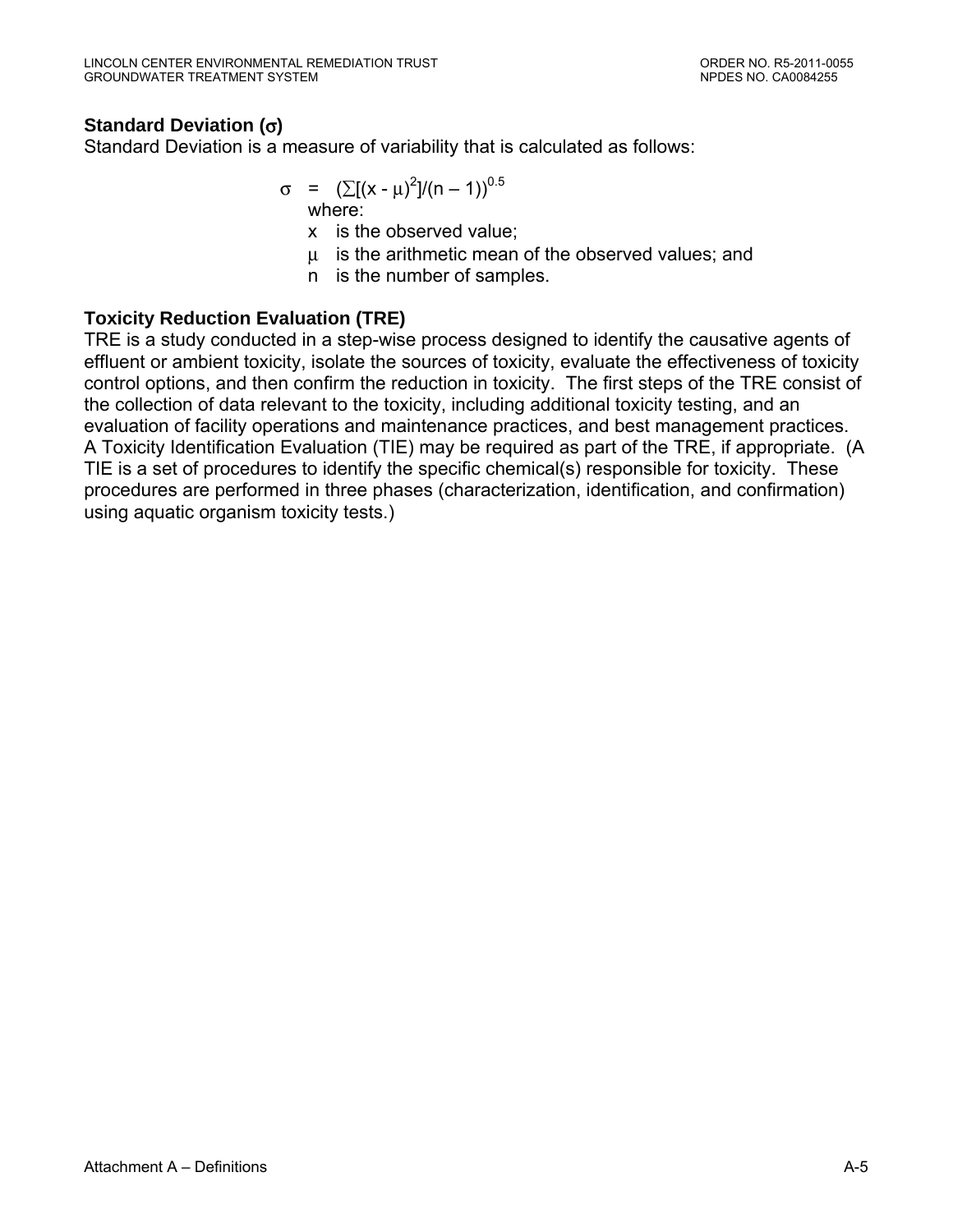**Standard Deviation ($\sigma$)**

Standard Deviation is a measure of variability that is calculated as follows:

$$\sigma = (\sum[(x - \mu)^2]/(n - 1))^{0.5}$$

where:

- $x$ is the observed value;
- $\mu$ is the arithmetic mean of the observed values; and
- $n$ is the number of samples.

**Toxicity Reduction Evaluation (TRE)**

TRE is a study conducted in a step-wise process designed to identify the causative agents of effluent or ambient toxicity, isolate the sources of toxicity, evaluate the effectiveness of toxicity control options, and then confirm the reduction in toxicity. The first steps of the TRE consist of the collection of data relevant to the toxicity, including additional toxicity testing, and an evaluation of facility operations and maintenance practices, and best management practices. A Toxicity Identification Evaluation (TIE) may be required as part of the TRE, if appropriate. (A TIE is a set of procedures to identify the specific chemical(s) responsible for toxicity. These procedures are performed in three phases (characterization, identification, and confirmation) using aquatic organism toxicity tests.)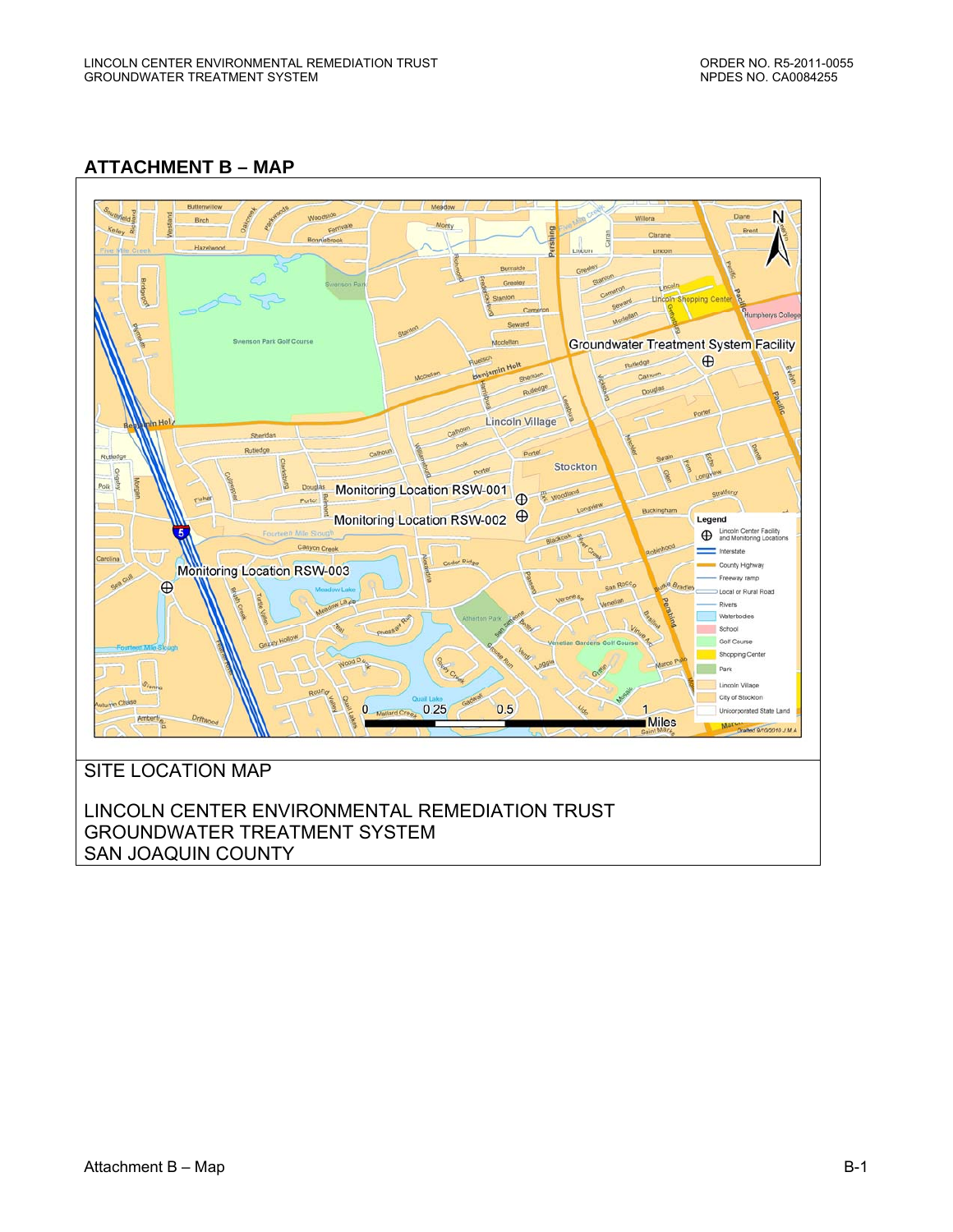## ATTACHMENT B – MAP

SITE LOCATION MAP

LINCOLN CENTER ENVIRONMENTAL REMEDIATION TRUST
GROUNDWATER TREATMENT SYSTEM
SAN JOAQUIN COUNTY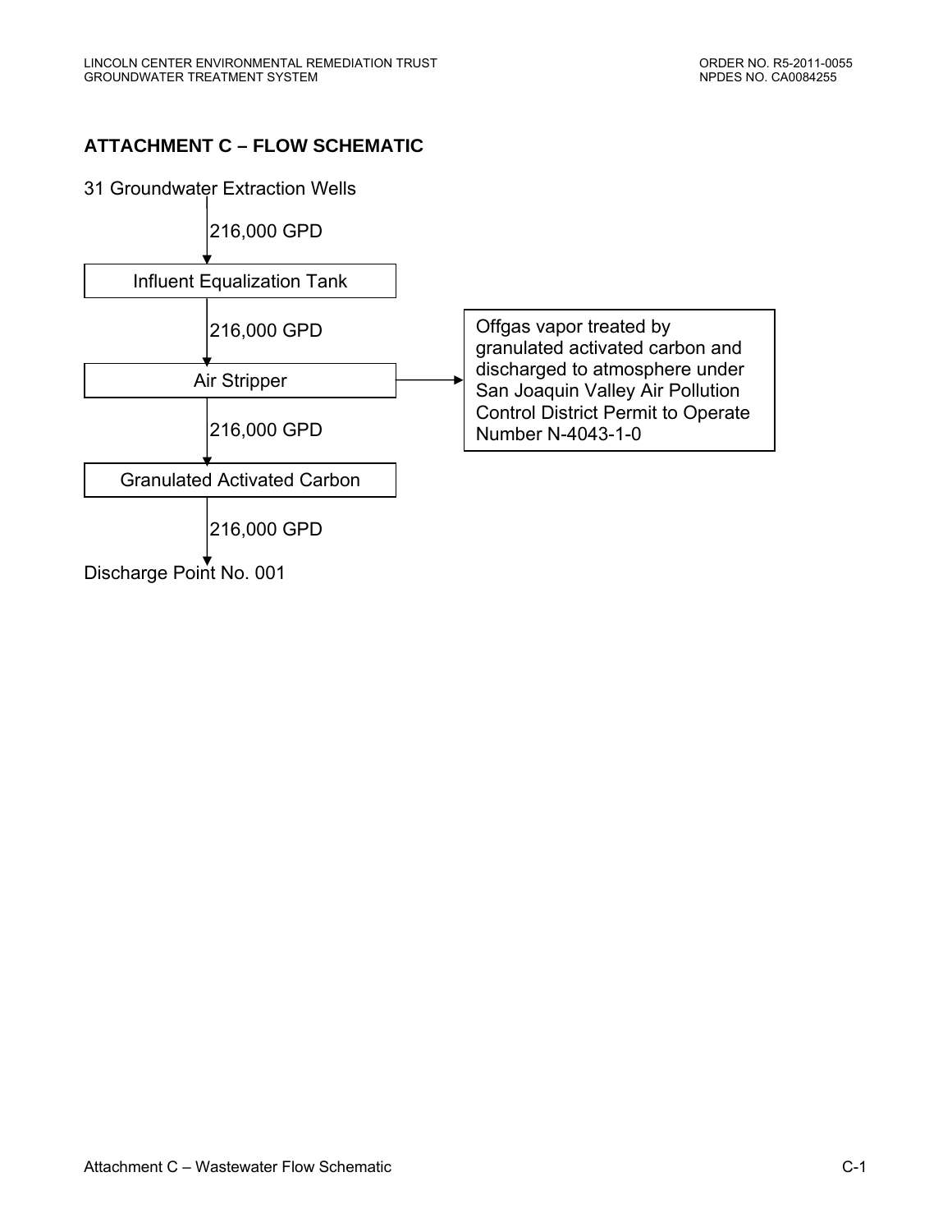## ATTACHMENT C – FLOW SCHEMATIC

31 Groundwater Extraction Wells

↓ 216,000 GPD

Influent Equalization Tank

↓ 216,000 GPD

Air Stripper → Offgas vapor treated by granulated activated carbon and discharged to atmosphere under San Joaquin Valley Air Pollution Control District Permit to Operate Number N-4043-1-0

↓ 216,000 GPD

Granulated Activated Carbon

↓ 216,000 GPD

Discharge Point No. 001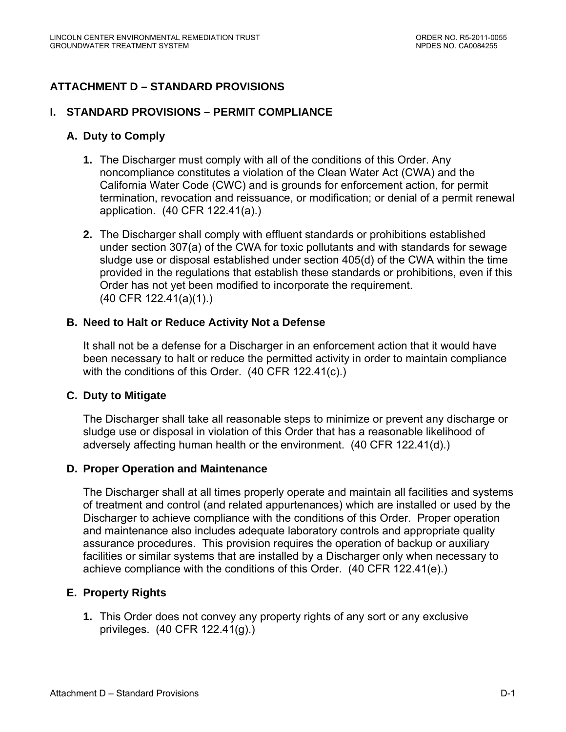## ATTACHMENT D – STANDARD PROVISIONS

### I. STANDARD PROVISIONS – PERMIT COMPLIANCE

#### A. Duty to Comply

1. The Discharger must comply with all of the conditions of this Order. Any noncompliance constitutes a violation of the Clean Water Act (CWA) and the California Water Code (CWC) and is grounds for enforcement action, for permit termination, revocation and reissuance, or modification; or denial of a permit renewal application. (40 CFR 122.41(a).)

2. The Discharger shall comply with effluent standards or prohibitions established under section 307(a) of the CWA for toxic pollutants and with standards for sewage sludge use or disposal established under section 405(d) of the CWA within the time provided in the regulations that establish these standards or prohibitions, even if this Order has not yet been modified to incorporate the requirement. (40 CFR 122.41(a)(1).)

#### B. Need to Halt or Reduce Activity Not a Defense

It shall not be a defense for a Discharger in an enforcement action that it would have been necessary to halt or reduce the permitted activity in order to maintain compliance with the conditions of this Order. (40 CFR 122.41(c).)

#### C. Duty to Mitigate

The Discharger shall take all reasonable steps to minimize or prevent any discharge or sludge use or disposal in violation of this Order that has a reasonable likelihood of adversely affecting human health or the environment. (40 CFR 122.41(d).)

#### D. Proper Operation and Maintenance

The Discharger shall at all times properly operate and maintain all facilities and systems of treatment and control (and related appurtenances) which are installed or used by the Discharger to achieve compliance with the conditions of this Order. Proper operation and maintenance also includes adequate laboratory controls and appropriate quality assurance procedures. This provision requires the operation of backup or auxiliary facilities or similar systems that are installed by a Discharger only when necessary to achieve compliance with the conditions of this Order. (40 CFR 122.41(e).)

#### E. Property Rights

1. This Order does not convey any property rights of any sort or any exclusive privileges. (40 CFR 122.41(g).)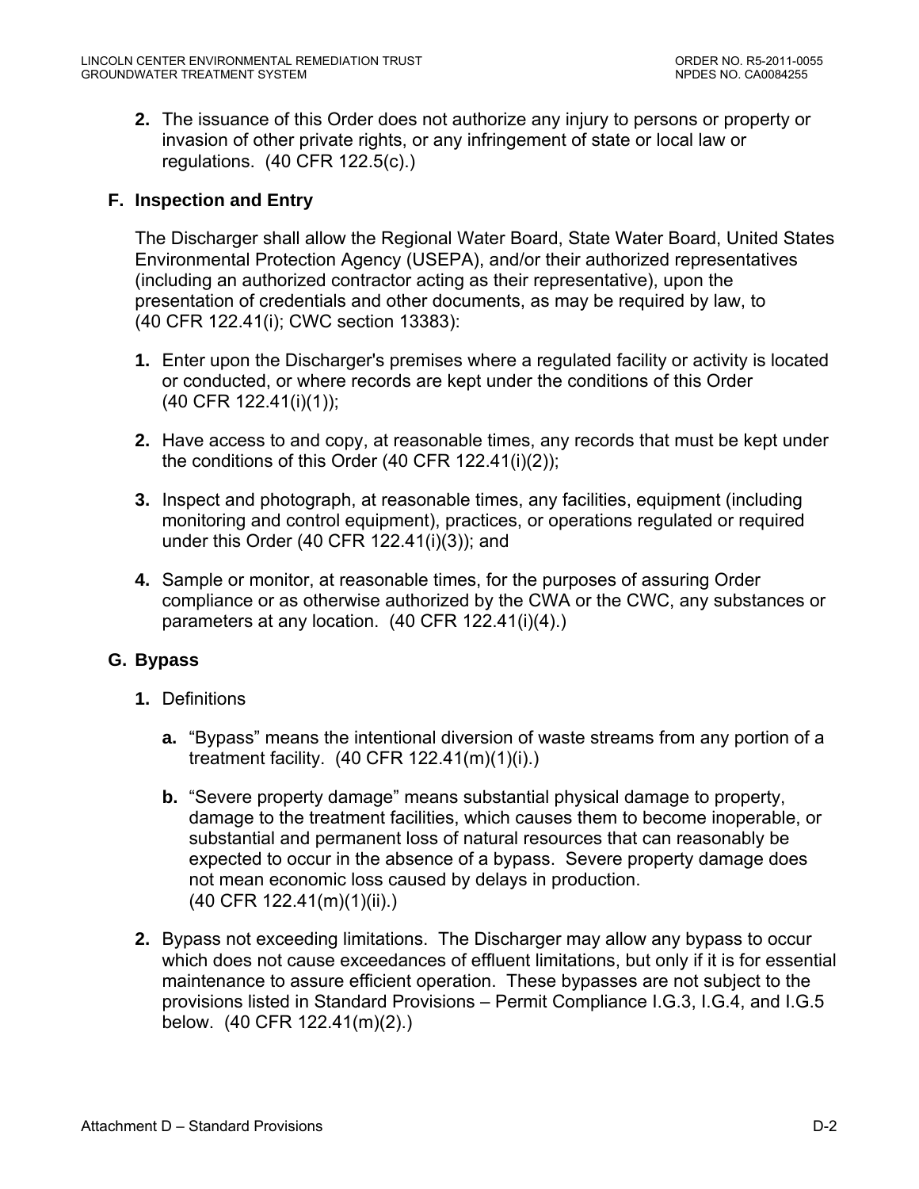**2.** The issuance of this Order does not authorize any injury to persons or property or invasion of other private rights, or any infringement of state or local law or regulations. (40 CFR 122.5(c).)

### F. Inspection and Entry

The Discharger shall allow the Regional Water Board, State Water Board, United States Environmental Protection Agency (USEPA), and/or their authorized representatives (including an authorized contractor acting as their representative), upon the presentation of credentials and other documents, as may be required by law, to (40 CFR 122.41(i); CWC section 13383):

**1.** Enter upon the Discharger's premises where a regulated facility or activity is located or conducted, or where records are kept under the conditions of this Order (40 CFR 122.41(i)(1));

**2.** Have access to and copy, at reasonable times, any records that must be kept under the conditions of this Order (40 CFR 122.41(i)(2));

**3.** Inspect and photograph, at reasonable times, any facilities, equipment (including monitoring and control equipment), practices, or operations regulated or required under this Order (40 CFR 122.41(i)(3)); and

**4.** Sample or monitor, at reasonable times, for the purposes of assuring Order compliance or as otherwise authorized by the CWA or the CWC, any substances or parameters at any location. (40 CFR 122.41(i)(4).)

### G. Bypass

**1.** Definitions

**a.** “Bypass” means the intentional diversion of waste streams from any portion of a treatment facility. (40 CFR 122.41(m)(1)(i).)

**b.** “Severe property damage” means substantial physical damage to property, damage to the treatment facilities, which causes them to become inoperable, or substantial and permanent loss of natural resources that can reasonably be expected to occur in the absence of a bypass. Severe property damage does not mean economic loss caused by delays in production. (40 CFR 122.41(m)(1)(ii).)

**2.** Bypass not exceeding limitations. The Discharger may allow any bypass to occur which does not cause exceedances of effluent limitations, but only if it is for essential maintenance to assure efficient operation. These bypasses are not subject to the provisions listed in Standard Provisions – Permit Compliance I.G.3, I.G.4, and I.G.5 below. (40 CFR 122.41(m)(2).)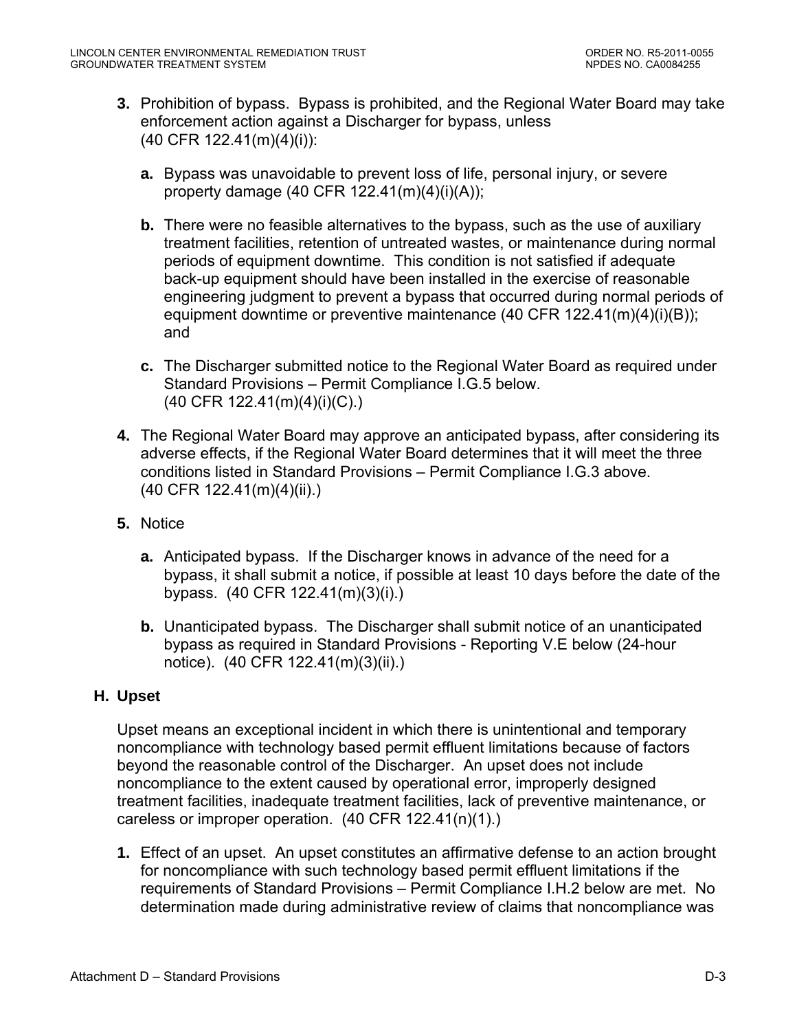3. **Prohibition of bypass.** Bypass is prohibited, and the Regional Water Board may take enforcement action against a Discharger for bypass, unless (40 CFR 122.41(m)(4)(i)):

   a. Bypass was unavoidable to prevent loss of life, personal injury, or severe property damage (40 CFR 122.41(m)(4)(i)(A));

   b. There were no feasible alternatives to the bypass, such as the use of auxiliary treatment facilities, retention of untreated wastes, or maintenance during normal periods of equipment downtime. This condition is not satisfied if adequate back-up equipment should have been installed in the exercise of reasonable engineering judgment to prevent a bypass that occurred during normal periods of equipment downtime or preventive maintenance (40 CFR 122.41(m)(4)(i)(B)); and

   c. The Discharger submitted notice to the Regional Water Board as required under Standard Provisions – Permit Compliance I.G.5 below. (40 CFR 122.41(m)(4)(i)(C).)

4. The Regional Water Board may approve an anticipated bypass, after considering its adverse effects, if the Regional Water Board determines that it will meet the three conditions listed in Standard Provisions – Permit Compliance I.G.3 above. (40 CFR 122.41(m)(4)(ii).)

5. Notice

   a. Anticipated bypass. If the Discharger knows in advance of the need for a bypass, it shall submit a notice, if possible at least 10 days before the date of the bypass. (40 CFR 122.41(m)(3)(i).)

   b. Unanticipated bypass. The Discharger shall submit notice of an unanticipated bypass as required in Standard Provisions - Reporting V.E below (24-hour notice). (40 CFR 122.41(m)(3)(ii).)

## H. Upset

Upset means an exceptional incident in which there is unintentional and temporary noncompliance with technology based permit effluent limitations because of factors beyond the reasonable control of the Discharger. An upset does not include noncompliance to the extent caused by operational error, improperly designed treatment facilities, inadequate treatment facilities, lack of preventive maintenance, or careless or improper operation. (40 CFR 122.41(n)(1).)

1. Effect of an upset. An upset constitutes an affirmative defense to an action brought for noncompliance with such technology based permit effluent limitations if the requirements of Standard Provisions – Permit Compliance I.H.2 below are met. No determination made during administrative review of claims that noncompliance was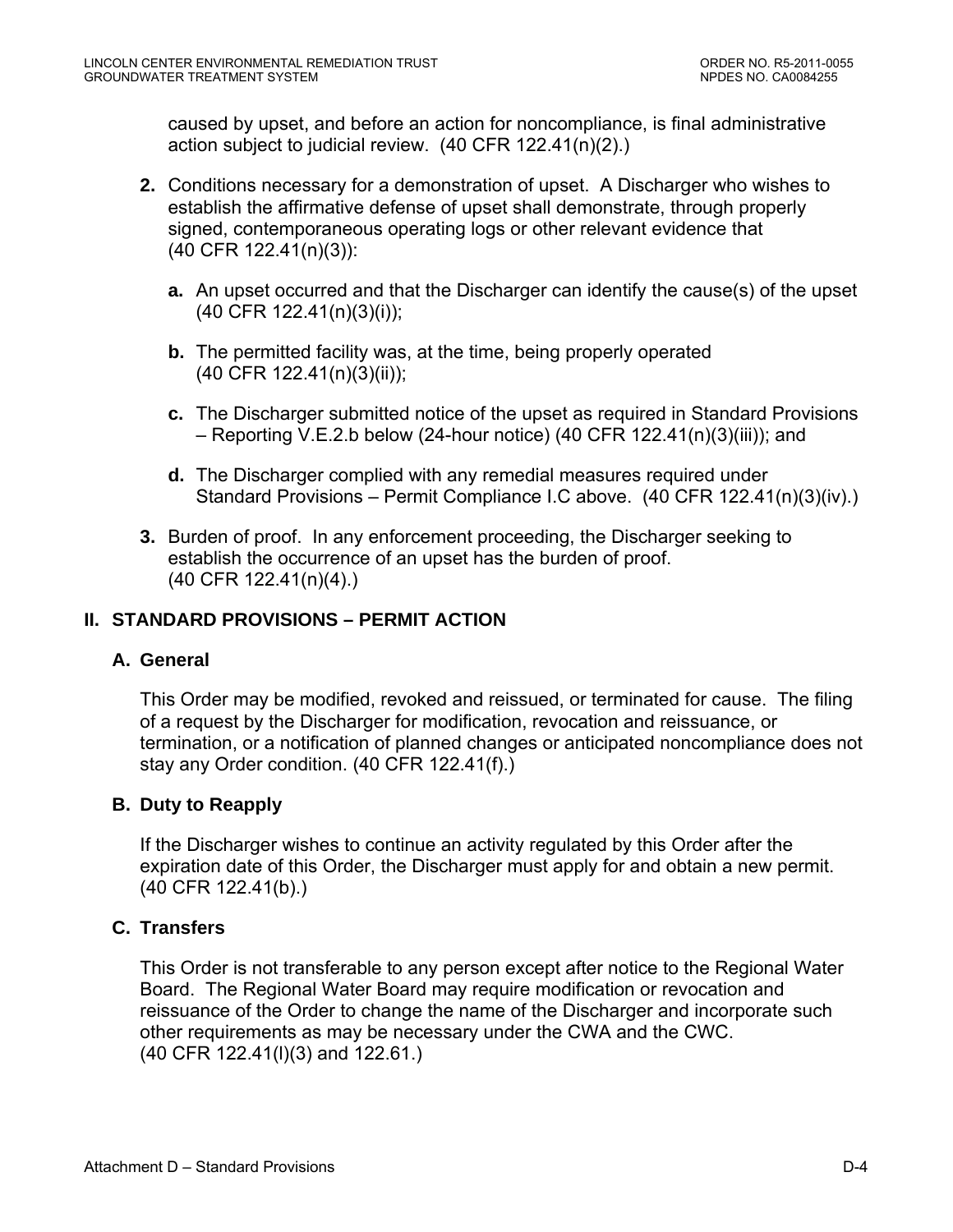caused by upset, and before an action for noncompliance, is final administrative action subject to judicial review. (40 CFR 122.41(n)(2).)

**2.** Conditions necessary for a demonstration of upset. A Discharger who wishes to establish the affirmative defense of upset shall demonstrate, through properly signed, contemporaneous operating logs or other relevant evidence that (40 CFR 122.41(n)(3)):

   **a.** An upset occurred and that the Discharger can identify the cause(s) of the upset (40 CFR 122.41(n)(3)(i));

   **b.** The permitted facility was, at the time, being properly operated (40 CFR 122.41(n)(3)(ii));

   **c.** The Discharger submitted notice of the upset as required in Standard Provisions – Reporting V.E.2.b below (24-hour notice) (40 CFR 122.41(n)(3)(iii)); and

   **d.** The Discharger complied with any remedial measures required under Standard Provisions – Permit Compliance I.C above. (40 CFR 122.41(n)(3)(iv).)

**3.** Burden of proof. In any enforcement proceeding, the Discharger seeking to establish the occurrence of an upset has the burden of proof. (40 CFR 122.41(n)(4).)

## II. STANDARD PROVISIONS – PERMIT ACTION

### A. General

This Order may be modified, revoked and reissued, or terminated for cause. The filing of a request by the Discharger for modification, revocation and reissuance, or termination, or a notification of planned changes or anticipated noncompliance does not stay any Order condition. (40 CFR 122.41(f).)

### B. Duty to Reapply

If the Discharger wishes to continue an activity regulated by this Order after the expiration date of this Order, the Discharger must apply for and obtain a new permit. (40 CFR 122.41(b).)

### C. Transfers

This Order is not transferable to any person except after notice to the Regional Water Board. The Regional Water Board may require modification or revocation and reissuance of the Order to change the name of the Discharger and incorporate such other requirements as may be necessary under the CWA and the CWC. (40 CFR 122.41(l)(3) and 122.61.)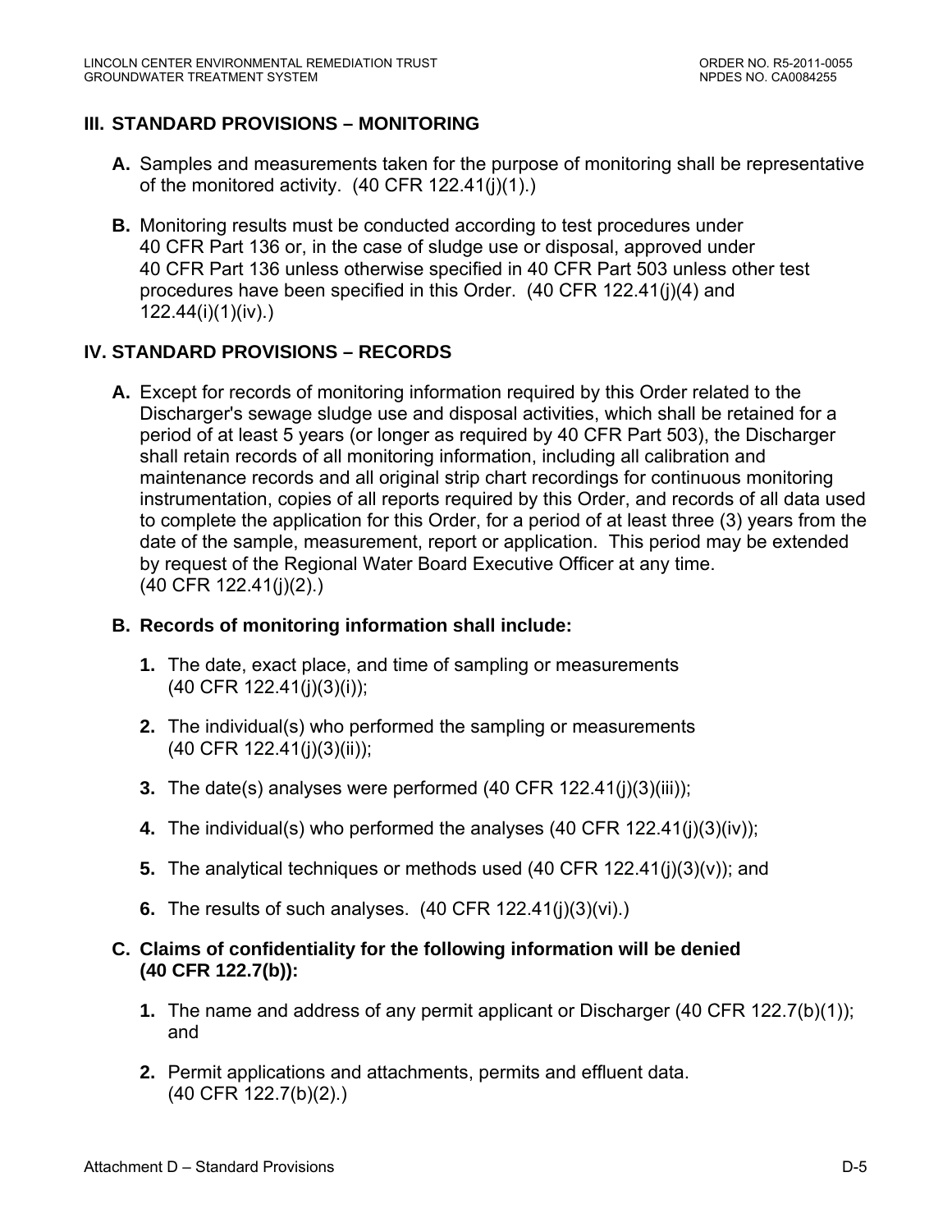## III. STANDARD PROVISIONS – MONITORING

**A.** Samples and measurements taken for the purpose of monitoring shall be representative of the monitored activity. (40 CFR 122.41(j)(1).)

**B.** Monitoring results must be conducted according to test procedures under 40 CFR Part 136 or, in the case of sludge use or disposal, approved under 40 CFR Part 136 unless otherwise specified in 40 CFR Part 503 unless other test procedures have been specified in this Order. (40 CFR 122.41(j)(4) and 122.44(i)(1)(iv).)

## IV. STANDARD PROVISIONS – RECORDS

**A.** Except for records of monitoring information required by this Order related to the Discharger's sewage sludge use and disposal activities, which shall be retained for a period of at least 5 years (or longer as required by 40 CFR Part 503), the Discharger shall retain records of all monitoring information, including all calibration and maintenance records and all original strip chart recordings for continuous monitoring instrumentation, copies of all reports required by this Order, and records of all data used to complete the application for this Order, for a period of at least three (3) years from the date of the sample, measurement, report or application. This period may be extended by request of the Regional Water Board Executive Officer at any time. (40 CFR 122.41(j)(2).)

**B. Records of monitoring information shall include:**

1. The date, exact place, and time of sampling or measurements (40 CFR 122.41(j)(3)(i));
2. The individual(s) who performed the sampling or measurements (40 CFR 122.41(j)(3)(ii));
3. The date(s) analyses were performed (40 CFR 122.41(j)(3)(iii));
4. The individual(s) who performed the analyses (40 CFR 122.41(j)(3)(iv));
5. The analytical techniques or methods used (40 CFR 122.41(j)(3)(v)); and
6. The results of such analyses. (40 CFR 122.41(j)(3)(vi).)

**C. Claims of confidentiality for the following information will be denied (40 CFR 122.7(b)):**

1. The name and address of any permit applicant or Discharger (40 CFR 122.7(b)(1)); and
2. Permit applications and attachments, permits and effluent data. (40 CFR 122.7(b)(2).)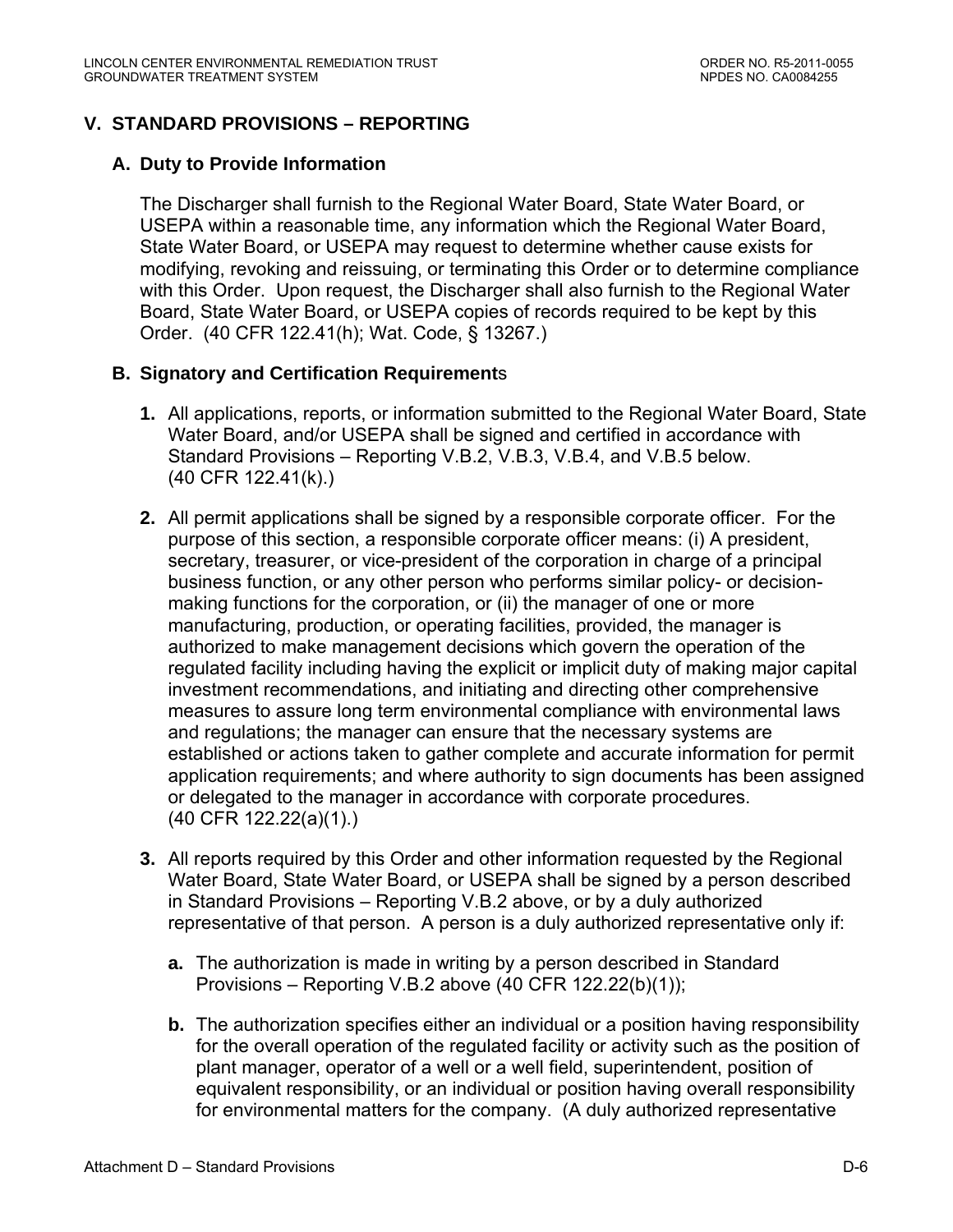## V. STANDARD PROVISIONS – REPORTING

### A. Duty to Provide Information

The Discharger shall furnish to the Regional Water Board, State Water Board, or USEPA within a reasonable time, any information which the Regional Water Board, State Water Board, or USEPA may request to determine whether cause exists for modifying, revoking and reissuing, or terminating this Order or to determine compliance with this Order. Upon request, the Discharger shall also furnish to the Regional Water Board, State Water Board, or USEPA copies of records required to be kept by this Order. (40 CFR 122.41(h); Wat. Code, § 13267.)

### B. Signatory and Certification Requirements

**1.** All applications, reports, or information submitted to the Regional Water Board, State Water Board, and/or USEPA shall be signed and certified in accordance with Standard Provisions – Reporting V.B.2, V.B.3, V.B.4, and V.B.5 below. (40 CFR 122.41(k).)

**2.** All permit applications shall be signed by a responsible corporate officer. For the purpose of this section, a responsible corporate officer means: (i) A president, secretary, treasurer, or vice-president of the corporation in charge of a principal business function, or any other person who performs similar policy- or decision-making functions for the corporation, or (ii) the manager of one or more manufacturing, production, or operating facilities, provided, the manager is authorized to make management decisions which govern the operation of the regulated facility including having the explicit or implicit duty of making major capital investment recommendations, and initiating and directing other comprehensive measures to assure long term environmental compliance with environmental laws and regulations; the manager can ensure that the necessary systems are established or actions taken to gather complete and accurate information for permit application requirements; and where authority to sign documents has been assigned or delegated to the manager in accordance with corporate procedures. (40 CFR 122.22(a)(1).)

**3.** All reports required by this Order and other information requested by the Regional Water Board, State Water Board, or USEPA shall be signed by a person described in Standard Provisions – Reporting V.B.2 above, or by a duly authorized representative of that person. A person is a duly authorized representative only if:

**a.** The authorization is made in writing by a person described in Standard Provisions – Reporting V.B.2 above (40 CFR 122.22(b)(1));

**b.** The authorization specifies either an individual or a position having responsibility for the overall operation of the regulated facility or activity such as the position of plant manager, operator of a well or a well field, superintendent, position of equivalent responsibility, or an individual or position having overall responsibility for environmental matters for the company. (A duly authorized representative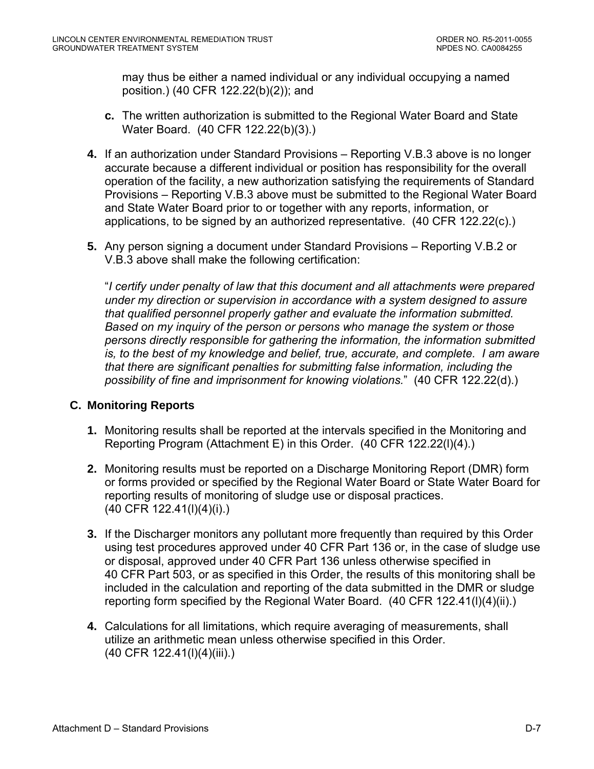may thus be either a named individual or any individual occupying a named position.) (40 CFR 122.22(b)(2)); and

   **c.** The written authorization is submitted to the Regional Water Board and State Water Board. (40 CFR 122.22(b)(3).)

**4.** If an authorization under Standard Provisions – Reporting V.B.3 above is no longer accurate because a different individual or position has responsibility for the overall operation of the facility, a new authorization satisfying the requirements of Standard Provisions – Reporting V.B.3 above must be submitted to the Regional Water Board and State Water Board prior to or together with any reports, information, or applications, to be signed by an authorized representative. (40 CFR 122.22(c).)

**5.** Any person signing a document under Standard Provisions – Reporting V.B.2 or V.B.3 above shall make the following certification:

"*I certify under penalty of law that this document and all attachments were prepared under my direction or supervision in accordance with a system designed to assure that qualified personnel properly gather and evaluate the information submitted. Based on my inquiry of the person or persons who manage the system or those persons directly responsible for gathering the information, the information submitted is, to the best of my knowledge and belief, true, accurate, and complete. I am aware that there are significant penalties for submitting false information, including the possibility of fine and imprisonment for knowing violations.*" (40 CFR 122.22(d).)

### C. Monitoring Reports

**1.** Monitoring results shall be reported at the intervals specified in the Monitoring and Reporting Program (Attachment E) in this Order. (40 CFR 122.22(l)(4).)

**2.** Monitoring results must be reported on a Discharge Monitoring Report (DMR) form or forms provided or specified by the Regional Water Board or State Water Board for reporting results of monitoring of sludge use or disposal practices. (40 CFR 122.41(l)(4)(i).)

**3.** If the Discharger monitors any pollutant more frequently than required by this Order using test procedures approved under 40 CFR Part 136 or, in the case of sludge use or disposal, approved under 40 CFR Part 136 unless otherwise specified in 40 CFR Part 503, or as specified in this Order, the results of this monitoring shall be included in the calculation and reporting of the data submitted in the DMR or sludge reporting form specified by the Regional Water Board. (40 CFR 122.41(l)(4)(ii).)

**4.** Calculations for all limitations, which require averaging of measurements, shall utilize an arithmetic mean unless otherwise specified in this Order. (40 CFR 122.41(l)(4)(iii).)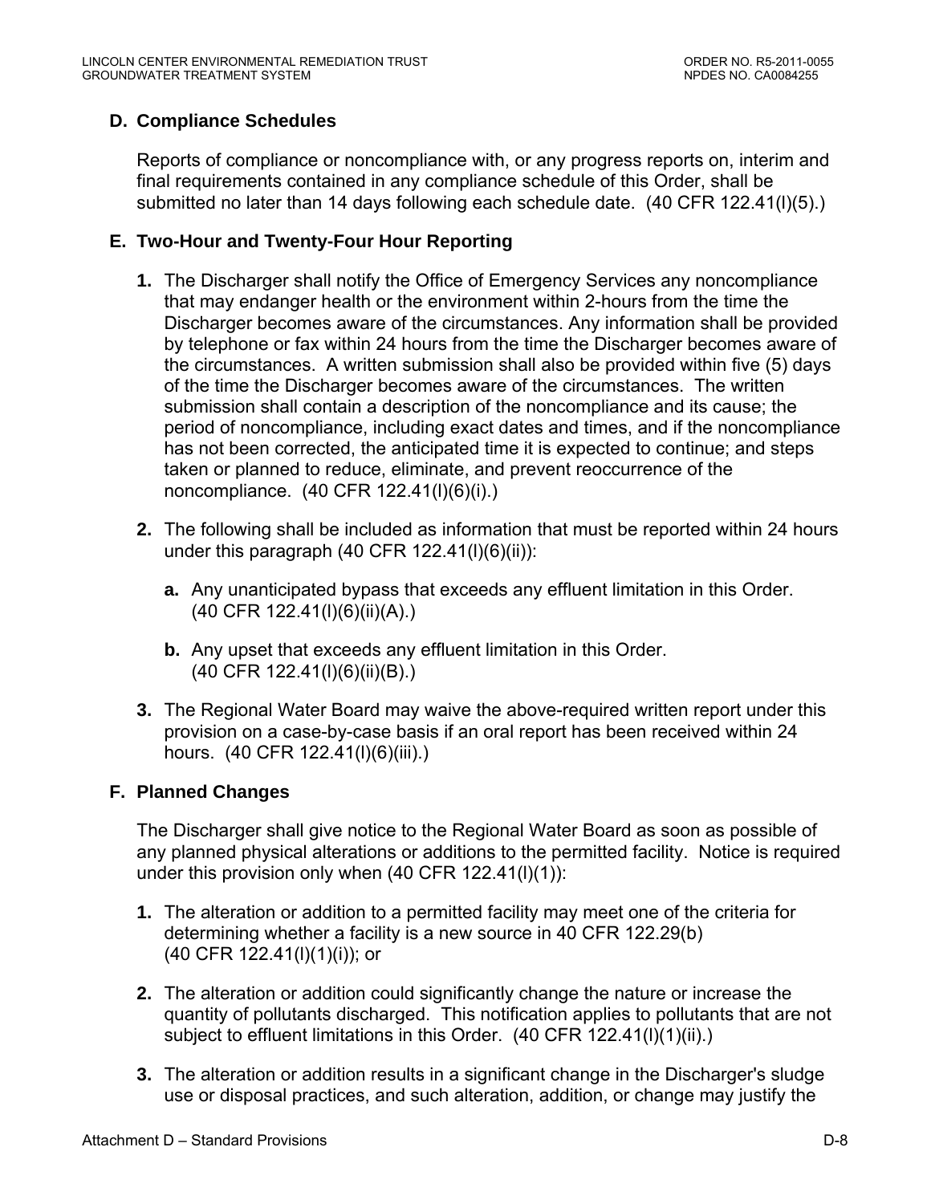### D. Compliance Schedules

Reports of compliance or noncompliance with, or any progress reports on, interim and final requirements contained in any compliance schedule of this Order, shall be submitted no later than 14 days following each schedule date. (40 CFR 122.41(l)(5).)

### E. Two-Hour and Twenty-Four Hour Reporting

**1.** The Discharger shall notify the Office of Emergency Services any noncompliance that may endanger health or the environment within 2-hours from the time the Discharger becomes aware of the circumstances. Any information shall be provided by telephone or fax within 24 hours from the time the Discharger becomes aware of the circumstances. A written submission shall also be provided within five (5) days of the time the Discharger becomes aware of the circumstances. The written submission shall contain a description of the noncompliance and its cause; the period of noncompliance, including exact dates and times, and if the noncompliance has not been corrected, the anticipated time it is expected to continue; and steps taken or planned to reduce, eliminate, and prevent reoccurrence of the noncompliance. (40 CFR 122.41(l)(6)(i).)

**2.** The following shall be included as information that must be reported within 24 hours under this paragraph (40 CFR 122.41(l)(6)(ii)):

  **a.** Any unanticipated bypass that exceeds any effluent limitation in this Order. (40 CFR 122.41(l)(6)(ii)(A).)

  **b.** Any upset that exceeds any effluent limitation in this Order. (40 CFR 122.41(l)(6)(ii)(B).)

**3.** The Regional Water Board may waive the above-required written report under this provision on a case-by-case basis if an oral report has been received within 24 hours. (40 CFR 122.41(l)(6)(iii).)

### F. Planned Changes

The Discharger shall give notice to the Regional Water Board as soon as possible of any planned physical alterations or additions to the permitted facility. Notice is required under this provision only when (40 CFR 122.41(l)(1)):

**1.** The alteration or addition to a permitted facility may meet one of the criteria for determining whether a facility is a new source in 40 CFR 122.29(b) (40 CFR 122.41(l)(1)(i)); or

**2.** The alteration or addition could significantly change the nature or increase the quantity of pollutants discharged. This notification applies to pollutants that are not subject to effluent limitations in this Order. (40 CFR 122.41(l)(1)(ii).)

**3.** The alteration or addition results in a significant change in the Discharger's sludge use or disposal practices, and such alteration, addition, or change may justify the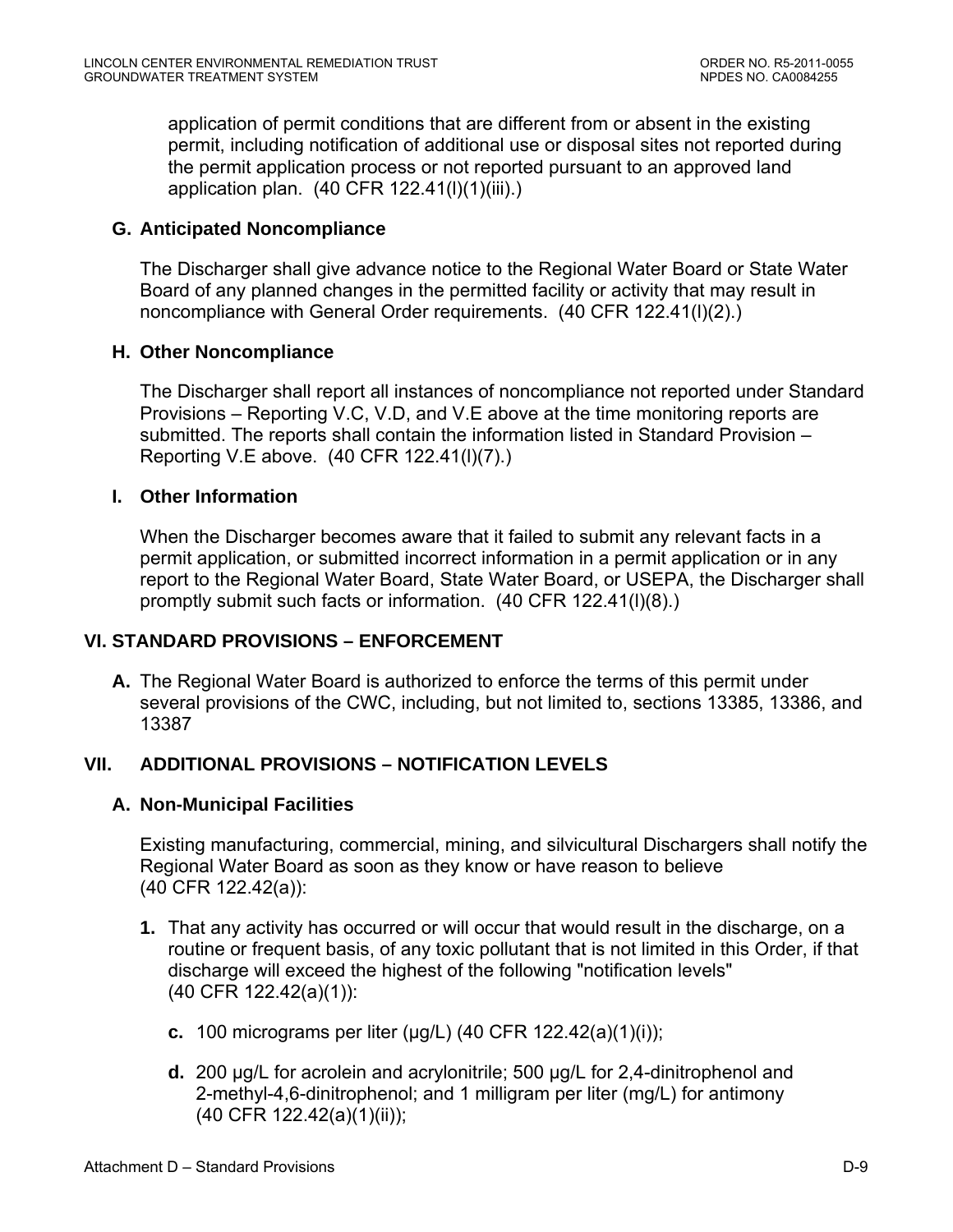application of permit conditions that are different from or absent in the existing permit, including notification of additional use or disposal sites not reported during the permit application process or not reported pursuant to an approved land application plan. (40 CFR 122.41(l)(1)(iii).)

### G. Anticipated Noncompliance

The Discharger shall give advance notice to the Regional Water Board or State Water Board of any planned changes in the permitted facility or activity that may result in noncompliance with General Order requirements. (40 CFR 122.41(l)(2).)

### H. Other Noncompliance

The Discharger shall report all instances of noncompliance not reported under Standard Provisions – Reporting V.C, V.D, and V.E above at the time monitoring reports are submitted. The reports shall contain the information listed in Standard Provision – Reporting V.E above. (40 CFR 122.41(l)(7).)

### I. Other Information

When the Discharger becomes aware that it failed to submit any relevant facts in a permit application, or submitted incorrect information in a permit application or in any report to the Regional Water Board, State Water Board, or USEPA, the Discharger shall promptly submit such facts or information. (40 CFR 122.41(l)(8).)

## VI. STANDARD PROVISIONS – ENFORCEMENT

**A.** The Regional Water Board is authorized to enforce the terms of this permit under several provisions of the CWC, including, but not limited to, sections 13385, 13386, and 13387

## VII. ADDITIONAL PROVISIONS – NOTIFICATION LEVELS

### A. Non-Municipal Facilities

Existing manufacturing, commercial, mining, and silvicultural Dischargers shall notify the Regional Water Board as soon as they know or have reason to believe (40 CFR 122.42(a)):

**1.** That any activity has occurred or will occur that would result in the discharge, on a routine or frequent basis, of any toxic pollutant that is not limited in this Order, if that discharge will exceed the highest of the following "notification levels" (40 CFR 122.42(a)(1)):

**c.** 100 micrograms per liter (μg/L) (40 CFR 122.42(a)(1)(i));

**d.** 200 μg/L for acrolein and acrylonitrile; 500 μg/L for 2,4-dinitrophenol and 2-methyl-4,6-dinitrophenol; and 1 milligram per liter (mg/L) for antimony (40 CFR 122.42(a)(1)(ii));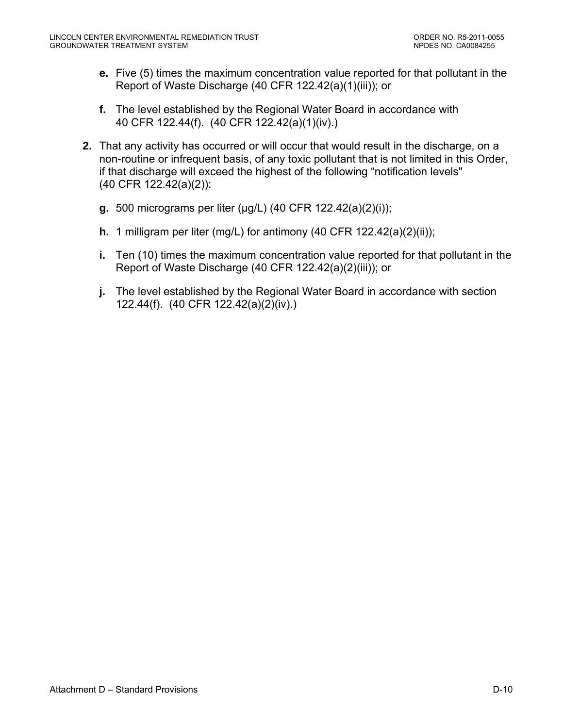**e.** Five (5) times the maximum concentration value reported for that pollutant in the Report of Waste Discharge (40 CFR 122.42(a)(1)(iii)); or

**f.** The level established by the Regional Water Board in accordance with 40 CFR 122.44(f). (40 CFR 122.42(a)(1)(iv).)

**2.** That any activity has occurred or will occur that would result in the discharge, on a non-routine or infrequent basis, of any toxic pollutant that is not limited in this Order, if that discharge will exceed the highest of the following "notification levels" (40 CFR 122.42(a)(2)):

**g.** 500 micrograms per liter (μg/L) (40 CFR 122.42(a)(2)(i));

**h.** 1 milligram per liter (mg/L) for antimony (40 CFR 122.42(a)(2)(ii));

**i.** Ten (10) times the maximum concentration value reported for that pollutant in the Report of Waste Discharge (40 CFR 122.42(a)(2)(iii)); or

**j.** The level established by the Regional Water Board in accordance with section 122.44(f). (40 CFR 122.42(a)(2)(iv).)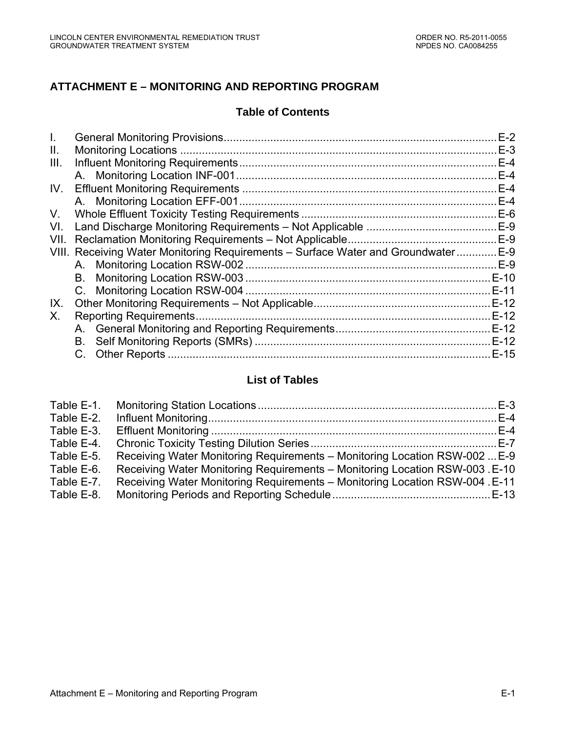# ATTACHMENT E – MONITORING AND REPORTING PROGRAM

## Table of Contents

| | | |
|---|---|---|
| I. | General Monitoring Provisions | E-2 |
| II. | Monitoring Locations | E-3 |
| III. | Influent Monitoring Requirements | E-4 |
| | A. Monitoring Location INF-001 | E-4 |
| IV. | Effluent Monitoring Requirements | E-4 |
| | A. Monitoring Location EFF-001 | E-4 |
| V. | Whole Effluent Toxicity Testing Requirements | E-6 |
| VI. | Land Discharge Monitoring Requirements – Not Applicable | E-9 |
| VII. | Reclamation Monitoring Requirements – Not Applicable | E-9 |
| VIII. | Receiving Water Monitoring Requirements – Surface Water and Groundwater | E-9 |
| | A. Monitoring Location RSW-002 | E-9 |
| | B. Monitoring Location RSW-003 | E-10 |
| | C. Monitoring Location RSW-004 | E-11 |
| IX. | Other Monitoring Requirements – Not Applicable | E-12 |
| X. | Reporting Requirements | E-12 |
| | A. General Monitoring and Reporting Requirements | E-12 |
| | B. Self Monitoring Reports (SMRs) | E-12 |
| | C. Other Reports | E-15 |

## List of Tables

| | | |
|---|---|---|
| Table E-1. | Monitoring Station Locations | E-3 |
| Table E-2. | Influent Monitoring | E-4 |
| Table E-3. | Effluent Monitoring | E-4 |
| Table E-4. | Chronic Toxicity Testing Dilution Series | E-7 |
| Table E-5. | Receiving Water Monitoring Requirements – Monitoring Location RSW-002 | E-9 |
| Table E-6. | Receiving Water Monitoring Requirements – Monitoring Location RSW-003 | E-10 |
| Table E-7. | Receiving Water Monitoring Requirements – Monitoring Location RSW-004 | E-11 |
| Table E-8. | Monitoring Periods and Reporting Schedule | E-13 |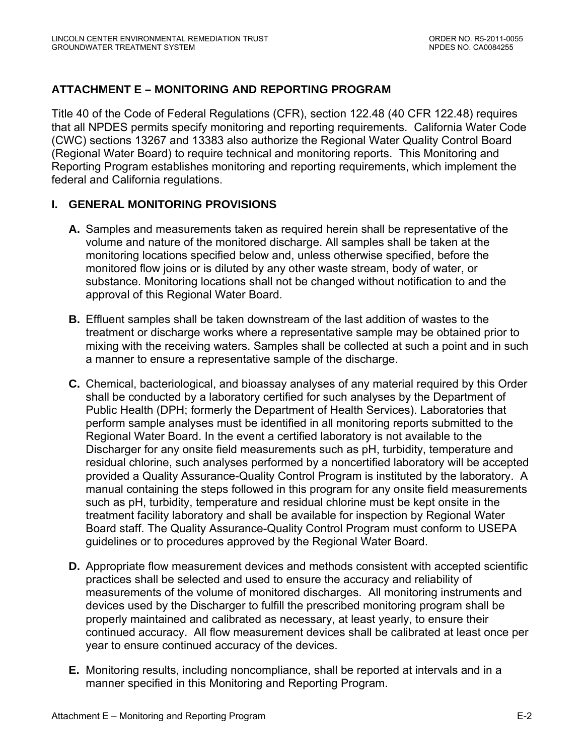## ATTACHMENT E – MONITORING AND REPORTING PROGRAM

Title 40 of the Code of Federal Regulations (CFR), section 122.48 (40 CFR 122.48) requires that all NPDES permits specify monitoring and reporting requirements. California Water Code (CWC) sections 13267 and 13383 also authorize the Regional Water Quality Control Board (Regional Water Board) to require technical and monitoring reports. This Monitoring and Reporting Program establishes monitoring and reporting requirements, which implement the federal and California regulations.

### I. GENERAL MONITORING PROVISIONS

**A.** Samples and measurements taken as required herein shall be representative of the volume and nature of the monitored discharge. All samples shall be taken at the monitoring locations specified below and, unless otherwise specified, before the monitored flow joins or is diluted by any other waste stream, body of water, or substance. Monitoring locations shall not be changed without notification to and the approval of this Regional Water Board.

**B.** Effluent samples shall be taken downstream of the last addition of wastes to the treatment or discharge works where a representative sample may be obtained prior to mixing with the receiving waters. Samples shall be collected at such a point and in such a manner to ensure a representative sample of the discharge.

**C.** Chemical, bacteriological, and bioassay analyses of any material required by this Order shall be conducted by a laboratory certified for such analyses by the Department of Public Health (DPH; formerly the Department of Health Services). Laboratories that perform sample analyses must be identified in all monitoring reports submitted to the Regional Water Board. In the event a certified laboratory is not available to the Discharger for any onsite field measurements such as pH, turbidity, temperature and residual chlorine, such analyses performed by a noncertified laboratory will be accepted provided a Quality Assurance-Quality Control Program is instituted by the laboratory. A manual containing the steps followed in this program for any onsite field measurements such as pH, turbidity, temperature and residual chlorine must be kept onsite in the treatment facility laboratory and shall be available for inspection by Regional Water Board staff. The Quality Assurance-Quality Control Program must conform to USEPA guidelines or to procedures approved by the Regional Water Board.

**D.** Appropriate flow measurement devices and methods consistent with accepted scientific practices shall be selected and used to ensure the accuracy and reliability of measurements of the volume of monitored discharges. All monitoring instruments and devices used by the Discharger to fulfill the prescribed monitoring program shall be properly maintained and calibrated as necessary, at least yearly, to ensure their continued accuracy. All flow measurement devices shall be calibrated at least once per year to ensure continued accuracy of the devices.

**E.** Monitoring results, including noncompliance, shall be reported at intervals and in a manner specified in this Monitoring and Reporting Program.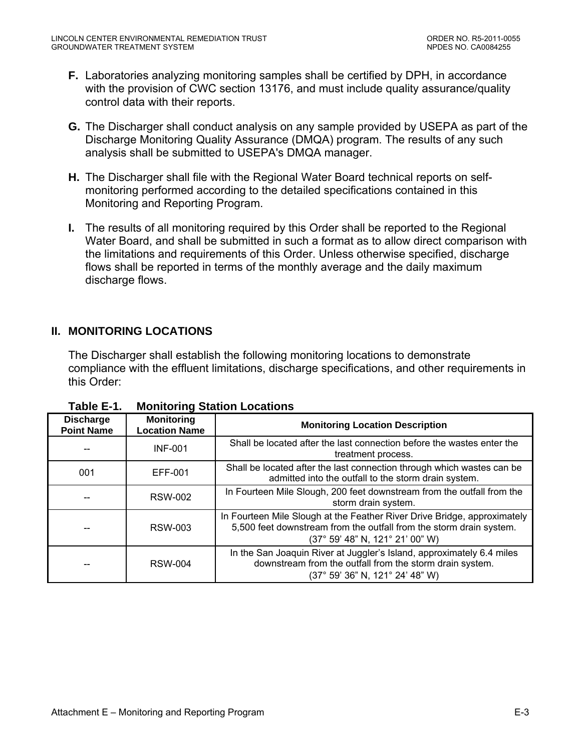**F.** Laboratories analyzing monitoring samples shall be certified by DPH, in accordance with the provision of CWC section 13176, and must include quality assurance/quality control data with their reports.

**G.** The Discharger shall conduct analysis on any sample provided by USEPA as part of the Discharge Monitoring Quality Assurance (DMQA) program. The results of any such analysis shall be submitted to USEPA's DMQA manager.

**H.** The Discharger shall file with the Regional Water Board technical reports on self-monitoring performed according to the detailed specifications contained in this Monitoring and Reporting Program.

**I.** The results of all monitoring required by this Order shall be reported to the Regional Water Board, and shall be submitted in such a format as to allow direct comparison with the limitations and requirements of this Order. Unless otherwise specified, discharge flows shall be reported in terms of the monthly average and the daily maximum discharge flows.

## II. MONITORING LOCATIONS

The Discharger shall establish the following monitoring locations to demonstrate compliance with the effluent limitations, discharge specifications, and other requirements in this Order:

**Table E-1. Monitoring Station Locations**

| Discharge Point Name | Monitoring Location Name | Monitoring Location Description |
|---|---|---|
| -- | INF-001 | Shall be located after the last connection before the wastes enter the treatment process. |
| 001 | EFF-001 | Shall be located after the last connection through which wastes can be admitted into the outfall to the storm drain system. |
| -- | RSW-002 | In Fourteen Mile Slough, 200 feet downstream from the outfall from the storm drain system. |
| -- | RSW-003 | In Fourteen Mile Slough at the Feather River Drive Bridge, approximately 5,500 feet downstream from the outfall from the storm drain system. (37° 59' 48" N, 121° 21' 00" W) |
| -- | RSW-004 | In the San Joaquin River at Juggler's Island, approximately 6.4 miles downstream from the outfall from the storm drain system. (37° 59' 36" N, 121° 24' 48" W) |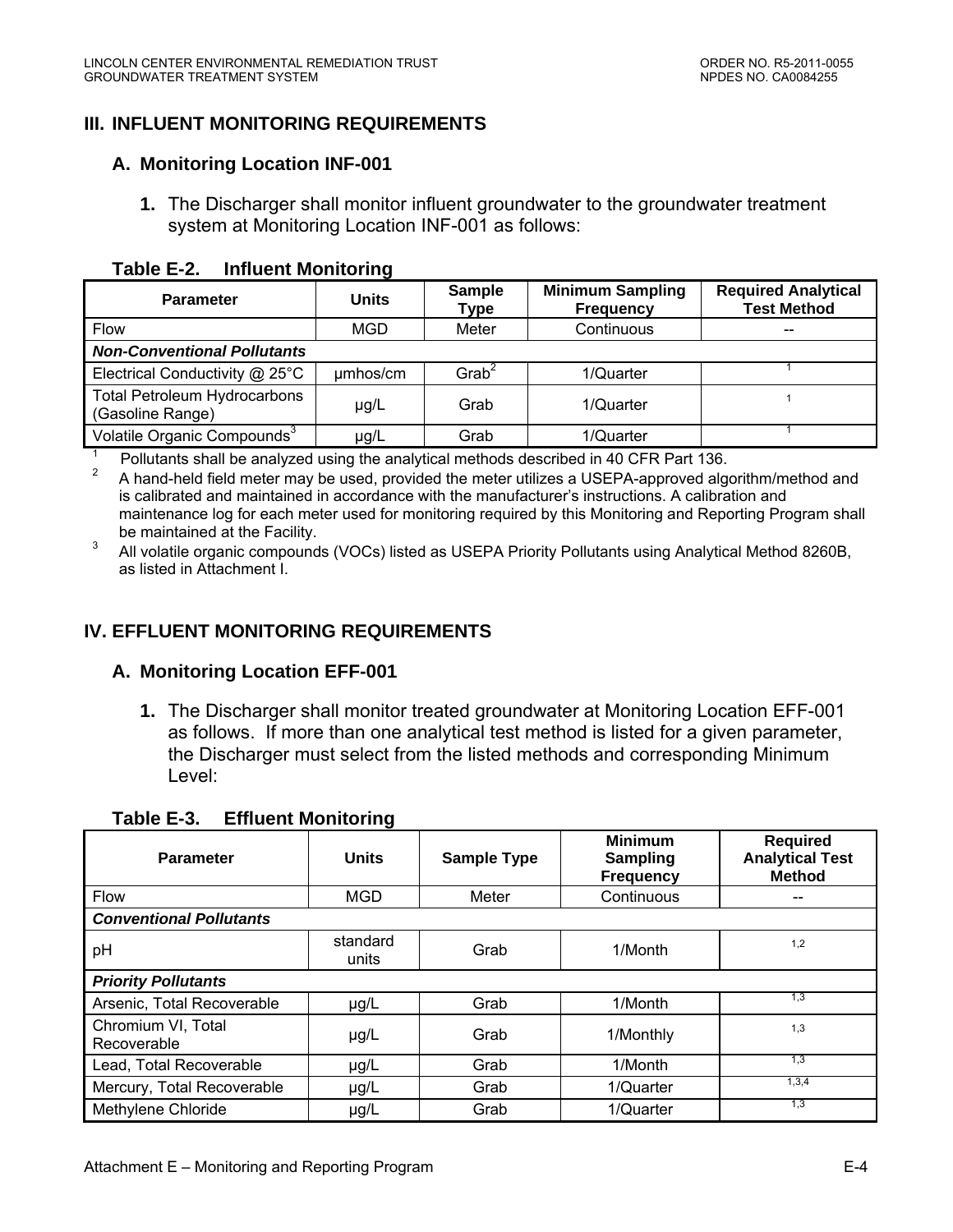## III. INFLUENT MONITORING REQUIREMENTS

### A. Monitoring Location INF-001

1. The Discharger shall monitor influent groundwater to the groundwater treatment system at Monitoring Location INF-001 as follows:

**Table E-2. Influent Monitoring**

| Parameter | Units | Sample Type | Minimum Sampling Frequency | Required Analytical Test Method |
|---|---|---|---|---|
| Flow | MGD | Meter | Continuous | -- |
| ***Non-Conventional Pollutants*** | | | | |
| Electrical Conductivity @ 25°C | µmhos/cm | Grab[2] | 1/Quarter | [1] |
| Total Petroleum Hydrocarbons (Gasoline Range) | µg/L | Grab | 1/Quarter | [1] |
| Volatile Organic Compounds[3] | µg/L | Grab | 1/Quarter | [1] |

[1] Pollutants shall be analyzed using the analytical methods described in 40 CFR Part 136.

[2] A hand-held field meter may be used, provided the meter utilizes a USEPA-approved algorithm/method and is calibrated and maintained in accordance with the manufacturer's instructions. A calibration and maintenance log for each meter used for monitoring required by this Monitoring and Reporting Program shall be maintained at the Facility.

[3] All volatile organic compounds (VOCs) listed as USEPA Priority Pollutants using Analytical Method 8260B, as listed in Attachment I.

## IV. EFFLUENT MONITORING REQUIREMENTS

### A. Monitoring Location EFF-001

1. The Discharger shall monitor treated groundwater at Monitoring Location EFF-001 as follows. If more than one analytical test method is listed for a given parameter, the Discharger must select from the listed methods and corresponding Minimum Level:

**Table E-3. Effluent Monitoring**

| Parameter | Units | Sample Type | Minimum Sampling Frequency | Required Analytical Test Method |
|---|---|---|---|---|
| Flow | MGD | Meter | Continuous | -- |
| ***Conventional Pollutants*** | | | | |
| pH | standard units | Grab | 1/Month | [1,2] |
| ***Priority Pollutants*** | | | | |
| Arsenic, Total Recoverable | µg/L | Grab | 1/Month | [1,3] |
| Chromium VI, Total Recoverable | µg/L | Grab | 1/Monthly | [1,3] |
| Lead, Total Recoverable | µg/L | Grab | 1/Month | [1,3] |
| Mercury, Total Recoverable | µg/L | Grab | 1/Quarter | [1,3,4] |
| Methylene Chloride | µg/L | Grab | 1/Quarter | [1,3] |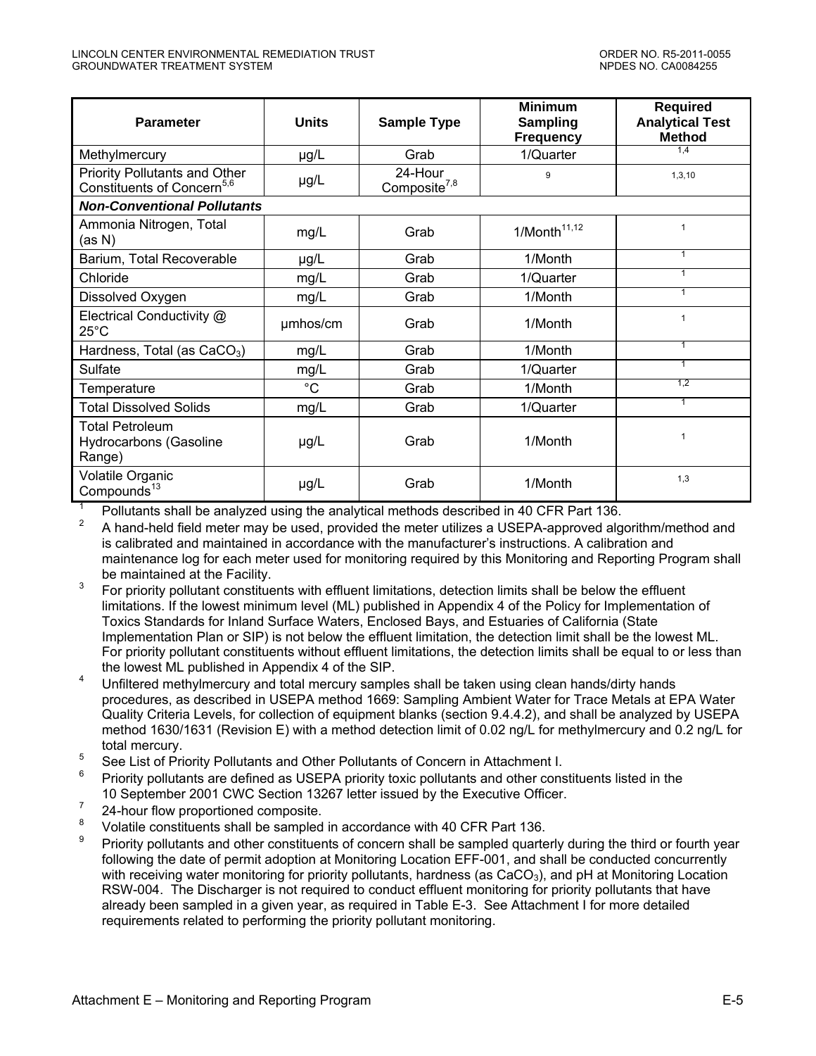| Parameter | Units | Sample Type | Minimum Sampling Frequency | Required Analytical Test Method |
|---|---|---|---|---|
| Methylmercury | µg/L | Grab | 1/Quarter | [1,4] |
| Priority Pollutants and Other Constituents of Concern[5,6] | µg/L | 24-Hour Composite[7,8] | [9] | [1,3,10] |
| ***Non-Conventional Pollutants*** | | | | |
| Ammonia Nitrogen, Total (as N) | mg/L | Grab | 1/Month[11,12] | [1] |
| Barium, Total Recoverable | µg/L | Grab | 1/Month | [1] |
| Chloride | mg/L | Grab | 1/Quarter | [1] |
| Dissolved Oxygen | mg/L | Grab | 1/Month | [1] |
| Electrical Conductivity @ 25°C | µmhos/cm | Grab | 1/Month | [1] |
| Hardness, Total (as $CaCO_3$) | mg/L | Grab | 1/Month | [1] |
| Sulfate | mg/L | Grab | 1/Quarter | [1] |
| Temperature | °C | Grab | 1/Month | [1,2] |
| Total Dissolved Solids | mg/L | Grab | 1/Quarter | [1] |
| Total Petroleum Hydrocarbons (Gasoline Range) | µg/L | Grab | 1/Month | [1] |
| Volatile Organic Compounds[13] | µg/L | Grab | 1/Month | [1,3] |

1. Pollutants shall be analyzed using the analytical methods described in 40 CFR Part 136.
2. A hand-held field meter may be used, provided the meter utilizes a USEPA-approved algorithm/method and is calibrated and maintained in accordance with the manufacturer's instructions. A calibration and maintenance log for each meter used for monitoring required by this Monitoring and Reporting Program shall be maintained at the Facility.
3. For priority pollutant constituents with effluent limitations, detection limits shall be below the effluent limitations. If the lowest minimum level (ML) published in Appendix 4 of the Policy for Implementation of Toxics Standards for Inland Surface Waters, Enclosed Bays, and Estuaries of California (State Implementation Plan or SIP) is not below the effluent limitation, the detection limit shall be the lowest ML. For priority pollutant constituents without effluent limitations, the detection limits shall be equal to or less than the lowest ML published in Appendix 4 of the SIP.
4. Unfiltered methylmercury and total mercury samples shall be taken using clean hands/dirty hands procedures, as described in USEPA method 1669: Sampling Ambient Water for Trace Metals at EPA Water Quality Criteria Levels, for collection of equipment blanks (section 9.4.4.2), and shall be analyzed by USEPA method 1630/1631 (Revision E) with a method detection limit of 0.02 ng/L for methylmercury and 0.2 ng/L for total mercury.
5. See List of Priority Pollutants and Other Pollutants of Concern in Attachment I.
6. Priority pollutants are defined as USEPA priority toxic pollutants and other constituents listed in the 10 September 2001 CWC Section 13267 letter issued by the Executive Officer.
7. 24-hour flow proportioned composite.
8. Volatile constituents shall be sampled in accordance with 40 CFR Part 136.
9. Priority pollutants and other constituents of concern shall be sampled quarterly during the third or fourth year following the date of permit adoption at Monitoring Location EFF-001, and shall be conducted concurrently with receiving water monitoring for priority pollutants, hardness (as $CaCO_3$), and pH at Monitoring Location RSW-004. The Discharger is not required to conduct effluent monitoring for priority pollutants that have already been sampled in a given year, as required in Table E-3. See Attachment I for more detailed requirements related to performing the priority pollutant monitoring.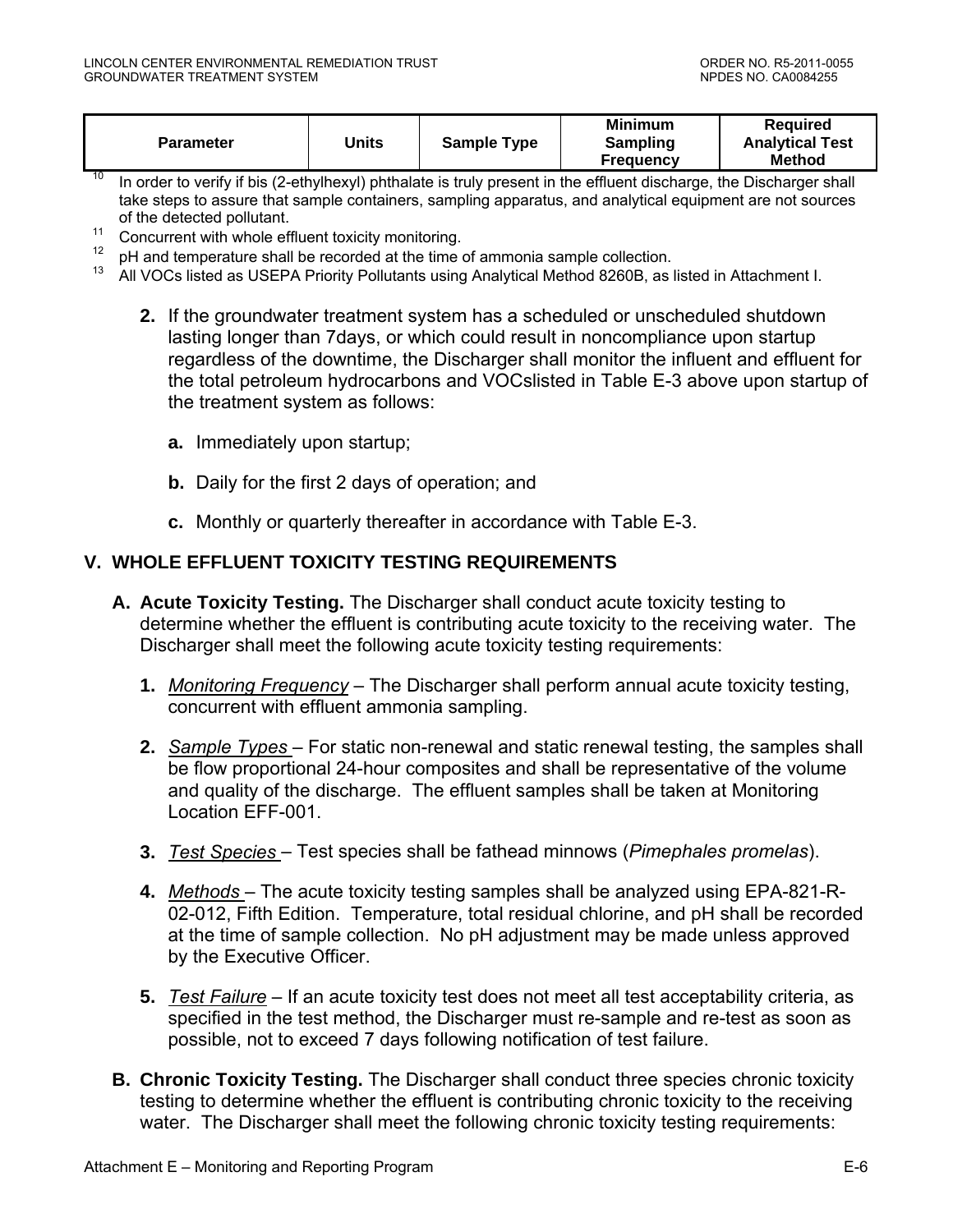| Parameter | Units | Sample Type | Minimum Sampling Frequency | Required Analytical Test Method |
|---|---|---|---|---|

[10] In order to verify if bis (2-ethylhexyl) phthalate is truly present in the effluent discharge, the Discharger shall take steps to assure that sample containers, sampling apparatus, and analytical equipment are not sources of the detected pollutant.

[11] Concurrent with whole effluent toxicity monitoring.

[12] pH and temperature shall be recorded at the time of ammonia sample collection.

[13] All VOCs listed as USEPA Priority Pollutants using Analytical Method 8260B, as listed in Attachment I.

**2.** If the groundwater treatment system has a scheduled or unscheduled shutdown lasting longer than 7days, or which could result in noncompliance upon startup regardless of the downtime, the Discharger shall monitor the influent and effluent for the total petroleum hydrocarbons and VOCslisted in Table E-3 above upon startup of the treatment system as follows:

**a.** Immediately upon startup;

**b.** Daily for the first 2 days of operation; and

**c.** Monthly or quarterly thereafter in accordance with Table E-3.

## V. WHOLE EFFLUENT TOXICITY TESTING REQUIREMENTS

**A. Acute Toxicity Testing.** The Discharger shall conduct acute toxicity testing to determine whether the effluent is contributing acute toxicity to the receiving water. The Discharger shall meet the following acute toxicity testing requirements:

**1.** *Monitoring Frequency* – The Discharger shall perform annual acute toxicity testing, concurrent with effluent ammonia sampling.

**2.** *Sample Types* – For static non-renewal and static renewal testing, the samples shall be flow proportional 24-hour composites and shall be representative of the volume and quality of the discharge. The effluent samples shall be taken at Monitoring Location EFF-001.

**3.** *Test Species* – Test species shall be fathead minnows (*Pimephales promelas*).

**4.** *Methods* – The acute toxicity testing samples shall be analyzed using EPA-821-R-02-012, Fifth Edition. Temperature, total residual chlorine, and pH shall be recorded at the time of sample collection. No pH adjustment may be made unless approved by the Executive Officer.

**5.** *Test Failure* – If an acute toxicity test does not meet all test acceptability criteria, as specified in the test method, the Discharger must re-sample and re-test as soon as possible, not to exceed 7 days following notification of test failure.

**B. Chronic Toxicity Testing.** The Discharger shall conduct three species chronic toxicity testing to determine whether the effluent is contributing chronic toxicity to the receiving water. The Discharger shall meet the following chronic toxicity testing requirements: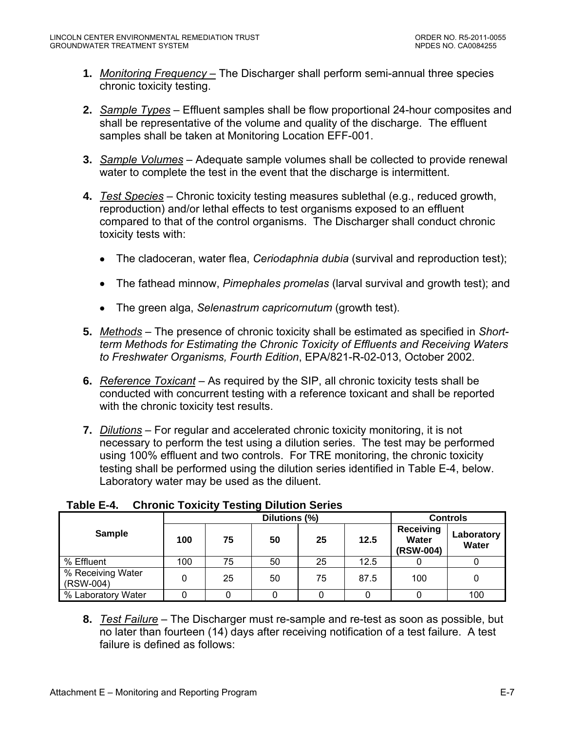1. *Monitoring Frequency* – The Discharger shall perform semi-annual three species chronic toxicity testing.

2. *Sample Types* – Effluent samples shall be flow proportional 24-hour composites and shall be representative of the volume and quality of the discharge. The effluent samples shall be taken at Monitoring Location EFF-001.

3. *Sample Volumes* – Adequate sample volumes shall be collected to provide renewal water to complete the test in the event that the discharge is intermittent.

4. *Test Species* – Chronic toxicity testing measures sublethal (e.g., reduced growth, reproduction) and/or lethal effects to test organisms exposed to an effluent compared to that of the control organisms. The Discharger shall conduct chronic toxicity tests with:

   - The cladoceran, water flea, *Ceriodaphnia dubia* (survival and reproduction test);
   - The fathead minnow, *Pimephales promelas* (larval survival and growth test); and
   - The green alga, *Selenastrum capricornutum* (growth test).

5. *Methods* – The presence of chronic toxicity shall be estimated as specified in *Short-term Methods for Estimating the Chronic Toxicity of Effluents and Receiving Waters to Freshwater Organisms, Fourth Edition*, EPA/821-R-02-013, October 2002.

6. *Reference Toxicant* – As required by the SIP, all chronic toxicity tests shall be conducted with concurrent testing with a reference toxicant and shall be reported with the chronic toxicity test results.

7. *Dilutions* – For regular and accelerated chronic toxicity monitoring, it is not necessary to perform the test using a dilution series. The test may be performed using 100% effluent and two controls. For TRE monitoring, the chronic toxicity testing shall be performed using the dilution series identified in Table E-4, below. Laboratory water may be used as the diluent.

**Table E-4. Chronic Toxicity Testing Dilution Series**

| Sample | Dilutions (%) | | | | | Controls | |
|---|---|---|---|---|---|---|---|
| | 100 | 75 | 50 | 25 | 12.5 | Receiving Water (RSW-004) | Laboratory Water |
| % Effluent | 100 | 75 | 50 | 25 | 12.5 | 0 | 0 |
| % Receiving Water (RSW-004) | 0 | 25 | 50 | 75 | 87.5 | 100 | 0 |
| % Laboratory Water | 0 | 0 | 0 | 0 | 0 | 0 | 100 |

8. *Test Failure* – The Discharger must re-sample and re-test as soon as possible, but no later than fourteen (14) days after receiving notification of a test failure. A test failure is defined as follows: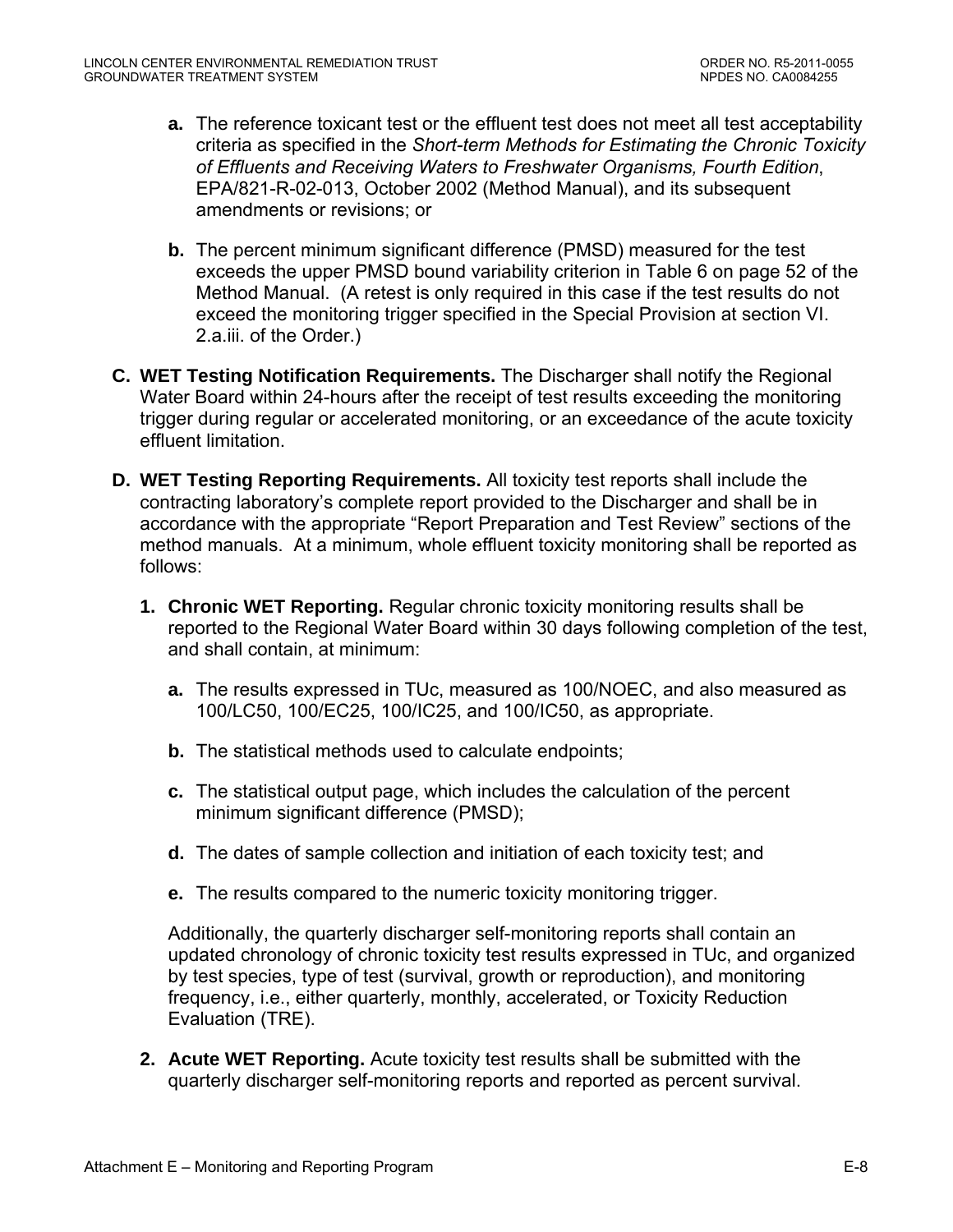a. The reference toxicant test or the effluent test does not meet all test acceptability criteria as specified in the *Short-term Methods for Estimating the Chronic Toxicity of Effluents and Receiving Waters to Freshwater Organisms, Fourth Edition*, EPA/821-R-02-013, October 2002 (Method Manual), and its subsequent amendments or revisions; or

b. The percent minimum significant difference (PMSD) measured for the test exceeds the upper PMSD bound variability criterion in Table 6 on page 52 of the Method Manual. (A retest is only required in this case if the test results do not exceed the monitoring trigger specified in the Special Provision at section VI. 2.a.iii. of the Order.)

**C. WET Testing Notification Requirements.** The Discharger shall notify the Regional Water Board within 24-hours after the receipt of test results exceeding the monitoring trigger during regular or accelerated monitoring, or an exceedance of the acute toxicity effluent limitation.

**D. WET Testing Reporting Requirements.** All toxicity test reports shall include the contracting laboratory's complete report provided to the Discharger and shall be in accordance with the appropriate "Report Preparation and Test Review" sections of the method manuals. At a minimum, whole effluent toxicity monitoring shall be reported as follows:

1. **Chronic WET Reporting.** Regular chronic toxicity monitoring results shall be reported to the Regional Water Board within 30 days following completion of the test, and shall contain, at minimum:

   a. The results expressed in TUc, measured as 100/NOEC, and also measured as 100/LC50, 100/EC25, 100/IC25, and 100/IC50, as appropriate.

   b. The statistical methods used to calculate endpoints;

   c. The statistical output page, which includes the calculation of the percent minimum significant difference (PMSD);

   d. The dates of sample collection and initiation of each toxicity test; and

   e. The results compared to the numeric toxicity monitoring trigger.

   Additionally, the quarterly discharger self-monitoring reports shall contain an updated chronology of chronic toxicity test results expressed in TUc, and organized by test species, type of test (survival, growth or reproduction), and monitoring frequency, i.e., either quarterly, monthly, accelerated, or Toxicity Reduction Evaluation (TRE).

2. **Acute WET Reporting.** Acute toxicity test results shall be submitted with the quarterly discharger self-monitoring reports and reported as percent survival.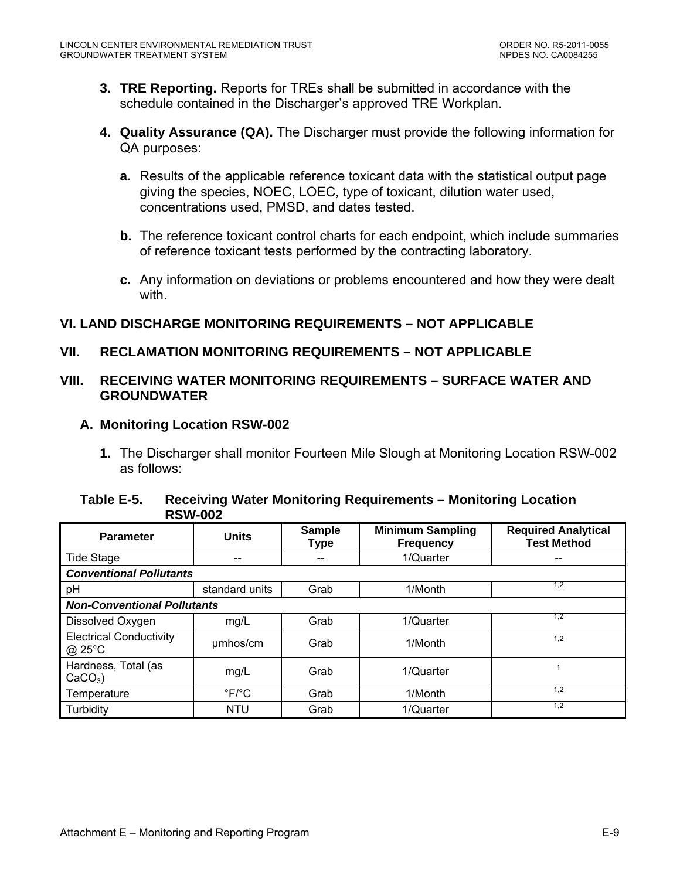3. **TRE Reporting.** Reports for TREs shall be submitted in accordance with the schedule contained in the Discharger's approved TRE Workplan.

4. **Quality Assurance (QA).** The Discharger must provide the following information for QA purposes:

   a. Results of the applicable reference toxicant data with the statistical output page giving the species, NOEC, LOEC, type of toxicant, dilution water used, concentrations used, PMSD, and dates tested.

   b. The reference toxicant control charts for each endpoint, which include summaries of reference toxicant tests performed by the contracting laboratory.

   c. Any information on deviations or problems encountered and how they were dealt with.

## VI. LAND DISCHARGE MONITORING REQUIREMENTS – NOT APPLICABLE

## VII. RECLAMATION MONITORING REQUIREMENTS – NOT APPLICABLE

## VIII. RECEIVING WATER MONITORING REQUIREMENTS – SURFACE WATER AND GROUNDWATER

### A. Monitoring Location RSW-002

1. The Discharger shall monitor Fourteen Mile Slough at Monitoring Location RSW-002 as follows:

**Table E-5. Receiving Water Monitoring Requirements – Monitoring Location RSW-002**

| Parameter | Units | Sample Type | Minimum Sampling Frequency | Required Analytical Test Method |
|---|---|---|---|---|
| Tide Stage | -- | -- | 1/Quarter | -- |
| ***Conventional Pollutants*** | | | | |
| pH | standard units | Grab | 1/Month | [1,2] |
| ***Non-Conventional Pollutants*** | | | | |
| Dissolved Oxygen | mg/L | Grab | 1/Quarter | [1,2] |
| Electrical Conductivity @ 25°C | µmhos/cm | Grab | 1/Month | [1,2] |
| Hardness, Total (as $CaCO_3$) | mg/L | Grab | 1/Quarter | [1] |
| Temperature | °F/°C | Grab | 1/Month | [1,2] |
| Turbidity | NTU | Grab | 1/Quarter | [1,2] |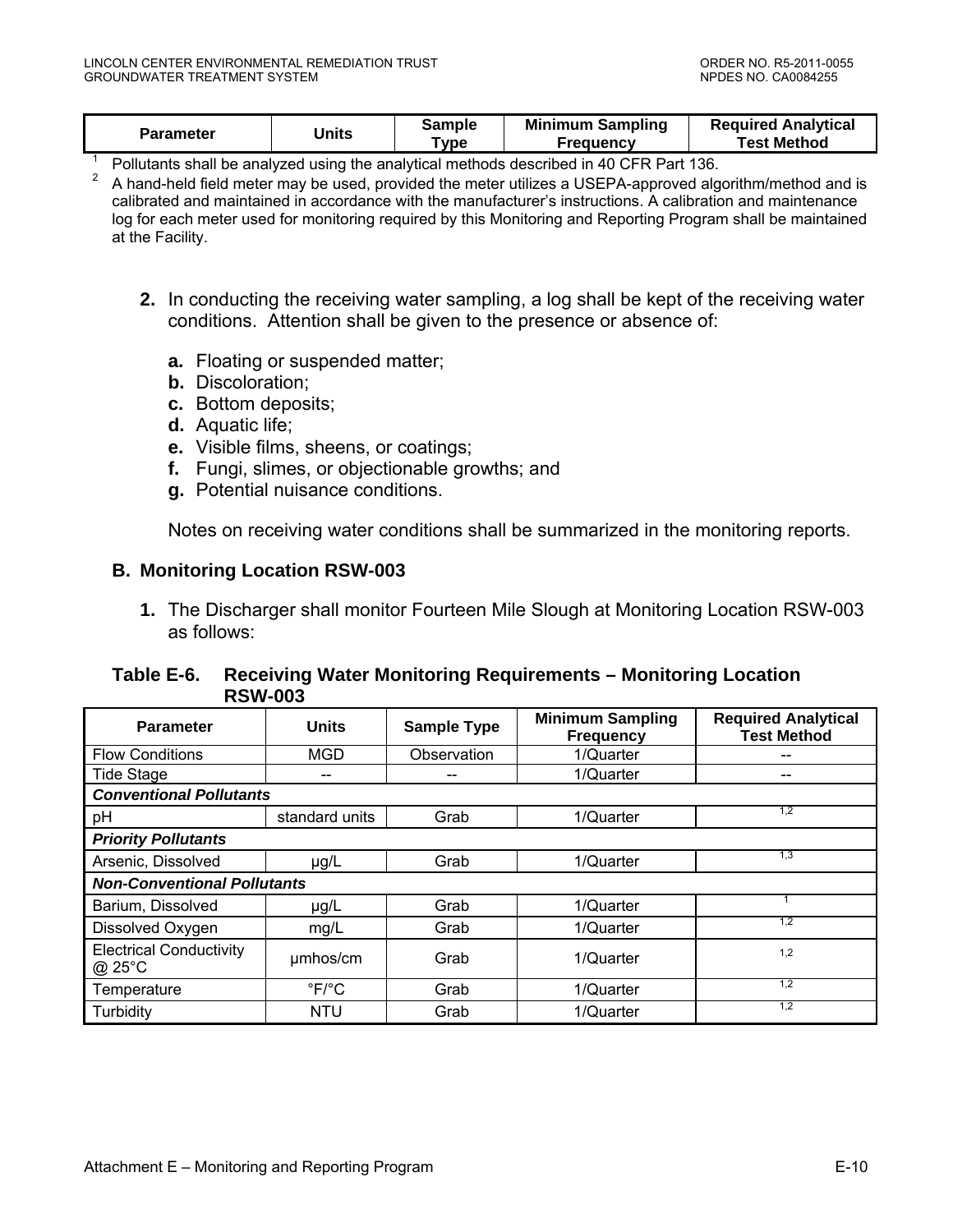| Parameter | Units | Sample Type | Minimum Sampling Frequency | Required Analytical Test Method |
|---|---|---|---|---|

[1] Pollutants shall be analyzed using the analytical methods described in 40 CFR Part 136.

[2] A hand-held field meter may be used, provided the meter utilizes a USEPA-approved algorithm/method and is calibrated and maintained in accordance with the manufacturer's instructions. A calibration and maintenance log for each meter used for monitoring required by this Monitoring and Reporting Program shall be maintained at the Facility.

**2.** In conducting the receiving water sampling, a log shall be kept of the receiving water conditions. Attention shall be given to the presence or absence of:

- **a.** Floating or suspended matter;
- **b.** Discoloration;
- **c.** Bottom deposits;
- **d.** Aquatic life;
- **e.** Visible films, sheens, or coatings;
- **f.** Fungi, slimes, or objectionable growths; and
- **g.** Potential nuisance conditions.

Notes on receiving water conditions shall be summarized in the monitoring reports.

### B. Monitoring Location RSW-003

**1.** The Discharger shall monitor Fourteen Mile Slough at Monitoring Location RSW-003 as follows:

**Table E-6. Receiving Water Monitoring Requirements – Monitoring Location RSW-003**

| Parameter | Units | Sample Type | Minimum Sampling Frequency | Required Analytical Test Method |
|---|---|---|---|---|
| Flow Conditions | MGD | Observation | 1/Quarter | -- |
| Tide Stage | -- | -- | 1/Quarter | -- |
| ***Conventional Pollutants*** | | | | |
| pH | standard units | Grab | 1/Quarter | [1,2] |
| ***Priority Pollutants*** | | | | |
| Arsenic, Dissolved | µg/L | Grab | 1/Quarter | [1,3] |
| ***Non-Conventional Pollutants*** | | | | |
| Barium, Dissolved | µg/L | Grab | 1/Quarter | [1] |
| Dissolved Oxygen | mg/L | Grab | 1/Quarter | [1,2] |
| Electrical Conductivity @ 25°C | µmhos/cm | Grab | 1/Quarter | [1,2] |
| Temperature | °F/°C | Grab | 1/Quarter | [1,2] |
| Turbidity | NTU | Grab | 1/Quarter | [1,2] |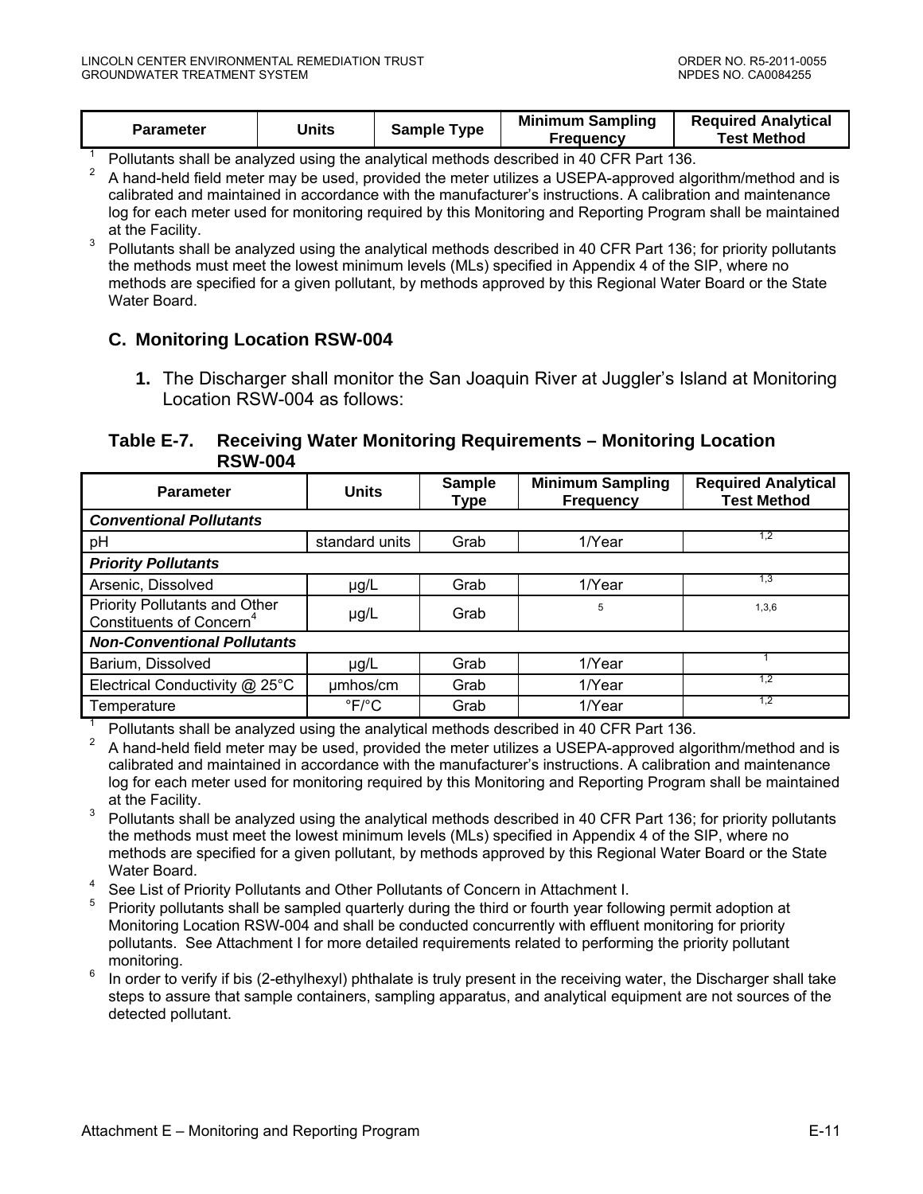| Parameter | Units | Sample Type | Minimum Sampling Frequency | Required Analytical Test Method |
|---|---|---|---|---|

[1] Pollutants shall be analyzed using the analytical methods described in 40 CFR Part 136.

[2] A hand-held field meter may be used, provided the meter utilizes a USEPA-approved algorithm/method and is calibrated and maintained in accordance with the manufacturer's instructions. A calibration and maintenance log for each meter used for monitoring required by this Monitoring and Reporting Program shall be maintained at the Facility.

[3] Pollutants shall be analyzed using the analytical methods described in 40 CFR Part 136; for priority pollutants the methods must meet the lowest minimum levels (MLs) specified in Appendix 4 of the SIP, where no methods are specified for a given pollutant, by methods approved by this Regional Water Board or the State Water Board.

### C. Monitoring Location RSW-004

**1.** The Discharger shall monitor the San Joaquin River at Juggler's Island at Monitoring Location RSW-004 as follows:

**Table E-7. Receiving Water Monitoring Requirements – Monitoring Location RSW-004**

| Parameter | Units | Sample Type | Minimum Sampling Frequency | Required Analytical Test Method |
|---|---|---|---|---|
| ***Conventional Pollutants*** | | | | |
| pH | standard units | Grab | 1/Year | [1,2] |
| ***Priority Pollutants*** | | | | |
| Arsenic, Dissolved | µg/L | Grab | 1/Year | [1,3] |
| Priority Pollutants and Other Constituents of Concern[4] | µg/L | Grab | [5] | [1,3,6] |
| ***Non-Conventional Pollutants*** | | | | |
| Barium, Dissolved | µg/L | Grab | 1/Year | [1] |
| Electrical Conductivity @ 25°C | µmhos/cm | Grab | 1/Year | [1,2] |
| Temperature | °F/°C | Grab | 1/Year | [1,2] |

[1] Pollutants shall be analyzed using the analytical methods described in 40 CFR Part 136.

[2] A hand-held field meter may be used, provided the meter utilizes a USEPA-approved algorithm/method and is calibrated and maintained in accordance with the manufacturer's instructions. A calibration and maintenance log for each meter used for monitoring required by this Monitoring and Reporting Program shall be maintained at the Facility.

[3] Pollutants shall be analyzed using the analytical methods described in 40 CFR Part 136; for priority pollutants the methods must meet the lowest minimum levels (MLs) specified in Appendix 4 of the SIP, where no methods are specified for a given pollutant, by methods approved by this Regional Water Board or the State Water Board.

[4] See List of Priority Pollutants and Other Pollutants of Concern in Attachment I.

[5] Priority pollutants shall be sampled quarterly during the third or fourth year following permit adoption at Monitoring Location RSW-004 and shall be conducted concurrently with effluent monitoring for priority pollutants. See Attachment I for more detailed requirements related to performing the priority pollutant monitoring.

[6] In order to verify if bis (2-ethylhexyl) phthalate is truly present in the receiving water, the Discharger shall take steps to assure that sample containers, sampling apparatus, and analytical equipment are not sources of the detected pollutant.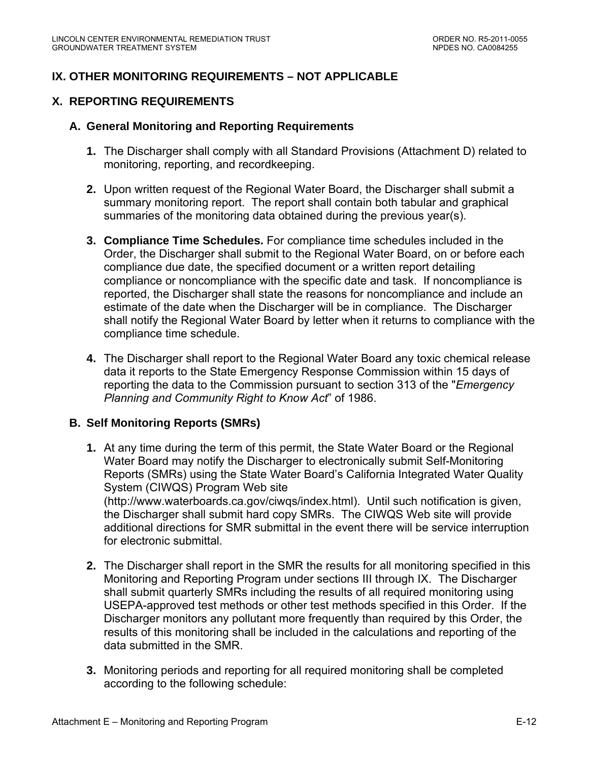## IX. OTHER MONITORING REQUIREMENTS – NOT APPLICABLE

## X. REPORTING REQUIREMENTS

### A. General Monitoring and Reporting Requirements

1. The Discharger shall comply with all Standard Provisions (Attachment D) related to monitoring, reporting, and recordkeeping.

2. Upon written request of the Regional Water Board, the Discharger shall submit a summary monitoring report. The report shall contain both tabular and graphical summaries of the monitoring data obtained during the previous year(s).

3. **Compliance Time Schedules.** For compliance time schedules included in the Order, the Discharger shall submit to the Regional Water Board, on or before each compliance due date, the specified document or a written report detailing compliance or noncompliance with the specific date and task. If noncompliance is reported, the Discharger shall state the reasons for noncompliance and include an estimate of the date when the Discharger will be in compliance. The Discharger shall notify the Regional Water Board by letter when it returns to compliance with the compliance time schedule.

4. The Discharger shall report to the Regional Water Board any toxic chemical release data it reports to the State Emergency Response Commission within 15 days of reporting the data to the Commission pursuant to section 313 of the "*Emergency Planning and Community Right to Know Act*" of 1986.

### B. Self Monitoring Reports (SMRs)

1. At any time during the term of this permit, the State Water Board or the Regional Water Board may notify the Discharger to electronically submit Self-Monitoring Reports (SMRs) using the State Water Board's California Integrated Water Quality System (CIWQS) Program Web site (http://www.waterboards.ca.gov/ciwqs/index.html). Until such notification is given, the Discharger shall submit hard copy SMRs. The CIWQS Web site will provide additional directions for SMR submittal in the event there will be service interruption for electronic submittal.

2. The Discharger shall report in the SMR the results for all monitoring specified in this Monitoring and Reporting Program under sections III through IX. The Discharger shall submit quarterly SMRs including the results of all required monitoring using USEPA-approved test methods or other test methods specified in this Order. If the Discharger monitors any pollutant more frequently than required by this Order, the results of this monitoring shall be included in the calculations and reporting of the data submitted in the SMR.

3. Monitoring periods and reporting for all required monitoring shall be completed according to the following schedule: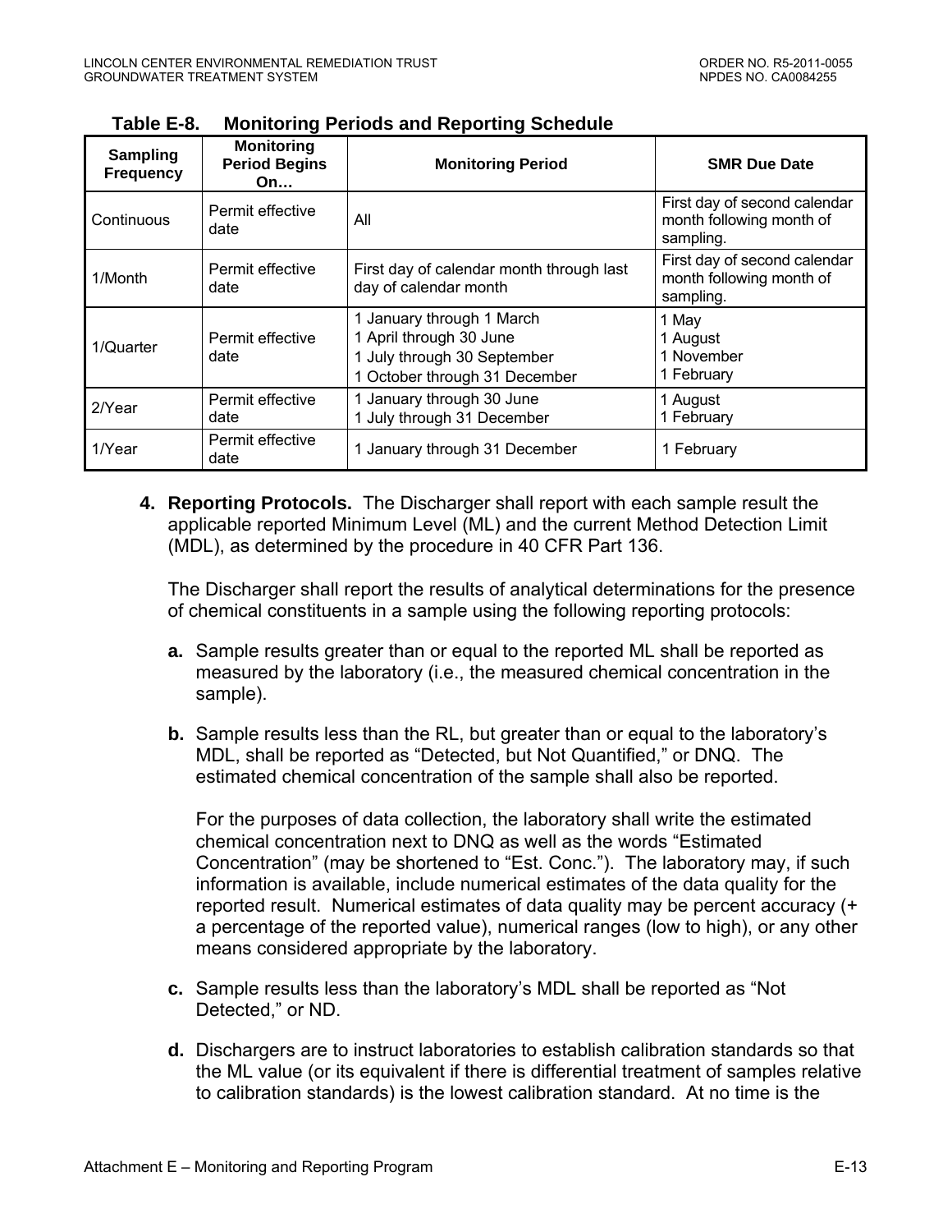**Table E-8. Monitoring Periods and Reporting Schedule**

| Sampling Frequency | Monitoring Period Begins On… | Monitoring Period | SMR Due Date |
|---|---|---|---|
| Continuous | Permit effective date | All | First day of second calendar month following month of sampling. |
| 1/Month | Permit effective date | First day of calendar month through last day of calendar month | First day of second calendar month following month of sampling. |
| 1/Quarter | Permit effective date | 1 January through 1 March<br>1 April through 30 June<br>1 July through 30 September<br>1 October through 31 December | 1 May<br>1 August<br>1 November<br>1 February |
| 2/Year | Permit effective date | 1 January through 30 June<br>1 July through 31 December | 1 August<br>1 February |
| 1/Year | Permit effective date | 1 January through 31 December | 1 February |

4. **Reporting Protocols.** The Discharger shall report with each sample result the applicable reported Minimum Level (ML) and the current Method Detection Limit (MDL), as determined by the procedure in 40 CFR Part 136.

   The Discharger shall report the results of analytical determinations for the presence of chemical constituents in a sample using the following reporting protocols:

   a. Sample results greater than or equal to the reported ML shall be reported as measured by the laboratory (i.e., the measured chemical concentration in the sample).

   b. Sample results less than the RL, but greater than or equal to the laboratory's MDL, shall be reported as "Detected, but Not Quantified," or DNQ. The estimated chemical concentration of the sample shall also be reported.

      For the purposes of data collection, the laboratory shall write the estimated chemical concentration next to DNQ as well as the words "Estimated Concentration" (may be shortened to "Est. Conc."). The laboratory may, if such information is available, include numerical estimates of the data quality for the reported result. Numerical estimates of data quality may be percent accuracy (+ a percentage of the reported value), numerical ranges (low to high), or any other means considered appropriate by the laboratory.

   c. Sample results less than the laboratory's MDL shall be reported as "Not Detected," or ND.

   d. Dischargers are to instruct laboratories to establish calibration standards so that the ML value (or its equivalent if there is differential treatment of samples relative to calibration standards) is the lowest calibration standard. At no time is the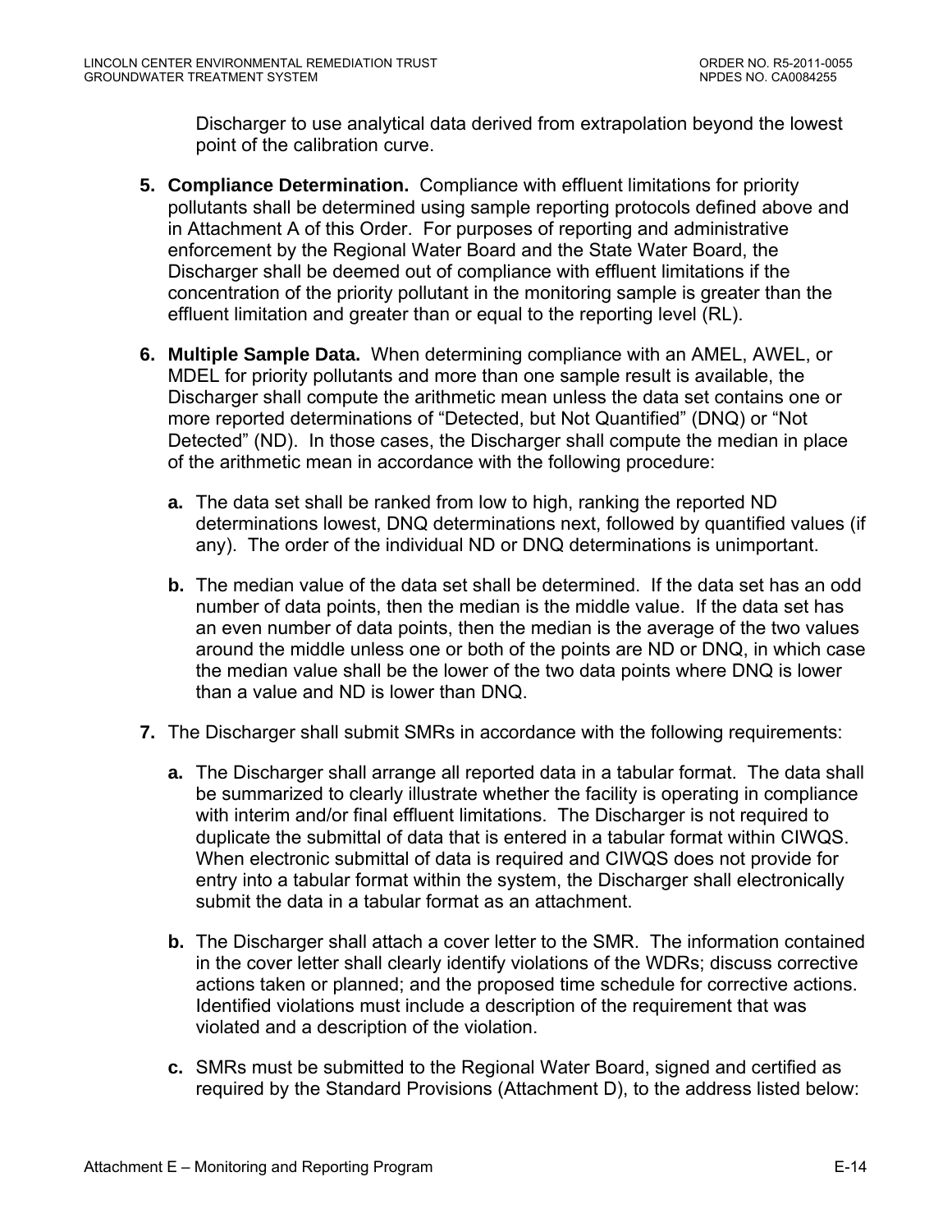Discharger to use analytical data derived from extrapolation beyond the lowest point of the calibration curve.

5. **Compliance Determination.** Compliance with effluent limitations for priority pollutants shall be determined using sample reporting protocols defined above and in Attachment A of this Order. For purposes of reporting and administrative enforcement by the Regional Water Board and the State Water Board, the Discharger shall be deemed out of compliance with effluent limitations if the concentration of the priority pollutant in the monitoring sample is greater than the effluent limitation and greater than or equal to the reporting level (RL).

6. **Multiple Sample Data.** When determining compliance with an AMEL, AWEL, or MDEL for priority pollutants and more than one sample result is available, the Discharger shall compute the arithmetic mean unless the data set contains one or more reported determinations of "Detected, but Not Quantified" (DNQ) or "Not Detected" (ND). In those cases, the Discharger shall compute the median in place of the arithmetic mean in accordance with the following procedure:

   **a.** The data set shall be ranked from low to high, ranking the reported ND determinations lowest, DNQ determinations next, followed by quantified values (if any). The order of the individual ND or DNQ determinations is unimportant.

   **b.** The median value of the data set shall be determined. If the data set has an odd number of data points, then the median is the middle value. If the data set has an even number of data points, then the median is the average of the two values around the middle unless one or both of the points are ND or DNQ, in which case the median value shall be the lower of the two data points where DNQ is lower than a value and ND is lower than DNQ.

7. The Discharger shall submit SMRs in accordance with the following requirements:

   **a.** The Discharger shall arrange all reported data in a tabular format. The data shall be summarized to clearly illustrate whether the facility is operating in compliance with interim and/or final effluent limitations. The Discharger is not required to duplicate the submittal of data that is entered in a tabular format within CIWQS. When electronic submittal of data is required and CIWQS does not provide for entry into a tabular format within the system, the Discharger shall electronically submit the data in a tabular format as an attachment.

   **b.** The Discharger shall attach a cover letter to the SMR. The information contained in the cover letter shall clearly identify violations of the WDRs; discuss corrective actions taken or planned; and the proposed time schedule for corrective actions. Identified violations must include a description of the requirement that was violated and a description of the violation.

   **c.** SMRs must be submitted to the Regional Water Board, signed and certified as required by the Standard Provisions (Attachment D), to the address listed below: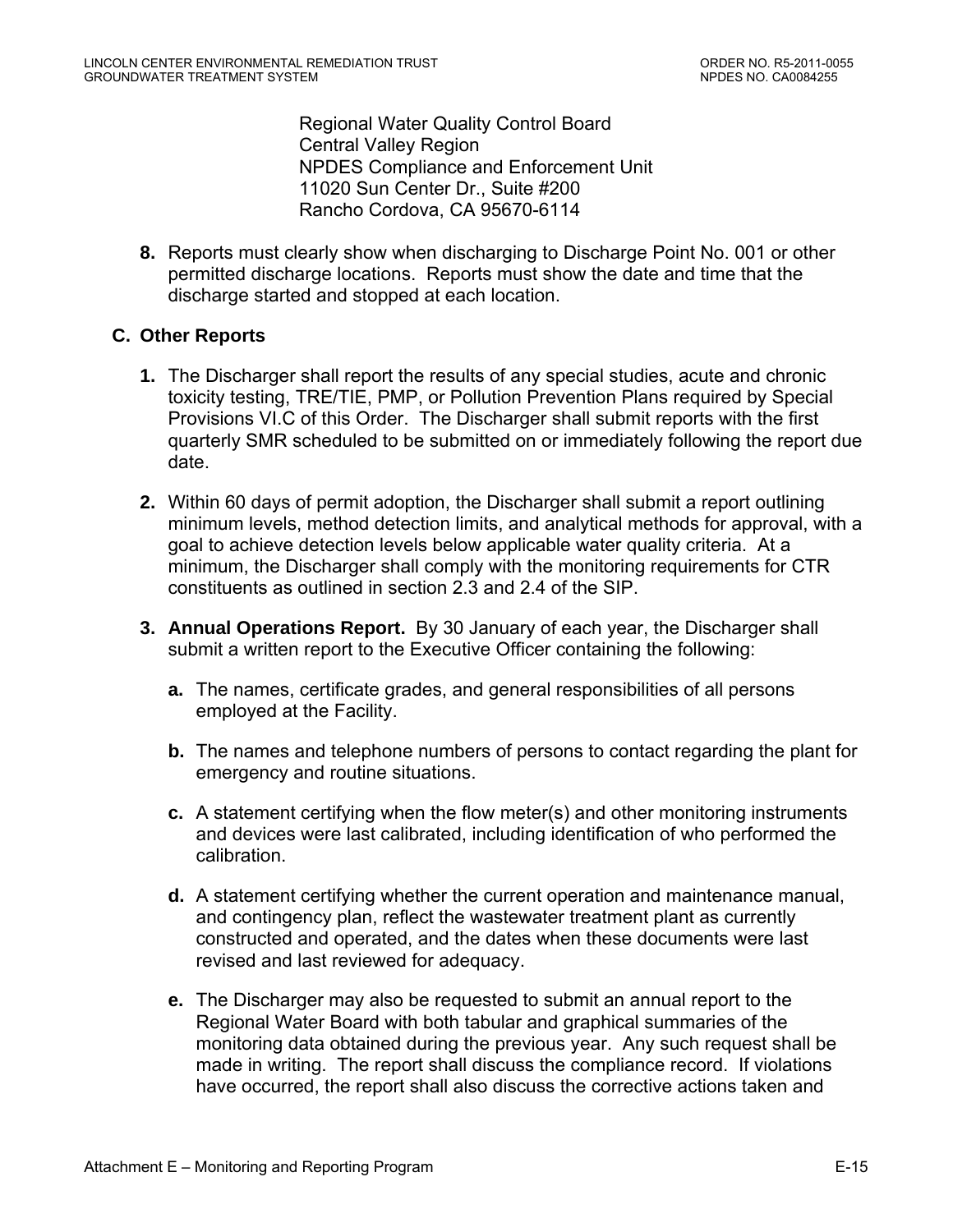Regional Water Quality Control Board
Central Valley Region
NPDES Compliance and Enforcement Unit
11020 Sun Center Dr., Suite #200
Rancho Cordova, CA 95670-6114

**8.** Reports must clearly show when discharging to Discharge Point No. 001 or other permitted discharge locations. Reports must show the date and time that the discharge started and stopped at each location.

## C. Other Reports

**1.** The Discharger shall report the results of any special studies, acute and chronic toxicity testing, TRE/TIE, PMP, or Pollution Prevention Plans required by Special Provisions VI.C of this Order. The Discharger shall submit reports with the first quarterly SMR scheduled to be submitted on or immediately following the report due date.

**2.** Within 60 days of permit adoption, the Discharger shall submit a report outlining minimum levels, method detection limits, and analytical methods for approval, with a goal to achieve detection levels below applicable water quality criteria. At a minimum, the Discharger shall comply with the monitoring requirements for CTR constituents as outlined in section 2.3 and 2.4 of the SIP.

**3. Annual Operations Report.** By 30 January of each year, the Discharger shall submit a written report to the Executive Officer containing the following:

**a.** The names, certificate grades, and general responsibilities of all persons employed at the Facility.

**b.** The names and telephone numbers of persons to contact regarding the plant for emergency and routine situations.

**c.** A statement certifying when the flow meter(s) and other monitoring instruments and devices were last calibrated, including identification of who performed the calibration.

**d.** A statement certifying whether the current operation and maintenance manual, and contingency plan, reflect the wastewater treatment plant as currently constructed and operated, and the dates when these documents were last revised and last reviewed for adequacy.

**e.** The Discharger may also be requested to submit an annual report to the Regional Water Board with both tabular and graphical summaries of the monitoring data obtained during the previous year. Any such request shall be made in writing. The report shall discuss the compliance record. If violations have occurred, the report shall also discuss the corrective actions taken and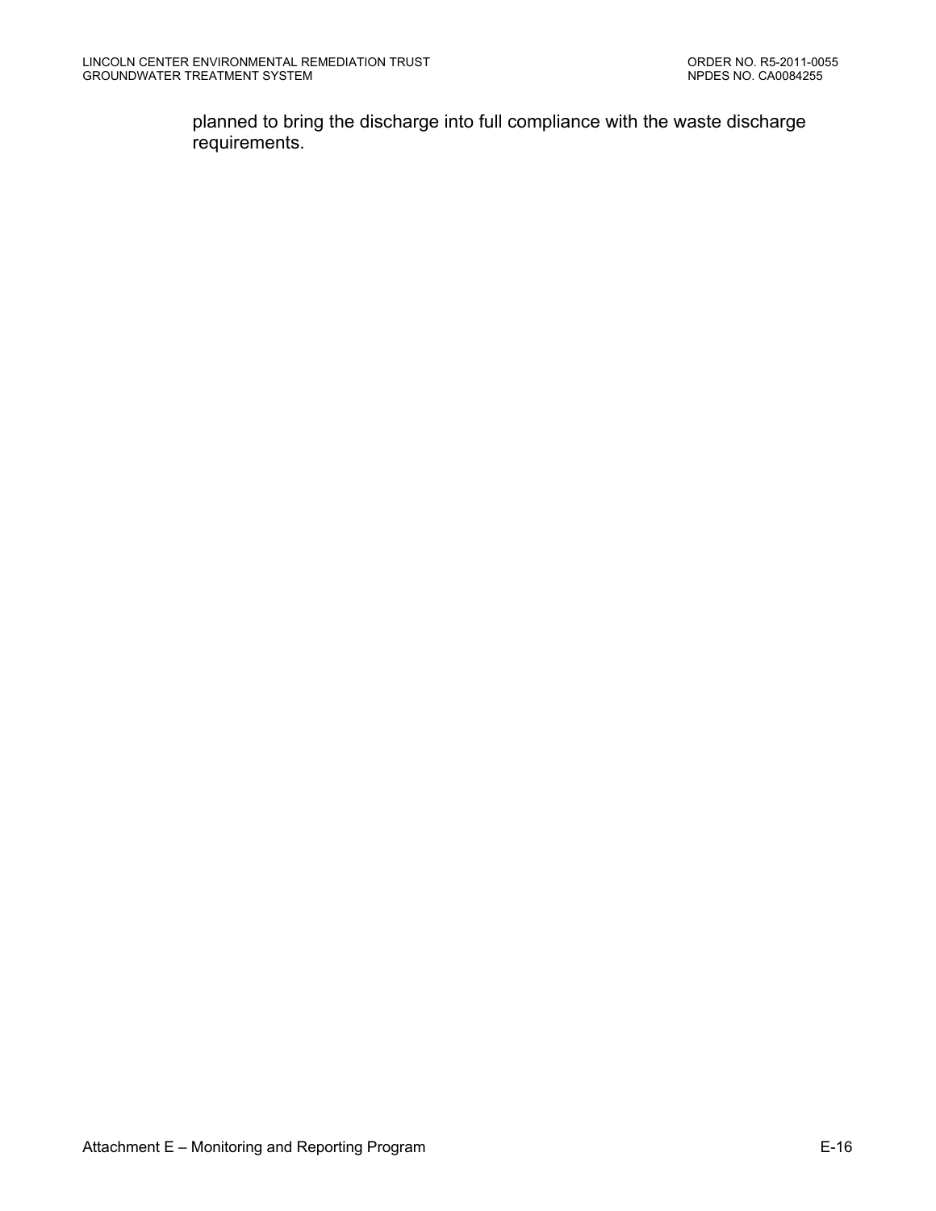planned to bring the discharge into full compliance with the waste discharge requirements.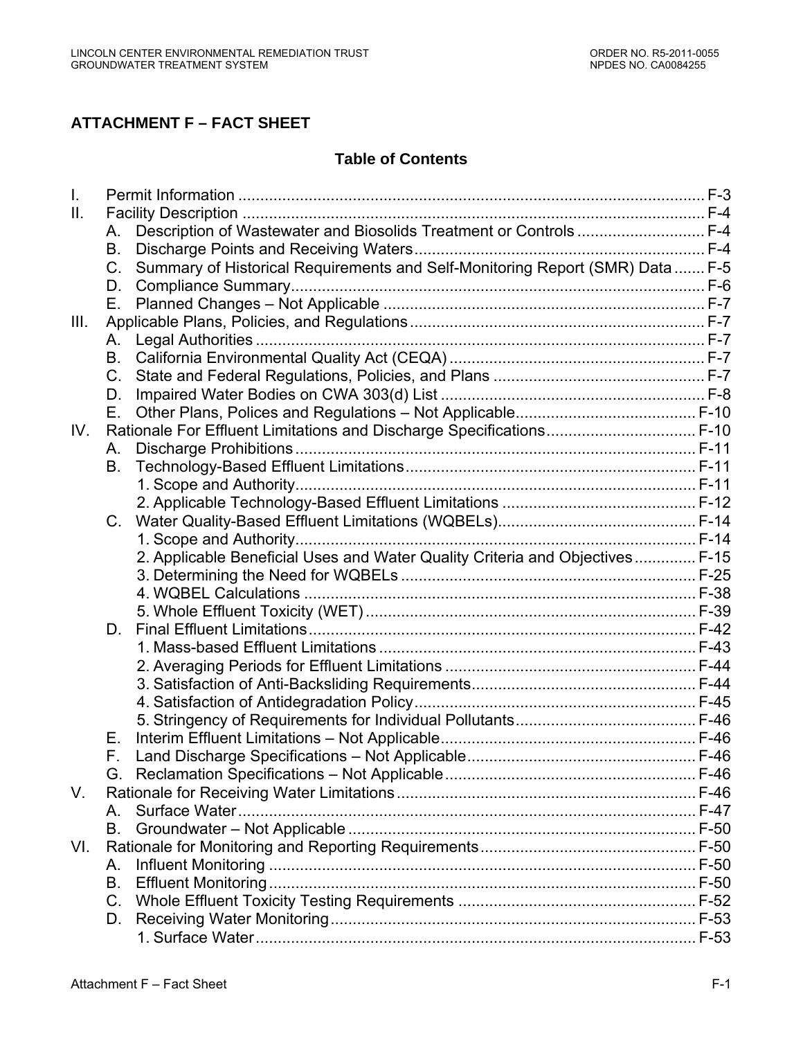# ATTACHMENT F – FACT SHEET

## Table of Contents

| | | |
|---|---|---|
| I. | Permit Information | F-3 |
| II. | Facility Description | F-4 |
| | A. Description of Wastewater and Biosolids Treatment or Controls | F-4 |
| | B. Discharge Points and Receiving Waters | F-4 |
| | C. Summary of Historical Requirements and Self-Monitoring Report (SMR) Data | F-5 |
| | D. Compliance Summary | F-6 |
| | E. Planned Changes – Not Applicable | F-7 |
| III. | Applicable Plans, Policies, and Regulations | F-7 |
| | A. Legal Authorities | F-7 |
| | B. California Environmental Quality Act (CEQA) | F-7 |
| | C. State and Federal Regulations, Policies, and Plans | F-7 |
| | D. Impaired Water Bodies on CWA 303(d) List | F-8 |
| | E. Other Plans, Polices and Regulations – Not Applicable | F-10 |
| IV. | Rationale For Effluent Limitations and Discharge Specifications | F-10 |
| | A. Discharge Prohibitions | F-11 |
| | B. Technology-Based Effluent Limitations | F-11 |
| | 1. Scope and Authority | F-11 |
| | 2. Applicable Technology-Based Effluent Limitations | F-12 |
| | C. Water Quality-Based Effluent Limitations (WQBELs) | F-14 |
| | 1. Scope and Authority | F-14 |
| | 2. Applicable Beneficial Uses and Water Quality Criteria and Objectives | F-15 |
| | 3. Determining the Need for WQBELs | F-25 |
| | 4. WQBEL Calculations | F-38 |
| | 5. Whole Effluent Toxicity (WET) | F-39 |
| | D. Final Effluent Limitations | F-42 |
| | 1. Mass-based Effluent Limitations | F-43 |
| | 2. Averaging Periods for Effluent Limitations | F-44 |
| | 3. Satisfaction of Anti-Backsliding Requirements | F-44 |
| | 4. Satisfaction of Antidegradation Policy | F-45 |
| | 5. Stringency of Requirements for Individual Pollutants | F-46 |
| | E. Interim Effluent Limitations – Not Applicable | F-46 |
| | F. Land Discharge Specifications – Not Applicable | F-46 |
| | G. Reclamation Specifications – Not Applicable | F-46 |
| V. | Rationale for Receiving Water Limitations | F-46 |
| | A. Surface Water | F-47 |
| | B. Groundwater – Not Applicable | F-50 |
| VI. | Rationale for Monitoring and Reporting Requirements | F-50 |
| | A. Influent Monitoring | F-50 |
| | B. Effluent Monitoring | F-50 |
| | C. Whole Effluent Toxicity Testing Requirements | F-52 |
| | D. Receiving Water Monitoring | F-53 |
| | 1. Surface Water | F-53 |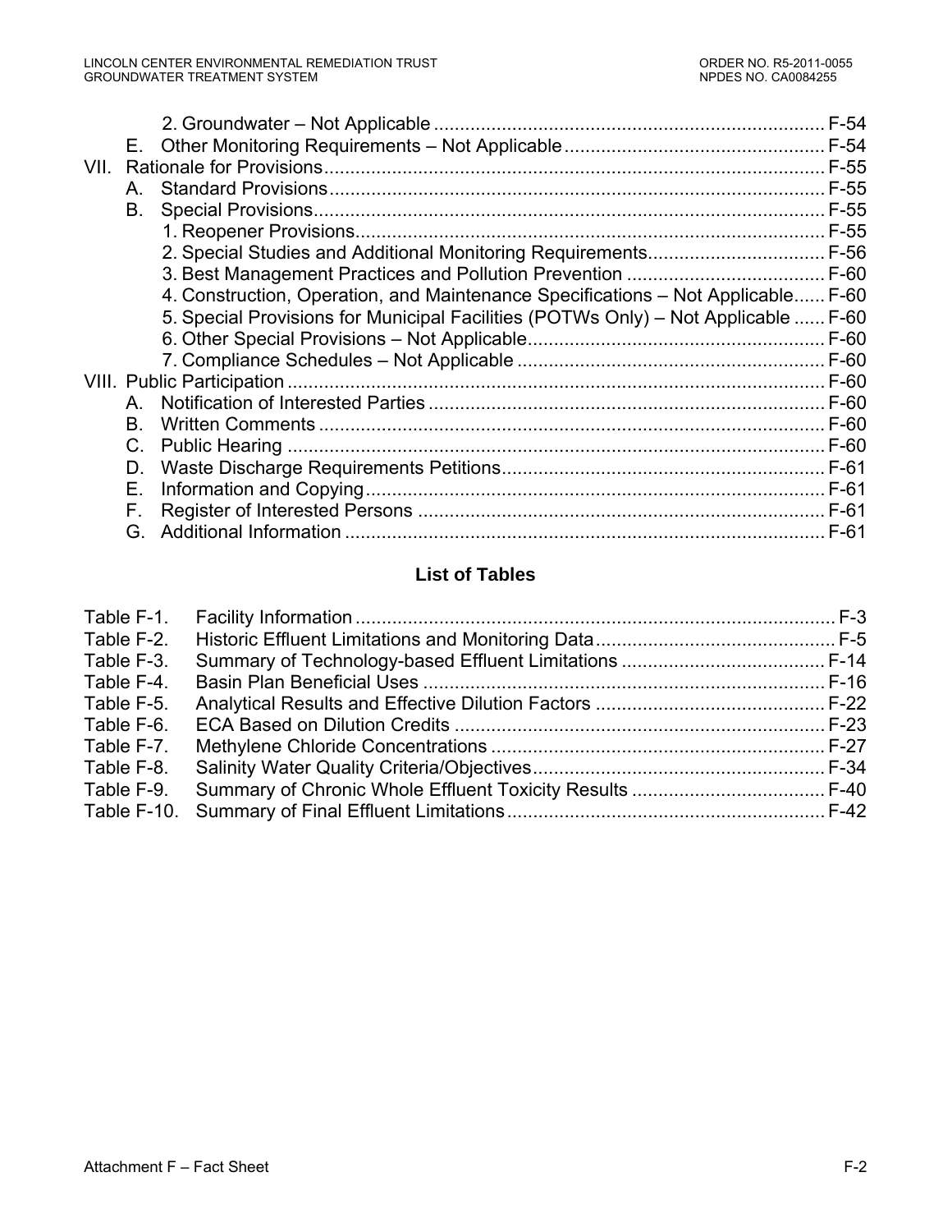2. Groundwater – Not Applicable ........................................................................... F-54

E. Other Monitoring Requirements – Not Applicable................................................. F-54

VII. Rationale for Provisions................................................................................................ F-55

A. Standard Provisions............................................................................................... F-55

B. Special Provisions.................................................................................................. F-55

1. Reopener Provisions.......................................................................................... F-55

2. Special Studies and Additional Monitoring Requirements.................................. F-56

3. Best Management Practices and Pollution Prevention ...................................... F-60

4. Construction, Operation, and Maintenance Specifications – Not Applicable...... F-60

5. Special Provisions for Municipal Facilities (POTWs Only) – Not Applicable ...... F-60

6. Other Special Provisions – Not Applicable......................................................... F-60

7. Compliance Schedules – Not Applicable ........................................................... F-60

VIII. Public Participation ....................................................................................................... F-60

A. Notification of Interested Parties ........................................................................... F-60

B. Written Comments ................................................................................................. F-60

C. Public Hearing ....................................................................................................... F-60

D. Waste Discharge Requirements Petitions.............................................................. F-61

E. Information and Copying........................................................................................ F-61

F. Register of Interested Persons .............................................................................. F-61

G. Additional Information ............................................................................................ F-61

## List of Tables

Table F-1. Facility Information ........................................................................................... F-3

Table F-2. Historic Effluent Limitations and Monitoring Data.............................................. F-5

Table F-3. Summary of Technology-based Effluent Limitations ....................................... F-14

Table F-4. Basin Plan Beneficial Uses ............................................................................. F-16

Table F-5. Analytical Results and Effective Dilution Factors ............................................ F-22

Table F-6. ECA Based on Dilution Credits ....................................................................... F-23

Table F-7. Methylene Chloride Concentrations ................................................................ F-27

Table F-8. Salinity Water Quality Criteria/Objectives........................................................ F-34

Table F-9. Summary of Chronic Whole Effluent Toxicity Results ..................................... F-40

Table F-10. Summary of Final Effluent Limitations............................................................. F-42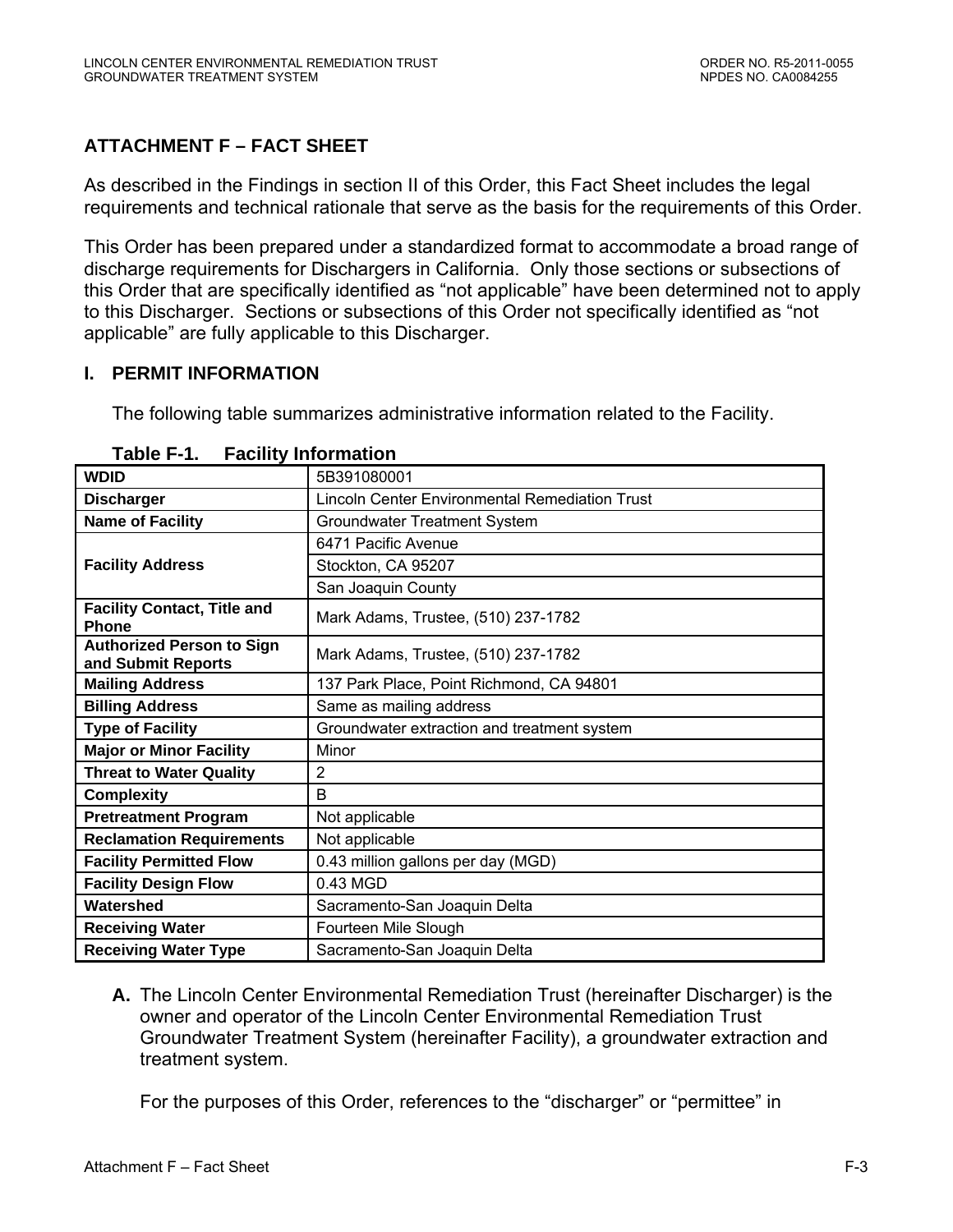## ATTACHMENT F – FACT SHEET

As described in the Findings in section II of this Order, this Fact Sheet includes the legal requirements and technical rationale that serve as the basis for the requirements of this Order.

This Order has been prepared under a standardized format to accommodate a broad range of discharge requirements for Dischargers in California. Only those sections or subsections of this Order that are specifically identified as "not applicable" have been determined not to apply to this Discharger. Sections or subsections of this Order not specifically identified as "not applicable" are fully applicable to this Discharger.

### I. PERMIT INFORMATION

The following table summarizes administrative information related to the Facility.

**Table F-1. Facility Information**

| | |
|---|---|
| **WDID** | 5B391080001 |
| **Discharger** | Lincoln Center Environmental Remediation Trust |
| **Name of Facility** | Groundwater Treatment System |
| **Facility Address** | 6471 Pacific Avenue |
| | Stockton, CA 95207 |
| | San Joaquin County |
| **Facility Contact, Title and Phone** | Mark Adams, Trustee, (510) 237-1782 |
| **Authorized Person to Sign and Submit Reports** | Mark Adams, Trustee, (510) 237-1782 |
| **Mailing Address** | 137 Park Place, Point Richmond, CA 94801 |
| **Billing Address** | Same as mailing address |
| **Type of Facility** | Groundwater extraction and treatment system |
| **Major or Minor Facility** | Minor |
| **Threat to Water Quality** | 2 |
| **Complexity** | B |
| **Pretreatment Program** | Not applicable |
| **Reclamation Requirements** | Not applicable |
| **Facility Permitted Flow** | 0.43 million gallons per day (MGD) |
| **Facility Design Flow** | 0.43 MGD |
| **Watershed** | Sacramento-San Joaquin Delta |
| **Receiving Water** | Fourteen Mile Slough |
| **Receiving Water Type** | Sacramento-San Joaquin Delta |

**A.** The Lincoln Center Environmental Remediation Trust (hereinafter Discharger) is the owner and operator of the Lincoln Center Environmental Remediation Trust Groundwater Treatment System (hereinafter Facility), a groundwater extraction and treatment system.

For the purposes of this Order, references to the "discharger" or "permittee" in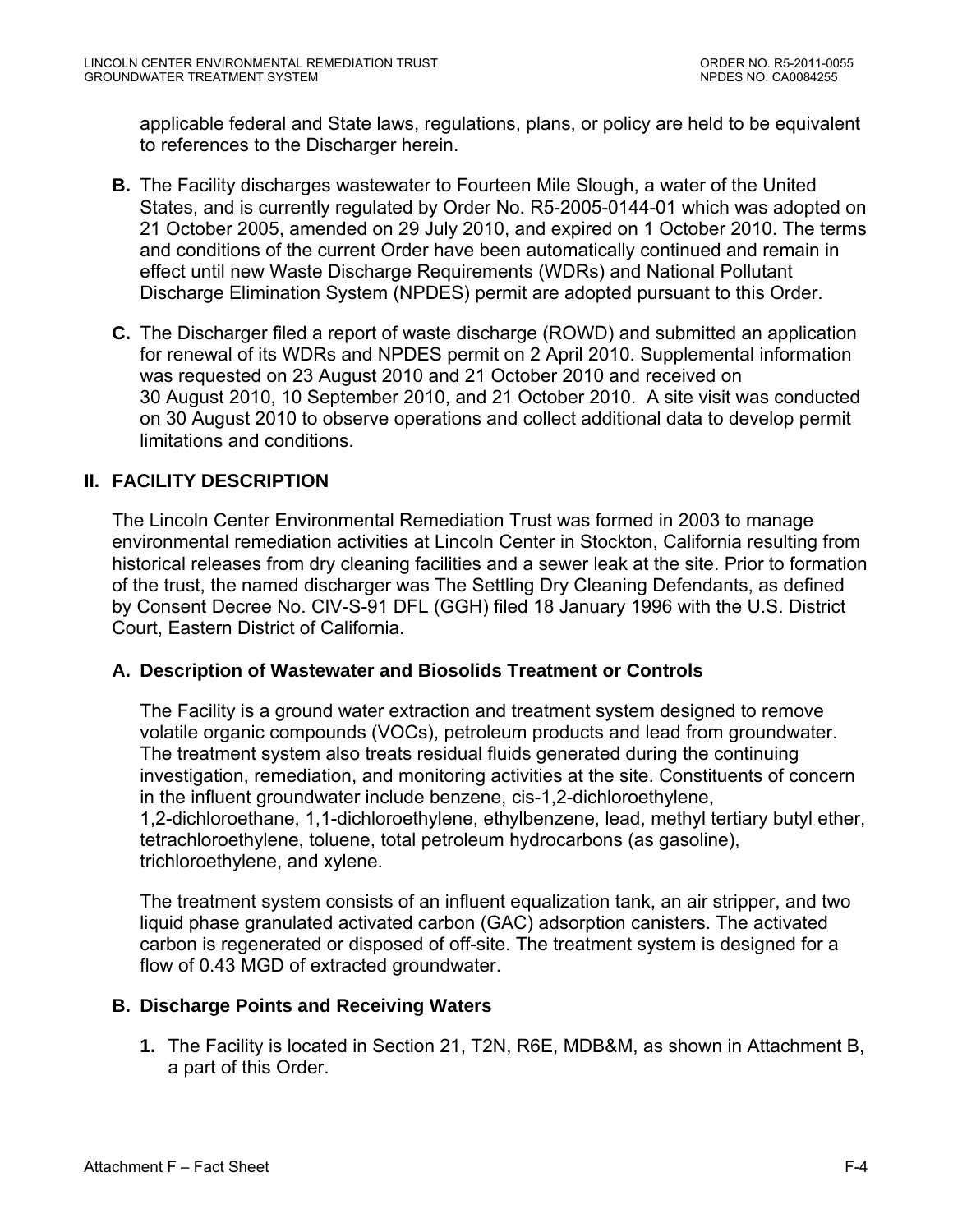applicable federal and State laws, regulations, plans, or policy are held to be equivalent to references to the Discharger herein.

**B.** The Facility discharges wastewater to Fourteen Mile Slough, a water of the United States, and is currently regulated by Order No. R5-2005-0144-01 which was adopted on 21 October 2005, amended on 29 July 2010, and expired on 1 October 2010. The terms and conditions of the current Order have been automatically continued and remain in effect until new Waste Discharge Requirements (WDRs) and National Pollutant Discharge Elimination System (NPDES) permit are adopted pursuant to this Order.

**C.** The Discharger filed a report of waste discharge (ROWD) and submitted an application for renewal of its WDRs and NPDES permit on 2 April 2010. Supplemental information was requested on 23 August 2010 and 21 October 2010 and received on 30 August 2010, 10 September 2010, and 21 October 2010. A site visit was conducted on 30 August 2010 to observe operations and collect additional data to develop permit limitations and conditions.

## II. FACILITY DESCRIPTION

The Lincoln Center Environmental Remediation Trust was formed in 2003 to manage environmental remediation activities at Lincoln Center in Stockton, California resulting from historical releases from dry cleaning facilities and a sewer leak at the site. Prior to formation of the trust, the named discharger was The Settling Dry Cleaning Defendants, as defined by Consent Decree No. CIV-S-91 DFL (GGH) filed 18 January 1996 with the U.S. District Court, Eastern District of California.

### A. Description of Wastewater and Biosolids Treatment or Controls

The Facility is a ground water extraction and treatment system designed to remove volatile organic compounds (VOCs), petroleum products and lead from groundwater. The treatment system also treats residual fluids generated during the continuing investigation, remediation, and monitoring activities at the site. Constituents of concern in the influent groundwater include benzene, cis-1,2-dichloroethylene, 1,2-dichloroethane, 1,1-dichloroethylene, ethylbenzene, lead, methyl tertiary butyl ether, tetrachloroethylene, toluene, total petroleum hydrocarbons (as gasoline), trichloroethylene, and xylene.

The treatment system consists of an influent equalization tank, an air stripper, and two liquid phase granulated activated carbon (GAC) adsorption canisters. The activated carbon is regenerated or disposed of off-site. The treatment system is designed for a flow of 0.43 MGD of extracted groundwater.

### B. Discharge Points and Receiving Waters

1. The Facility is located in Section 21, T2N, R6E, MDB&M, as shown in Attachment B, a part of this Order.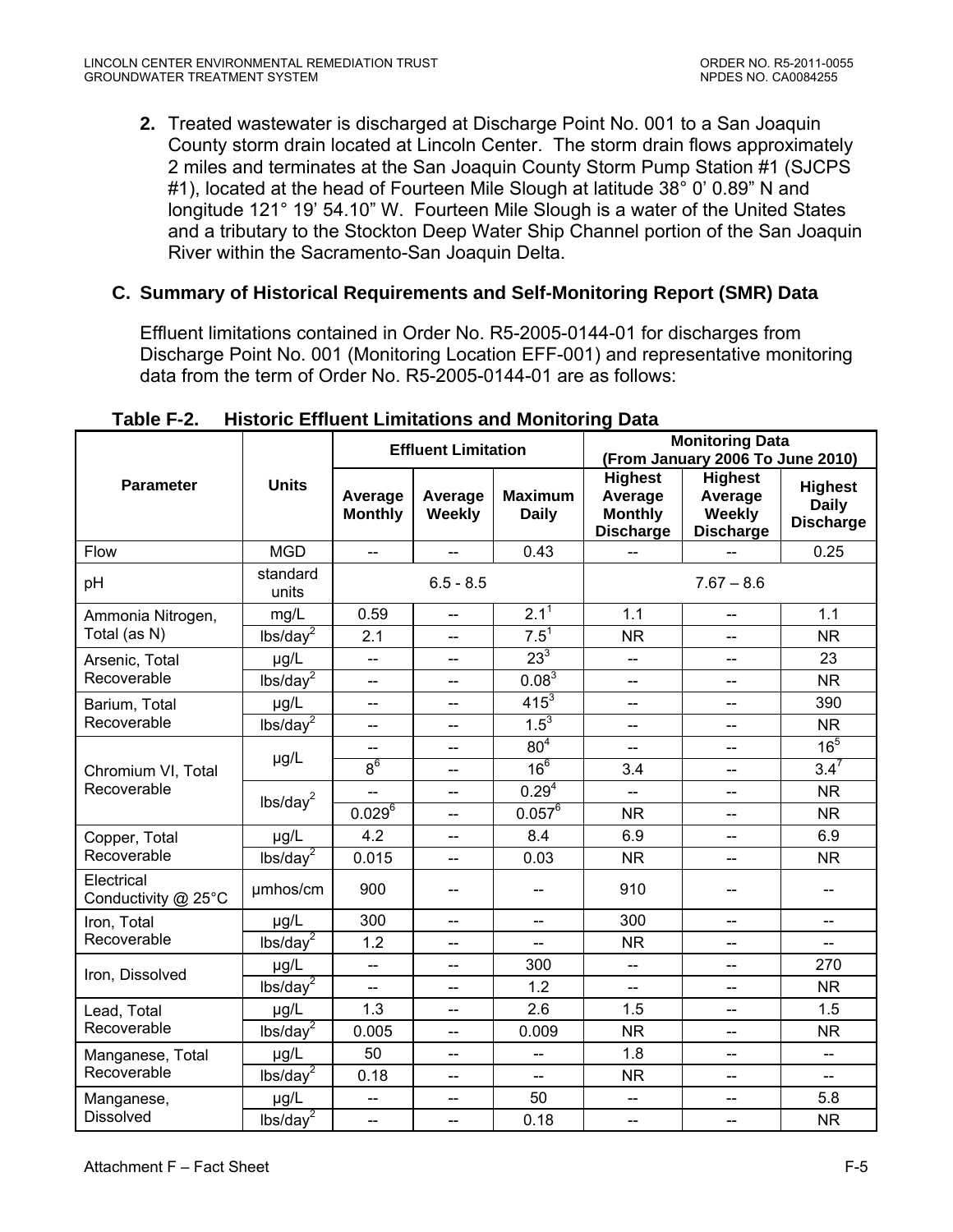2. Treated wastewater is discharged at Discharge Point No. 001 to a San Joaquin County storm drain located at Lincoln Center. The storm drain flows approximately 2 miles and terminates at the San Joaquin County Storm Pump Station #1 (SJCPS #1), located at the head of Fourteen Mile Slough at latitude 38° 0' 0.89" N and longitude 121° 19' 54.10" W. Fourteen Mile Slough is a water of the United States and a tributary to the Stockton Deep Water Ship Channel portion of the San Joaquin River within the Sacramento-San Joaquin Delta.

## C. Summary of Historical Requirements and Self-Monitoring Report (SMR) Data

Effluent limitations contained in Order No. R5-2005-0144-01 for discharges from Discharge Point No. 001 (Monitoring Location EFF-001) and representative monitoring data from the term of Order No. R5-2005-0144-01 are as follows:

**Table F-2. Historic Effluent Limitations and Monitoring Data**

| Parameter | Units | Effluent Limitation | | | Monitoring Data (From January 2006 To June 2010) | | |
|---|---|---|---|---|---|---|---|
| | | Average Monthly | Average Weekly | Maximum Daily | Highest Average Monthly Discharge | Highest Average Weekly Discharge | Highest Daily Discharge |
| Flow | MGD | -- | -- | 0.43 | -- | -- | 0.25 |
| pH | standard units | 6.5 - 8.5 | | | 7.67 – 8.6 | | |
| Ammonia Nitrogen, Total (as N) | mg/L | 0.59 | -- | 2.1[1] | 1.1 | -- | 1.1 |
| | lbs/day[2] | 2.1 | -- | 7.5[1] | NR | -- | NR |
| Arsenic, Total Recoverable | µg/L | -- | -- | 23[3] | -- | -- | 23 |
| | lbs/day[2] | -- | -- | 0.08[3] | -- | -- | NR |
| Barium, Total Recoverable | µg/L | -- | -- | 415[3] | -- | -- | 390 |
| | lbs/day[2] | -- | -- | 1.5[3] | -- | -- | NR |
| Chromium VI, Total Recoverable | µg/L | -- | -- | 80[4] | -- | -- | 16[5] |
| | | 8[6] | -- | 16[6] | 3.4 | -- | 3.4[7] |
| | lbs/day[2] | -- | -- | 0.29[4] | -- | -- | NR |
| | | 0.029[6] | -- | 0.057[6] | NR | -- | NR |
| Copper, Total Recoverable | µg/L | 4.2 | -- | 8.4 | 6.9 | -- | 6.9 |
| | lbs/day[2] | 0.015 | -- | 0.03 | NR | -- | NR |
| Electrical Conductivity @ 25°C | µmhos/cm | 900 | -- | -- | 910 | -- | -- |
| Iron, Total Recoverable | µg/L | 300 | -- | -- | 300 | -- | -- |
| | lbs/day[2] | 1.2 | -- | -- | NR | -- | -- |
| Iron, Dissolved | µg/L | -- | -- | 300 | -- | -- | 270 |
| | lbs/day[2] | -- | -- | 1.2 | -- | -- | NR |
| Lead, Total Recoverable | µg/L | 1.3 | -- | 2.6 | 1.5 | -- | 1.5 |
| | lbs/day[2] | 0.005 | -- | 0.009 | NR | -- | NR |
| Manganese, Total Recoverable | µg/L | 50 | -- | -- | 1.8 | -- | -- |
| | lbs/day[2] | 0.18 | -- | -- | NR | -- | -- |
| Manganese, Dissolved | µg/L | -- | -- | 50 | -- | -- | 5.8 |
| | lbs/day[2] | -- | -- | 0.18 | -- | -- | NR |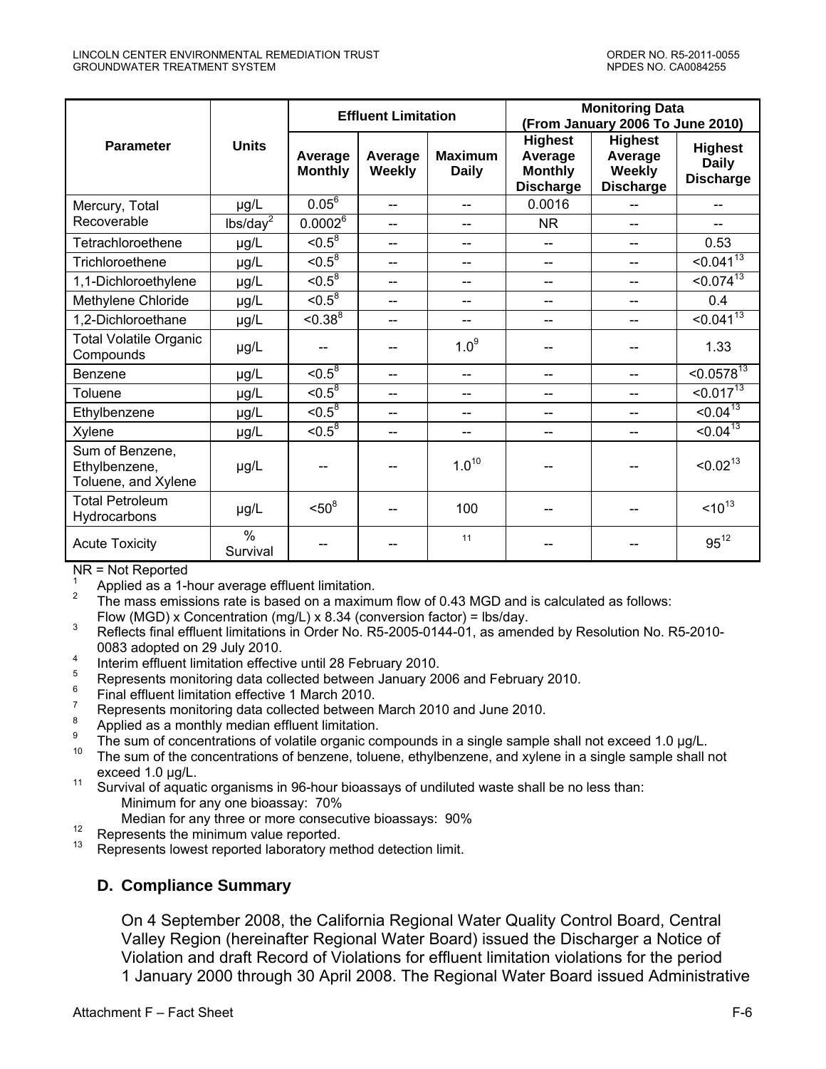| Parameter | Units | Effluent Limitation | | | Monitoring Data (From January 2006 To June 2010) | | |
|---|---|---|---|---|---|---|---|
| | | Average Monthly | Average Weekly | Maximum Daily | Highest Average Monthly Discharge | Highest Average Weekly Discharge | Highest Daily Discharge |
| Mercury, Total Recoverable | µg/L | 0.05[6] | -- | -- | 0.0016 | -- | -- |
| | lbs/day[2] | 0.0002[6] | -- | -- | NR | -- | -- |
| Tetrachloroethene | µg/L | <0.5[8] | -- | -- | -- | -- | 0.53 |
| Trichloroethene | µg/L | <0.5[8] | -- | -- | -- | -- | <0.041[13] |
| 1,1-Dichloroethylene | µg/L | <0.5[8] | -- | -- | -- | -- | <0.074[13] |
| Methylene Chloride | µg/L | <0.5[8] | -- | -- | -- | -- | 0.4 |
| 1,2-Dichloroethane | µg/L | <0.38[8] | -- | -- | -- | -- | <0.041[13] |
| Total Volatile Organic Compounds | µg/L | -- | -- | 1.0[9] | -- | -- | 1.33 |
| Benzene | µg/L | <0.5[8] | -- | -- | -- | -- | <0.0578[13] |
| Toluene | µg/L | <0.5[8] | -- | -- | -- | -- | <0.017[13] |
| Ethylbenzene | µg/L | <0.5[8] | -- | -- | -- | -- | <0.04[13] |
| Xylene | µg/L | <0.5[8] | -- | -- | -- | -- | <0.04[13] |
| Sum of Benzene, Ethylbenzene, Toluene, and Xylene | µg/L | -- | -- | 1.0[10] | -- | -- | <0.02[13] |
| Total Petroleum Hydrocarbons | µg/L | <50[8] | -- | 100 | -- | -- | <10[13] |
| Acute Toxicity | % Survival | -- | -- | [11] | -- | -- | 95[12] |

NR = Not Reported

1. Applied as a 1-hour average effluent limitation.
2. The mass emissions rate is based on a maximum flow of 0.43 MGD and is calculated as follows: Flow (MGD) x Concentration (mg/L) x 8.34 (conversion factor) = lbs/day.
3. Reflects final effluent limitations in Order No. R5-2005-0144-01, as amended by Resolution No. R5-2010-0083 adopted on 29 July 2010.
4. Interim effluent limitation effective until 28 February 2010.
5. Represents monitoring data collected between January 2006 and February 2010.
6. Final effluent limitation effective 1 March 2010.
7. Represents monitoring data collected between March 2010 and June 2010.
8. Applied as a monthly median effluent limitation.
9. The sum of concentrations of volatile organic compounds in a single sample shall not exceed 1.0 µg/L.
10. The sum of the concentrations of benzene, toluene, ethylbenzene, and xylene in a single sample shall not exceed 1.0 µg/L.
11. Survival of aquatic organisms in 96-hour bioassays of undiluted waste shall be no less than:
    Minimum for any one bioassay: 70%
    Median for any three or more consecutive bioassays: 90%
12. Represents the minimum value reported.
13. Represents lowest reported laboratory method detection limit.

### D. Compliance Summary

On 4 September 2008, the California Regional Water Quality Control Board, Central Valley Region (hereinafter Regional Water Board) issued the Discharger a Notice of Violation and draft Record of Violations for effluent limitation violations for the period 1 January 2000 through 30 April 2008. The Regional Water Board issued Administrative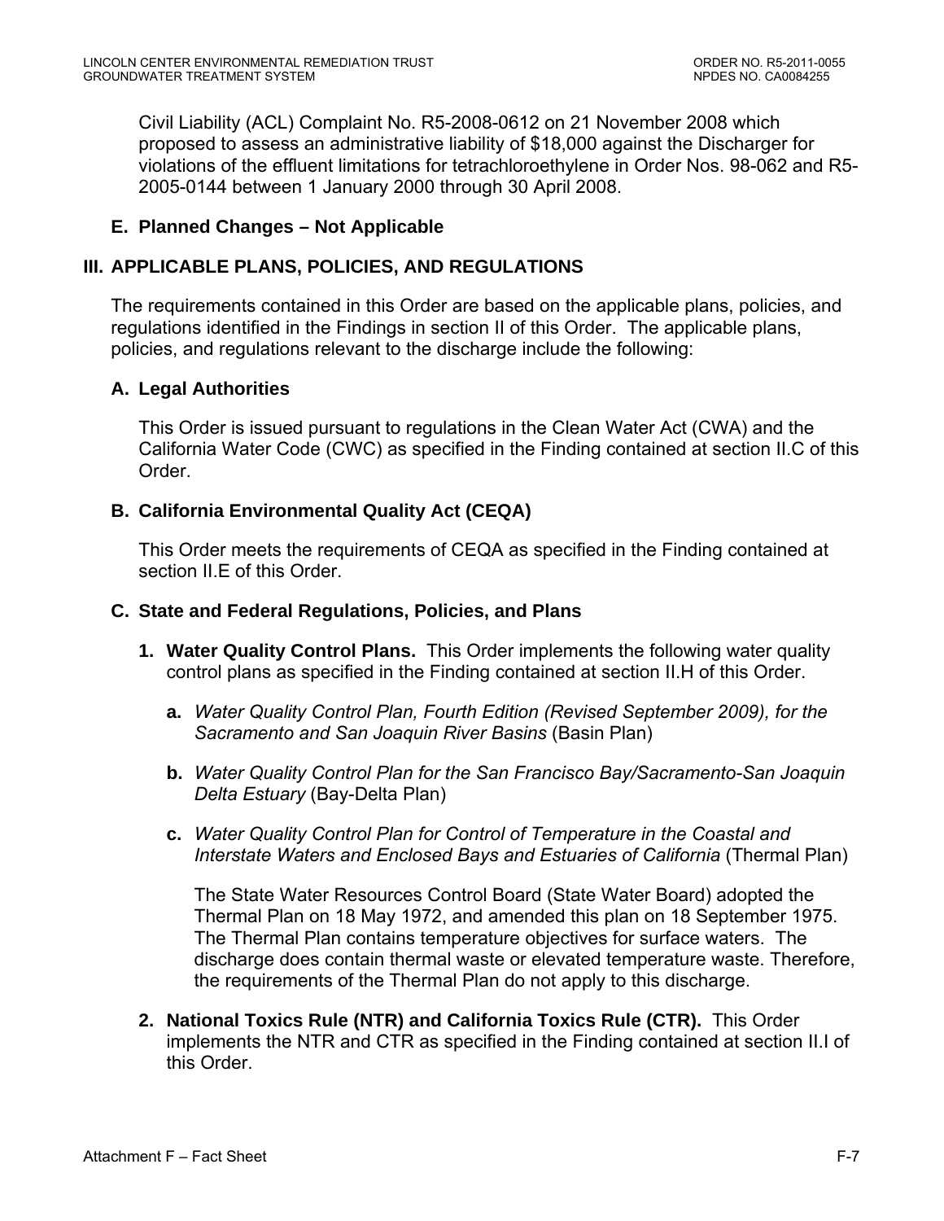Civil Liability (ACL) Complaint No. R5-2008-0612 on 21 November 2008 which proposed to assess an administrative liability of $18,000 against the Discharger for violations of the effluent limitations for tetrachloroethylene in Order Nos. 98-062 and R5-2005-0144 between 1 January 2000 through 30 April 2008.

**E. Planned Changes – Not Applicable**

## III. APPLICABLE PLANS, POLICIES, AND REGULATIONS

The requirements contained in this Order are based on the applicable plans, policies, and regulations identified in the Findings in section II of this Order. The applicable plans, policies, and regulations relevant to the discharge include the following:

### A. Legal Authorities

This Order is issued pursuant to regulations in the Clean Water Act (CWA) and the California Water Code (CWC) as specified in the Finding contained at section II.C of this Order.

### B. California Environmental Quality Act (CEQA)

This Order meets the requirements of CEQA as specified in the Finding contained at section II.E of this Order.

### C. State and Federal Regulations, Policies, and Plans

1. **Water Quality Control Plans.** This Order implements the following water quality control plans as specified in the Finding contained at section II.H of this Order.

   a. *Water Quality Control Plan, Fourth Edition (Revised September 2009), for the Sacramento and San Joaquin River Basins* (Basin Plan)

   b. *Water Quality Control Plan for the San Francisco Bay/Sacramento-San Joaquin Delta Estuary* (Bay-Delta Plan)

   c. *Water Quality Control Plan for Control of Temperature in the Coastal and Interstate Waters and Enclosed Bays and Estuaries of California* (Thermal Plan)

   The State Water Resources Control Board (State Water Board) adopted the Thermal Plan on 18 May 1972, and amended this plan on 18 September 1975. The Thermal Plan contains temperature objectives for surface waters. The discharge does contain thermal waste or elevated temperature waste. Therefore, the requirements of the Thermal Plan do not apply to this discharge.

2. **National Toxics Rule (NTR) and California Toxics Rule (CTR).** This Order implements the NTR and CTR as specified in the Finding contained at section II.I of this Order.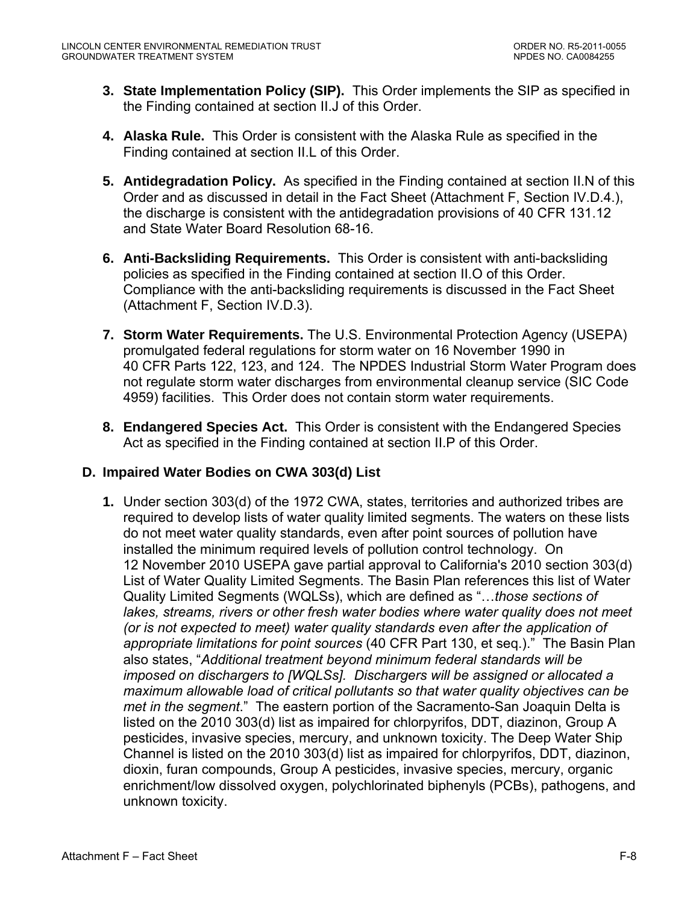3. **State Implementation Policy (SIP).** This Order implements the SIP as specified in the Finding contained at section II.J of this Order.

4. **Alaska Rule.** This Order is consistent with the Alaska Rule as specified in the Finding contained at section II.L of this Order.

5. **Antidegradation Policy.** As specified in the Finding contained at section II.N of this Order and as discussed in detail in the Fact Sheet (Attachment F, Section IV.D.4.), the discharge is consistent with the antidegradation provisions of 40 CFR 131.12 and State Water Board Resolution 68-16.

6. **Anti-Backsliding Requirements.** This Order is consistent with anti-backsliding policies as specified in the Finding contained at section II.O of this Order. Compliance with the anti-backsliding requirements is discussed in the Fact Sheet (Attachment F, Section IV.D.3).

7. **Storm Water Requirements.** The U.S. Environmental Protection Agency (USEPA) promulgated federal regulations for storm water on 16 November 1990 in 40 CFR Parts 122, 123, and 124. The NPDES Industrial Storm Water Program does not regulate storm water discharges from environmental cleanup service (SIC Code 4959) facilities. This Order does not contain storm water requirements.

8. **Endangered Species Act.** This Order is consistent with the Endangered Species Act as specified in the Finding contained at section II.P of this Order.

## D. Impaired Water Bodies on CWA 303(d) List

1. Under section 303(d) of the 1972 CWA, states, territories and authorized tribes are required to develop lists of water quality limited segments. The waters on these lists do not meet water quality standards, even after point sources of pollution have installed the minimum required levels of pollution control technology. On 12 November 2010 USEPA gave partial approval to California's 2010 section 303(d) List of Water Quality Limited Segments. The Basin Plan references this list of Water Quality Limited Segments (WQLSs), which are defined as "…*those sections of lakes, streams, rivers or other fresh water bodies where water quality does not meet (or is not expected to meet) water quality standards even after the application of appropriate limitations for point sources* (40 CFR Part 130, et seq.)." The Basin Plan also states, "*Additional treatment beyond minimum federal standards will be imposed on dischargers to [WQLSs]. Dischargers will be assigned or allocated a maximum allowable load of critical pollutants so that water quality objectives can be met in the segment*." The eastern portion of the Sacramento-San Joaquin Delta is listed on the 2010 303(d) list as impaired for chlorpyrifos, DDT, diazinon, Group A pesticides, invasive species, mercury, and unknown toxicity. The Deep Water Ship Channel is listed on the 2010 303(d) list as impaired for chlorpyrifos, DDT, diazinon, dioxin, furan compounds, Group A pesticides, invasive species, mercury, organic enrichment/low dissolved oxygen, polychlorinated biphenyls (PCBs), pathogens, and unknown toxicity.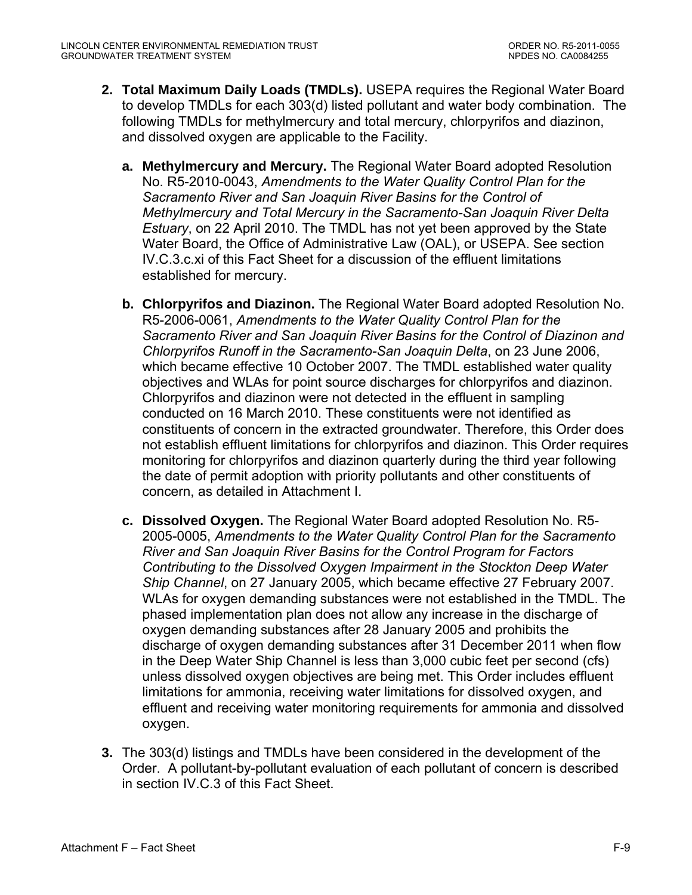2. **Total Maximum Daily Loads (TMDLs).** USEPA requires the Regional Water Board to develop TMDLs for each 303(d) listed pollutant and water body combination. The following TMDLs for methylmercury and total mercury, chlorpyrifos and diazinon, and dissolved oxygen are applicable to the Facility.

   a. **Methylmercury and Mercury.** The Regional Water Board adopted Resolution No. R5-2010-0043, *Amendments to the Water Quality Control Plan for the Sacramento River and San Joaquin River Basins for the Control of Methylmercury and Total Mercury in the Sacramento-San Joaquin River Delta Estuary*, on 22 April 2010. The TMDL has not yet been approved by the State Water Board, the Office of Administrative Law (OAL), or USEPA. See section IV.C.3.c.xi of this Fact Sheet for a discussion of the effluent limitations established for mercury.

   b. **Chlorpyrifos and Diazinon.** The Regional Water Board adopted Resolution No. R5-2006-0061, *Amendments to the Water Quality Control Plan for the Sacramento River and San Joaquin River Basins for the Control of Diazinon and Chlorpyrifos Runoff in the Sacramento-San Joaquin Delta*, on 23 June 2006, which became effective 10 October 2007. The TMDL established water quality objectives and WLAs for point source discharges for chlorpyrifos and diazinon. Chlorpyrifos and diazinon were not detected in the effluent in sampling conducted on 16 March 2010. These constituents were not identified as constituents of concern in the extracted groundwater. Therefore, this Order does not establish effluent limitations for chlorpyrifos and diazinon. This Order requires monitoring for chlorpyrifos and diazinon quarterly during the third year following the date of permit adoption with priority pollutants and other constituents of concern, as detailed in Attachment I.

   c. **Dissolved Oxygen.** The Regional Water Board adopted Resolution No. R5-2005-0005, *Amendments to the Water Quality Control Plan for the Sacramento River and San Joaquin River Basins for the Control Program for Factors Contributing to the Dissolved Oxygen Impairment in the Stockton Deep Water Ship Channel*, on 27 January 2005, which became effective 27 February 2007. WLAs for oxygen demanding substances were not established in the TMDL. The phased implementation plan does not allow any increase in the discharge of oxygen demanding substances after 28 January 2005 and prohibits the discharge of oxygen demanding substances after 31 December 2011 when flow in the Deep Water Ship Channel is less than 3,000 cubic feet per second (cfs) unless dissolved oxygen objectives are being met. This Order includes effluent limitations for ammonia, receiving water limitations for dissolved oxygen, and effluent and receiving water monitoring requirements for ammonia and dissolved oxygen.

3. The 303(d) listings and TMDLs have been considered in the development of the Order. A pollutant-by-pollutant evaluation of each pollutant of concern is described in section IV.C.3 of this Fact Sheet.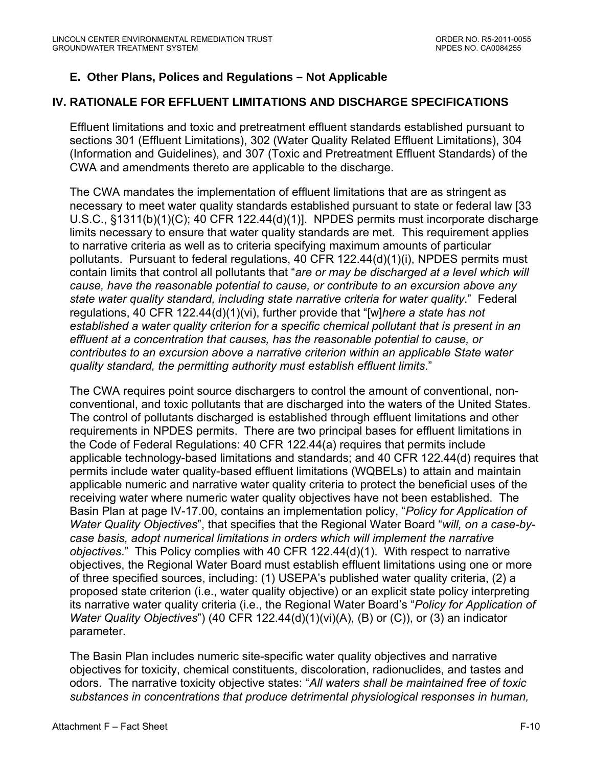## E. Other Plans, Polices and Regulations – Not Applicable

## IV. RATIONALE FOR EFFLUENT LIMITATIONS AND DISCHARGE SPECIFICATIONS

Effluent limitations and toxic and pretreatment effluent standards established pursuant to sections 301 (Effluent Limitations), 302 (Water Quality Related Effluent Limitations), 304 (Information and Guidelines), and 307 (Toxic and Pretreatment Effluent Standards) of the CWA and amendments thereto are applicable to the discharge.

The CWA mandates the implementation of effluent limitations that are as stringent as necessary to meet water quality standards established pursuant to state or federal law [33 U.S.C., §1311(b)(1)(C); 40 CFR 122.44(d)(1)]. NPDES permits must incorporate discharge limits necessary to ensure that water quality standards are met. This requirement applies to narrative criteria as well as to criteria specifying maximum amounts of particular pollutants. Pursuant to federal regulations, 40 CFR 122.44(d)(1)(i), NPDES permits must contain limits that control all pollutants that "*are or may be discharged at a level which will cause, have the reasonable potential to cause, or contribute to an excursion above any state water quality standard, including state narrative criteria for water quality*." Federal regulations, 40 CFR 122.44(d)(1)(vi), further provide that "[w]*here a state has not established a water quality criterion for a specific chemical pollutant that is present in an effluent at a concentration that causes, has the reasonable potential to cause, or contributes to an excursion above a narrative criterion within an applicable State water quality standard, the permitting authority must establish effluent limits*."

The CWA requires point source dischargers to control the amount of conventional, non-conventional, and toxic pollutants that are discharged into the waters of the United States. The control of pollutants discharged is established through effluent limitations and other requirements in NPDES permits. There are two principal bases for effluent limitations in the Code of Federal Regulations: 40 CFR 122.44(a) requires that permits include applicable technology-based limitations and standards; and 40 CFR 122.44(d) requires that permits include water quality-based effluent limitations (WQBELs) to attain and maintain applicable numeric and narrative water quality criteria to protect the beneficial uses of the receiving water where numeric water quality objectives have not been established. The Basin Plan at page IV-17.00, contains an implementation policy, "*Policy for Application of Water Quality Objectives*", that specifies that the Regional Water Board "*will, on a case-by-case basis, adopt numerical limitations in orders which will implement the narrative objectives*." This Policy complies with 40 CFR 122.44(d)(1). With respect to narrative objectives, the Regional Water Board must establish effluent limitations using one or more of three specified sources, including: (1) USEPA's published water quality criteria, (2) a proposed state criterion (i.e., water quality objective) or an explicit state policy interpreting its narrative water quality criteria (i.e., the Regional Water Board's "*Policy for Application of Water Quality Objectives*") (40 CFR 122.44(d)(1)(vi)(A), (B) or (C)), or (3) an indicator parameter.

The Basin Plan includes numeric site-specific water quality objectives and narrative objectives for toxicity, chemical constituents, discoloration, radionuclides, and tastes and odors. The narrative toxicity objective states: "*All waters shall be maintained free of toxic substances in concentrations that produce detrimental physiological responses in human,*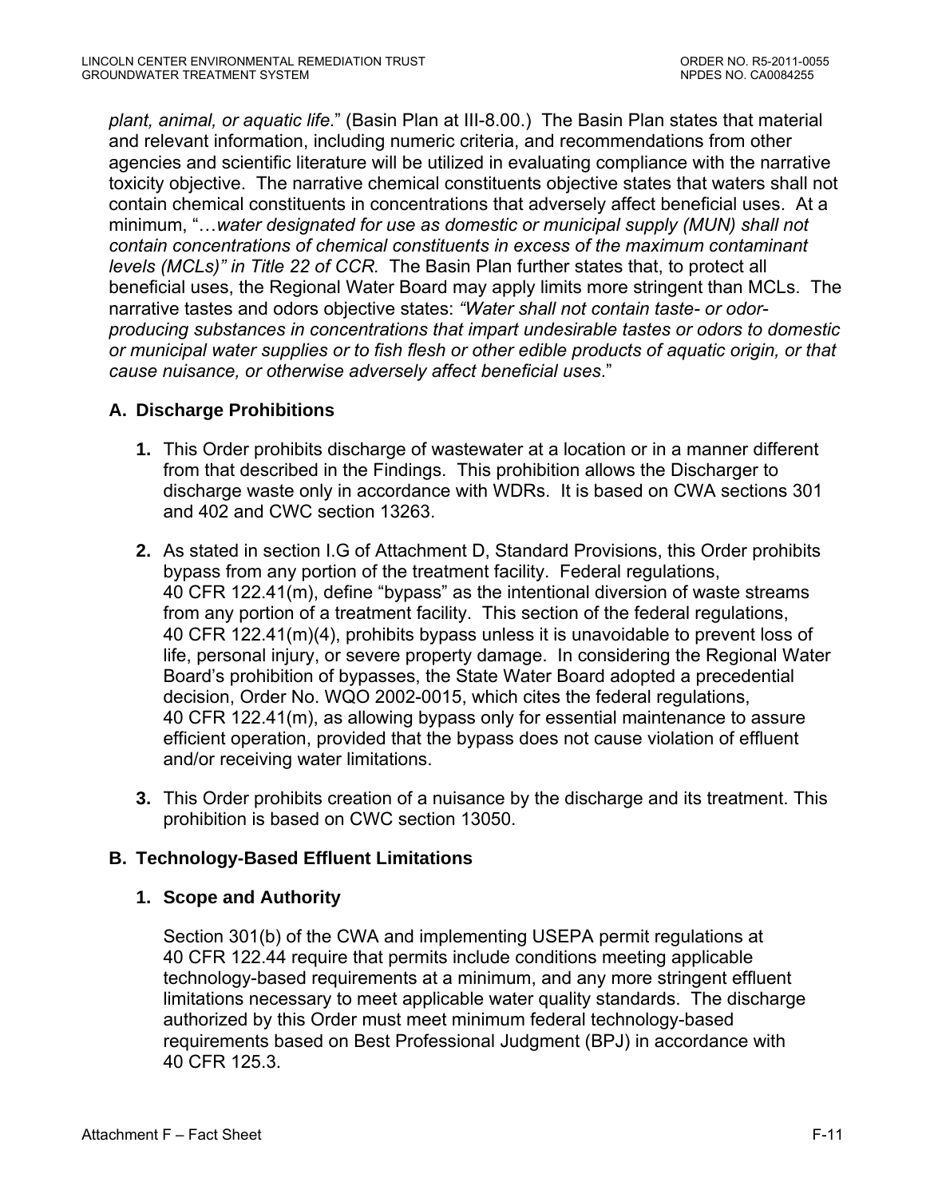*plant, animal, or aquatic life*." (Basin Plan at III-8.00.) The Basin Plan states that material and relevant information, including numeric criteria, and recommendations from other agencies and scientific literature will be utilized in evaluating compliance with the narrative toxicity objective. The narrative chemical constituents objective states that waters shall not contain chemical constituents in concentrations that adversely affect beneficial uses. At a minimum, "…*water designated for use as domestic or municipal supply (MUN) shall not contain concentrations of chemical constituents in excess of the maximum contaminant levels (MCLs)" in Title 22 of CCR.* The Basin Plan further states that, to protect all beneficial uses, the Regional Water Board may apply limits more stringent than MCLs. The narrative tastes and odors objective states: *"Water shall not contain taste- or odor-producing substances in concentrations that impart undesirable tastes or odors to domestic or municipal water supplies or to fish flesh or other edible products of aquatic origin, or that cause nuisance, or otherwise adversely affect beneficial uses*."

### A. Discharge Prohibitions

1. This Order prohibits discharge of wastewater at a location or in a manner different from that described in the Findings. This prohibition allows the Discharger to discharge waste only in accordance with WDRs. It is based on CWA sections 301 and 402 and CWC section 13263.

2. As stated in section I.G of Attachment D, Standard Provisions, this Order prohibits bypass from any portion of the treatment facility. Federal regulations, 40 CFR 122.41(m), define "bypass" as the intentional diversion of waste streams from any portion of a treatment facility. This section of the federal regulations, 40 CFR 122.41(m)(4), prohibits bypass unless it is unavoidable to prevent loss of life, personal injury, or severe property damage. In considering the Regional Water Board's prohibition of bypasses, the State Water Board adopted a precedential decision, Order No. WQO 2002-0015, which cites the federal regulations, 40 CFR 122.41(m), as allowing bypass only for essential maintenance to assure efficient operation, provided that the bypass does not cause violation of effluent and/or receiving water limitations.

3. This Order prohibits creation of a nuisance by the discharge and its treatment. This prohibition is based on CWC section 13050.

### B. Technology-Based Effluent Limitations

#### 1. Scope and Authority

Section 301(b) of the CWA and implementing USEPA permit regulations at 40 CFR 122.44 require that permits include conditions meeting applicable technology-based requirements at a minimum, and any more stringent effluent limitations necessary to meet applicable water quality standards. The discharge authorized by this Order must meet minimum federal technology-based requirements based on Best Professional Judgment (BPJ) in accordance with 40 CFR 125.3.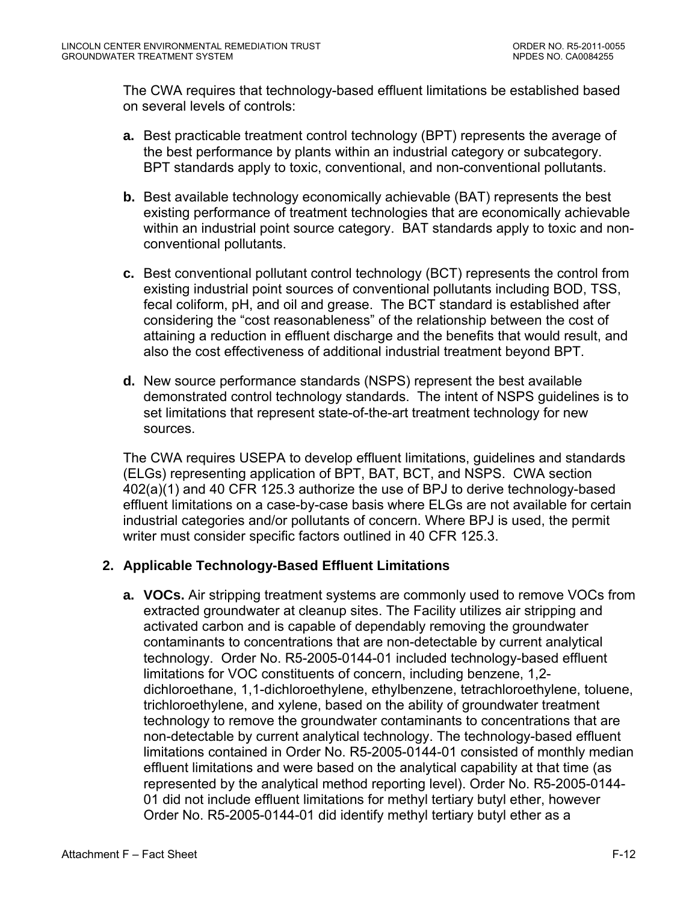The CWA requires that technology-based effluent limitations be established based on several levels of controls:

**a.** Best practicable treatment control technology (BPT) represents the average of the best performance by plants within an industrial category or subcategory. BPT standards apply to toxic, conventional, and non-conventional pollutants.

**b.** Best available technology economically achievable (BAT) represents the best existing performance of treatment technologies that are economically achievable within an industrial point source category. BAT standards apply to toxic and non-conventional pollutants.

**c.** Best conventional pollutant control technology (BCT) represents the control from existing industrial point sources of conventional pollutants including BOD, TSS, fecal coliform, pH, and oil and grease. The BCT standard is established after considering the "cost reasonableness" of the relationship between the cost of attaining a reduction in effluent discharge and the benefits that would result, and also the cost effectiveness of additional industrial treatment beyond BPT.

**d.** New source performance standards (NSPS) represent the best available demonstrated control technology standards. The intent of NSPS guidelines is to set limitations that represent state-of-the-art treatment technology for new sources.

The CWA requires USEPA to develop effluent limitations, guidelines and standards (ELGs) representing application of BPT, BAT, BCT, and NSPS. CWA section 402(a)(1) and 40 CFR 125.3 authorize the use of BPJ to derive technology-based effluent limitations on a case-by-case basis where ELGs are not available for certain industrial categories and/or pollutants of concern. Where BPJ is used, the permit writer must consider specific factors outlined in 40 CFR 125.3.

## 2. Applicable Technology-Based Effluent Limitations

**a. VOCs.** Air stripping treatment systems are commonly used to remove VOCs from extracted groundwater at cleanup sites. The Facility utilizes air stripping and activated carbon and is capable of dependably removing the groundwater contaminants to concentrations that are non-detectable by current analytical technology. Order No. R5-2005-0144-01 included technology-based effluent limitations for VOC constituents of concern, including benzene, 1,2-dichloroethane, 1,1-dichloroethylene, ethylbenzene, tetrachloroethylene, toluene, trichloroethylene, and xylene, based on the ability of groundwater treatment technology to remove the groundwater contaminants to concentrations that are non-detectable by current analytical technology. The technology-based effluent limitations contained in Order No. R5-2005-0144-01 consisted of monthly median effluent limitations and were based on the analytical capability at that time (as represented by the analytical method reporting level). Order No. R5-2005-0144-01 did not include effluent limitations for methyl tertiary butyl ether, however Order No. R5-2005-0144-01 did identify methyl tertiary butyl ether as a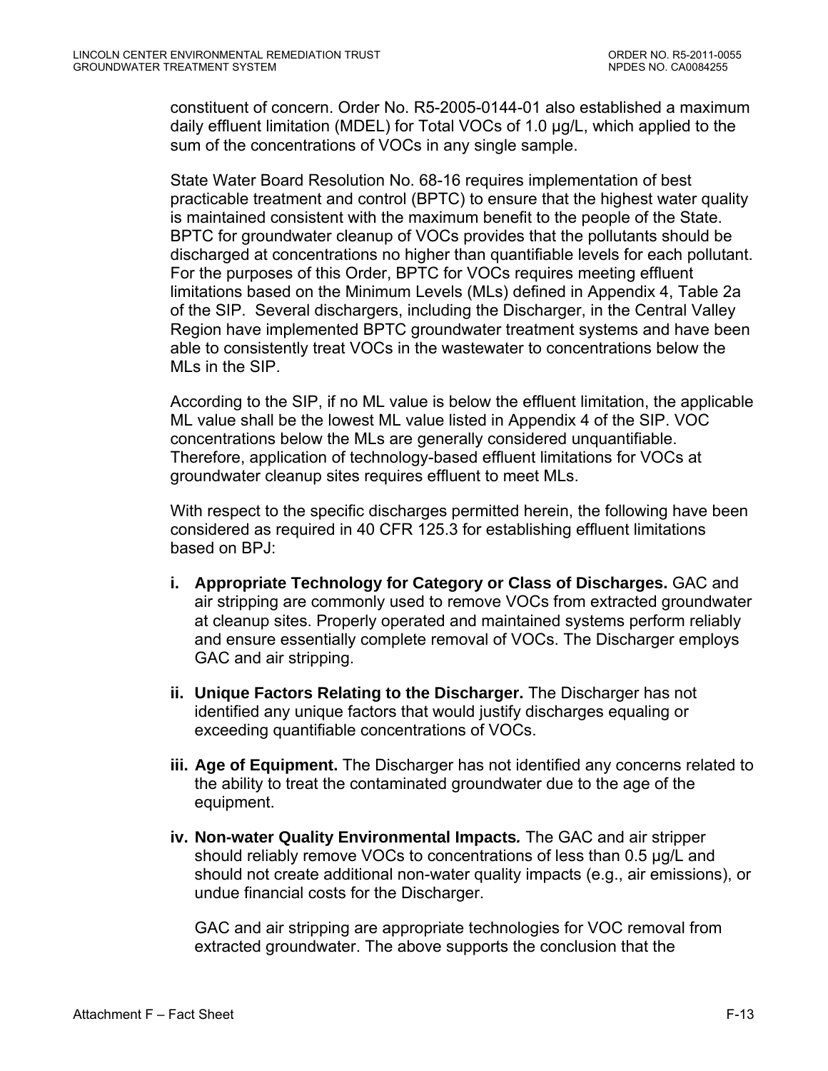constituent of concern. Order No. R5-2005-0144-01 also established a maximum daily effluent limitation (MDEL) for Total VOCs of 1.0 µg/L, which applied to the sum of the concentrations of VOCs in any single sample.

State Water Board Resolution No. 68-16 requires implementation of best practicable treatment and control (BPTC) to ensure that the highest water quality is maintained consistent with the maximum benefit to the people of the State. BPTC for groundwater cleanup of VOCs provides that the pollutants should be discharged at concentrations no higher than quantifiable levels for each pollutant. For the purposes of this Order, BPTC for VOCs requires meeting effluent limitations based on the Minimum Levels (MLs) defined in Appendix 4, Table 2a of the SIP. Several dischargers, including the Discharger, in the Central Valley Region have implemented BPTC groundwater treatment systems and have been able to consistently treat VOCs in the wastewater to concentrations below the MLs in the SIP.

According to the SIP, if no ML value is below the effluent limitation, the applicable ML value shall be the lowest ML value listed in Appendix 4 of the SIP. VOC concentrations below the MLs are generally considered unquantifiable. Therefore, application of technology-based effluent limitations for VOCs at groundwater cleanup sites requires effluent to meet MLs.

With respect to the specific discharges permitted herein, the following have been considered as required in 40 CFR 125.3 for establishing effluent limitations based on BPJ:

i. **Appropriate Technology for Category or Class of Discharges.** GAC and air stripping are commonly used to remove VOCs from extracted groundwater at cleanup sites. Properly operated and maintained systems perform reliably and ensure essentially complete removal of VOCs. The Discharger employs GAC and air stripping.

ii. **Unique Factors Relating to the Discharger.** The Discharger has not identified any unique factors that would justify discharges equaling or exceeding quantifiable concentrations of VOCs.

iii. **Age of Equipment.** The Discharger has not identified any concerns related to the ability to treat the contaminated groundwater due to the age of the equipment.

iv. **Non-water Quality Environmental Impacts.** The GAC and air stripper should reliably remove VOCs to concentrations of less than 0.5 µg/L and should not create additional non-water quality impacts (e.g., air emissions), or undue financial costs for the Discharger.

   GAC and air stripping are appropriate technologies for VOC removal from extracted groundwater. The above supports the conclusion that the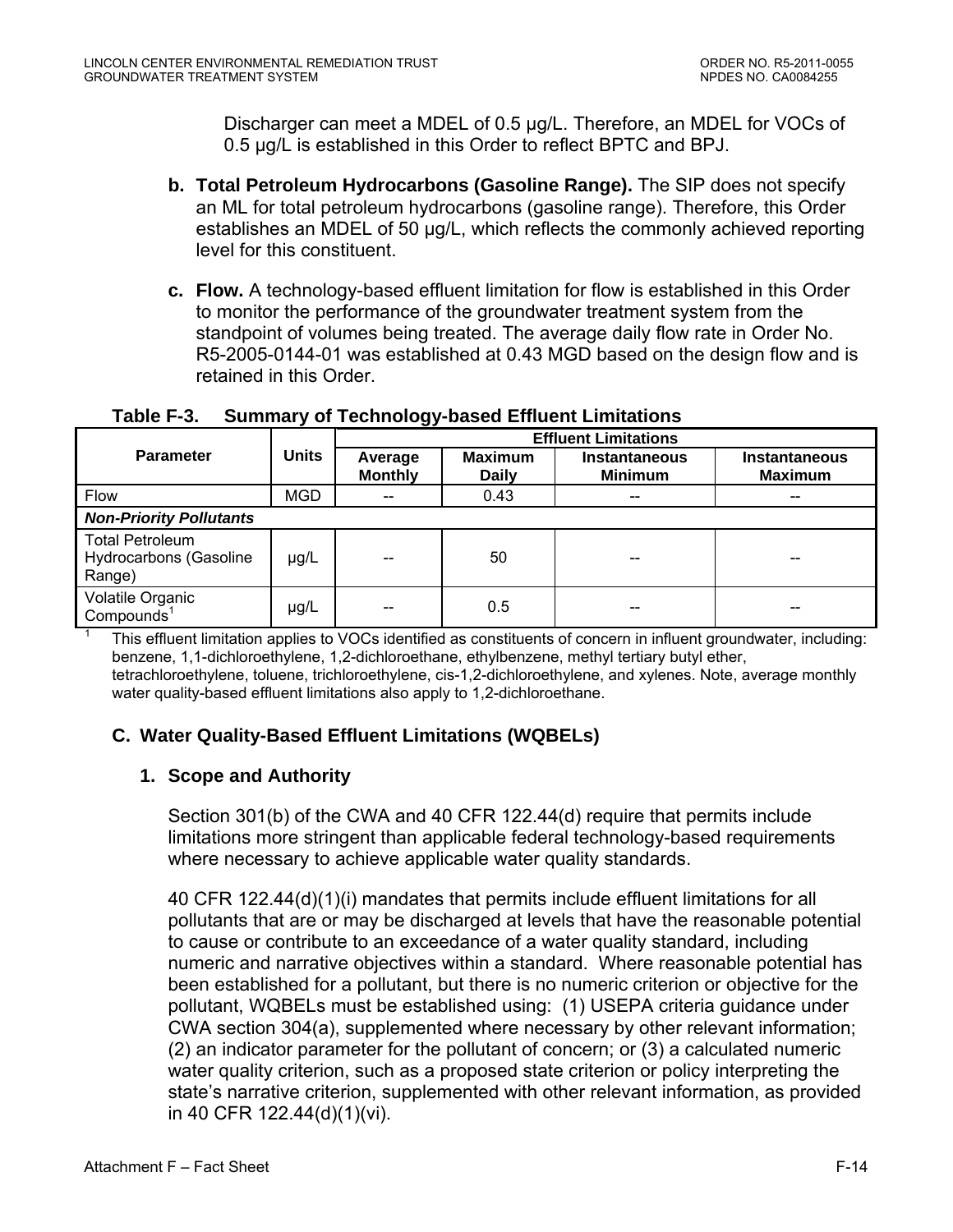Discharger can meet a MDEL of 0.5 µg/L. Therefore, an MDEL for VOCs of 0.5 µg/L is established in this Order to reflect BPTC and BPJ.

**b. Total Petroleum Hydrocarbons (Gasoline Range).** The SIP does not specify an ML for total petroleum hydrocarbons (gasoline range). Therefore, this Order establishes an MDEL of 50 µg/L, which reflects the commonly achieved reporting level for this constituent.

**c. Flow.** A technology-based effluent limitation for flow is established in this Order to monitor the performance of the groundwater treatment system from the standpoint of volumes being treated. The average daily flow rate in Order No. R5-2005-0144-01 was established at 0.43 MGD based on the design flow and is retained in this Order.

**Table F-3. Summary of Technology-based Effluent Limitations**

| Parameter | Units | Effluent Limitations | | | |
|---|---|---|---|---|---|
| | | Average Monthly | Maximum Daily | Instantaneous Minimum | Instantaneous Maximum |
| Flow | MGD | -- | 0.43 | -- | -- |
| ***Non-Priority Pollutants*** | | | | | |
| Total Petroleum Hydrocarbons (Gasoline Range) | µg/L | -- | 50 | -- | -- |
| Volatile Organic Compounds[1] | µg/L | -- | 0.5 | -- | -- |

[1] This effluent limitation applies to VOCs identified as constituents of concern in influent groundwater, including: benzene, 1,1-dichloroethylene, 1,2-dichloroethane, ethylbenzene, methyl tertiary butyl ether, tetrachloroethylene, toluene, trichloroethylene, cis-1,2-dichloroethylene, and xylenes. Note, average monthly water quality-based effluent limitations also apply to 1,2-dichloroethane.

## C. Water Quality-Based Effluent Limitations (WQBELs)

### 1. Scope and Authority

Section 301(b) of the CWA and 40 CFR 122.44(d) require that permits include limitations more stringent than applicable federal technology-based requirements where necessary to achieve applicable water quality standards.

40 CFR 122.44(d)(1)(i) mandates that permits include effluent limitations for all pollutants that are or may be discharged at levels that have the reasonable potential to cause or contribute to an exceedance of a water quality standard, including numeric and narrative objectives within a standard. Where reasonable potential has been established for a pollutant, but there is no numeric criterion or objective for the pollutant, WQBELs must be established using: (1) USEPA criteria guidance under CWA section 304(a), supplemented where necessary by other relevant information; (2) an indicator parameter for the pollutant of concern; or (3) a calculated numeric water quality criterion, such as a proposed state criterion or policy interpreting the state's narrative criterion, supplemented with other relevant information, as provided in 40 CFR 122.44(d)(1)(vi).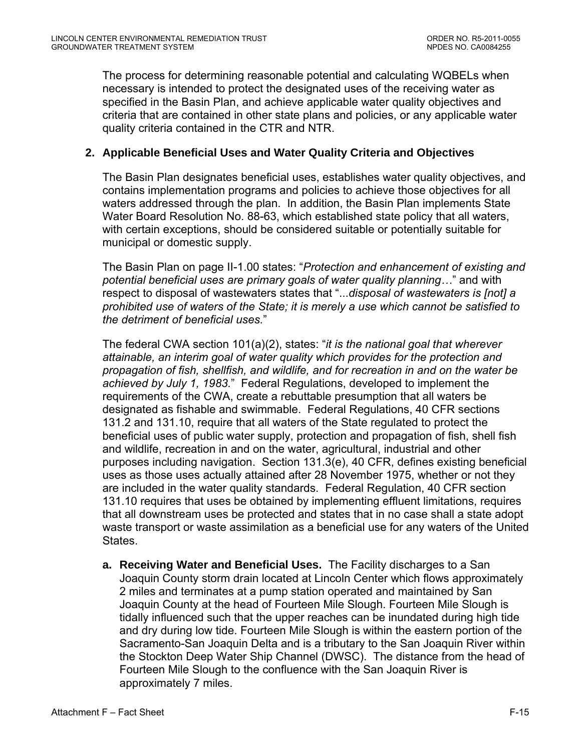The process for determining reasonable potential and calculating WQBELs when necessary is intended to protect the designated uses of the receiving water as specified in the Basin Plan, and achieve applicable water quality objectives and criteria that are contained in other state plans and policies, or any applicable water quality criteria contained in the CTR and NTR.

**2. Applicable Beneficial Uses and Water Quality Criteria and Objectives**

The Basin Plan designates beneficial uses, establishes water quality objectives, and contains implementation programs and policies to achieve those objectives for all waters addressed through the plan. In addition, the Basin Plan implements State Water Board Resolution No. 88-63, which established state policy that all waters, with certain exceptions, should be considered suitable or potentially suitable for municipal or domestic supply.

The Basin Plan on page II-1.00 states: "*Protection and enhancement of existing and potential beneficial uses are primary goals of water quality planning…*" and with respect to disposal of wastewaters states that "...*disposal of wastewaters is [not] a prohibited use of waters of the State; it is merely a use which cannot be satisfied to the detriment of beneficial uses.*"

The federal CWA section 101(a)(2), states: "*it is the national goal that wherever attainable, an interim goal of water quality which provides for the protection and propagation of fish, shellfish, and wildlife, and for recreation in and on the water be achieved by July 1, 1983.*" Federal Regulations, developed to implement the requirements of the CWA, create a rebuttable presumption that all waters be designated as fishable and swimmable. Federal Regulations, 40 CFR sections 131.2 and 131.10, require that all waters of the State regulated to protect the beneficial uses of public water supply, protection and propagation of fish, shell fish and wildlife, recreation in and on the water, agricultural, industrial and other purposes including navigation. Section 131.3(e), 40 CFR, defines existing beneficial uses as those uses actually attained after 28 November 1975, whether or not they are included in the water quality standards. Federal Regulation, 40 CFR section 131.10 requires that uses be obtained by implementing effluent limitations, requires that all downstream uses be protected and states that in no case shall a state adopt waste transport or waste assimilation as a beneficial use for any waters of the United States.

**a. Receiving Water and Beneficial Uses.** The Facility discharges to a San Joaquin County storm drain located at Lincoln Center which flows approximately 2 miles and terminates at a pump station operated and maintained by San Joaquin County at the head of Fourteen Mile Slough. Fourteen Mile Slough is tidally influenced such that the upper reaches can be inundated during high tide and dry during low tide. Fourteen Mile Slough is within the eastern portion of the Sacramento-San Joaquin Delta and is a tributary to the San Joaquin River within the Stockton Deep Water Ship Channel (DWSC). The distance from the head of Fourteen Mile Slough to the confluence with the San Joaquin River is approximately 7 miles.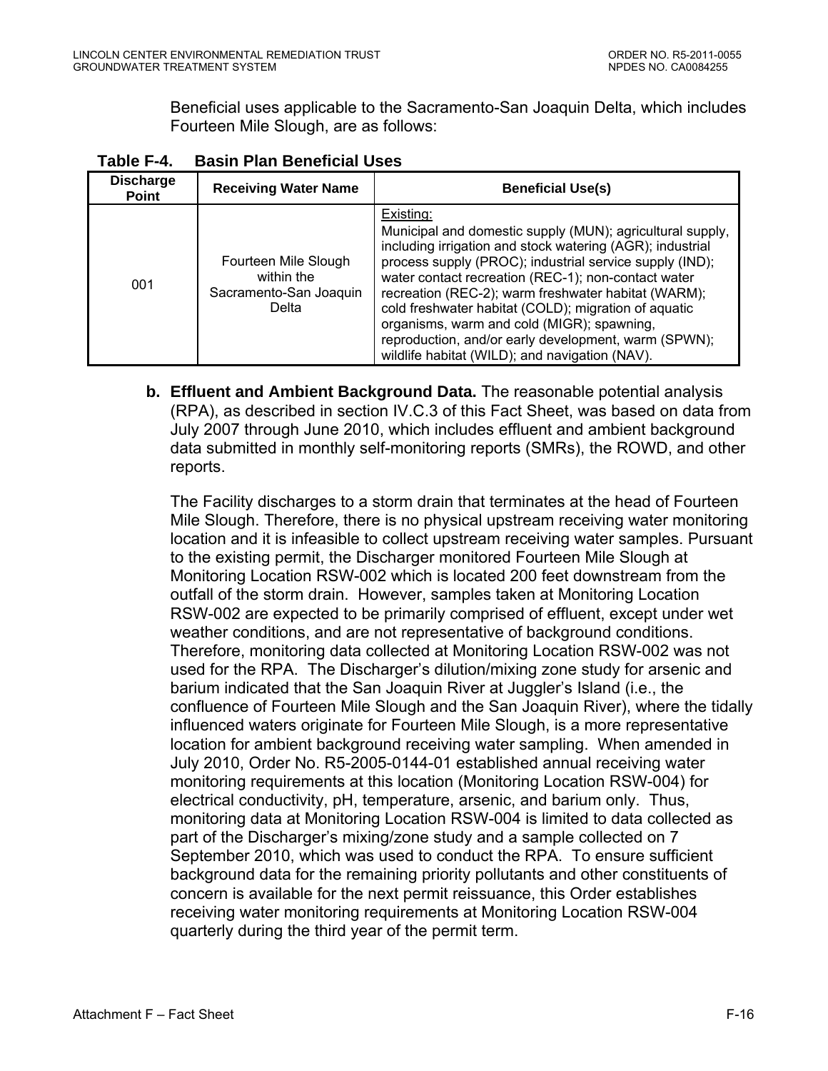Beneficial uses applicable to the Sacramento-San Joaquin Delta, which includes Fourteen Mile Slough, are as follows:

**Table F-4. Basin Plan Beneficial Uses**

| Discharge Point | Receiving Water Name | Beneficial Use(s) |
|---|---|---|
| 001 | Fourteen Mile Slough within the Sacramento-San Joaquin Delta | Existing: Municipal and domestic supply (MUN); agricultural supply, including irrigation and stock watering (AGR); industrial process supply (PROC); industrial service supply (IND); water contact recreation (REC-1); non-contact water recreation (REC-2); warm freshwater habitat (WARM); cold freshwater habitat (COLD); migration of aquatic organisms, warm and cold (MIGR); spawning, reproduction, and/or early development, warm (SPWN); wildlife habitat (WILD); and navigation (NAV). |

**b. Effluent and Ambient Background Data.** The reasonable potential analysis (RPA), as described in section IV.C.3 of this Fact Sheet, was based on data from July 2007 through June 2010, which includes effluent and ambient background data submitted in monthly self-monitoring reports (SMRs), the ROWD, and other reports.

The Facility discharges to a storm drain that terminates at the head of Fourteen Mile Slough. Therefore, there is no physical upstream receiving water monitoring location and it is infeasible to collect upstream receiving water samples. Pursuant to the existing permit, the Discharger monitored Fourteen Mile Slough at Monitoring Location RSW-002 which is located 200 feet downstream from the outfall of the storm drain. However, samples taken at Monitoring Location RSW-002 are expected to be primarily comprised of effluent, except under wet weather conditions, and are not representative of background conditions. Therefore, monitoring data collected at Monitoring Location RSW-002 was not used for the RPA. The Discharger's dilution/mixing zone study for arsenic and barium indicated that the San Joaquin River at Juggler's Island (i.e., the confluence of Fourteen Mile Slough and the San Joaquin River), where the tidally influenced waters originate for Fourteen Mile Slough, is a more representative location for ambient background receiving water sampling. When amended in July 2010, Order No. R5-2005-0144-01 established annual receiving water monitoring requirements at this location (Monitoring Location RSW-004) for electrical conductivity, pH, temperature, arsenic, and barium only. Thus, monitoring data at Monitoring Location RSW-004 is limited to data collected as part of the Discharger's mixing/zone study and a sample collected on 7 September 2010, which was used to conduct the RPA. To ensure sufficient background data for the remaining priority pollutants and other constituents of concern is available for the next permit reissuance, this Order establishes receiving water monitoring requirements at Monitoring Location RSW-004 quarterly during the third year of the permit term.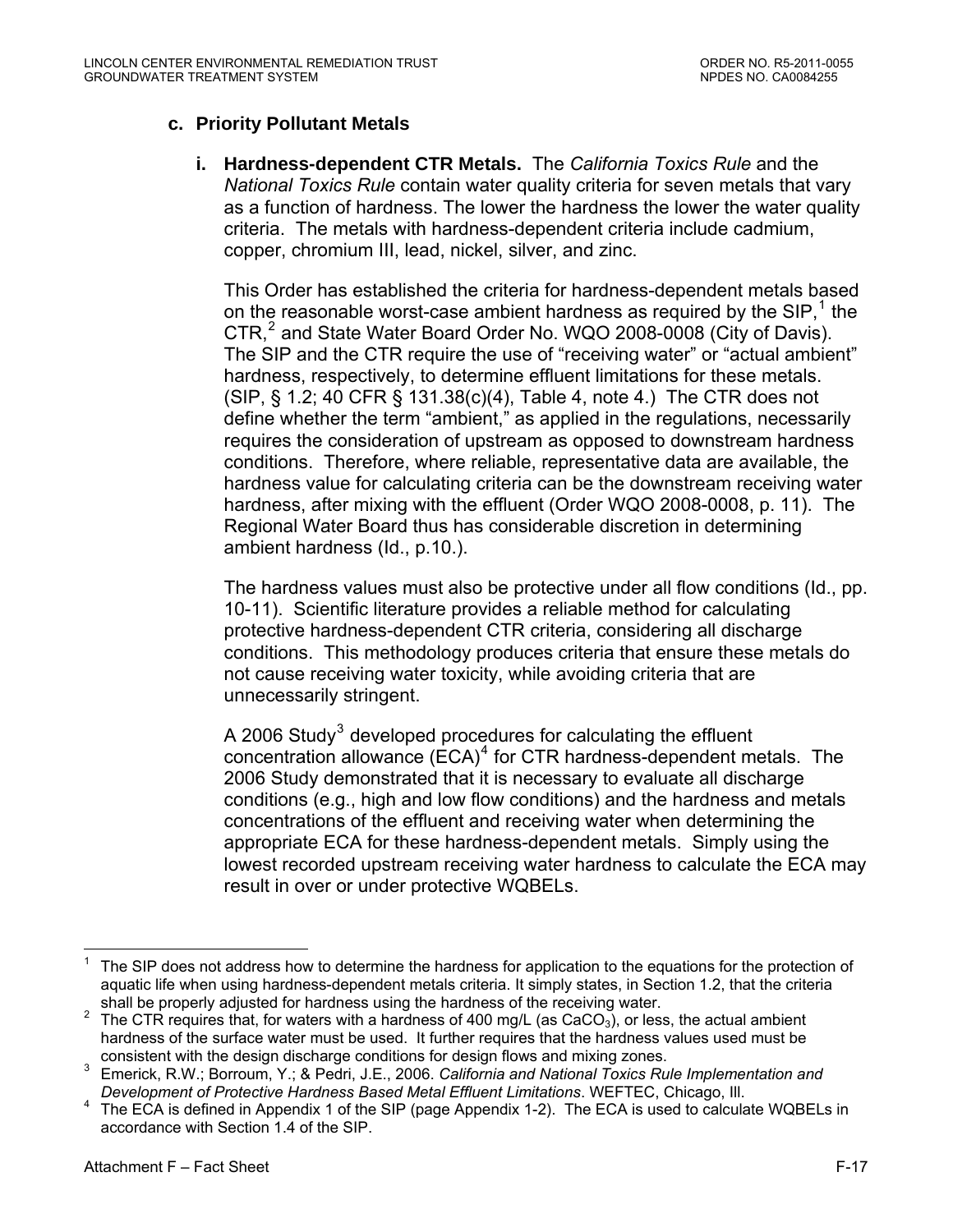**c. Priority Pollutant Metals**

**i. Hardness-dependent CTR Metals.** The *California Toxics Rule* and the *National Toxics Rule* contain water quality criteria for seven metals that vary as a function of hardness. The lower the hardness the lower the water quality criteria. The metals with hardness-dependent criteria include cadmium, copper, chromium III, lead, nickel, silver, and zinc.

This Order has established the criteria for hardness-dependent metals based on the reasonable worst-case ambient hardness as required by the SIP,[1] the CTR,[2] and State Water Board Order No. WQO 2008-0008 (City of Davis). The SIP and the CTR require the use of "receiving water" or "actual ambient" hardness, respectively, to determine effluent limitations for these metals. (SIP, § 1.2; 40 CFR § 131.38(c)(4), Table 4, note 4.) The CTR does not define whether the term "ambient," as applied in the regulations, necessarily requires the consideration of upstream as opposed to downstream hardness conditions. Therefore, where reliable, representative data are available, the hardness value for calculating criteria can be the downstream receiving water hardness, after mixing with the effluent (Order WQO 2008-0008, p. 11). The Regional Water Board thus has considerable discretion in determining ambient hardness (Id., p.10.).

The hardness values must also be protective under all flow conditions (Id., pp. 10-11). Scientific literature provides a reliable method for calculating protective hardness-dependent CTR criteria, considering all discharge conditions. This methodology produces criteria that ensure these metals do not cause receiving water toxicity, while avoiding criteria that are unnecessarily stringent.

A 2006 Study[3] developed procedures for calculating the effluent concentration allowance (ECA)[4] for CTR hardness-dependent metals. The 2006 Study demonstrated that it is necessary to evaluate all discharge conditions (e.g., high and low flow conditions) and the hardness and metals concentrations of the effluent and receiving water when determining the appropriate ECA for these hardness-dependent metals. Simply using the lowest recorded upstream receiving water hardness to calculate the ECA may result in over or under protective WQBELs.

---

[1] The SIP does not address how to determine the hardness for application to the equations for the protection of aquatic life when using hardness-dependent metals criteria. It simply states, in Section 1.2, that the criteria shall be properly adjusted for hardness using the hardness of the receiving water.

[2] The CTR requires that, for waters with a hardness of 400 mg/L (as $CaCO_3$), or less, the actual ambient hardness of the surface water must be used. It further requires that the hardness values used must be consistent with the design discharge conditions for design flows and mixing zones.

[3] Emerick, R.W.; Borroum, Y.; & Pedri, J.E., 2006. *California and National Toxics Rule Implementation and Development of Protective Hardness Based Metal Effluent Limitations*. WEFTEC, Chicago, Ill.

[4] The ECA is defined in Appendix 1 of the SIP (page Appendix 1-2). The ECA is used to calculate WQBELs in accordance with Section 1.4 of the SIP.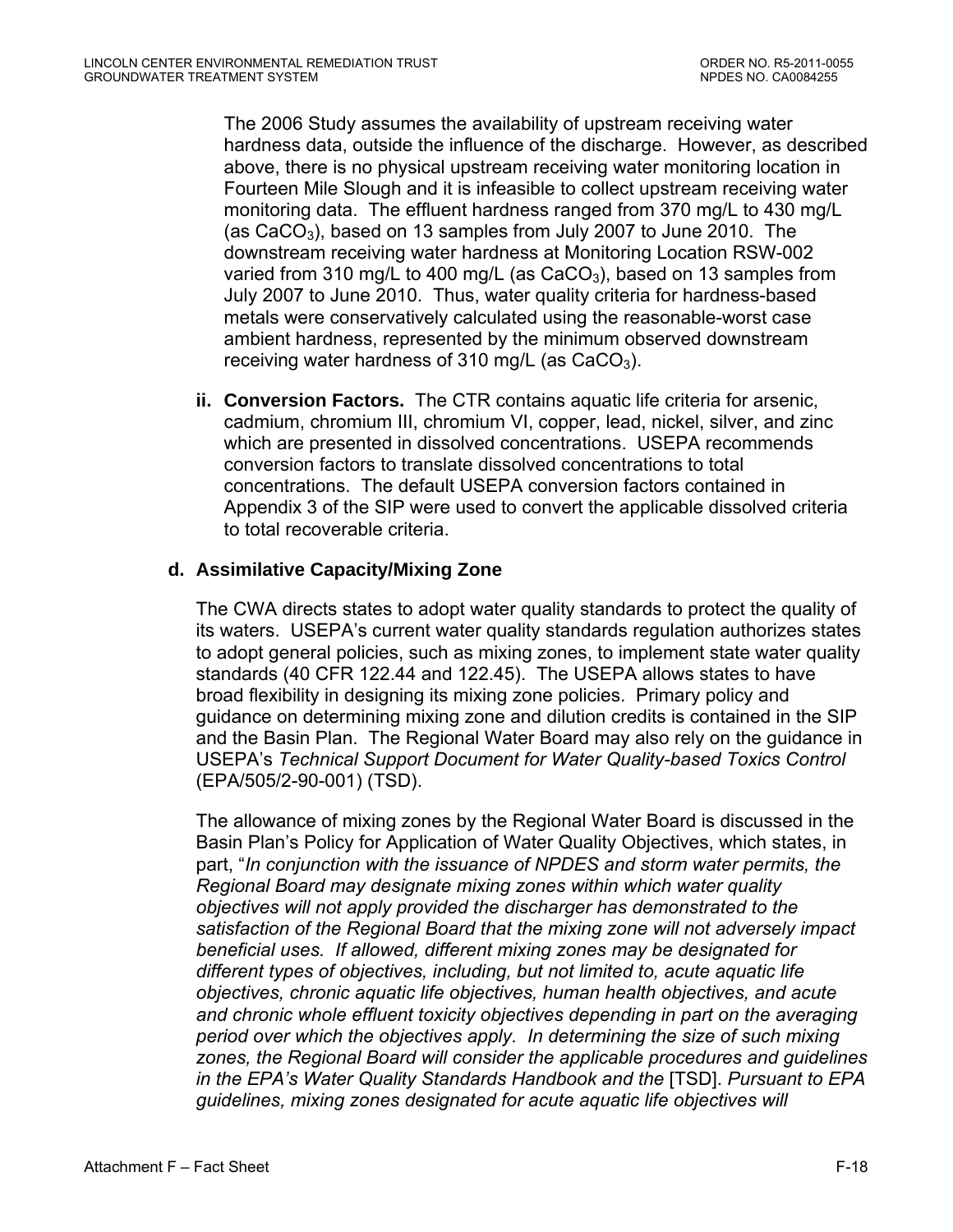The 2006 Study assumes the availability of upstream receiving water hardness data, outside the influence of the discharge. However, as described above, there is no physical upstream receiving water monitoring location in Fourteen Mile Slough and it is infeasible to collect upstream receiving water monitoring data. The effluent hardness ranged from 370 mg/L to 430 mg/L (as $CaCO_3$), based on 13 samples from July 2007 to June 2010. The downstream receiving water hardness at Monitoring Location RSW-002 varied from 310 mg/L to 400 mg/L (as $CaCO_3$), based on 13 samples from July 2007 to June 2010. Thus, water quality criteria for hardness-based metals were conservatively calculated using the reasonable-worst case ambient hardness, represented by the minimum observed downstream receiving water hardness of 310 mg/L (as $CaCO_3$).

**ii. Conversion Factors.** The CTR contains aquatic life criteria for arsenic, cadmium, chromium III, chromium VI, copper, lead, nickel, silver, and zinc which are presented in dissolved concentrations. USEPA recommends conversion factors to translate dissolved concentrations to total concentrations. The default USEPA conversion factors contained in Appendix 3 of the SIP were used to convert the applicable dissolved criteria to total recoverable criteria.

**d. Assimilative Capacity/Mixing Zone**

The CWA directs states to adopt water quality standards to protect the quality of its waters. USEPA's current water quality standards regulation authorizes states to adopt general policies, such as mixing zones, to implement state water quality standards (40 CFR 122.44 and 122.45). The USEPA allows states to have broad flexibility in designing its mixing zone policies. Primary policy and guidance on determining mixing zone and dilution credits is contained in the SIP and the Basin Plan. The Regional Water Board may also rely on the guidance in USEPA's *Technical Support Document for Water Quality-based Toxics Control* (EPA/505/2-90-001) (TSD).

The allowance of mixing zones by the Regional Water Board is discussed in the Basin Plan's Policy for Application of Water Quality Objectives, which states, in part, "*In conjunction with the issuance of NPDES and storm water permits, the Regional Board may designate mixing zones within which water quality objectives will not apply provided the discharger has demonstrated to the satisfaction of the Regional Board that the mixing zone will not adversely impact beneficial uses. If allowed, different mixing zones may be designated for different types of objectives, including, but not limited to, acute aquatic life objectives, chronic aquatic life objectives, human health objectives, and acute and chronic whole effluent toxicity objectives depending in part on the averaging period over which the objectives apply. In determining the size of such mixing zones, the Regional Board will consider the applicable procedures and guidelines in the EPA's Water Quality Standards Handbook and the* [TSD]. *Pursuant to EPA guidelines, mixing zones designated for acute aquatic life objectives will*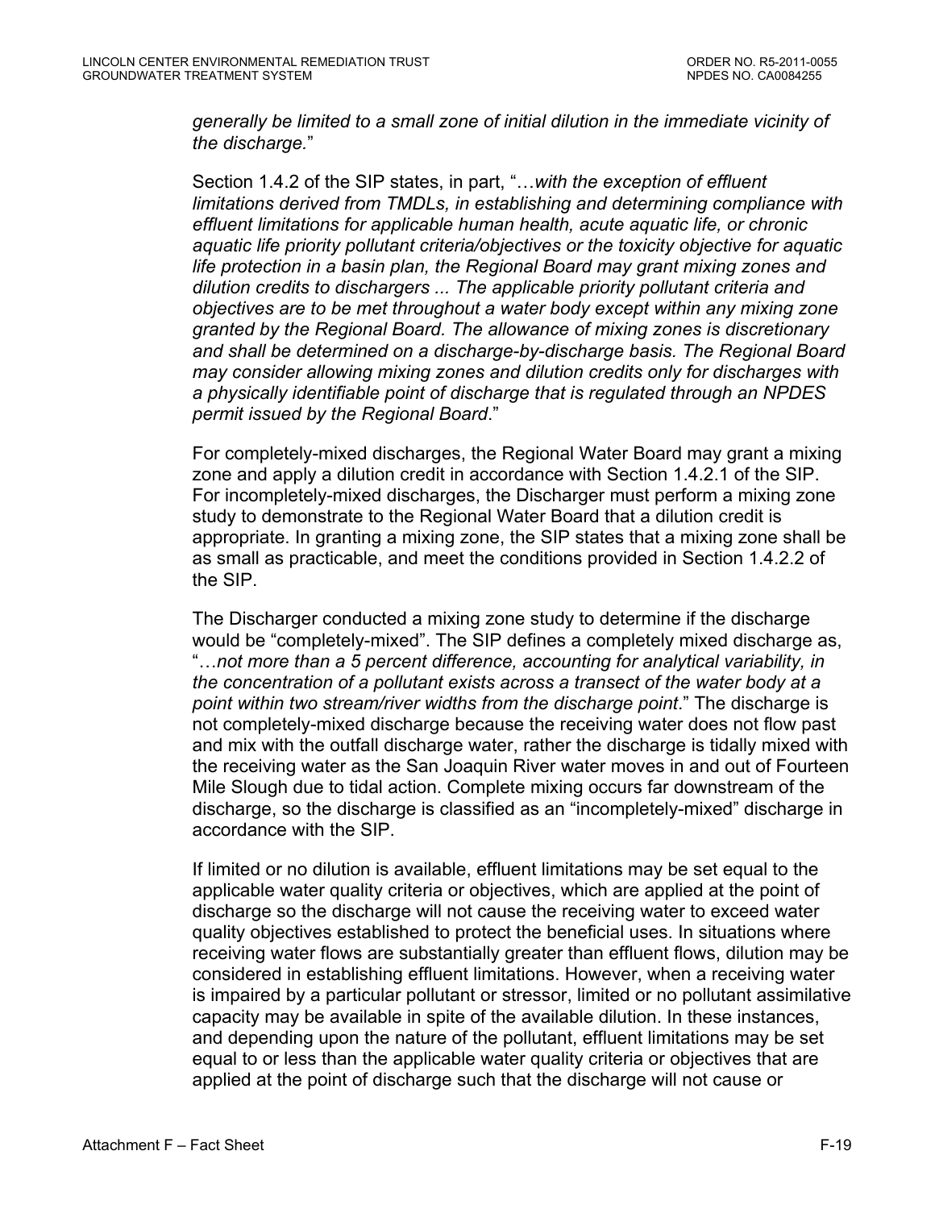*generally be limited to a small zone of initial dilution in the immediate vicinity of the discharge.*"

Section 1.4.2 of the SIP states, in part, "…*with the exception of effluent limitations derived from TMDLs, in establishing and determining compliance with effluent limitations for applicable human health, acute aquatic life, or chronic aquatic life priority pollutant criteria/objectives or the toxicity objective for aquatic life protection in a basin plan, the Regional Board may grant mixing zones and dilution credits to dischargers ... The applicable priority pollutant criteria and objectives are to be met throughout a water body except within any mixing zone granted by the Regional Board. The allowance of mixing zones is discretionary and shall be determined on a discharge-by-discharge basis. The Regional Board may consider allowing mixing zones and dilution credits only for discharges with a physically identifiable point of discharge that is regulated through an NPDES permit issued by the Regional Board*."

For completely-mixed discharges, the Regional Water Board may grant a mixing zone and apply a dilution credit in accordance with Section 1.4.2.1 of the SIP. For incompletely-mixed discharges, the Discharger must perform a mixing zone study to demonstrate to the Regional Water Board that a dilution credit is appropriate. In granting a mixing zone, the SIP states that a mixing zone shall be as small as practicable, and meet the conditions provided in Section 1.4.2.2 of the SIP.

The Discharger conducted a mixing zone study to determine if the discharge would be "completely-mixed". The SIP defines a completely mixed discharge as, "…*not more than a 5 percent difference, accounting for analytical variability, in the concentration of a pollutant exists across a transect of the water body at a point within two stream/river widths from the discharge point*." The discharge is not completely-mixed discharge because the receiving water does not flow past and mix with the outfall discharge water, rather the discharge is tidally mixed with the receiving water as the San Joaquin River water moves in and out of Fourteen Mile Slough due to tidal action. Complete mixing occurs far downstream of the discharge, so the discharge is classified as an "incompletely-mixed" discharge in accordance with the SIP.

If limited or no dilution is available, effluent limitations may be set equal to the applicable water quality criteria or objectives, which are applied at the point of discharge so the discharge will not cause the receiving water to exceed water quality objectives established to protect the beneficial uses. In situations where receiving water flows are substantially greater than effluent flows, dilution may be considered in establishing effluent limitations. However, when a receiving water is impaired by a particular pollutant or stressor, limited or no pollutant assimilative capacity may be available in spite of the available dilution. In these instances, and depending upon the nature of the pollutant, effluent limitations may be set equal to or less than the applicable water quality criteria or objectives that are applied at the point of discharge such that the discharge will not cause or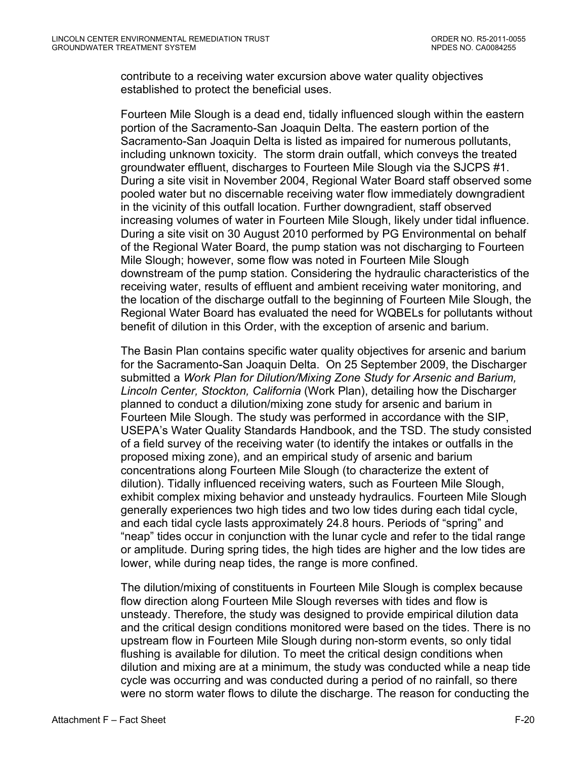contribute to a receiving water excursion above water quality objectives established to protect the beneficial uses.

Fourteen Mile Slough is a dead end, tidally influenced slough within the eastern portion of the Sacramento-San Joaquin Delta. The eastern portion of the Sacramento-San Joaquin Delta is listed as impaired for numerous pollutants, including unknown toxicity. The storm drain outfall, which conveys the treated groundwater effluent, discharges to Fourteen Mile Slough via the SJCPS #1. During a site visit in November 2004, Regional Water Board staff observed some pooled water but no discernable receiving water flow immediately downgradient in the vicinity of this outfall location. Further downgradient, staff observed increasing volumes of water in Fourteen Mile Slough, likely under tidal influence. During a site visit on 30 August 2010 performed by PG Environmental on behalf of the Regional Water Board, the pump station was not discharging to Fourteen Mile Slough; however, some flow was noted in Fourteen Mile Slough downstream of the pump station. Considering the hydraulic characteristics of the receiving water, results of effluent and ambient receiving water monitoring, and the location of the discharge outfall to the beginning of Fourteen Mile Slough, the Regional Water Board has evaluated the need for WQBELs for pollutants without benefit of dilution in this Order, with the exception of arsenic and barium.

The Basin Plan contains specific water quality objectives for arsenic and barium for the Sacramento-San Joaquin Delta. On 25 September 2009, the Discharger submitted a *Work Plan for Dilution/Mixing Zone Study for Arsenic and Barium, Lincoln Center, Stockton, California* (Work Plan), detailing how the Discharger planned to conduct a dilution/mixing zone study for arsenic and barium in Fourteen Mile Slough. The study was performed in accordance with the SIP, USEPA's Water Quality Standards Handbook, and the TSD. The study consisted of a field survey of the receiving water (to identify the intakes or outfalls in the proposed mixing zone), and an empirical study of arsenic and barium concentrations along Fourteen Mile Slough (to characterize the extent of dilution). Tidally influenced receiving waters, such as Fourteen Mile Slough, exhibit complex mixing behavior and unsteady hydraulics. Fourteen Mile Slough generally experiences two high tides and two low tides during each tidal cycle, and each tidal cycle lasts approximately 24.8 hours. Periods of "spring" and "neap" tides occur in conjunction with the lunar cycle and refer to the tidal range or amplitude. During spring tides, the high tides are higher and the low tides are lower, while during neap tides, the range is more confined.

The dilution/mixing of constituents in Fourteen Mile Slough is complex because flow direction along Fourteen Mile Slough reverses with tides and flow is unsteady. Therefore, the study was designed to provide empirical dilution data and the critical design conditions monitored were based on the tides. There is no upstream flow in Fourteen Mile Slough during non-storm events, so only tidal flushing is available for dilution. To meet the critical design conditions when dilution and mixing are at a minimum, the study was conducted while a neap tide cycle was occurring and was conducted during a period of no rainfall, so there were no storm water flows to dilute the discharge. The reason for conducting the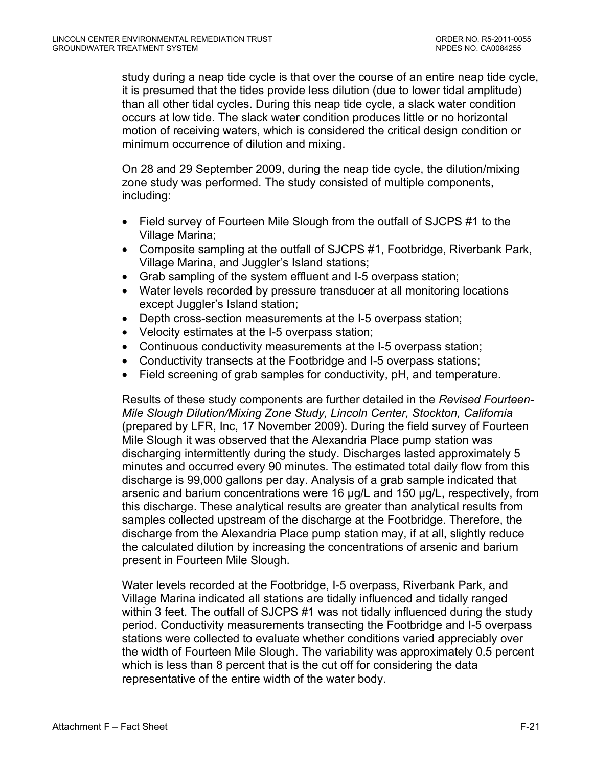study during a neap tide cycle is that over the course of an entire neap tide cycle, it is presumed that the tides provide less dilution (due to lower tidal amplitude) than all other tidal cycles. During this neap tide cycle, a slack water condition occurs at low tide. The slack water condition produces little or no horizontal motion of receiving waters, which is considered the critical design condition or minimum occurrence of dilution and mixing.

On 28 and 29 September 2009, during the neap tide cycle, the dilution/mixing zone study was performed. The study consisted of multiple components, including:

- Field survey of Fourteen Mile Slough from the outfall of SJCPS #1 to the Village Marina;
- Composite sampling at the outfall of SJCPS #1, Footbridge, Riverbank Park, Village Marina, and Juggler's Island stations;
- Grab sampling of the system effluent and I-5 overpass station;
- Water levels recorded by pressure transducer at all monitoring locations except Juggler's Island station;
- Depth cross-section measurements at the I-5 overpass station;
- Velocity estimates at the I-5 overpass station;
- Continuous conductivity measurements at the I-5 overpass station;
- Conductivity transects at the Footbridge and I-5 overpass stations;
- Field screening of grab samples for conductivity, pH, and temperature.

Results of these study components are further detailed in the *Revised Fourteen-Mile Slough Dilution/Mixing Zone Study, Lincoln Center, Stockton, California* (prepared by LFR, Inc, 17 November 2009). During the field survey of Fourteen Mile Slough it was observed that the Alexandria Place pump station was discharging intermittently during the study. Discharges lasted approximately 5 minutes and occurred every 90 minutes. The estimated total daily flow from this discharge is 99,000 gallons per day. Analysis of a grab sample indicated that arsenic and barium concentrations were 16 µg/L and 150 µg/L, respectively, from this discharge. These analytical results are greater than analytical results from samples collected upstream of the discharge at the Footbridge. Therefore, the discharge from the Alexandria Place pump station may, if at all, slightly reduce the calculated dilution by increasing the concentrations of arsenic and barium present in Fourteen Mile Slough.

Water levels recorded at the Footbridge, I-5 overpass, Riverbank Park, and Village Marina indicated all stations are tidally influenced and tidally ranged within 3 feet. The outfall of SJCPS #1 was not tidally influenced during the study period. Conductivity measurements transecting the Footbridge and I-5 overpass stations were collected to evaluate whether conditions varied appreciably over the width of Fourteen Mile Slough. The variability was approximately 0.5 percent which is less than 8 percent that is the cut off for considering the data representative of the entire width of the water body.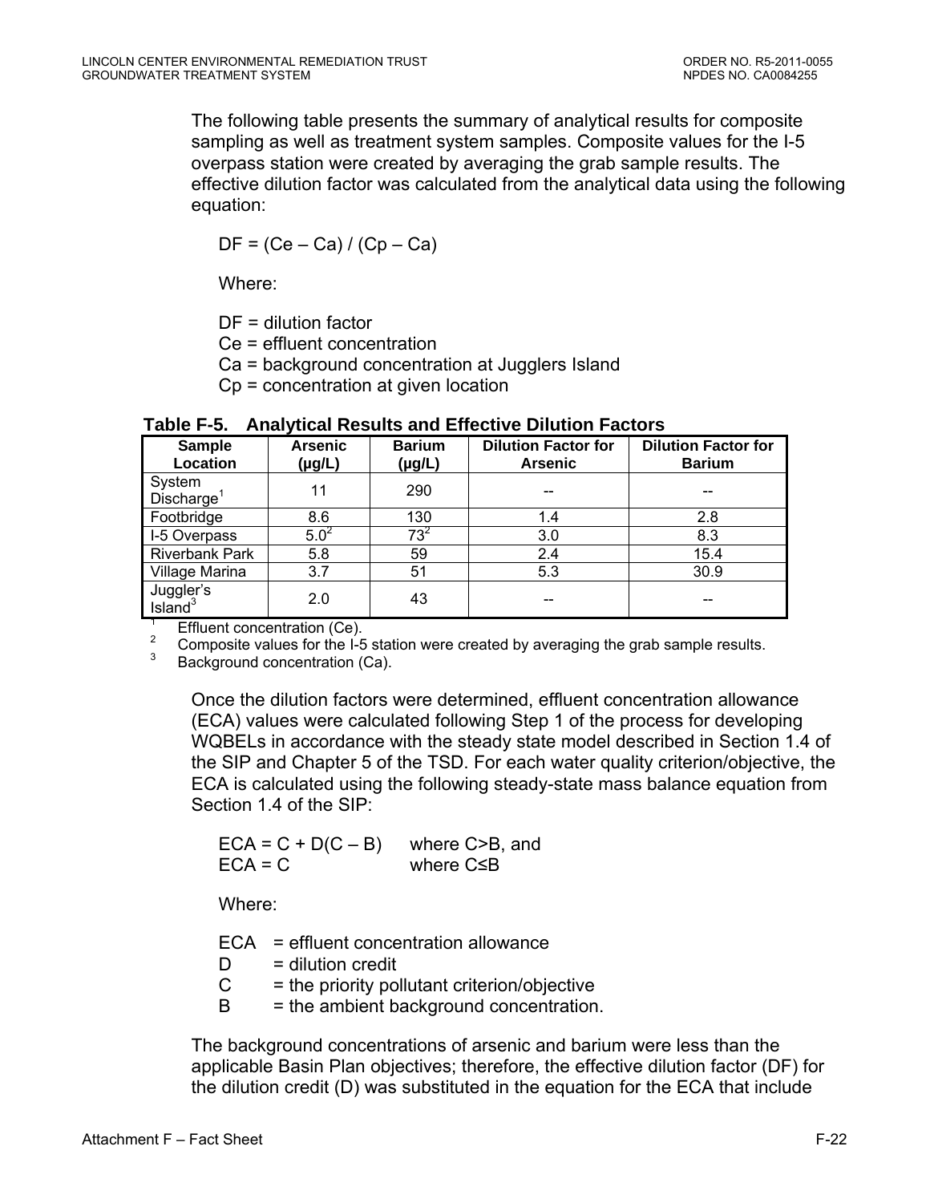The following table presents the summary of analytical results for composite sampling as well as treatment system samples. Composite values for the I-5 overpass station were created by averaging the grab sample results. The effective dilution factor was calculated from the analytical data using the following equation:

$$DF = (Ce – Ca) / (Cp – Ca)$$

Where:

DF = dilution factor
Ce = effluent concentration
Ca = background concentration at Jugglers Island
Cp = concentration at given location

**Table F-5. Analytical Results and Effective Dilution Factors**

| Sample Location | Arsenic (µg/L) | Barium (µg/L) | Dilution Factor for Arsenic | Dilution Factor for Barium |
|---|---|---|---|---|
| System Discharge[1] | 11 | 290 | -- | -- |
| Footbridge | 8.6 | 130 | 1.4 | 2.8 |
| I-5 Overpass | 5.0[2] | 73[2] | 3.0 | 8.3 |
| Riverbank Park | 5.8 | 59 | 2.4 | 15.4 |
| Village Marina | 3.7 | 51 | 5.3 | 30.9 |
| Juggler's Island[3] | 2.0 | 43 | -- | -- |

[1] Effluent concentration (Ce).
[2] Composite values for the I-5 station were created by averaging the grab sample results.
[3] Background concentration (Ca).

Once the dilution factors were determined, effluent concentration allowance (ECA) values were calculated following Step 1 of the process for developing WQBELs in accordance with the steady state model described in Section 1.4 of the SIP and Chapter 5 of the TSD. For each water quality criterion/objective, the ECA is calculated using the following steady-state mass balance equation from Section 1.4 of the SIP:

$$ECA = C + D(C – B) \quad \text{where } C>B\text{, and}$$
$$ECA = C \quad \text{where } C \leq B$$

Where:

ECA = effluent concentration allowance
D = dilution credit
C = the priority pollutant criterion/objective
B = the ambient background concentration.

The background concentrations of arsenic and barium were less than the applicable Basin Plan objectives; therefore, the effective dilution factor (DF) for the dilution credit (D) was substituted in the equation for the ECA that include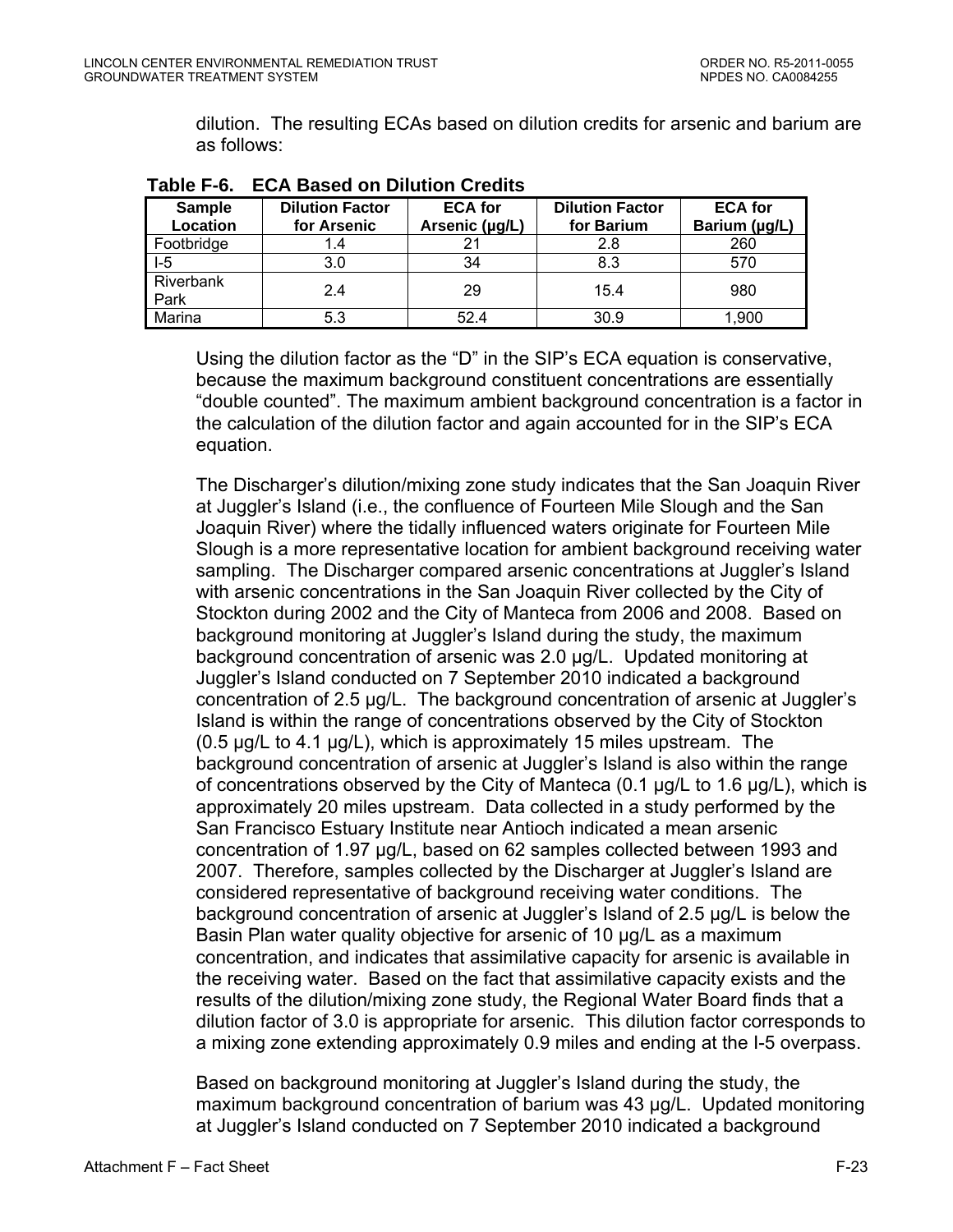dilution. The resulting ECAs based on dilution credits for arsenic and barium are as follows:

**Table F-6. ECA Based on Dilution Credits**

| Sample Location | Dilution Factor for Arsenic | ECA for Arsenic (µg/L) | Dilution Factor for Barium | ECA for Barium (µg/L) |
|---|---|---|---|---|
| Footbridge | 1.4 | 21 | 2.8 | 260 |
| I-5 | 3.0 | 34 | 8.3 | 570 |
| Riverbank Park | 2.4 | 29 | 15.4 | 980 |
| Marina | 5.3 | 52.4 | 30.9 | 1,900 |

Using the dilution factor as the "D" in the SIP's ECA equation is conservative, because the maximum background constituent concentrations are essentially "double counted". The maximum ambient background concentration is a factor in the calculation of the dilution factor and again accounted for in the SIP's ECA equation.

The Discharger's dilution/mixing zone study indicates that the San Joaquin River at Juggler's Island (i.e., the confluence of Fourteen Mile Slough and the San Joaquin River) where the tidally influenced waters originate for Fourteen Mile Slough is a more representative location for ambient background receiving water sampling. The Discharger compared arsenic concentrations at Juggler's Island with arsenic concentrations in the San Joaquin River collected by the City of Stockton during 2002 and the City of Manteca from 2006 and 2008. Based on background monitoring at Juggler's Island during the study, the maximum background concentration of arsenic was 2.0 µg/L. Updated monitoring at Juggler's Island conducted on 7 September 2010 indicated a background concentration of 2.5 µg/L. The background concentration of arsenic at Juggler's Island is within the range of concentrations observed by the City of Stockton (0.5 µg/L to 4.1 µg/L), which is approximately 15 miles upstream. The background concentration of arsenic at Juggler's Island is also within the range of concentrations observed by the City of Manteca (0.1 µg/L to 1.6 µg/L), which is approximately 20 miles upstream. Data collected in a study performed by the San Francisco Estuary Institute near Antioch indicated a mean arsenic concentration of 1.97 µg/L, based on 62 samples collected between 1993 and 2007. Therefore, samples collected by the Discharger at Juggler's Island are considered representative of background receiving water conditions. The background concentration of arsenic at Juggler's Island of 2.5 µg/L is below the Basin Plan water quality objective for arsenic of 10 µg/L as a maximum concentration, and indicates that assimilative capacity for arsenic is available in the receiving water. Based on the fact that assimilative capacity exists and the results of the dilution/mixing zone study, the Regional Water Board finds that a dilution factor of 3.0 is appropriate for arsenic. This dilution factor corresponds to a mixing zone extending approximately 0.9 miles and ending at the I-5 overpass.

Based on background monitoring at Juggler's Island during the study, the maximum background concentration of barium was 43 µg/L. Updated monitoring at Juggler's Island conducted on 7 September 2010 indicated a background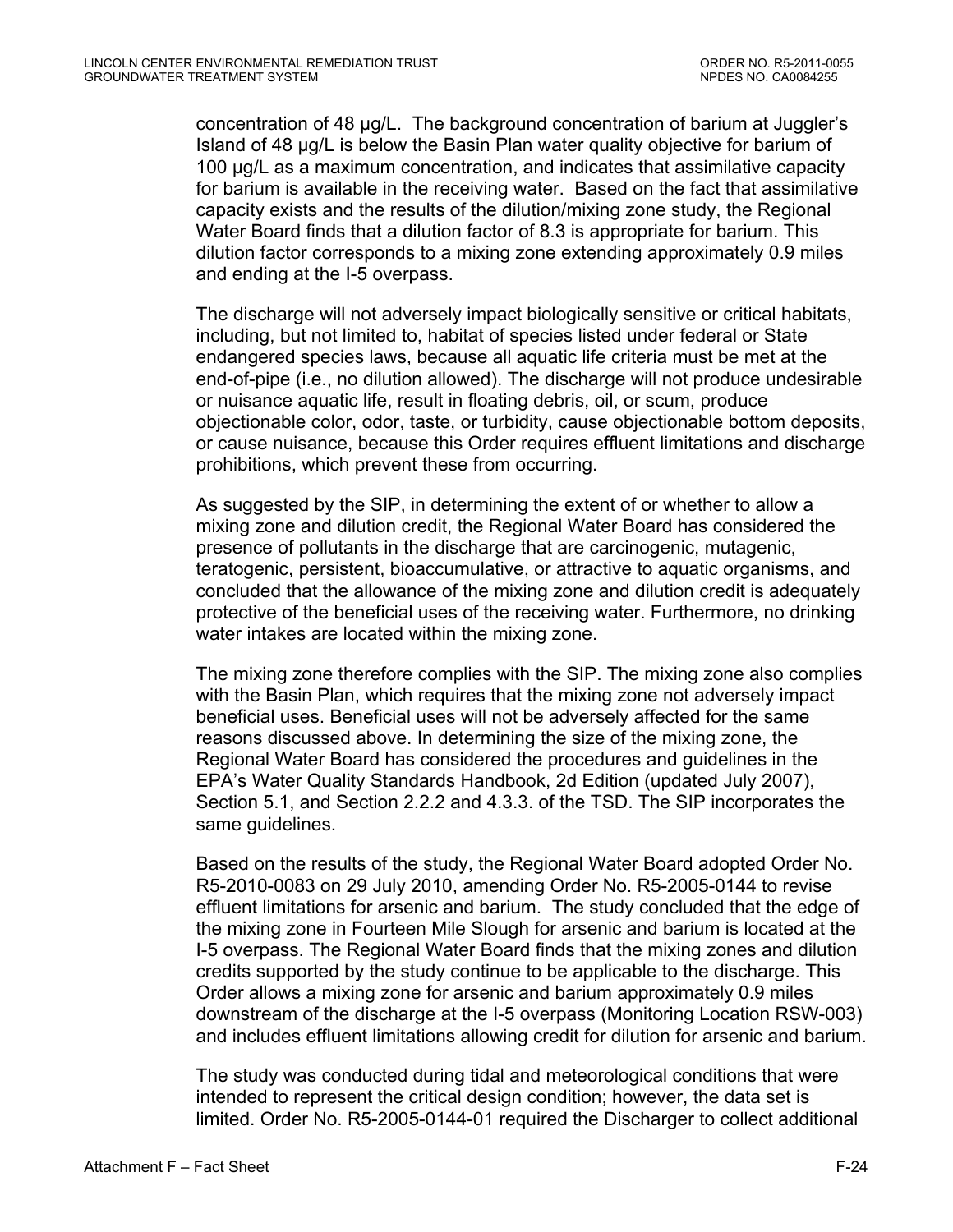concentration of 48 µg/L. The background concentration of barium at Juggler's Island of 48 µg/L is below the Basin Plan water quality objective for barium of 100 µg/L as a maximum concentration, and indicates that assimilative capacity for barium is available in the receiving water. Based on the fact that assimilative capacity exists and the results of the dilution/mixing zone study, the Regional Water Board finds that a dilution factor of 8.3 is appropriate for barium. This dilution factor corresponds to a mixing zone extending approximately 0.9 miles and ending at the I-5 overpass.

The discharge will not adversely impact biologically sensitive or critical habitats, including, but not limited to, habitat of species listed under federal or State endangered species laws, because all aquatic life criteria must be met at the end-of-pipe (i.e., no dilution allowed). The discharge will not produce undesirable or nuisance aquatic life, result in floating debris, oil, or scum, produce objectionable color, odor, taste, or turbidity, cause objectionable bottom deposits, or cause nuisance, because this Order requires effluent limitations and discharge prohibitions, which prevent these from occurring.

As suggested by the SIP, in determining the extent of or whether to allow a mixing zone and dilution credit, the Regional Water Board has considered the presence of pollutants in the discharge that are carcinogenic, mutagenic, teratogenic, persistent, bioaccumulative, or attractive to aquatic organisms, and concluded that the allowance of the mixing zone and dilution credit is adequately protective of the beneficial uses of the receiving water. Furthermore, no drinking water intakes are located within the mixing zone.

The mixing zone therefore complies with the SIP. The mixing zone also complies with the Basin Plan, which requires that the mixing zone not adversely impact beneficial uses. Beneficial uses will not be adversely affected for the same reasons discussed above. In determining the size of the mixing zone, the Regional Water Board has considered the procedures and guidelines in the EPA's Water Quality Standards Handbook, 2d Edition (updated July 2007), Section 5.1, and Section 2.2.2 and 4.3.3. of the TSD. The SIP incorporates the same guidelines.

Based on the results of the study, the Regional Water Board adopted Order No. R5-2010-0083 on 29 July 2010, amending Order No. R5-2005-0144 to revise effluent limitations for arsenic and barium. The study concluded that the edge of the mixing zone in Fourteen Mile Slough for arsenic and barium is located at the I-5 overpass. The Regional Water Board finds that the mixing zones and dilution credits supported by the study continue to be applicable to the discharge. This Order allows a mixing zone for arsenic and barium approximately 0.9 miles downstream of the discharge at the I-5 overpass (Monitoring Location RSW-003) and includes effluent limitations allowing credit for dilution for arsenic and barium.

The study was conducted during tidal and meteorological conditions that were intended to represent the critical design condition; however, the data set is limited. Order No. R5-2005-0144-01 required the Discharger to collect additional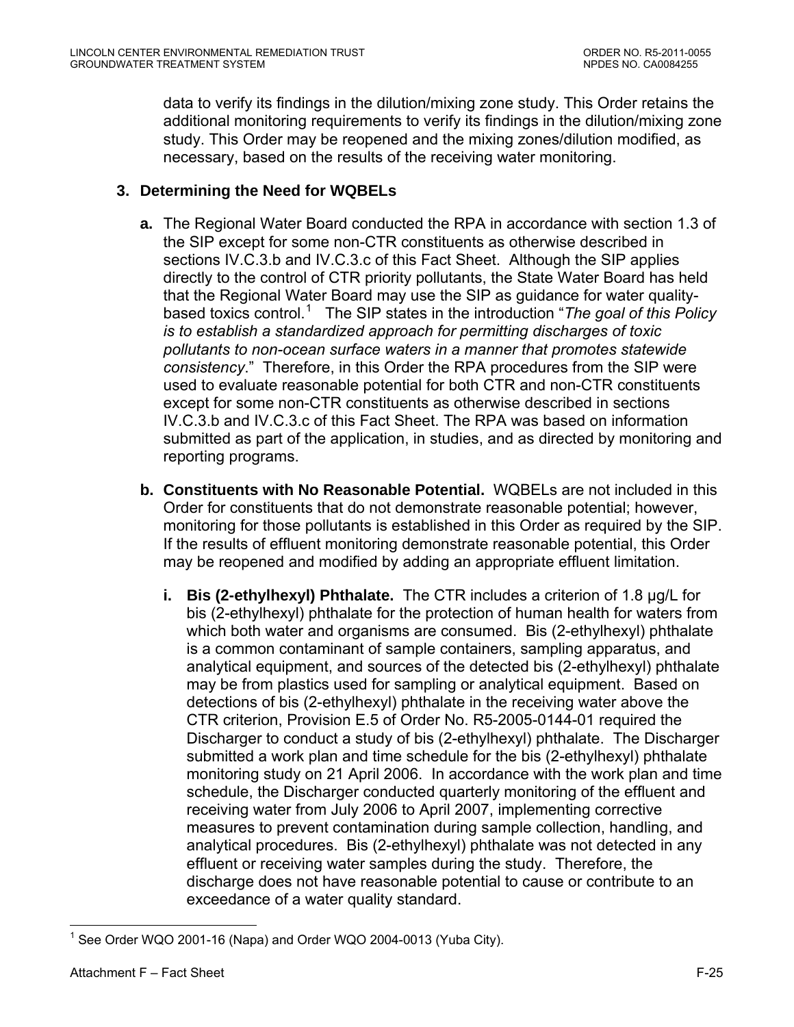data to verify its findings in the dilution/mixing zone study. This Order retains the additional monitoring requirements to verify its findings in the dilution/mixing zone study. This Order may be reopened and the mixing zones/dilution modified, as necessary, based on the results of the receiving water monitoring.

### 3. Determining the Need for WQBELs

**a.** The Regional Water Board conducted the RPA in accordance with section 1.3 of the SIP except for some non-CTR constituents as otherwise described in sections IV.C.3.b and IV.C.3.c of this Fact Sheet. Although the SIP applies directly to the control of CTR priority pollutants, the State Water Board has held that the Regional Water Board may use the SIP as guidance for water quality-based toxics control.[1] The SIP states in the introduction "*The goal of this Policy is to establish a standardized approach for permitting discharges of toxic pollutants to non-ocean surface waters in a manner that promotes statewide consistency*." Therefore, in this Order the RPA procedures from the SIP were used to evaluate reasonable potential for both CTR and non-CTR constituents except for some non-CTR constituents as otherwise described in sections IV.C.3.b and IV.C.3.c of this Fact Sheet. The RPA was based on information submitted as part of the application, in studies, and as directed by monitoring and reporting programs.

**b. Constituents with No Reasonable Potential.** WQBELs are not included in this Order for constituents that do not demonstrate reasonable potential; however, monitoring for those pollutants is established in this Order as required by the SIP. If the results of effluent monitoring demonstrate reasonable potential, this Order may be reopened and modified by adding an appropriate effluent limitation.

**i. Bis (2-ethylhexyl) Phthalate.** The CTR includes a criterion of 1.8 µg/L for bis (2-ethylhexyl) phthalate for the protection of human health for waters from which both water and organisms are consumed. Bis (2-ethylhexyl) phthalate is a common contaminant of sample containers, sampling apparatus, and analytical equipment, and sources of the detected bis (2-ethylhexyl) phthalate may be from plastics used for sampling or analytical equipment. Based on detections of bis (2-ethylhexyl) phthalate in the receiving water above the CTR criterion, Provision E.5 of Order No. R5-2005-0144-01 required the Discharger to conduct a study of bis (2-ethylhexyl) phthalate. The Discharger submitted a work plan and time schedule for the bis (2-ethylhexyl) phthalate monitoring study on 21 April 2006. In accordance with the work plan and time schedule, the Discharger conducted quarterly monitoring of the effluent and receiving water from July 2006 to April 2007, implementing corrective measures to prevent contamination during sample collection, handling, and analytical procedures. Bis (2-ethylhexyl) phthalate was not detected in any effluent or receiving water samples during the study. Therefore, the discharge does not have reasonable potential to cause or contribute to an exceedance of a water quality standard.

[1] See Order WQO 2001-16 (Napa) and Order WQO 2004-0013 (Yuba City).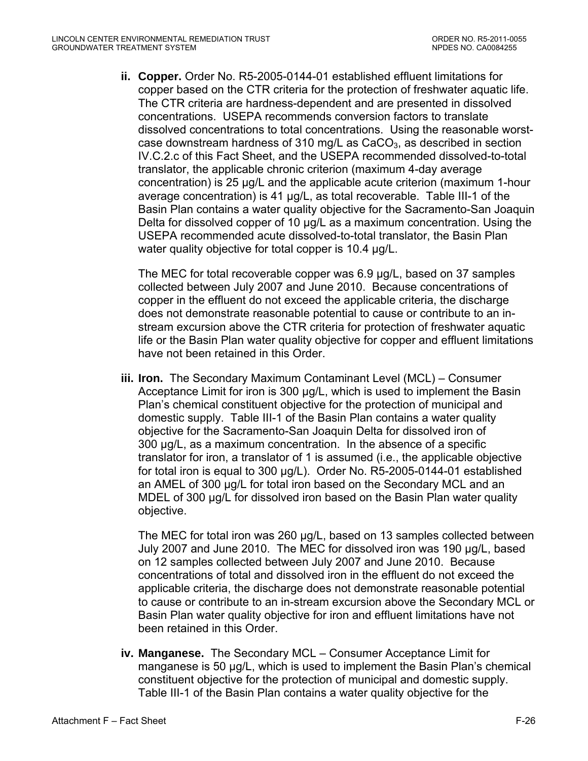ii. **Copper.** Order No. R5-2005-0144-01 established effluent limitations for copper based on the CTR criteria for the protection of freshwater aquatic life. The CTR criteria are hardness-dependent and are presented in dissolved concentrations. USEPA recommends conversion factors to translate dissolved concentrations to total concentrations. Using the reasonable worst-case downstream hardness of 310 mg/L as $CaCO_3$, as described in section IV.C.2.c of this Fact Sheet, and the USEPA recommended dissolved-to-total translator, the applicable chronic criterion (maximum 4-day average concentration) is 25 µg/L and the applicable acute criterion (maximum 1-hour average concentration) is 41 µg/L, as total recoverable. Table III-1 of the Basin Plan contains a water quality objective for the Sacramento-San Joaquin Delta for dissolved copper of 10 µg/L as a maximum concentration. Using the USEPA recommended acute dissolved-to-total translator, the Basin Plan water quality objective for total copper is 10.4 µg/L.

   The MEC for total recoverable copper was 6.9 µg/L, based on 37 samples collected between July 2007 and June 2010. Because concentrations of copper in the effluent do not exceed the applicable criteria, the discharge does not demonstrate reasonable potential to cause or contribute to an in-stream excursion above the CTR criteria for protection of freshwater aquatic life or the Basin Plan water quality objective for copper and effluent limitations have not been retained in this Order.

iii. **Iron.** The Secondary Maximum Contaminant Level (MCL) – Consumer Acceptance Limit for iron is 300 µg/L, which is used to implement the Basin Plan's chemical constituent objective for the protection of municipal and domestic supply. Table III-1 of the Basin Plan contains a water quality objective for the Sacramento-San Joaquin Delta for dissolved iron of 300 µg/L, as a maximum concentration. In the absence of a specific translator for iron, a translator of 1 is assumed (i.e., the applicable objective for total iron is equal to 300 µg/L). Order No. R5-2005-0144-01 established an AMEL of 300 µg/L for total iron based on the Secondary MCL and an MDEL of 300 µg/L for dissolved iron based on the Basin Plan water quality objective.

   The MEC for total iron was 260 µg/L, based on 13 samples collected between July 2007 and June 2010. The MEC for dissolved iron was 190 µg/L, based on 12 samples collected between July 2007 and June 2010. Because concentrations of total and dissolved iron in the effluent do not exceed the applicable criteria, the discharge does not demonstrate reasonable potential to cause or contribute to an in-stream excursion above the Secondary MCL or Basin Plan water quality objective for iron and effluent limitations have not been retained in this Order.

iv. **Manganese.** The Secondary MCL – Consumer Acceptance Limit for manganese is 50 µg/L, which is used to implement the Basin Plan's chemical constituent objective for the protection of municipal and domestic supply. Table III-1 of the Basin Plan contains a water quality objective for the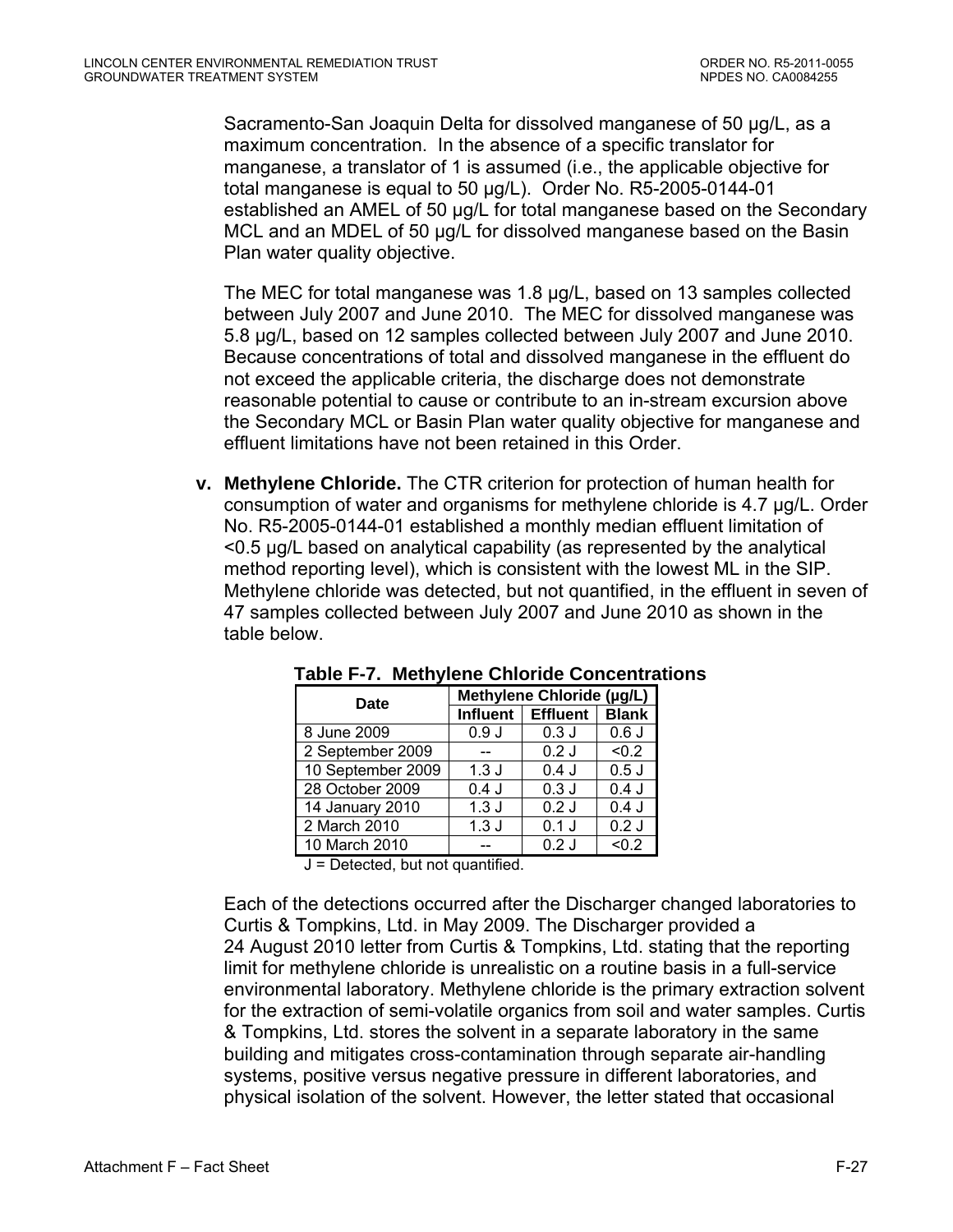Sacramento-San Joaquin Delta for dissolved manganese of 50 µg/L, as a maximum concentration. In the absence of a specific translator for manganese, a translator of 1 is assumed (i.e., the applicable objective for total manganese is equal to 50 µg/L). Order No. R5-2005-0144-01 established an AMEL of 50 µg/L for total manganese based on the Secondary MCL and an MDEL of 50 µg/L for dissolved manganese based on the Basin Plan water quality objective.

The MEC for total manganese was 1.8 µg/L, based on 13 samples collected between July 2007 and June 2010. The MEC for dissolved manganese was 5.8 µg/L, based on 12 samples collected between July 2007 and June 2010. Because concentrations of total and dissolved manganese in the effluent do not exceed the applicable criteria, the discharge does not demonstrate reasonable potential to cause or contribute to an in-stream excursion above the Secondary MCL or Basin Plan water quality objective for manganese and effluent limitations have not been retained in this Order.

**v. Methylene Chloride.** The CTR criterion for protection of human health for consumption of water and organisms for methylene chloride is 4.7 µg/L. Order No. R5-2005-0144-01 established a monthly median effluent limitation of <0.5 µg/L based on analytical capability (as represented by the analytical method reporting level), which is consistent with the lowest ML in the SIP. Methylene chloride was detected, but not quantified, in the effluent in seven of 47 samples collected between July 2007 and June 2010 as shown in the table below.

**Table F-7. Methylene Chloride Concentrations**

| Date | Methylene Chloride (µg/L) | | |
|---|---|---|---|
| | Influent | Effluent | Blank |
| 8 June 2009 | 0.9 J | 0.3 J | 0.6 J |
| 2 September 2009 | -- | 0.2 J | <0.2 |
| 10 September 2009 | 1.3 J | 0.4 J | 0.5 J |
| 28 October 2009 | 0.4 J | 0.3 J | 0.4 J |
| 14 January 2010 | 1.3 J | 0.2 J | 0.4 J |
| 2 March 2010 | 1.3 J | 0.1 J | 0.2 J |
| 10 March 2010 | -- | 0.2 J | <0.2 |

J = Detected, but not quantified.

Each of the detections occurred after the Discharger changed laboratories to Curtis & Tompkins, Ltd. in May 2009. The Discharger provided a 24 August 2010 letter from Curtis & Tompkins, Ltd. stating that the reporting limit for methylene chloride is unrealistic on a routine basis in a full-service environmental laboratory. Methylene chloride is the primary extraction solvent for the extraction of semi-volatile organics from soil and water samples. Curtis & Tompkins, Ltd. stores the solvent in a separate laboratory in the same building and mitigates cross-contamination through separate air-handling systems, positive versus negative pressure in different laboratories, and physical isolation of the solvent. However, the letter stated that occasional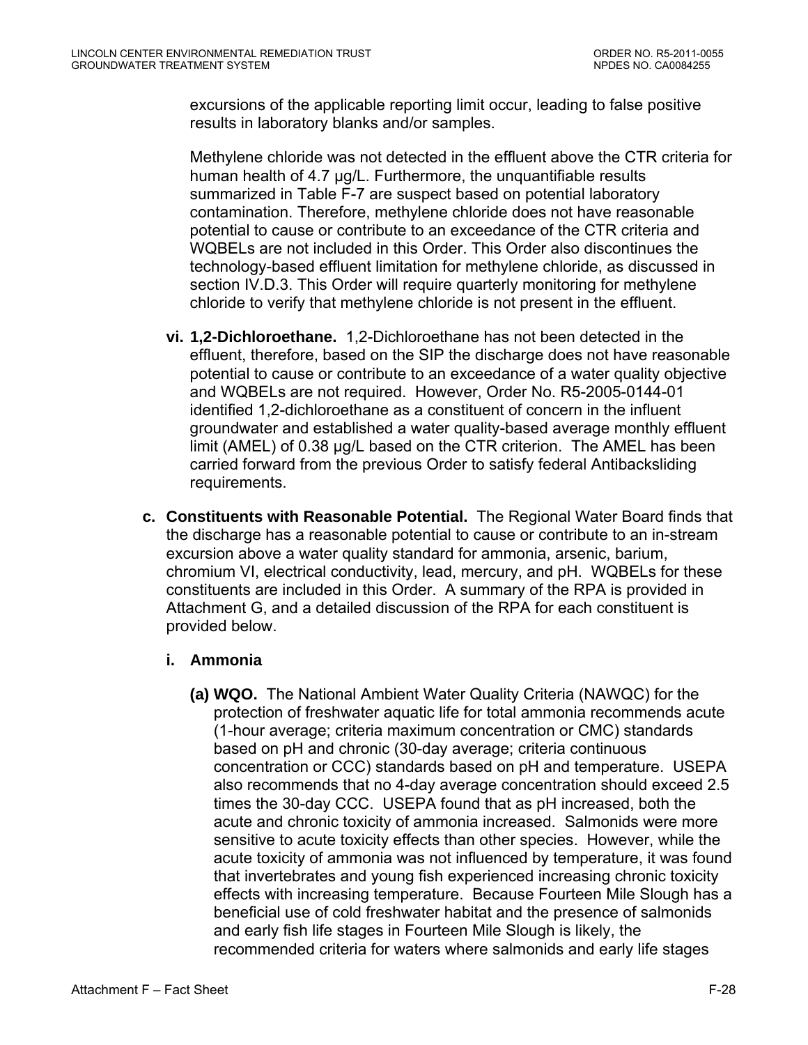excursions of the applicable reporting limit occur, leading to false positive results in laboratory blanks and/or samples.

Methylene chloride was not detected in the effluent above the CTR criteria for human health of 4.7 µg/L. Furthermore, the unquantifiable results summarized in Table F-7 are suspect based on potential laboratory contamination. Therefore, methylene chloride does not have reasonable potential to cause or contribute to an exceedance of the CTR criteria and WQBELs are not included in this Order. This Order also discontinues the technology-based effluent limitation for methylene chloride, as discussed in section IV.D.3. This Order will require quarterly monitoring for methylene chloride to verify that methylene chloride is not present in the effluent.

**vi. 1,2-Dichloroethane.** 1,2-Dichloroethane has not been detected in the effluent, therefore, based on the SIP the discharge does not have reasonable potential to cause or contribute to an exceedance of a water quality objective and WQBELs are not required. However, Order No. R5-2005-0144-01 identified 1,2-dichloroethane as a constituent of concern in the influent groundwater and established a water quality-based average monthly effluent limit (AMEL) of 0.38 µg/L based on the CTR criterion. The AMEL has been carried forward from the previous Order to satisfy federal Antibacksliding requirements.

**c. Constituents with Reasonable Potential.** The Regional Water Board finds that the discharge has a reasonable potential to cause or contribute to an in-stream excursion above a water quality standard for ammonia, arsenic, barium, chromium VI, electrical conductivity, lead, mercury, and pH. WQBELs for these constituents are included in this Order. A summary of the RPA is provided in Attachment G, and a detailed discussion of the RPA for each constituent is provided below.

**i. Ammonia**

**(a) WQO.** The National Ambient Water Quality Criteria (NAWQC) for the protection of freshwater aquatic life for total ammonia recommends acute (1-hour average; criteria maximum concentration or CMC) standards based on pH and chronic (30-day average; criteria continuous concentration or CCC) standards based on pH and temperature. USEPA also recommends that no 4-day average concentration should exceed 2.5 times the 30-day CCC. USEPA found that as pH increased, both the acute and chronic toxicity of ammonia increased. Salmonids were more sensitive to acute toxicity effects than other species. However, while the acute toxicity of ammonia was not influenced by temperature, it was found that invertebrates and young fish experienced increasing chronic toxicity effects with increasing temperature. Because Fourteen Mile Slough has a beneficial use of cold freshwater habitat and the presence of salmonids and early fish life stages in Fourteen Mile Slough is likely, the recommended criteria for waters where salmonids and early life stages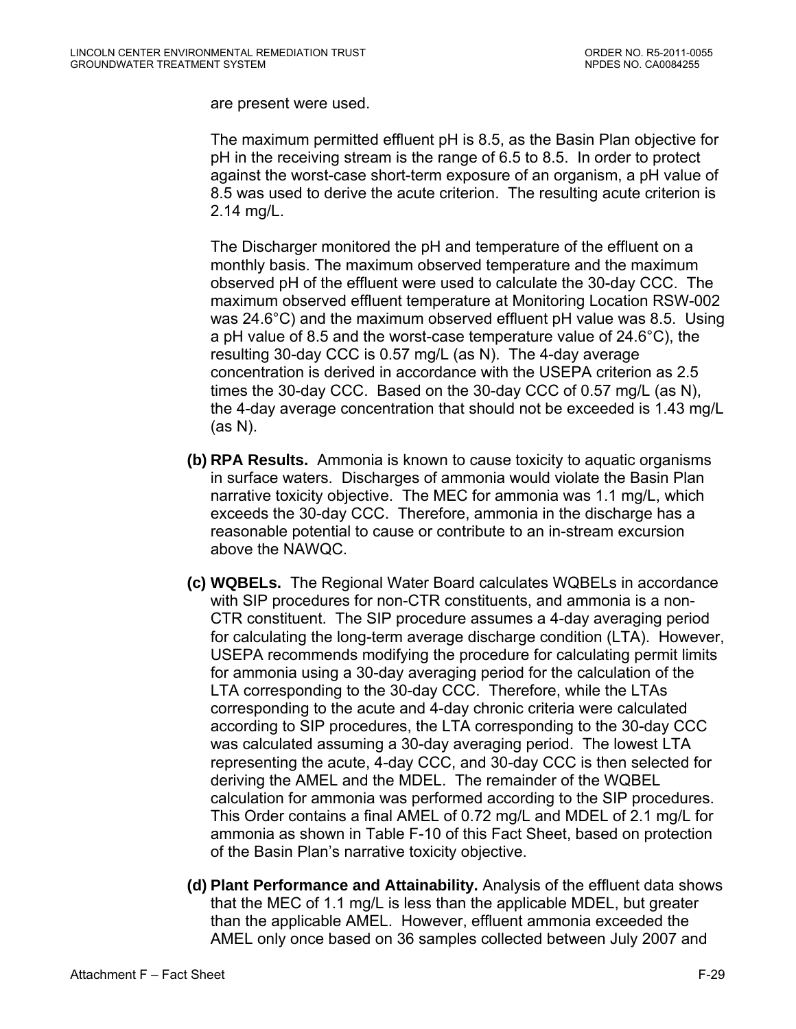are present were used.

The maximum permitted effluent pH is 8.5, as the Basin Plan objective for pH in the receiving stream is the range of 6.5 to 8.5. In order to protect against the worst-case short-term exposure of an organism, a pH value of 8.5 was used to derive the acute criterion. The resulting acute criterion is 2.14 mg/L.

The Discharger monitored the pH and temperature of the effluent on a monthly basis. The maximum observed temperature and the maximum observed pH of the effluent were used to calculate the 30-day CCC. The maximum observed effluent temperature at Monitoring Location RSW-002 was 24.6°C) and the maximum observed effluent pH value was 8.5. Using a pH value of 8.5 and the worst-case temperature value of 24.6°C), the resulting 30-day CCC is 0.57 mg/L (as N). The 4-day average concentration is derived in accordance with the USEPA criterion as 2.5 times the 30-day CCC. Based on the 30-day CCC of 0.57 mg/L (as N), the 4-day average concentration that should not be exceeded is 1.43 mg/L (as N).

**(b) RPA Results.** Ammonia is known to cause toxicity to aquatic organisms in surface waters. Discharges of ammonia would violate the Basin Plan narrative toxicity objective. The MEC for ammonia was 1.1 mg/L, which exceeds the 30-day CCC. Therefore, ammonia in the discharge has a reasonable potential to cause or contribute to an in-stream excursion above the NAWQC.

**(c) WQBELs.** The Regional Water Board calculates WQBELs in accordance with SIP procedures for non-CTR constituents, and ammonia is a non-CTR constituent. The SIP procedure assumes a 4-day averaging period for calculating the long-term average discharge condition (LTA). However, USEPA recommends modifying the procedure for calculating permit limits for ammonia using a 30-day averaging period for the calculation of the LTA corresponding to the 30-day CCC. Therefore, while the LTAs corresponding to the acute and 4-day chronic criteria were calculated according to SIP procedures, the LTA corresponding to the 30-day CCC was calculated assuming a 30-day averaging period. The lowest LTA representing the acute, 4-day CCC, and 30-day CCC is then selected for deriving the AMEL and the MDEL. The remainder of the WQBEL calculation for ammonia was performed according to the SIP procedures. This Order contains a final AMEL of 0.72 mg/L and MDEL of 2.1 mg/L for ammonia as shown in Table F-10 of this Fact Sheet, based on protection of the Basin Plan's narrative toxicity objective.

**(d) Plant Performance and Attainability.** Analysis of the effluent data shows that the MEC of 1.1 mg/L is less than the applicable MDEL, but greater than the applicable AMEL. However, effluent ammonia exceeded the AMEL only once based on 36 samples collected between July 2007 and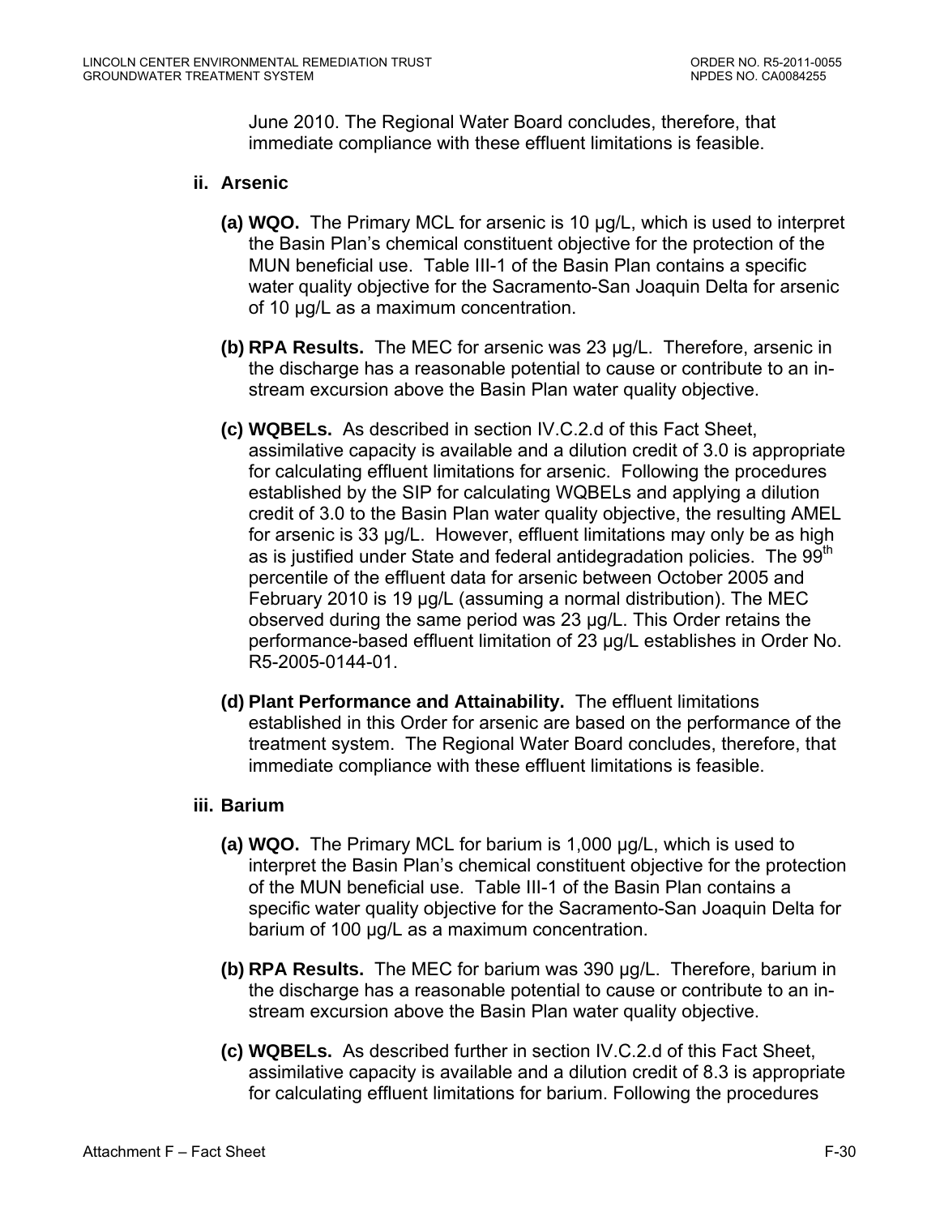June 2010. The Regional Water Board concludes, therefore, that immediate compliance with these effluent limitations is feasible.

**ii. Arsenic**

**(a) WQO.** The Primary MCL for arsenic is 10 µg/L, which is used to interpret the Basin Plan's chemical constituent objective for the protection of the MUN beneficial use. Table III-1 of the Basin Plan contains a specific water quality objective for the Sacramento-San Joaquin Delta for arsenic of 10 µg/L as a maximum concentration.

**(b) RPA Results.** The MEC for arsenic was 23 µg/L. Therefore, arsenic in the discharge has a reasonable potential to cause or contribute to an in-stream excursion above the Basin Plan water quality objective.

**(c) WQBELs.** As described in section IV.C.2.d of this Fact Sheet, assimilative capacity is available and a dilution credit of 3.0 is appropriate for calculating effluent limitations for arsenic. Following the procedures established by the SIP for calculating WQBELs and applying a dilution credit of 3.0 to the Basin Plan water quality objective, the resulting AMEL for arsenic is 33 µg/L. However, effluent limitations may only be as high as is justified under State and federal antidegradation policies. The 99th percentile of the effluent data for arsenic between October 2005 and February 2010 is 19 µg/L (assuming a normal distribution). The MEC observed during the same period was 23 µg/L. This Order retains the performance-based effluent limitation of 23 µg/L establishes in Order No. R5-2005-0144-01.

**(d) Plant Performance and Attainability.** The effluent limitations established in this Order for arsenic are based on the performance of the treatment system. The Regional Water Board concludes, therefore, that immediate compliance with these effluent limitations is feasible.

**iii. Barium**

**(a) WQO.** The Primary MCL for barium is 1,000 µg/L, which is used to interpret the Basin Plan's chemical constituent objective for the protection of the MUN beneficial use. Table III-1 of the Basin Plan contains a specific water quality objective for the Sacramento-San Joaquin Delta for barium of 100 µg/L as a maximum concentration.

**(b) RPA Results.** The MEC for barium was 390 µg/L. Therefore, barium in the discharge has a reasonable potential to cause or contribute to an in-stream excursion above the Basin Plan water quality objective.

**(c) WQBELs.** As described further in section IV.C.2.d of this Fact Sheet, assimilative capacity is available and a dilution credit of 8.3 is appropriate for calculating effluent limitations for barium. Following the procedures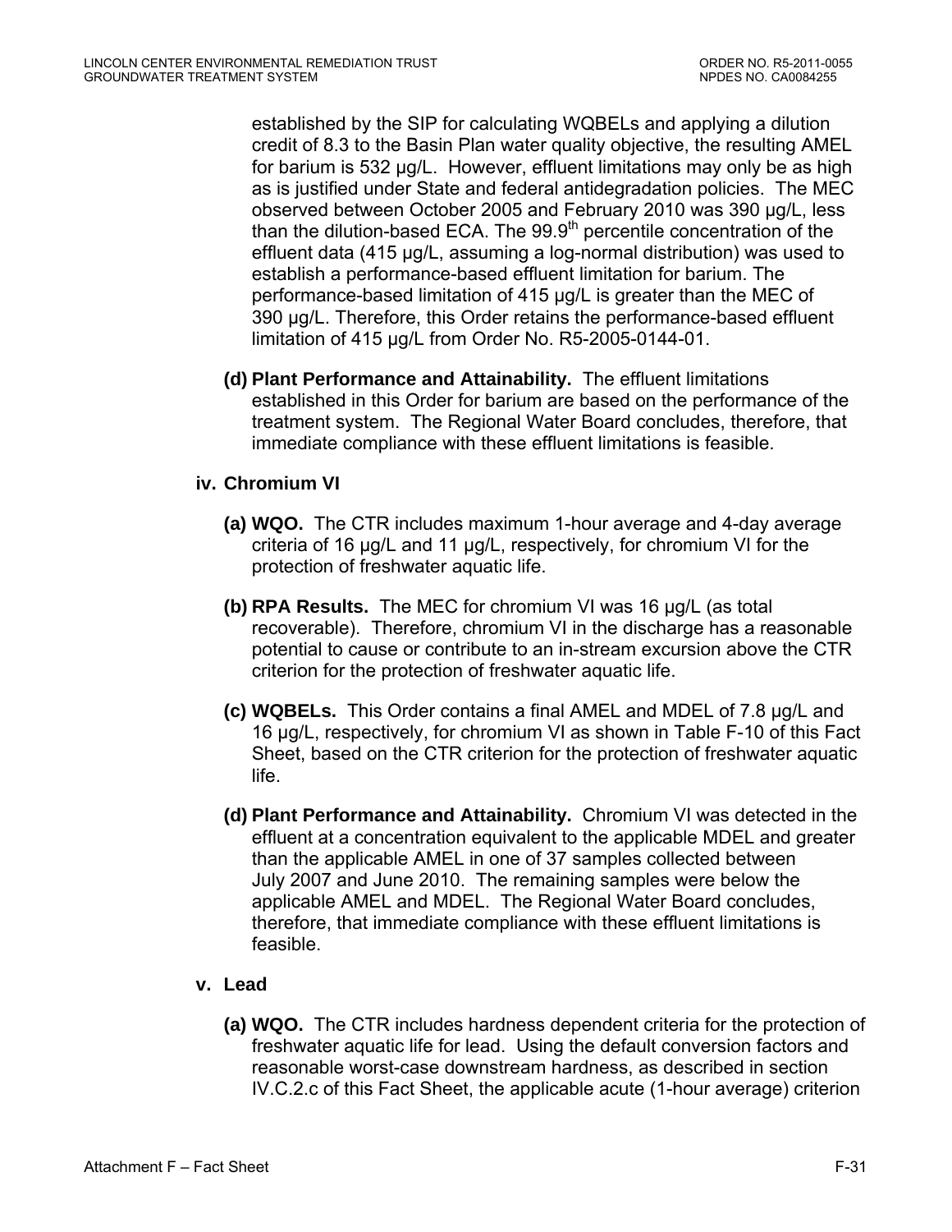established by the SIP for calculating WQBELs and applying a dilution credit of 8.3 to the Basin Plan water quality objective, the resulting AMEL for barium is 532 µg/L. However, effluent limitations may only be as high as is justified under State and federal antidegradation policies. The MEC observed between October 2005 and February 2010 was 390 µg/L, less than the dilution-based ECA. The 99.9$^{th}$ percentile concentration of the effluent data (415 µg/L, assuming a log-normal distribution) was used to establish a performance-based effluent limitation for barium. The performance-based limitation of 415 µg/L is greater than the MEC of 390 µg/L. Therefore, this Order retains the performance-based effluent limitation of 415 µg/L from Order No. R5-2005-0144-01.

**(d) Plant Performance and Attainability.** The effluent limitations established in this Order for barium are based on the performance of the treatment system. The Regional Water Board concludes, therefore, that immediate compliance with these effluent limitations is feasible.

**iv. Chromium VI**

**(a) WQO.** The CTR includes maximum 1-hour average and 4-day average criteria of 16 µg/L and 11 µg/L, respectively, for chromium VI for the protection of freshwater aquatic life.

**(b) RPA Results.** The MEC for chromium VI was 16 µg/L (as total recoverable). Therefore, chromium VI in the discharge has a reasonable potential to cause or contribute to an in-stream excursion above the CTR criterion for the protection of freshwater aquatic life.

**(c) WQBELs.** This Order contains a final AMEL and MDEL of 7.8 µg/L and 16 µg/L, respectively, for chromium VI as shown in Table F-10 of this Fact Sheet, based on the CTR criterion for the protection of freshwater aquatic life.

**(d) Plant Performance and Attainability.** Chromium VI was detected in the effluent at a concentration equivalent to the applicable MDEL and greater than the applicable AMEL in one of 37 samples collected between July 2007 and June 2010. The remaining samples were below the applicable AMEL and MDEL. The Regional Water Board concludes, therefore, that immediate compliance with these effluent limitations is feasible.

**v. Lead**

**(a) WQO.** The CTR includes hardness dependent criteria for the protection of freshwater aquatic life for lead. Using the default conversion factors and reasonable worst-case downstream hardness, as described in section IV.C.2.c of this Fact Sheet, the applicable acute (1-hour average) criterion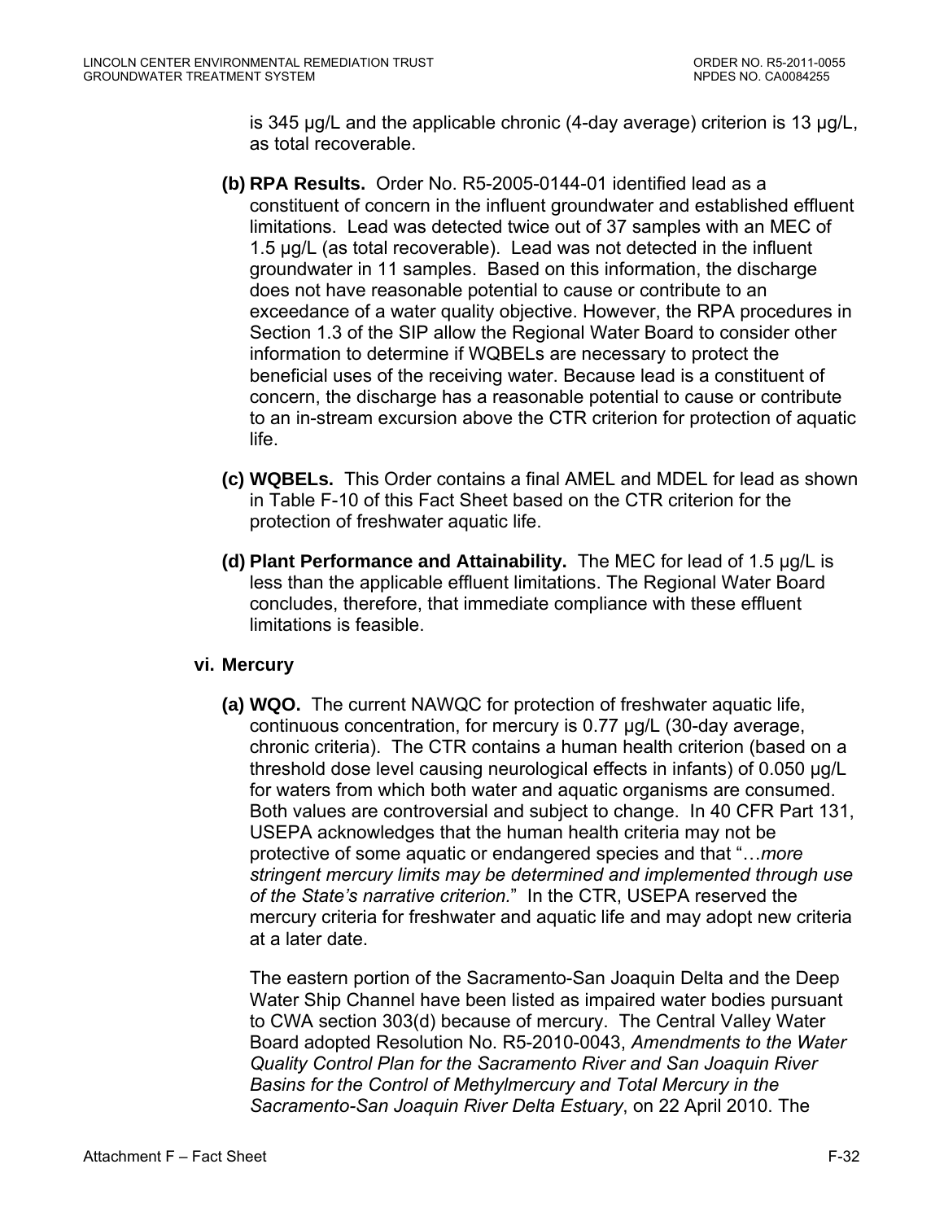is 345 µg/L and the applicable chronic (4-day average) criterion is 13 µg/L, as total recoverable.

**(b) RPA Results.** Order No. R5-2005-0144-01 identified lead as a constituent of concern in the influent groundwater and established effluent limitations. Lead was detected twice out of 37 samples with an MEC of 1.5 µg/L (as total recoverable). Lead was not detected in the influent groundwater in 11 samples. Based on this information, the discharge does not have reasonable potential to cause or contribute to an exceedance of a water quality objective. However, the RPA procedures in Section 1.3 of the SIP allow the Regional Water Board to consider other information to determine if WQBELs are necessary to protect the beneficial uses of the receiving water. Because lead is a constituent of concern, the discharge has a reasonable potential to cause or contribute to an in-stream excursion above the CTR criterion for protection of aquatic life.

**(c) WQBELs.** This Order contains a final AMEL and MDEL for lead as shown in Table F-10 of this Fact Sheet based on the CTR criterion for the protection of freshwater aquatic life.

**(d) Plant Performance and Attainability.** The MEC for lead of 1.5 µg/L is less than the applicable effluent limitations. The Regional Water Board concludes, therefore, that immediate compliance with these effluent limitations is feasible.

**vi. Mercury**

**(a) WQO.** The current NAWQC for protection of freshwater aquatic life, continuous concentration, for mercury is 0.77 µg/L (30-day average, chronic criteria). The CTR contains a human health criterion (based on a threshold dose level causing neurological effects in infants) of 0.050 µg/L for waters from which both water and aquatic organisms are consumed. Both values are controversial and subject to change. In 40 CFR Part 131, USEPA acknowledges that the human health criteria may not be protective of some aquatic or endangered species and that "…*more stringent mercury limits may be determined and implemented through use of the State's narrative criterion.*" In the CTR, USEPA reserved the mercury criteria for freshwater and aquatic life and may adopt new criteria at a later date.

The eastern portion of the Sacramento-San Joaquin Delta and the Deep Water Ship Channel have been listed as impaired water bodies pursuant to CWA section 303(d) because of mercury. The Central Valley Water Board adopted Resolution No. R5-2010-0043, *Amendments to the Water Quality Control Plan for the Sacramento River and San Joaquin River Basins for the Control of Methylmercury and Total Mercury in the Sacramento-San Joaquin River Delta Estuary*, on 22 April 2010. The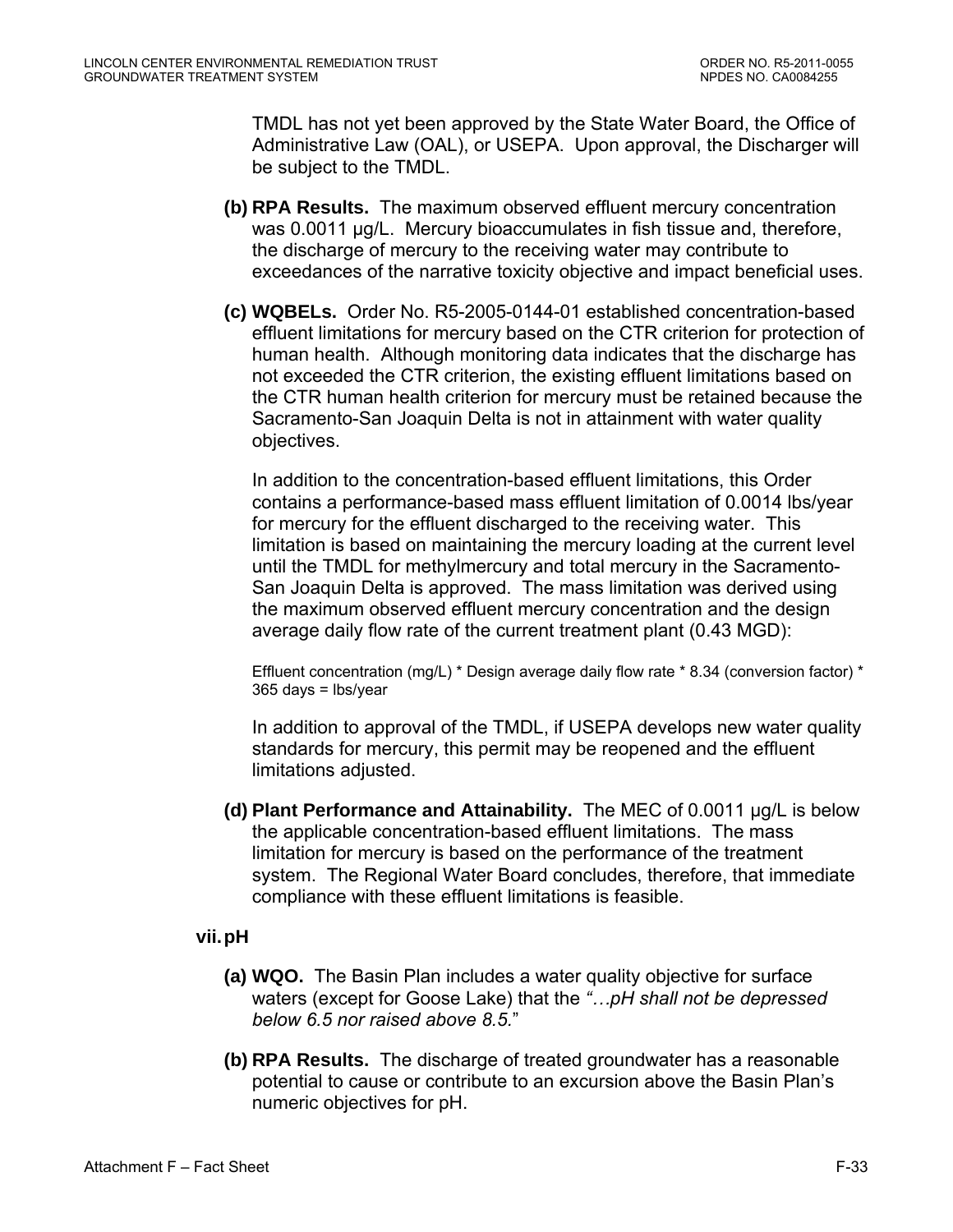TMDL has not yet been approved by the State Water Board, the Office of Administrative Law (OAL), or USEPA. Upon approval, the Discharger will be subject to the TMDL.

**(b) RPA Results.** The maximum observed effluent mercury concentration was 0.0011 µg/L. Mercury bioaccumulates in fish tissue and, therefore, the discharge of mercury to the receiving water may contribute to exceedances of the narrative toxicity objective and impact beneficial uses.

**(c) WQBELs.** Order No. R5-2005-0144-01 established concentration-based effluent limitations for mercury based on the CTR criterion for protection of human health. Although monitoring data indicates that the discharge has not exceeded the CTR criterion, the existing effluent limitations based on the CTR human health criterion for mercury must be retained because the Sacramento-San Joaquin Delta is not in attainment with water quality objectives.

In addition to the concentration-based effluent limitations, this Order contains a performance-based mass effluent limitation of 0.0014 lbs/year for mercury for the effluent discharged to the receiving water. This limitation is based on maintaining the mercury loading at the current level until the TMDL for methylmercury and total mercury in the Sacramento-San Joaquin Delta is approved. The mass limitation was derived using the maximum observed effluent mercury concentration and the design average daily flow rate of the current treatment plant (0.43 MGD):

Effluent concentration (mg/L) * Design average daily flow rate * 8.34 (conversion factor) * 365 days = lbs/year

In addition to approval of the TMDL, if USEPA develops new water quality standards for mercury, this permit may be reopened and the effluent limitations adjusted.

**(d) Plant Performance and Attainability.** The MEC of 0.0011 µg/L is below the applicable concentration-based effluent limitations. The mass limitation for mercury is based on the performance of the treatment system. The Regional Water Board concludes, therefore, that immediate compliance with these effluent limitations is feasible.

**vii. pH**

**(a) WQO.** The Basin Plan includes a water quality objective for surface waters (except for Goose Lake) that the *"…pH shall not be depressed below 6.5 nor raised above 8.5."*

**(b) RPA Results.** The discharge of treated groundwater has a reasonable potential to cause or contribute to an excursion above the Basin Plan's numeric objectives for pH.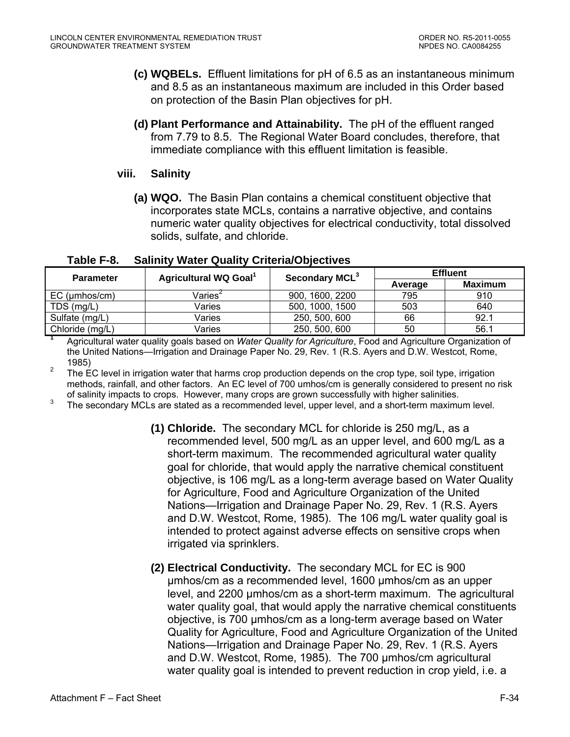**(c) WQBELs.** Effluent limitations for pH of 6.5 as an instantaneous minimum and 8.5 as an instantaneous maximum are included in this Order based on protection of the Basin Plan objectives for pH.

**(d) Plant Performance and Attainability.** The pH of the effluent ranged from 7.79 to 8.5. The Regional Water Board concludes, therefore, that immediate compliance with this effluent limitation is feasible.

**viii. Salinity**

**(a) WQO.** The Basin Plan contains a chemical constituent objective that incorporates state MCLs, contains a narrative objective, and contains numeric water quality objectives for electrical conductivity, total dissolved solids, sulfate, and chloride.

**Table F-8. Salinity Water Quality Criteria/Objectives**

| Parameter | Agricultural WQ Goal[1] | Secondary MCL[3] | Effluent | |
|---|---|---|---|---|
| | | | Average | Maximum |
| EC (µmhos/cm) | Varies[2] | 900, 1600, 2200 | 795 | 910 |
| TDS (mg/L) | Varies | 500, 1000, 1500 | 503 | 640 |
| Sulfate (mg/L) | Varies | 250, 500, 600 | 66 | 92.1 |
| Chloride (mg/L) | Varies | 250, 500, 600 | 50 | 56.1 |

1. Agricultural water quality goals based on *Water Quality for Agriculture*, Food and Agriculture Organization of the United Nations—Irrigation and Drainage Paper No. 29, Rev. 1 (R.S. Ayers and D.W. Westcot, Rome, 1985)
2. The EC level in irrigation water that harms crop production depends on the crop type, soil type, irrigation methods, rainfall, and other factors. An EC level of 700 umhos/cm is generally considered to present no risk of salinity impacts to crops. However, many crops are grown successfully with higher salinities.
3. The secondary MCLs are stated as a recommended level, upper level, and a short-term maximum level.

**(1) Chloride.** The secondary MCL for chloride is 250 mg/L, as a recommended level, 500 mg/L as an upper level, and 600 mg/L as a short-term maximum. The recommended agricultural water quality goal for chloride, that would apply the narrative chemical constituent objective, is 106 mg/L as a long-term average based on Water Quality for Agriculture, Food and Agriculture Organization of the United Nations—Irrigation and Drainage Paper No. 29, Rev. 1 (R.S. Ayers and D.W. Westcot, Rome, 1985). The 106 mg/L water quality goal is intended to protect against adverse effects on sensitive crops when irrigated via sprinklers.

**(2) Electrical Conductivity.** The secondary MCL for EC is 900 µmhos/cm as a recommended level, 1600 µmhos/cm as an upper level, and 2200 µmhos/cm as a short-term maximum. The agricultural water quality goal, that would apply the narrative chemical constituents objective, is 700 µmhos/cm as a long-term average based on Water Quality for Agriculture, Food and Agriculture Organization of the United Nations—Irrigation and Drainage Paper No. 29, Rev. 1 (R.S. Ayers and D.W. Westcot, Rome, 1985). The 700 µmhos/cm agricultural water quality goal is intended to prevent reduction in crop yield, i.e. a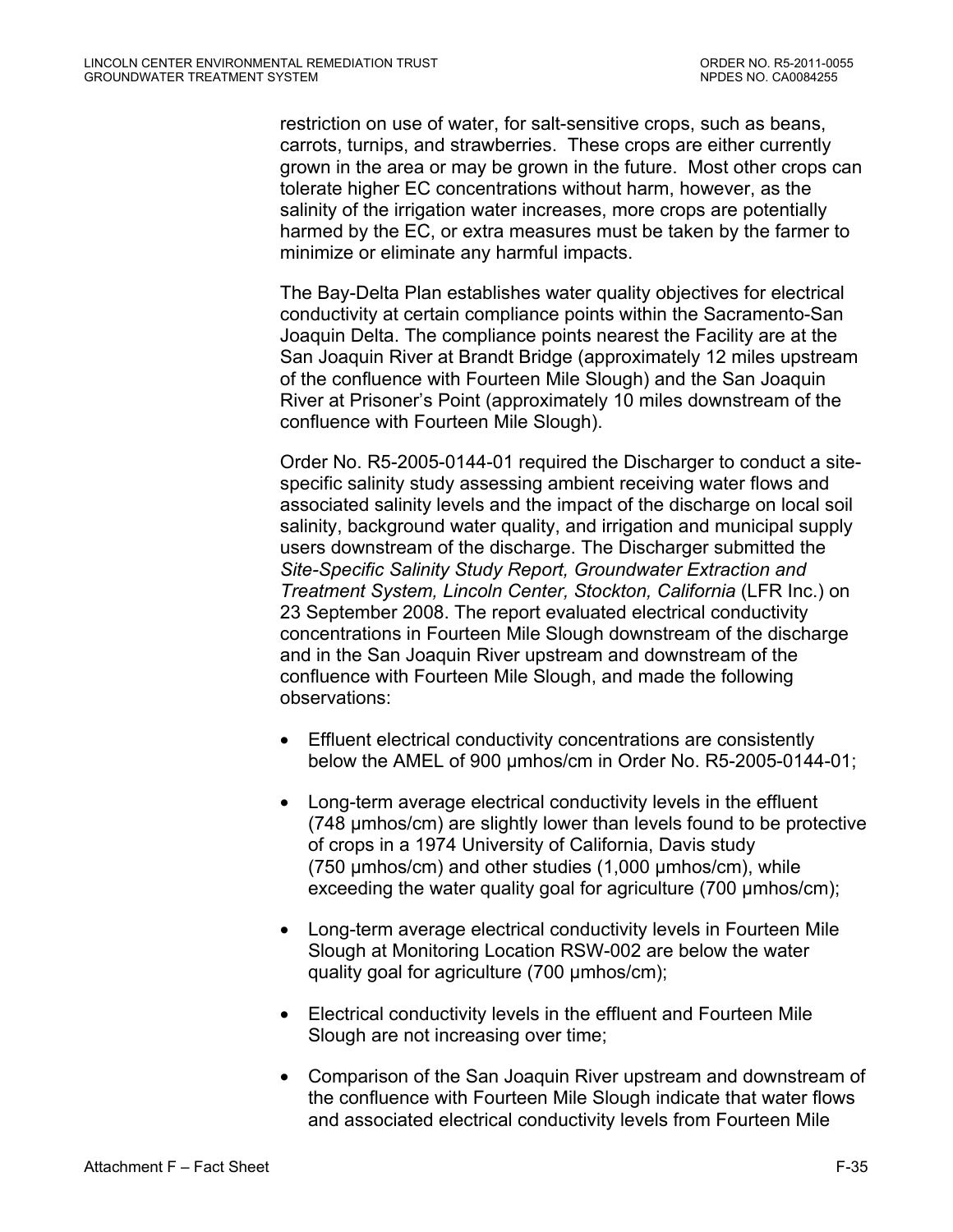restriction on use of water, for salt-sensitive crops, such as beans, carrots, turnips, and strawberries. These crops are either currently grown in the area or may be grown in the future. Most other crops can tolerate higher EC concentrations without harm, however, as the salinity of the irrigation water increases, more crops are potentially harmed by the EC, or extra measures must be taken by the farmer to minimize or eliminate any harmful impacts.

The Bay-Delta Plan establishes water quality objectives for electrical conductivity at certain compliance points within the Sacramento-San Joaquin Delta. The compliance points nearest the Facility are at the San Joaquin River at Brandt Bridge (approximately 12 miles upstream of the confluence with Fourteen Mile Slough) and the San Joaquin River at Prisoner's Point (approximately 10 miles downstream of the confluence with Fourteen Mile Slough).

Order No. R5-2005-0144-01 required the Discharger to conduct a site-specific salinity study assessing ambient receiving water flows and associated salinity levels and the impact of the discharge on local soil salinity, background water quality, and irrigation and municipal supply users downstream of the discharge. The Discharger submitted the *Site-Specific Salinity Study Report, Groundwater Extraction and Treatment System, Lincoln Center, Stockton, California* (LFR Inc.) on 23 September 2008. The report evaluated electrical conductivity concentrations in Fourteen Mile Slough downstream of the discharge and in the San Joaquin River upstream and downstream of the confluence with Fourteen Mile Slough, and made the following observations:

- Effluent electrical conductivity concentrations are consistently below the AMEL of 900 µmhos/cm in Order No. R5-2005-0144-01;
- Long-term average electrical conductivity levels in the effluent (748 µmhos/cm) are slightly lower than levels found to be protective of crops in a 1974 University of California, Davis study (750 µmhos/cm) and other studies (1,000 µmhos/cm), while exceeding the water quality goal for agriculture (700 µmhos/cm);
- Long-term average electrical conductivity levels in Fourteen Mile Slough at Monitoring Location RSW-002 are below the water quality goal for agriculture (700 µmhos/cm);
- Electrical conductivity levels in the effluent and Fourteen Mile Slough are not increasing over time;
- Comparison of the San Joaquin River upstream and downstream of the confluence with Fourteen Mile Slough indicate that water flows and associated electrical conductivity levels from Fourteen Mile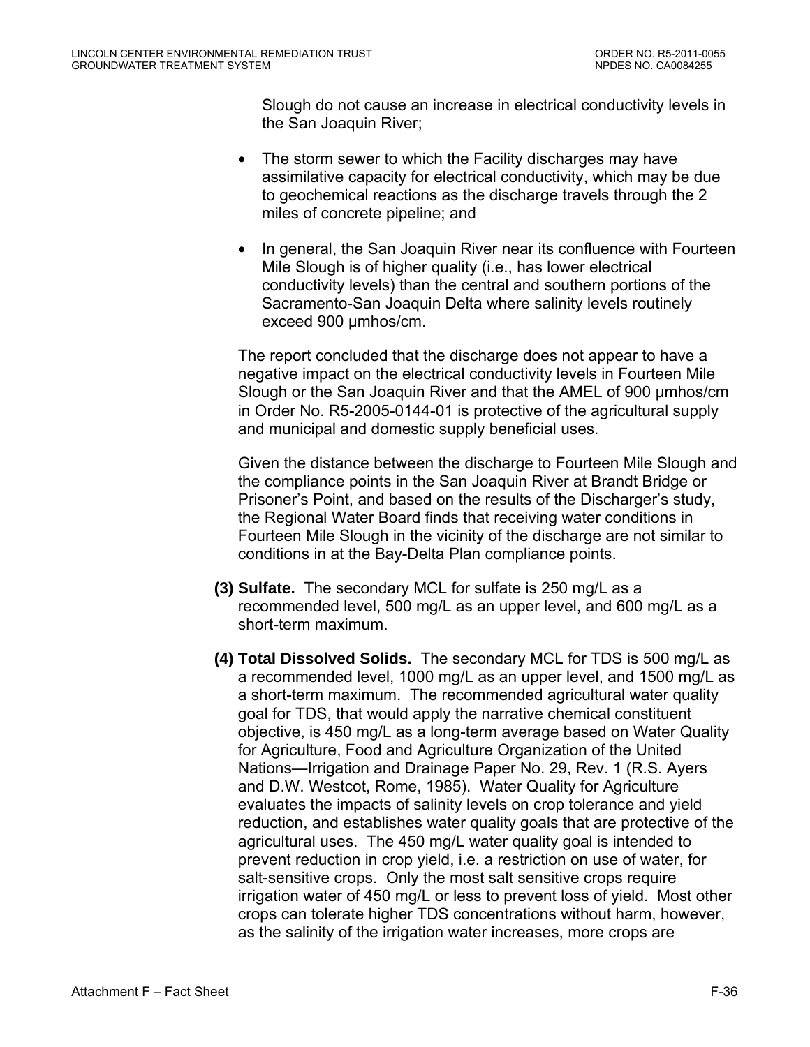Slough do not cause an increase in electrical conductivity levels in the San Joaquin River;

- The storm sewer to which the Facility discharges may have assimilative capacity for electrical conductivity, which may be due to geochemical reactions as the discharge travels through the 2 miles of concrete pipeline; and
- In general, the San Joaquin River near its confluence with Fourteen Mile Slough is of higher quality (i.e., has lower electrical conductivity levels) than the central and southern portions of the Sacramento-San Joaquin Delta where salinity levels routinely exceed 900 µmhos/cm.

The report concluded that the discharge does not appear to have a negative impact on the electrical conductivity levels in Fourteen Mile Slough or the San Joaquin River and that the AMEL of 900 µmhos/cm in Order No. R5-2005-0144-01 is protective of the agricultural supply and municipal and domestic supply beneficial uses.

Given the distance between the discharge to Fourteen Mile Slough and the compliance points in the San Joaquin River at Brandt Bridge or Prisoner's Point, and based on the results of the Discharger's study, the Regional Water Board finds that receiving water conditions in Fourteen Mile Slough in the vicinity of the discharge are not similar to conditions in at the Bay-Delta Plan compliance points.

**(3) Sulfate.** The secondary MCL for sulfate is 250 mg/L as a recommended level, 500 mg/L as an upper level, and 600 mg/L as a short-term maximum.

**(4) Total Dissolved Solids.** The secondary MCL for TDS is 500 mg/L as a recommended level, 1000 mg/L as an upper level, and 1500 mg/L as a short-term maximum. The recommended agricultural water quality goal for TDS, that would apply the narrative chemical constituent objective, is 450 mg/L as a long-term average based on Water Quality for Agriculture, Food and Agriculture Organization of the United Nations—Irrigation and Drainage Paper No. 29, Rev. 1 (R.S. Ayers and D.W. Westcot, Rome, 1985). Water Quality for Agriculture evaluates the impacts of salinity levels on crop tolerance and yield reduction, and establishes water quality goals that are protective of the agricultural uses. The 450 mg/L water quality goal is intended to prevent reduction in crop yield, i.e. a restriction on use of water, for salt-sensitive crops. Only the most salt sensitive crops require irrigation water of 450 mg/L or less to prevent loss of yield. Most other crops can tolerate higher TDS concentrations without harm, however, as the salinity of the irrigation water increases, more crops are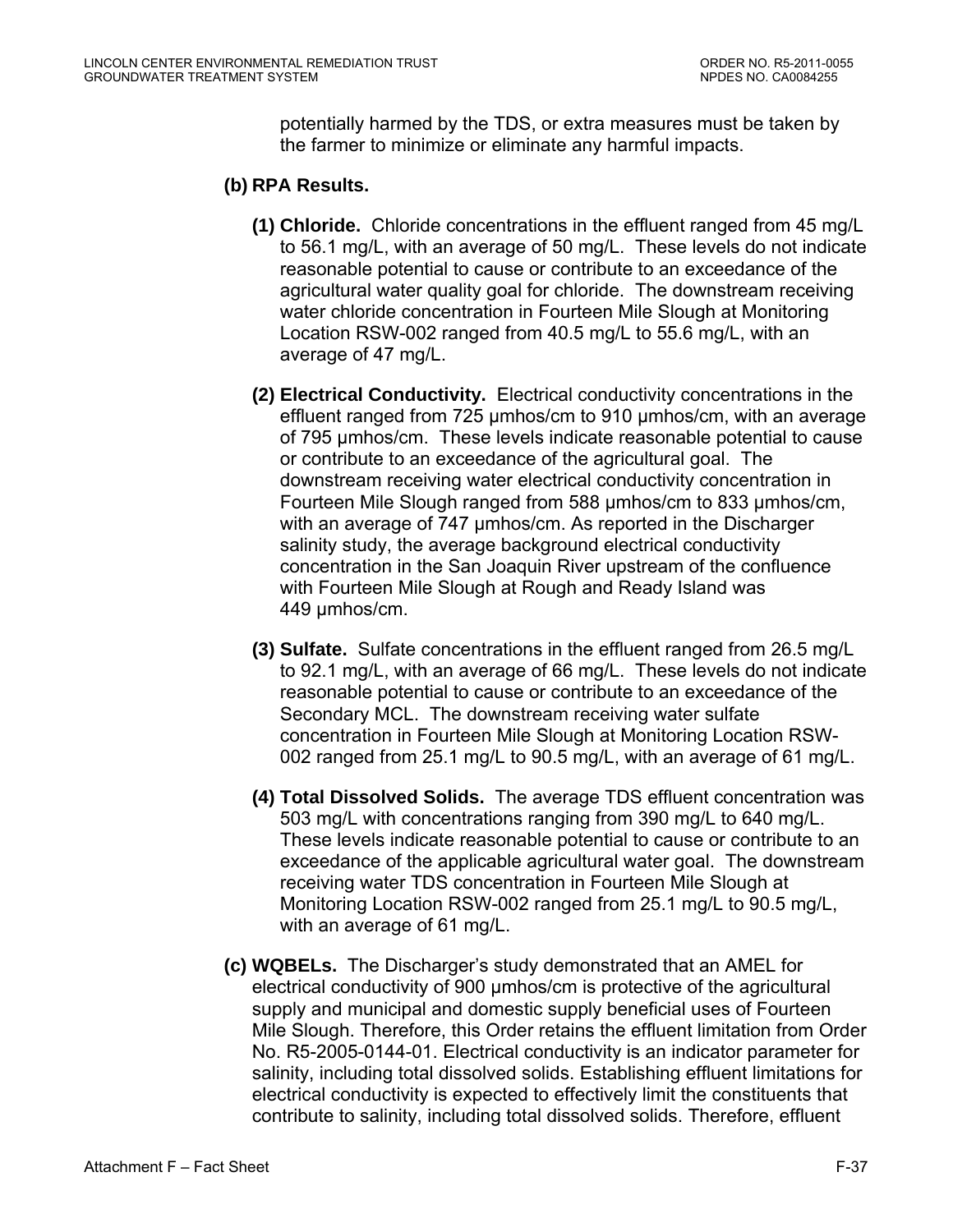potentially harmed by the TDS, or extra measures must be taken by the farmer to minimize or eliminate any harmful impacts.

**(b) RPA Results.**

**(1) Chloride.** Chloride concentrations in the effluent ranged from 45 mg/L to 56.1 mg/L, with an average of 50 mg/L. These levels do not indicate reasonable potential to cause or contribute to an exceedance of the agricultural water quality goal for chloride. The downstream receiving water chloride concentration in Fourteen Mile Slough at Monitoring Location RSW-002 ranged from 40.5 mg/L to 55.6 mg/L, with an average of 47 mg/L.

**(2) Electrical Conductivity.** Electrical conductivity concentrations in the effluent ranged from 725 µmhos/cm to 910 µmhos/cm, with an average of 795 µmhos/cm. These levels indicate reasonable potential to cause or contribute to an exceedance of the agricultural goal. The downstream receiving water electrical conductivity concentration in Fourteen Mile Slough ranged from 588 µmhos/cm to 833 µmhos/cm, with an average of 747 µmhos/cm. As reported in the Discharger salinity study, the average background electrical conductivity concentration in the San Joaquin River upstream of the confluence with Fourteen Mile Slough at Rough and Ready Island was 449 µmhos/cm.

**(3) Sulfate.** Sulfate concentrations in the effluent ranged from 26.5 mg/L to 92.1 mg/L, with an average of 66 mg/L. These levels do not indicate reasonable potential to cause or contribute to an exceedance of the Secondary MCL. The downstream receiving water sulfate concentration in Fourteen Mile Slough at Monitoring Location RSW-002 ranged from 25.1 mg/L to 90.5 mg/L, with an average of 61 mg/L.

**(4) Total Dissolved Solids.** The average TDS effluent concentration was 503 mg/L with concentrations ranging from 390 mg/L to 640 mg/L. These levels indicate reasonable potential to cause or contribute to an exceedance of the applicable agricultural water goal. The downstream receiving water TDS concentration in Fourteen Mile Slough at Monitoring Location RSW-002 ranged from 25.1 mg/L to 90.5 mg/L, with an average of 61 mg/L.

**(c) WQBELs.** The Discharger's study demonstrated that an AMEL for electrical conductivity of 900 µmhos/cm is protective of the agricultural supply and municipal and domestic supply beneficial uses of Fourteen Mile Slough. Therefore, this Order retains the effluent limitation from Order No. R5-2005-0144-01. Electrical conductivity is an indicator parameter for salinity, including total dissolved solids. Establishing effluent limitations for electrical conductivity is expected to effectively limit the constituents that contribute to salinity, including total dissolved solids. Therefore, effluent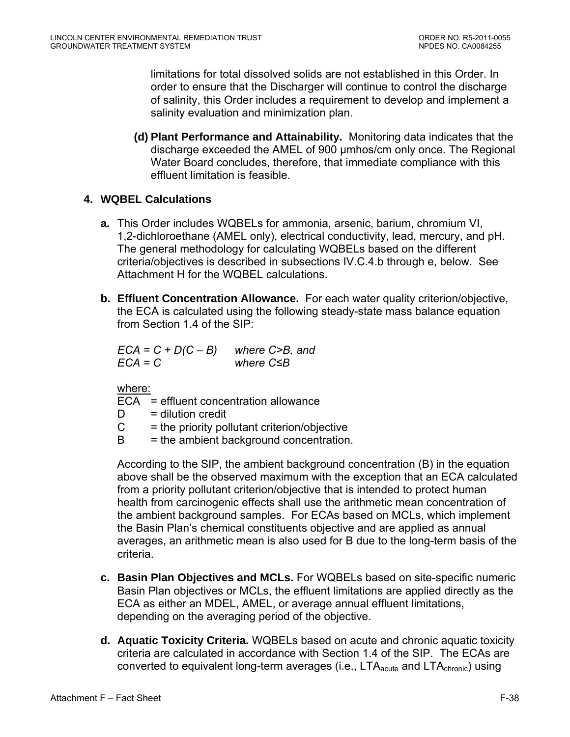limitations for total dissolved solids are not established in this Order. In order to ensure that the Discharger will continue to control the discharge of salinity, this Order includes a requirement to develop and implement a salinity evaluation and minimization plan.

**(d) Plant Performance and Attainability.** Monitoring data indicates that the discharge exceeded the AMEL of 900 µmhos/cm only once. The Regional Water Board concludes, therefore, that immediate compliance with this effluent limitation is feasible.

### 4. WQBEL Calculations

**a.** This Order includes WQBELs for ammonia, arsenic, barium, chromium VI, 1,2-dichloroethane (AMEL only), electrical conductivity, lead, mercury, and pH. The general methodology for calculating WQBELs based on the different criteria/objectives is described in subsections IV.C.4.b through e, below. See Attachment H for the WQBEL calculations.

**b. Effluent Concentration Allowance.** For each water quality criterion/objective, the ECA is calculated using the following steady-state mass balance equation from Section 1.4 of the SIP:

$$ECA = C + D(C - B) \quad \text{where } C>B, \text{ and}$$
$$ECA = C \quad \text{where } C \leq B$$

where:

ECA = effluent concentration allowance
D = dilution credit
C = the priority pollutant criterion/objective
B = the ambient background concentration.

According to the SIP, the ambient background concentration (B) in the equation above shall be the observed maximum with the exception that an ECA calculated from a priority pollutant criterion/objective that is intended to protect human health from carcinogenic effects shall use the arithmetic mean concentration of the ambient background samples. For ECAs based on MCLs, which implement the Basin Plan's chemical constituents objective and are applied as annual averages, an arithmetic mean is also used for B due to the long-term basis of the criteria.

**c. Basin Plan Objectives and MCLs.** For WQBELs based on site-specific numeric Basin Plan objectives or MCLs, the effluent limitations are applied directly as the ECA as either an MDEL, AMEL, or average annual effluent limitations, depending on the averaging period of the objective.

**d. Aquatic Toxicity Criteria.** WQBELs based on acute and chronic aquatic toxicity criteria are calculated in accordance with Section 1.4 of the SIP. The ECAs are converted to equivalent long-term averages (i.e., $LTA_{acute}$ and $LTA_{chronic}$) using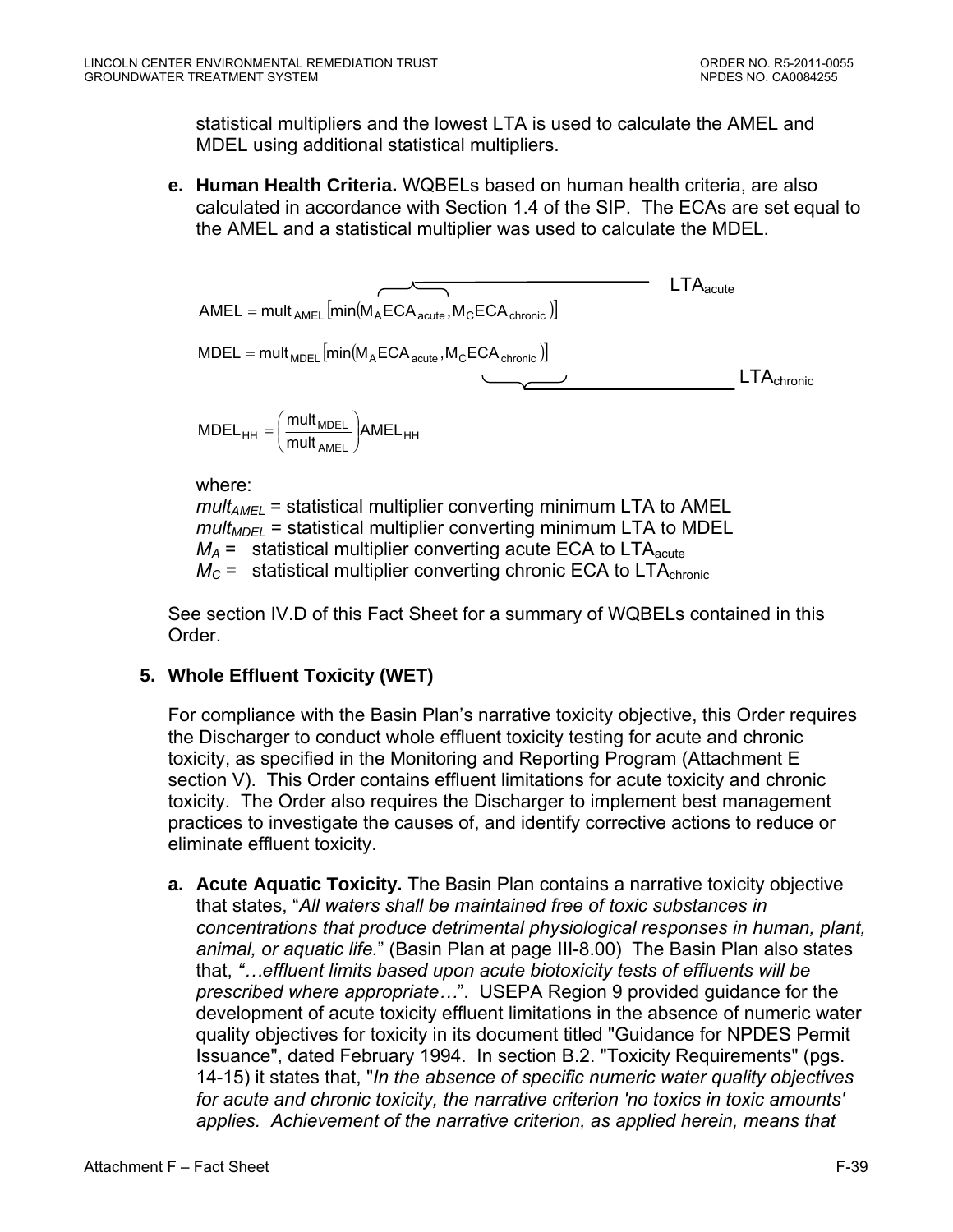statistical multipliers and the lowest LTA is used to calculate the AMEL and MDEL using additional statistical multipliers.

**e. Human Health Criteria.** WQBELs based on human health criteria, are also calculated in accordance with Section 1.4 of the SIP. The ECAs are set equal to the AMEL and a statistical multiplier was used to calculate the MDEL.

$$AMEL = mult_{AMEL}\left[\min\left(\overbrace{M_A ECA_{acute}}^{LTA_{acute}}, M_C ECA_{chronic}\right)\right]$$

$$MDEL = mult_{MDEL}\left[\min\left(M_A ECA_{acute}, \underbrace{M_C ECA_{chronic}}_{LTA_{chronic}}\right)\right]$$

$$MDEL_{HH} = \left(\frac{mult_{MDEL}}{mult_{AMEL}}\right) AMEL_{HH}$$

where:

$mult_{AMEL}$ = statistical multiplier converting minimum LTA to AMEL
$mult_{MDEL}$ = statistical multiplier converting minimum LTA to MDEL
$M_A$ = statistical multiplier converting acute ECA to $LTA_{acute}$
$M_C$ = statistical multiplier converting chronic ECA to $LTA_{chronic}$

See section IV.D of this Fact Sheet for a summary of WQBELs contained in this Order.

### 5. Whole Effluent Toxicity (WET)

For compliance with the Basin Plan's narrative toxicity objective, this Order requires the Discharger to conduct whole effluent toxicity testing for acute and chronic toxicity, as specified in the Monitoring and Reporting Program (Attachment E section V). This Order contains effluent limitations for acute toxicity and chronic toxicity. The Order also requires the Discharger to implement best management practices to investigate the causes of, and identify corrective actions to reduce or eliminate effluent toxicity.

**a. Acute Aquatic Toxicity.** The Basin Plan contains a narrative toxicity objective that states, "*All waters shall be maintained free of toxic substances in concentrations that produce detrimental physiological responses in human, plant, animal, or aquatic life.*" (Basin Plan at page III-8.00) The Basin Plan also states that, *"…effluent limits based upon acute biotoxicity tests of effluents will be prescribed where appropriate…"*. USEPA Region 9 provided guidance for the development of acute toxicity effluent limitations in the absence of numeric water quality objectives for toxicity in its document titled "Guidance for NPDES Permit Issuance", dated February 1994. In section B.2. "Toxicity Requirements" (pgs. 14-15) it states that, "*In the absence of specific numeric water quality objectives for acute and chronic toxicity, the narrative criterion 'no toxics in toxic amounts' applies. Achievement of the narrative criterion, as applied herein, means that*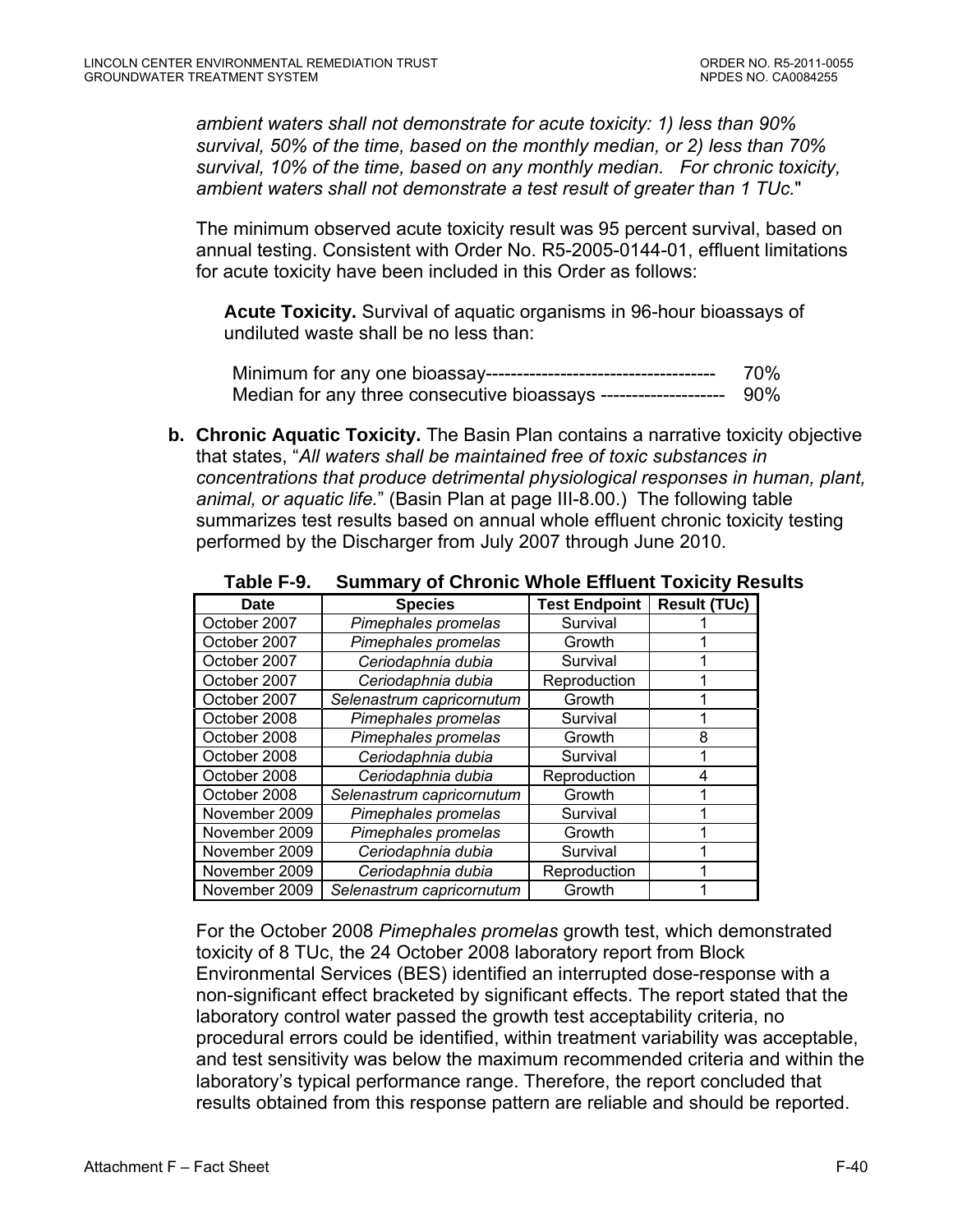*ambient waters shall not demonstrate for acute toxicity: 1) less than 90% survival, 50% of the time, based on the monthly median, or 2) less than 70% survival, 10% of the time, based on any monthly median. For chronic toxicity, ambient waters shall not demonstrate a test result of greater than 1 TUc.*"

The minimum observed acute toxicity result was 95 percent survival, based on annual testing. Consistent with Order No. R5-2005-0144-01, effluent limitations for acute toxicity have been included in this Order as follows:

**Acute Toxicity.** Survival of aquatic organisms in 96-hour bioassays of undiluted waste shall be no less than:

Minimum for any one bioassay------------------------------------ 70%
Median for any three consecutive bioassays ------------------- 90%

**b. Chronic Aquatic Toxicity.** The Basin Plan contains a narrative toxicity objective that states, "*All waters shall be maintained free of toxic substances in concentrations that produce detrimental physiological responses in human, plant, animal, or aquatic life.*" (Basin Plan at page III-8.00.) The following table summarizes test results based on annual whole effluent chronic toxicity testing performed by the Discharger from July 2007 through June 2010.

**Table F-9. Summary of Chronic Whole Effluent Toxicity Results**

| Date | Species | Test Endpoint | Result (TUc) |
|---|---|---|---|
| October 2007 | *Pimephales promelas* | Survival | 1 |
| October 2007 | *Pimephales promelas* | Growth | 1 |
| October 2007 | *Ceriodaphnia dubia* | Survival | 1 |
| October 2007 | *Ceriodaphnia dubia* | Reproduction | 1 |
| October 2007 | *Selenastrum capricornutum* | Growth | 1 |
| October 2008 | *Pimephales promelas* | Survival | 1 |
| October 2008 | *Pimephales promelas* | Growth | 8 |
| October 2008 | *Ceriodaphnia dubia* | Survival | 1 |
| October 2008 | *Ceriodaphnia dubia* | Reproduction | 4 |
| October 2008 | *Selenastrum capricornutum* | Growth | 1 |
| November 2009 | *Pimephales promelas* | Survival | 1 |
| November 2009 | *Pimephales promelas* | Growth | 1 |
| November 2009 | *Ceriodaphnia dubia* | Survival | 1 |
| November 2009 | *Ceriodaphnia dubia* | Reproduction | 1 |
| November 2009 | *Selenastrum capricornutum* | Growth | 1 |

For the October 2008 *Pimephales promelas* growth test, which demonstrated toxicity of 8 TUc, the 24 October 2008 laboratory report from Block Environmental Services (BES) identified an interrupted dose-response with a non-significant effect bracketed by significant effects. The report stated that the laboratory control water passed the growth test acceptability criteria, no procedural errors could be identified, within treatment variability was acceptable, and test sensitivity was below the maximum recommended criteria and within the laboratory's typical performance range. Therefore, the report concluded that results obtained from this response pattern are reliable and should be reported.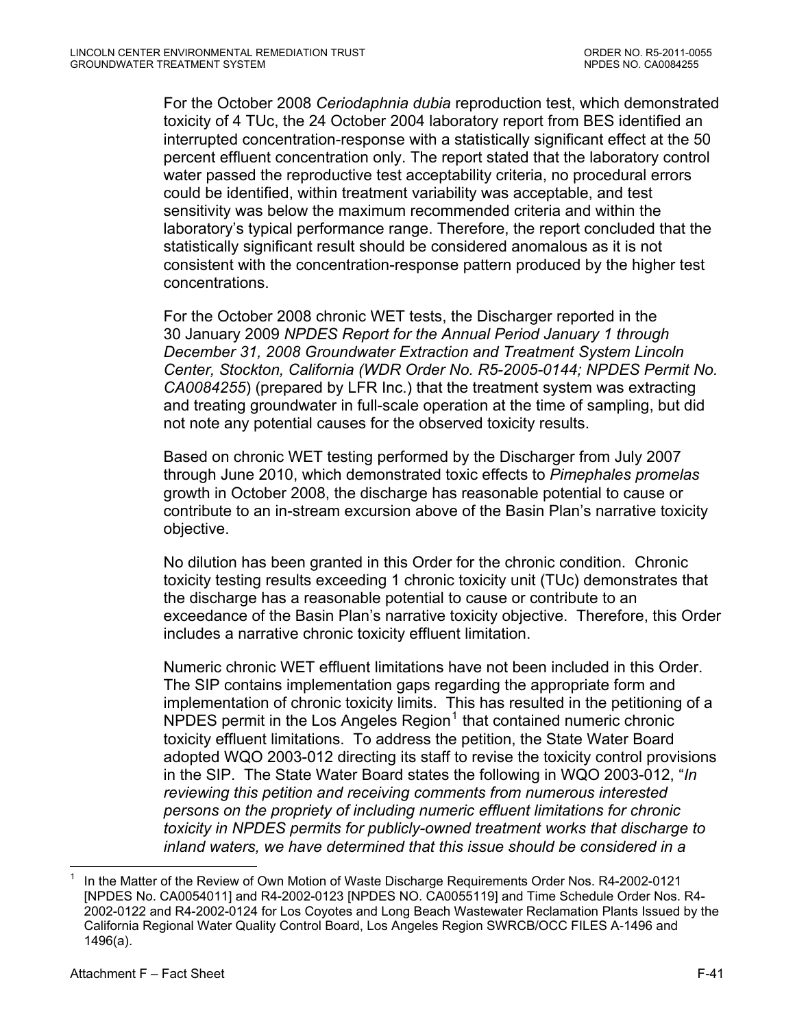For the October 2008 *Ceriodaphnia dubia* reproduction test, which demonstrated toxicity of 4 TUc, the 24 October 2004 laboratory report from BES identified an interrupted concentration-response with a statistically significant effect at the 50 percent effluent concentration only. The report stated that the laboratory control water passed the reproductive test acceptability criteria, no procedural errors could be identified, within treatment variability was acceptable, and test sensitivity was below the maximum recommended criteria and within the laboratory's typical performance range. Therefore, the report concluded that the statistically significant result should be considered anomalous as it is not consistent with the concentration-response pattern produced by the higher test concentrations.

For the October 2008 chronic WET tests, the Discharger reported in the 30 January 2009 *NPDES Report for the Annual Period January 1 through December 31, 2008 Groundwater Extraction and Treatment System Lincoln Center, Stockton, California (WDR Order No. R5-2005-0144; NPDES Permit No. CA0084255*) (prepared by LFR Inc.) that the treatment system was extracting and treating groundwater in full-scale operation at the time of sampling, but did not note any potential causes for the observed toxicity results.

Based on chronic WET testing performed by the Discharger from July 2007 through June 2010, which demonstrated toxic effects to *Pimephales promelas* growth in October 2008, the discharge has reasonable potential to cause or contribute to an in-stream excursion above of the Basin Plan's narrative toxicity objective.

No dilution has been granted in this Order for the chronic condition. Chronic toxicity testing results exceeding 1 chronic toxicity unit (TUc) demonstrates that the discharge has a reasonable potential to cause or contribute to an exceedance of the Basin Plan's narrative toxicity objective. Therefore, this Order includes a narrative chronic toxicity effluent limitation.

Numeric chronic WET effluent limitations have not been included in this Order. The SIP contains implementation gaps regarding the appropriate form and implementation of chronic toxicity limits. This has resulted in the petitioning of a NPDES permit in the Los Angeles Region[1] that contained numeric chronic toxicity effluent limitations. To address the petition, the State Water Board adopted WQO 2003-012 directing its staff to revise the toxicity control provisions in the SIP. The State Water Board states the following in WQO 2003-012, "*In reviewing this petition and receiving comments from numerous interested persons on the propriety of including numeric effluent limitations for chronic toxicity in NPDES permits for publicly-owned treatment works that discharge to inland waters, we have determined that this issue should be considered in a*

---

[1] In the Matter of the Review of Own Motion of Waste Discharge Requirements Order Nos. R4-2002-0121 [NPDES No. CA0054011] and R4-2002-0123 [NPDES NO. CA0055119] and Time Schedule Order Nos. R4-2002-0122 and R4-2002-0124 for Los Coyotes and Long Beach Wastewater Reclamation Plants Issued by the California Regional Water Quality Control Board, Los Angeles Region SWRCB/OCC FILES A-1496 and 1496(a).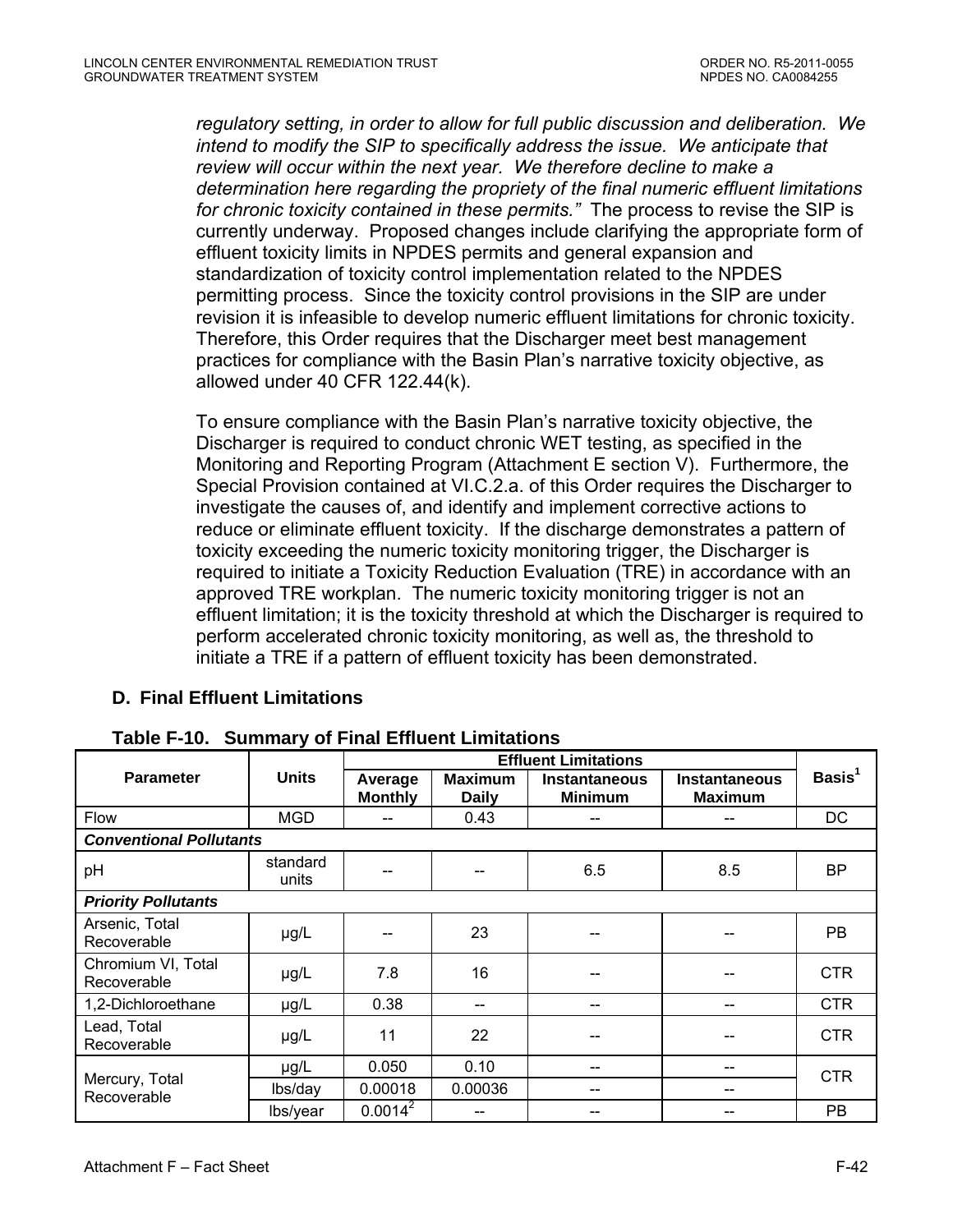*regulatory setting, in order to allow for full public discussion and deliberation. We intend to modify the SIP to specifically address the issue. We anticipate that review will occur within the next year. We therefore decline to make a determination here regarding the propriety of the final numeric effluent limitations for chronic toxicity contained in these permits."* The process to revise the SIP is currently underway. Proposed changes include clarifying the appropriate form of effluent toxicity limits in NPDES permits and general expansion and standardization of toxicity control implementation related to the NPDES permitting process. Since the toxicity control provisions in the SIP are under revision it is infeasible to develop numeric effluent limitations for chronic toxicity. Therefore, this Order requires that the Discharger meet best management practices for compliance with the Basin Plan's narrative toxicity objective, as allowed under 40 CFR 122.44(k).

To ensure compliance with the Basin Plan's narrative toxicity objective, the Discharger is required to conduct chronic WET testing, as specified in the Monitoring and Reporting Program (Attachment E section V). Furthermore, the Special Provision contained at VI.C.2.a. of this Order requires the Discharger to investigate the causes of, and identify and implement corrective actions to reduce or eliminate effluent toxicity. If the discharge demonstrates a pattern of toxicity exceeding the numeric toxicity monitoring trigger, the Discharger is required to initiate a Toxicity Reduction Evaluation (TRE) in accordance with an approved TRE workplan. The numeric toxicity monitoring trigger is not an effluent limitation; it is the toxicity threshold at which the Discharger is required to perform accelerated chronic toxicity monitoring, as well as, the threshold to initiate a TRE if a pattern of effluent toxicity has been demonstrated.

## D. Final Effluent Limitations

**Table F-10. Summary of Final Effluent Limitations**

| Parameter | Units | Effluent Limitations | | | | Basis[1] |
|---|---|---|---|---|---|---|
| | | Average Monthly | Maximum Daily | Instantaneous Minimum | Instantaneous Maximum | |
| Flow | MGD | -- | 0.43 | -- | -- | DC |
| ***Conventional Pollutants*** | | | | | | |
| pH | standard units | -- | -- | 6.5 | 8.5 | BP |
| ***Priority Pollutants*** | | | | | | |
| Arsenic, Total Recoverable | µg/L | -- | 23 | -- | -- | PB |
| Chromium VI, Total Recoverable | µg/L | 7.8 | 16 | -- | -- | CTR |
| 1,2-Dichloroethane | µg/L | 0.38 | -- | -- | -- | CTR |
| Lead, Total Recoverable | µg/L | 11 | 22 | -- | -- | CTR |
| Mercury, Total Recoverable | µg/L | 0.050 | 0.10 | -- | -- | CTR |
| | lbs/day | 0.00018 | 0.00036 | -- | -- | CTR |
| | lbs/year | 0.0014[2] | -- | -- | -- | PB |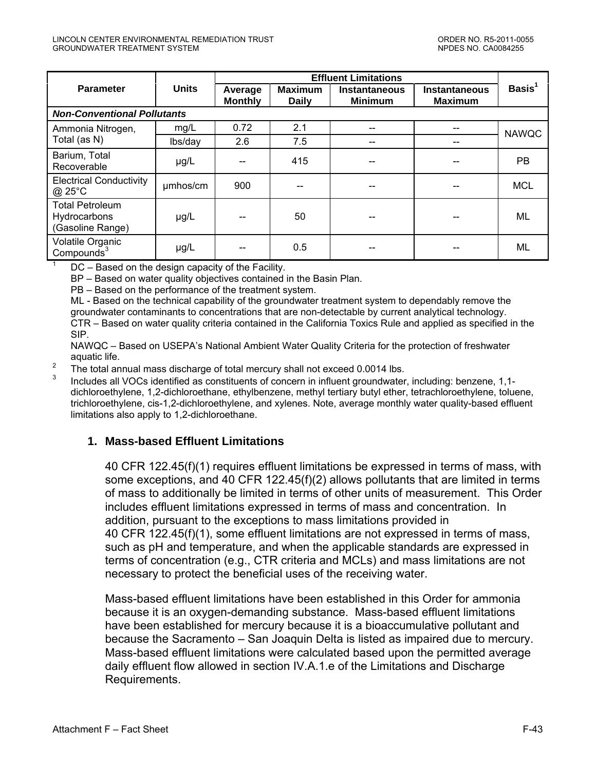| Parameter | Units | Effluent Limitations | | | | Basis[1] |
|---|---|---|---|---|---|---|
| | | Average Monthly | Maximum Daily | Instantaneous Minimum | Instantaneous Maximum | |
| ***Non-Conventional Pollutants*** | | | | | | |
| Ammonia Nitrogen, Total (as N) | mg/L | 0.72 | 2.1 | -- | -- | NAWQC |
| | lbs/day | 2.6 | 7.5 | -- | -- | |
| Barium, Total Recoverable | µg/L | -- | 415 | -- | -- | PB |
| Electrical Conductivity @ 25°C | µmhos/cm | 900 | -- | -- | -- | MCL |
| Total Petroleum Hydrocarbons (Gasoline Range) | µg/L | -- | 50 | -- | -- | ML |
| Volatile Organic Compounds[3] | µg/L | -- | 0.5 | -- | -- | ML |

[1] DC – Based on the design capacity of the Facility.
BP – Based on water quality objectives contained in the Basin Plan.
PB – Based on the performance of the treatment system.
ML - Based on the technical capability of the groundwater treatment system to dependably remove the groundwater contaminants to concentrations that are non-detectable by current analytical technology.
CTR – Based on water quality criteria contained in the California Toxics Rule and applied as specified in the SIP.
NAWQC – Based on USEPA's National Ambient Water Quality Criteria for the protection of freshwater aquatic life.

[2] The total annual mass discharge of total mercury shall not exceed 0.0014 lbs.

[3] Includes all VOCs identified as constituents of concern in influent groundwater, including: benzene, 1,1-dichloroethylene, 1,2-dichloroethane, ethylbenzene, methyl tertiary butyl ether, tetrachloroethylene, toluene, trichloroethylene, cis-1,2-dichloroethylene, and xylenes. Note, average monthly water quality-based effluent limitations also apply to 1,2-dichloroethane.

### 1. Mass-based Effluent Limitations

40 CFR 122.45(f)(1) requires effluent limitations be expressed in terms of mass, with some exceptions, and 40 CFR 122.45(f)(2) allows pollutants that are limited in terms of mass to additionally be limited in terms of other units of measurement. This Order includes effluent limitations expressed in terms of mass and concentration. In addition, pursuant to the exceptions to mass limitations provided in 40 CFR 122.45(f)(1), some effluent limitations are not expressed in terms of mass, such as pH and temperature, and when the applicable standards are expressed in terms of concentration (e.g., CTR criteria and MCLs) and mass limitations are not necessary to protect the beneficial uses of the receiving water.

Mass-based effluent limitations have been established in this Order for ammonia because it is an oxygen-demanding substance. Mass-based effluent limitations have been established for mercury because it is a bioaccumulative pollutant and because the Sacramento – San Joaquin Delta is listed as impaired due to mercury. Mass-based effluent limitations were calculated based upon the permitted average daily effluent flow allowed in section IV.A.1.e of the Limitations and Discharge Requirements.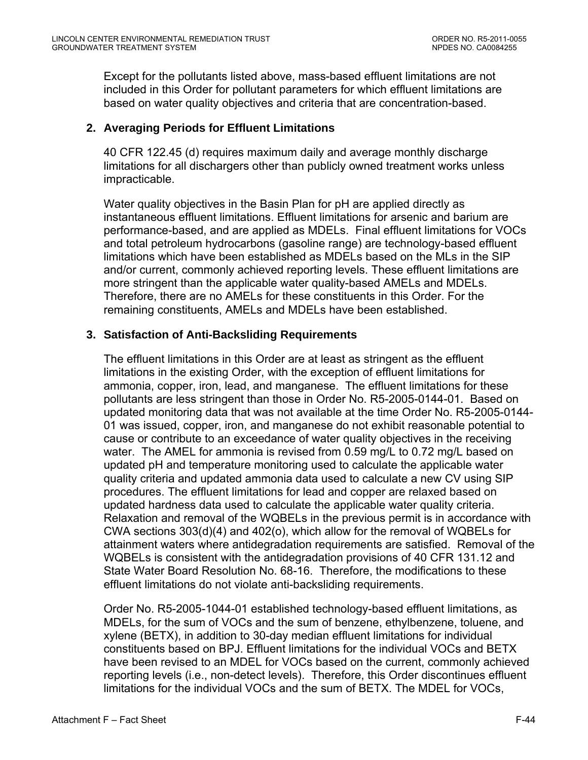Except for the pollutants listed above, mass-based effluent limitations are not included in this Order for pollutant parameters for which effluent limitations are based on water quality objectives and criteria that are concentration-based.

**2. Averaging Periods for Effluent Limitations**

40 CFR 122.45 (d) requires maximum daily and average monthly discharge limitations for all dischargers other than publicly owned treatment works unless impracticable.

Water quality objectives in the Basin Plan for pH are applied directly as instantaneous effluent limitations. Effluent limitations for arsenic and barium are performance-based, and are applied as MDELs. Final effluent limitations for VOCs and total petroleum hydrocarbons (gasoline range) are technology-based effluent limitations which have been established as MDELs based on the MLs in the SIP and/or current, commonly achieved reporting levels. These effluent limitations are more stringent than the applicable water quality-based AMELs and MDELs. Therefore, there are no AMELs for these constituents in this Order. For the remaining constituents, AMELs and MDELs have been established.

**3. Satisfaction of Anti-Backsliding Requirements**

The effluent limitations in this Order are at least as stringent as the effluent limitations in the existing Order, with the exception of effluent limitations for ammonia, copper, iron, lead, and manganese. The effluent limitations for these pollutants are less stringent than those in Order No. R5-2005-0144-01. Based on updated monitoring data that was not available at the time Order No. R5-2005-0144-01 was issued, copper, iron, and manganese do not exhibit reasonable potential to cause or contribute to an exceedance of water quality objectives in the receiving water. The AMEL for ammonia is revised from 0.59 mg/L to 0.72 mg/L based on updated pH and temperature monitoring used to calculate the applicable water quality criteria and updated ammonia data used to calculate a new CV using SIP procedures. The effluent limitations for lead and copper are relaxed based on updated hardness data used to calculate the applicable water quality criteria. Relaxation and removal of the WQBELs in the previous permit is in accordance with CWA sections 303(d)(4) and 402(o), which allow for the removal of WQBELs for attainment waters where antidegradation requirements are satisfied. Removal of the WQBELs is consistent with the antidegradation provisions of 40 CFR 131.12 and State Water Board Resolution No. 68-16. Therefore, the modifications to these effluent limitations do not violate anti-backsliding requirements.

Order No. R5-2005-1044-01 established technology-based effluent limitations, as MDELs, for the sum of VOCs and the sum of benzene, ethylbenzene, toluene, and xylene (BETX), in addition to 30-day median effluent limitations for individual constituents based on BPJ. Effluent limitations for the individual VOCs and BETX have been revised to an MDEL for VOCs based on the current, commonly achieved reporting levels (i.e., non-detect levels). Therefore, this Order discontinues effluent limitations for the individual VOCs and the sum of BETX. The MDEL for VOCs,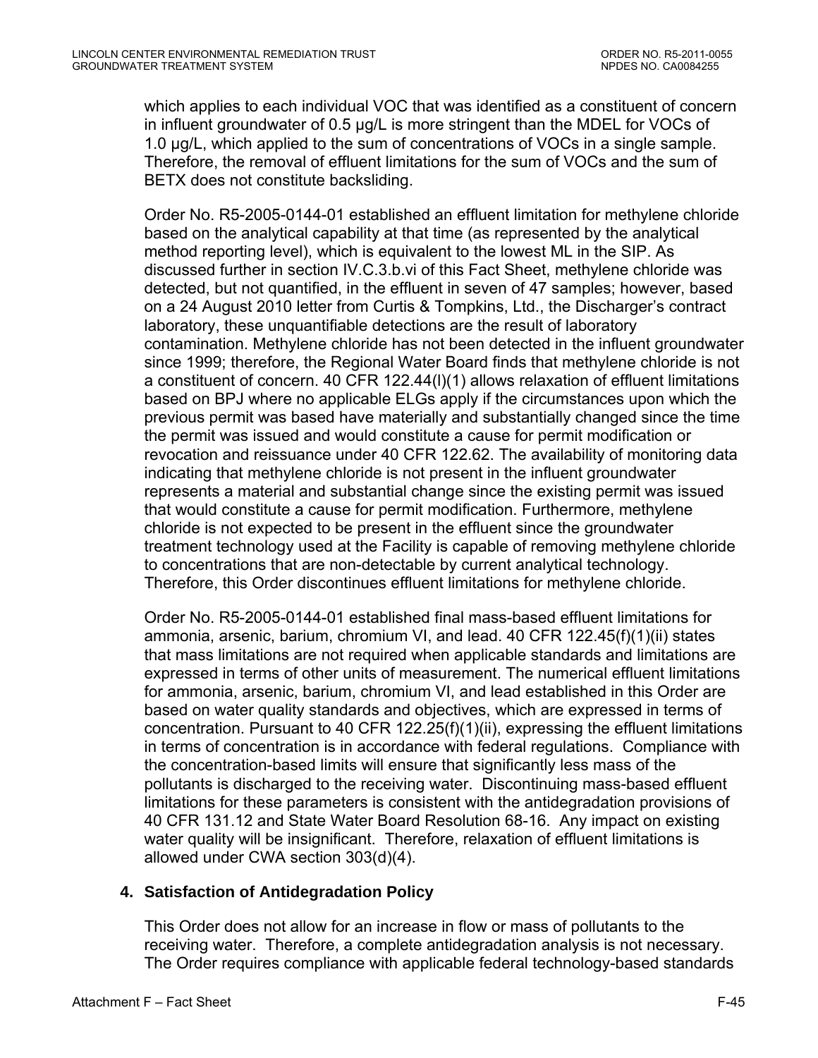which applies to each individual VOC that was identified as a constituent of concern in influent groundwater of 0.5 µg/L is more stringent than the MDEL for VOCs of 1.0 µg/L, which applied to the sum of concentrations of VOCs in a single sample. Therefore, the removal of effluent limitations for the sum of VOCs and the sum of BETX does not constitute backsliding.

Order No. R5-2005-0144-01 established an effluent limitation for methylene chloride based on the analytical capability at that time (as represented by the analytical method reporting level), which is equivalent to the lowest ML in the SIP. As discussed further in section IV.C.3.b.vi of this Fact Sheet, methylene chloride was detected, but not quantified, in the effluent in seven of 47 samples; however, based on a 24 August 2010 letter from Curtis & Tompkins, Ltd., the Discharger's contract laboratory, these unquantifiable detections are the result of laboratory contamination. Methylene chloride has not been detected in the influent groundwater since 1999; therefore, the Regional Water Board finds that methylene chloride is not a constituent of concern. 40 CFR 122.44(l)(1) allows relaxation of effluent limitations based on BPJ where no applicable ELGs apply if the circumstances upon which the previous permit was based have materially and substantially changed since the time the permit was issued and would constitute a cause for permit modification or revocation and reissuance under 40 CFR 122.62. The availability of monitoring data indicating that methylene chloride is not present in the influent groundwater represents a material and substantial change since the existing permit was issued that would constitute a cause for permit modification. Furthermore, methylene chloride is not expected to be present in the effluent since the groundwater treatment technology used at the Facility is capable of removing methylene chloride to concentrations that are non-detectable by current analytical technology. Therefore, this Order discontinues effluent limitations for methylene chloride.

Order No. R5-2005-0144-01 established final mass-based effluent limitations for ammonia, arsenic, barium, chromium VI, and lead. 40 CFR 122.45(f)(1)(ii) states that mass limitations are not required when applicable standards and limitations are expressed in terms of other units of measurement. The numerical effluent limitations for ammonia, arsenic, barium, chromium VI, and lead established in this Order are based on water quality standards and objectives, which are expressed in terms of concentration. Pursuant to 40 CFR 122.25(f)(1)(ii), expressing the effluent limitations in terms of concentration is in accordance with federal regulations. Compliance with the concentration-based limits will ensure that significantly less mass of the pollutants is discharged to the receiving water. Discontinuing mass-based effluent limitations for these parameters is consistent with the antidegradation provisions of 40 CFR 131.12 and State Water Board Resolution 68-16. Any impact on existing water quality will be insignificant. Therefore, relaxation of effluent limitations is allowed under CWA section 303(d)(4).

### 4. Satisfaction of Antidegradation Policy

This Order does not allow for an increase in flow or mass of pollutants to the receiving water. Therefore, a complete antidegradation analysis is not necessary. The Order requires compliance with applicable federal technology-based standards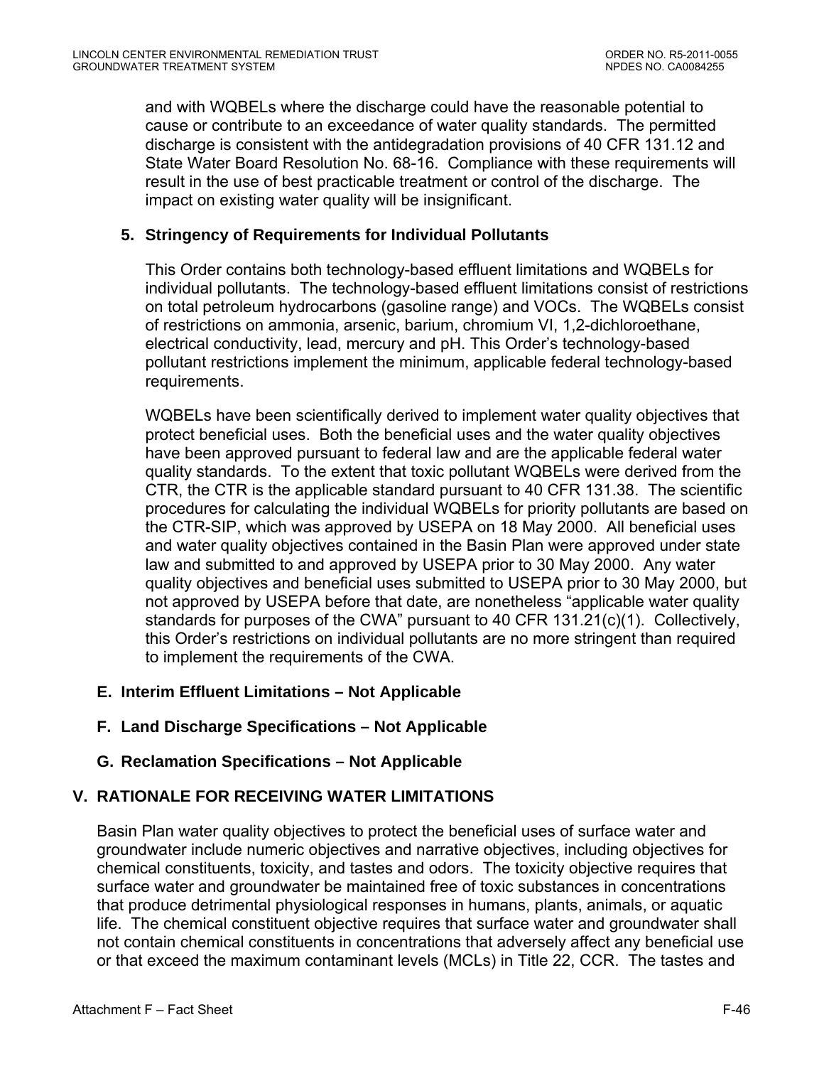and with WQBELs where the discharge could have the reasonable potential to cause or contribute to an exceedance of water quality standards. The permitted discharge is consistent with the antidegradation provisions of 40 CFR 131.12 and State Water Board Resolution No. 68-16. Compliance with these requirements will result in the use of best practicable treatment or control of the discharge. The impact on existing water quality will be insignificant.

### 5. Stringency of Requirements for Individual Pollutants

This Order contains both technology-based effluent limitations and WQBELs for individual pollutants. The technology-based effluent limitations consist of restrictions on total petroleum hydrocarbons (gasoline range) and VOCs. The WQBELs consist of restrictions on ammonia, arsenic, barium, chromium VI, 1,2-dichloroethane, electrical conductivity, lead, mercury and pH. This Order's technology-based pollutant restrictions implement the minimum, applicable federal technology-based requirements.

WQBELs have been scientifically derived to implement water quality objectives that protect beneficial uses. Both the beneficial uses and the water quality objectives have been approved pursuant to federal law and are the applicable federal water quality standards. To the extent that toxic pollutant WQBELs were derived from the CTR, the CTR is the applicable standard pursuant to 40 CFR 131.38. The scientific procedures for calculating the individual WQBELs for priority pollutants are based on the CTR-SIP, which was approved by USEPA on 18 May 2000. All beneficial uses and water quality objectives contained in the Basin Plan were approved under state law and submitted to and approved by USEPA prior to 30 May 2000. Any water quality objectives and beneficial uses submitted to USEPA prior to 30 May 2000, but not approved by USEPA before that date, are nonetheless "applicable water quality standards for purposes of the CWA" pursuant to 40 CFR 131.21(c)(1). Collectively, this Order's restrictions on individual pollutants are no more stringent than required to implement the requirements of the CWA.

## E. Interim Effluent Limitations – Not Applicable

## F. Land Discharge Specifications – Not Applicable

## G. Reclamation Specifications – Not Applicable

# V. RATIONALE FOR RECEIVING WATER LIMITATIONS

Basin Plan water quality objectives to protect the beneficial uses of surface water and groundwater include numeric objectives and narrative objectives, including objectives for chemical constituents, toxicity, and tastes and odors. The toxicity objective requires that surface water and groundwater be maintained free of toxic substances in concentrations that produce detrimental physiological responses in humans, plants, animals, or aquatic life. The chemical constituent objective requires that surface water and groundwater shall not contain chemical constituents in concentrations that adversely affect any beneficial use or that exceed the maximum contaminant levels (MCLs) in Title 22, CCR. The tastes and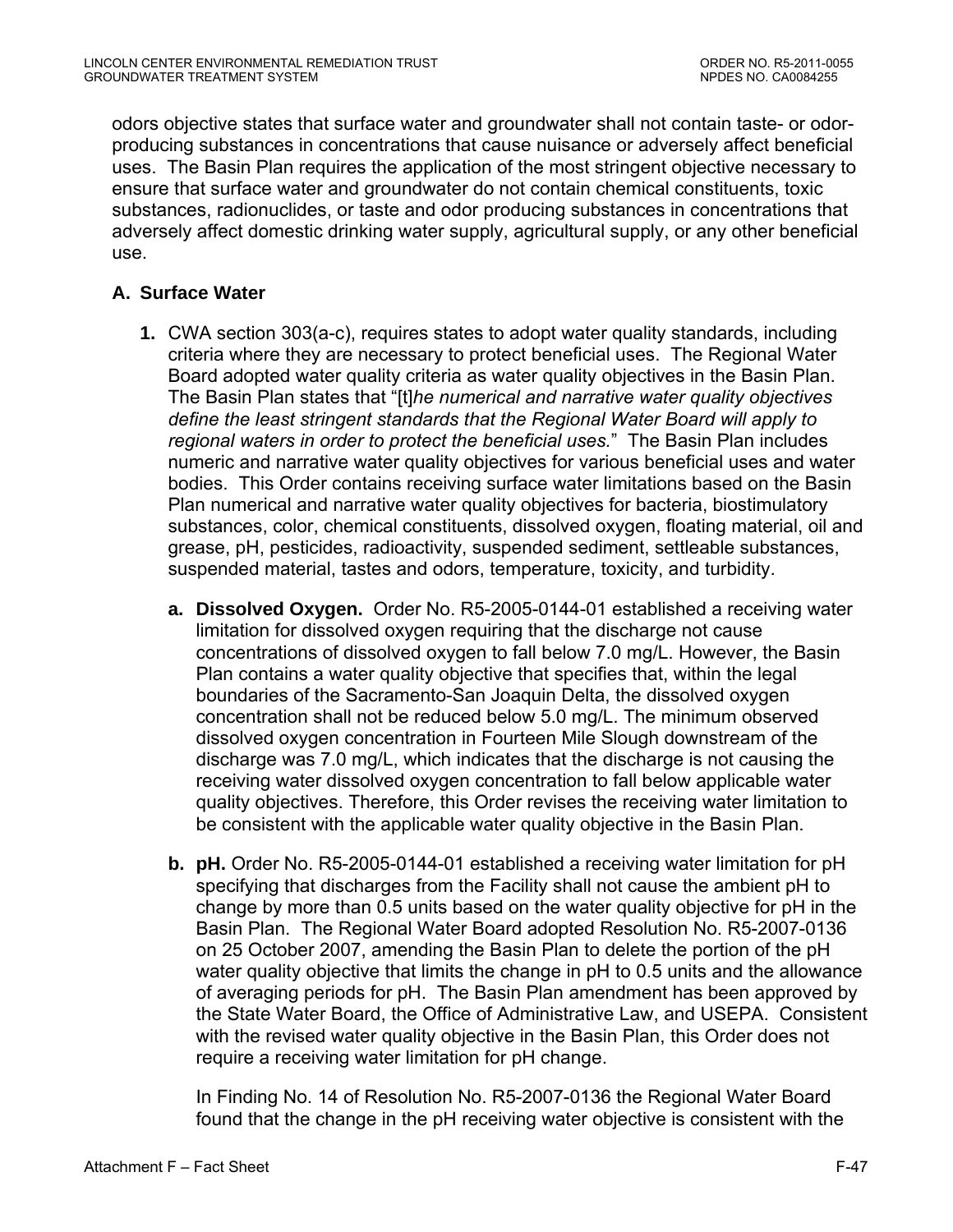odors objective states that surface water and groundwater shall not contain taste- or odor-producing substances in concentrations that cause nuisance or adversely affect beneficial uses. The Basin Plan requires the application of the most stringent objective necessary to ensure that surface water and groundwater do not contain chemical constituents, toxic substances, radionuclides, or taste and odor producing substances in concentrations that adversely affect domestic drinking water supply, agricultural supply, or any other beneficial use.

### A. Surface Water

1. CWA section 303(a-c), requires states to adopt water quality standards, including criteria where they are necessary to protect beneficial uses. The Regional Water Board adopted water quality criteria as water quality objectives in the Basin Plan. The Basin Plan states that "[t]*he numerical and narrative water quality objectives define the least stringent standards that the Regional Water Board will apply to regional waters in order to protect the beneficial uses.*" The Basin Plan includes numeric and narrative water quality objectives for various beneficial uses and water bodies. This Order contains receiving surface water limitations based on the Basin Plan numerical and narrative water quality objectives for bacteria, biostimulatory substances, color, chemical constituents, dissolved oxygen, floating material, oil and grease, pH, pesticides, radioactivity, suspended sediment, settleable substances, suspended material, tastes and odors, temperature, toxicity, and turbidity.

   a. **Dissolved Oxygen.** Order No. R5-2005-0144-01 established a receiving water limitation for dissolved oxygen requiring that the discharge not cause concentrations of dissolved oxygen to fall below 7.0 mg/L. However, the Basin Plan contains a water quality objective that specifies that, within the legal boundaries of the Sacramento-San Joaquin Delta, the dissolved oxygen concentration shall not be reduced below 5.0 mg/L. The minimum observed dissolved oxygen concentration in Fourteen Mile Slough downstream of the discharge was 7.0 mg/L, which indicates that the discharge is not causing the receiving water dissolved oxygen concentration to fall below applicable water quality objectives. Therefore, this Order revises the receiving water limitation to be consistent with the applicable water quality objective in the Basin Plan.

   b. **pH.** Order No. R5-2005-0144-01 established a receiving water limitation for pH specifying that discharges from the Facility shall not cause the ambient pH to change by more than 0.5 units based on the water quality objective for pH in the Basin Plan. The Regional Water Board adopted Resolution No. R5-2007-0136 on 25 October 2007, amending the Basin Plan to delete the portion of the pH water quality objective that limits the change in pH to 0.5 units and the allowance of averaging periods for pH. The Basin Plan amendment has been approved by the State Water Board, the Office of Administrative Law, and USEPA. Consistent with the revised water quality objective in the Basin Plan, this Order does not require a receiving water limitation for pH change.

      In Finding No. 14 of Resolution No. R5-2007-0136 the Regional Water Board found that the change in the pH receiving water objective is consistent with the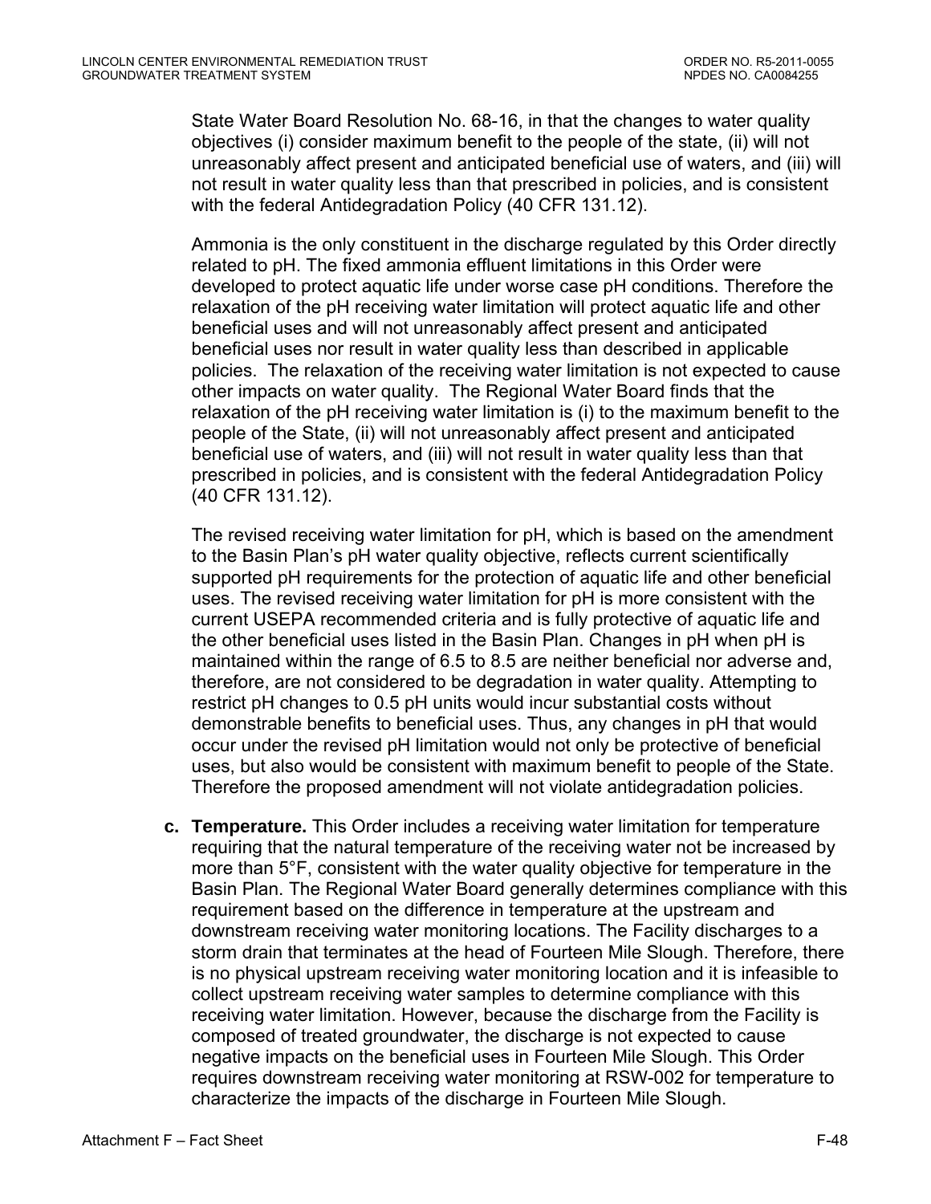State Water Board Resolution No. 68-16, in that the changes to water quality objectives (i) consider maximum benefit to the people of the state, (ii) will not unreasonably affect present and anticipated beneficial use of waters, and (iii) will not result in water quality less than that prescribed in policies, and is consistent with the federal Antidegradation Policy (40 CFR 131.12).

Ammonia is the only constituent in the discharge regulated by this Order directly related to pH. The fixed ammonia effluent limitations in this Order were developed to protect aquatic life under worse case pH conditions. Therefore the relaxation of the pH receiving water limitation will protect aquatic life and other beneficial uses and will not unreasonably affect present and anticipated beneficial uses nor result in water quality less than described in applicable policies. The relaxation of the receiving water limitation is not expected to cause other impacts on water quality. The Regional Water Board finds that the relaxation of the pH receiving water limitation is (i) to the maximum benefit to the people of the State, (ii) will not unreasonably affect present and anticipated beneficial use of waters, and (iii) will not result in water quality less than that prescribed in policies, and is consistent with the federal Antidegradation Policy (40 CFR 131.12).

The revised receiving water limitation for pH, which is based on the amendment to the Basin Plan's pH water quality objective, reflects current scientifically supported pH requirements for the protection of aquatic life and other beneficial uses. The revised receiving water limitation for pH is more consistent with the current USEPA recommended criteria and is fully protective of aquatic life and the other beneficial uses listed in the Basin Plan. Changes in pH when pH is maintained within the range of 6.5 to 8.5 are neither beneficial nor adverse and, therefore, are not considered to be degradation in water quality. Attempting to restrict pH changes to 0.5 pH units would incur substantial costs without demonstrable benefits to beneficial uses. Thus, any changes in pH that would occur under the revised pH limitation would not only be protective of beneficial uses, but also would be consistent with maximum benefit to people of the State. Therefore the proposed amendment will not violate antidegradation policies.

c. **Temperature.** This Order includes a receiving water limitation for temperature requiring that the natural temperature of the receiving water not be increased by more than 5°F, consistent with the water quality objective for temperature in the Basin Plan. The Regional Water Board generally determines compliance with this requirement based on the difference in temperature at the upstream and downstream receiving water monitoring locations. The Facility discharges to a storm drain that terminates at the head of Fourteen Mile Slough. Therefore, there is no physical upstream receiving water monitoring location and it is infeasible to collect upstream receiving water samples to determine compliance with this receiving water limitation. However, because the discharge from the Facility is composed of treated groundwater, the discharge is not expected to cause negative impacts on the beneficial uses in Fourteen Mile Slough. This Order requires downstream receiving water monitoring at RSW-002 for temperature to characterize the impacts of the discharge in Fourteen Mile Slough.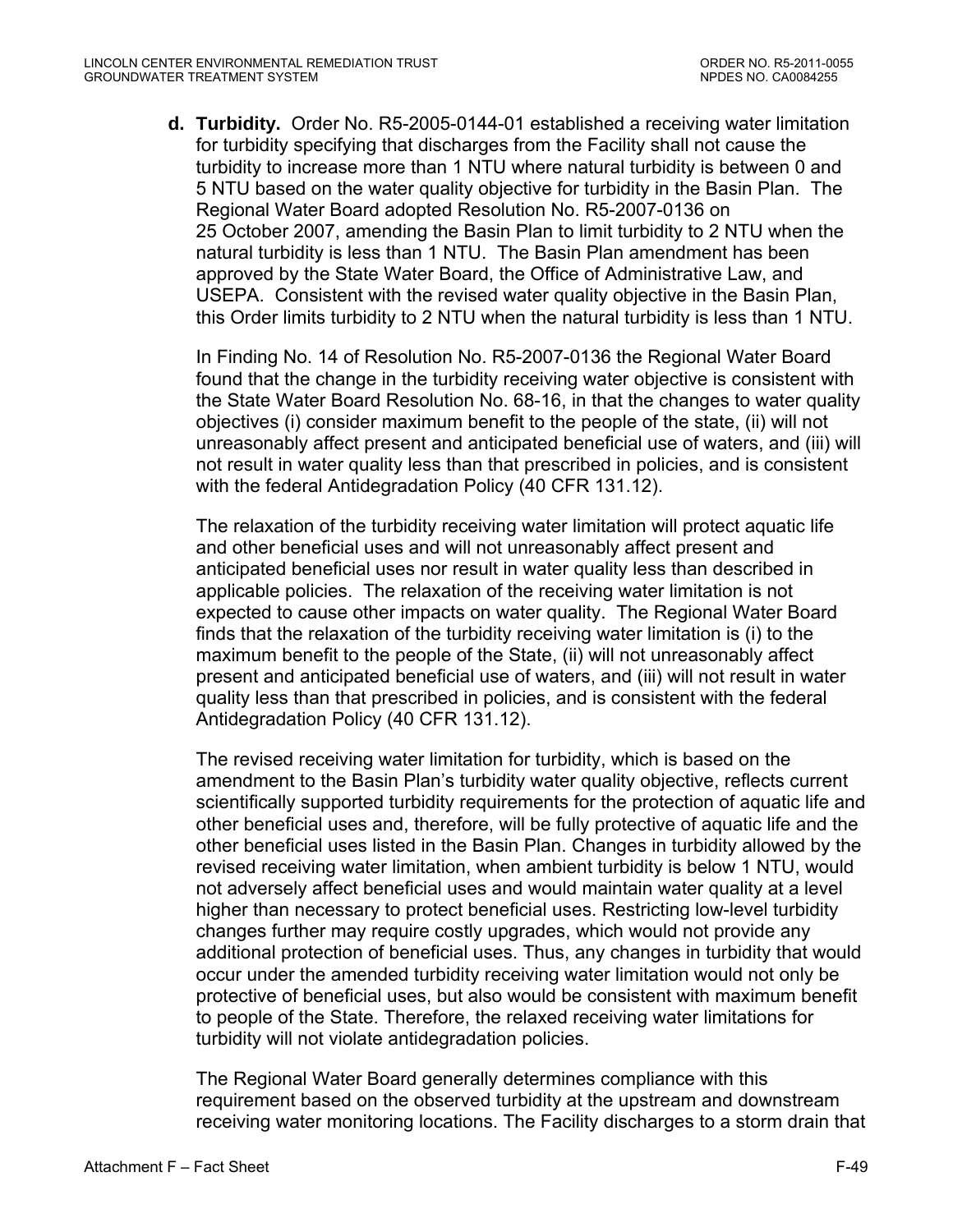**d. Turbidity.** Order No. R5-2005-0144-01 established a receiving water limitation for turbidity specifying that discharges from the Facility shall not cause the turbidity to increase more than 1 NTU where natural turbidity is between 0 and 5 NTU based on the water quality objective for turbidity in the Basin Plan. The Regional Water Board adopted Resolution No. R5-2007-0136 on 25 October 2007, amending the Basin Plan to limit turbidity to 2 NTU when the natural turbidity is less than 1 NTU. The Basin Plan amendment has been approved by the State Water Board, the Office of Administrative Law, and USEPA. Consistent with the revised water quality objective in the Basin Plan, this Order limits turbidity to 2 NTU when the natural turbidity is less than 1 NTU.

In Finding No. 14 of Resolution No. R5-2007-0136 the Regional Water Board found that the change in the turbidity receiving water objective is consistent with the State Water Board Resolution No. 68-16, in that the changes to water quality objectives (i) consider maximum benefit to the people of the state, (ii) will not unreasonably affect present and anticipated beneficial use of waters, and (iii) will not result in water quality less than that prescribed in policies, and is consistent with the federal Antidegradation Policy (40 CFR 131.12).

The relaxation of the turbidity receiving water limitation will protect aquatic life and other beneficial uses and will not unreasonably affect present and anticipated beneficial uses nor result in water quality less than described in applicable policies. The relaxation of the receiving water limitation is not expected to cause other impacts on water quality. The Regional Water Board finds that the relaxation of the turbidity receiving water limitation is (i) to the maximum benefit to the people of the State, (ii) will not unreasonably affect present and anticipated beneficial use of waters, and (iii) will not result in water quality less than that prescribed in policies, and is consistent with the federal Antidegradation Policy (40 CFR 131.12).

The revised receiving water limitation for turbidity, which is based on the amendment to the Basin Plan's turbidity water quality objective, reflects current scientifically supported turbidity requirements for the protection of aquatic life and other beneficial uses and, therefore, will be fully protective of aquatic life and the other beneficial uses listed in the Basin Plan. Changes in turbidity allowed by the revised receiving water limitation, when ambient turbidity is below 1 NTU, would not adversely affect beneficial uses and would maintain water quality at a level higher than necessary to protect beneficial uses. Restricting low-level turbidity changes further may require costly upgrades, which would not provide any additional protection of beneficial uses. Thus, any changes in turbidity that would occur under the amended turbidity receiving water limitation would not only be protective of beneficial uses, but also would be consistent with maximum benefit to people of the State. Therefore, the relaxed receiving water limitations for turbidity will not violate antidegradation policies.

The Regional Water Board generally determines compliance with this requirement based on the observed turbidity at the upstream and downstream receiving water monitoring locations. The Facility discharges to a storm drain that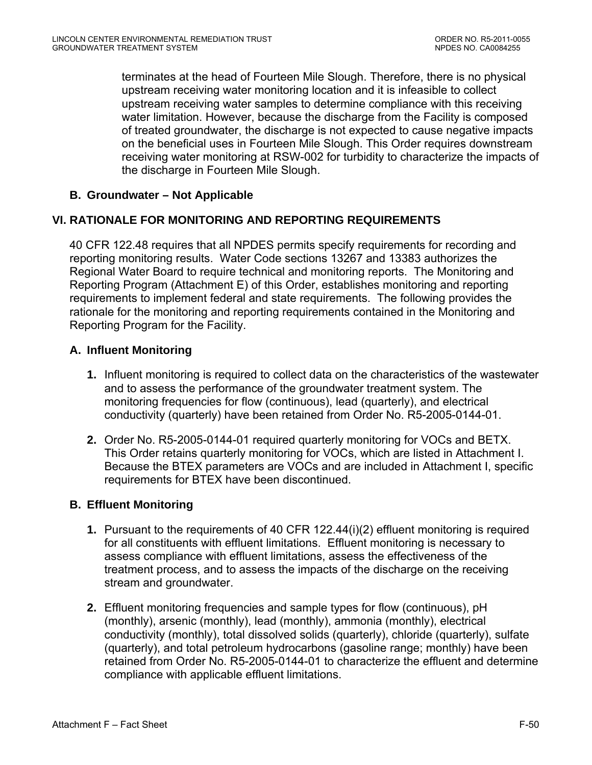terminates at the head of Fourteen Mile Slough. Therefore, there is no physical upstream receiving water monitoring location and it is infeasible to collect upstream receiving water samples to determine compliance with this receiving water limitation. However, because the discharge from the Facility is composed of treated groundwater, the discharge is not expected to cause negative impacts on the beneficial uses in Fourteen Mile Slough. This Order requires downstream receiving water monitoring at RSW-002 for turbidity to characterize the impacts of the discharge in Fourteen Mile Slough.

### B. Groundwater – Not Applicable

## VI. RATIONALE FOR MONITORING AND REPORTING REQUIREMENTS

40 CFR 122.48 requires that all NPDES permits specify requirements for recording and reporting monitoring results. Water Code sections 13267 and 13383 authorizes the Regional Water Board to require technical and monitoring reports. The Monitoring and Reporting Program (Attachment E) of this Order, establishes monitoring and reporting requirements to implement federal and state requirements. The following provides the rationale for the monitoring and reporting requirements contained in the Monitoring and Reporting Program for the Facility.

### A. Influent Monitoring

1. Influent monitoring is required to collect data on the characteristics of the wastewater and to assess the performance of the groundwater treatment system. The monitoring frequencies for flow (continuous), lead (quarterly), and electrical conductivity (quarterly) have been retained from Order No. R5-2005-0144-01.

2. Order No. R5-2005-0144-01 required quarterly monitoring for VOCs and BETX. This Order retains quarterly monitoring for VOCs, which are listed in Attachment I. Because the BTEX parameters are VOCs and are included in Attachment I, specific requirements for BTEX have been discontinued.

### B. Effluent Monitoring

1. Pursuant to the requirements of 40 CFR 122.44(i)(2) effluent monitoring is required for all constituents with effluent limitations. Effluent monitoring is necessary to assess compliance with effluent limitations, assess the effectiveness of the treatment process, and to assess the impacts of the discharge on the receiving stream and groundwater.

2. Effluent monitoring frequencies and sample types for flow (continuous), pH (monthly), arsenic (monthly), lead (monthly), ammonia (monthly), electrical conductivity (monthly), total dissolved solids (quarterly), chloride (quarterly), sulfate (quarterly), and total petroleum hydrocarbons (gasoline range; monthly) have been retained from Order No. R5-2005-0144-01 to characterize the effluent and determine compliance with applicable effluent limitations.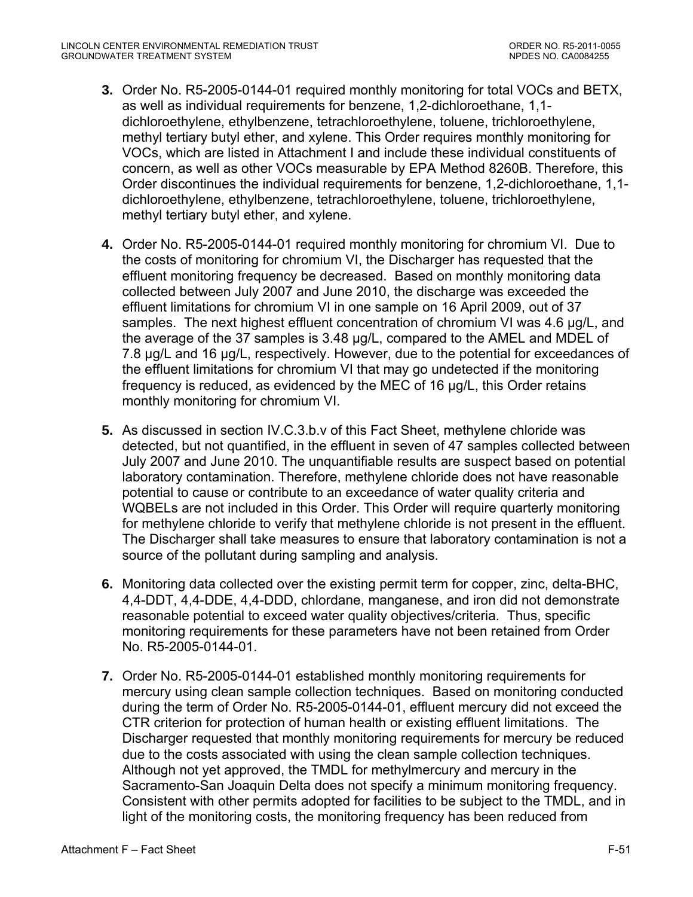3. Order No. R5-2005-0144-01 required monthly monitoring for total VOCs and BETX, as well as individual requirements for benzene, 1,2-dichloroethane, 1,1-dichloroethylene, ethylbenzene, tetrachloroethylene, toluene, trichloroethylene, methyl tertiary butyl ether, and xylene. This Order requires monthly monitoring for VOCs, which are listed in Attachment I and include these individual constituents of concern, as well as other VOCs measurable by EPA Method 8260B. Therefore, this Order discontinues the individual requirements for benzene, 1,2-dichloroethane, 1,1-dichloroethylene, ethylbenzene, tetrachloroethylene, toluene, trichloroethylene, methyl tertiary butyl ether, and xylene.

4. Order No. R5-2005-0144-01 required monthly monitoring for chromium VI. Due to the costs of monitoring for chromium VI, the Discharger has requested that the effluent monitoring frequency be decreased. Based on monthly monitoring data collected between July 2007 and June 2010, the discharge was exceeded the effluent limitations for chromium VI in one sample on 16 April 2009, out of 37 samples. The next highest effluent concentration of chromium VI was 4.6 µg/L, and the average of the 37 samples is 3.48 µg/L, compared to the AMEL and MDEL of 7.8 µg/L and 16 µg/L, respectively. However, due to the potential for exceedances of the effluent limitations for chromium VI that may go undetected if the monitoring frequency is reduced, as evidenced by the MEC of 16 µg/L, this Order retains monthly monitoring for chromium VI.

5. As discussed in section IV.C.3.b.v of this Fact Sheet, methylene chloride was detected, but not quantified, in the effluent in seven of 47 samples collected between July 2007 and June 2010. The unquantifiable results are suspect based on potential laboratory contamination. Therefore, methylene chloride does not have reasonable potential to cause or contribute to an exceedance of water quality criteria and WQBELs are not included in this Order. This Order will require quarterly monitoring for methylene chloride to verify that methylene chloride is not present in the effluent. The Discharger shall take measures to ensure that laboratory contamination is not a source of the pollutant during sampling and analysis.

6. Monitoring data collected over the existing permit term for copper, zinc, delta-BHC, 4,4-DDT, 4,4-DDE, 4,4-DDD, chlordane, manganese, and iron did not demonstrate reasonable potential to exceed water quality objectives/criteria. Thus, specific monitoring requirements for these parameters have not been retained from Order No. R5-2005-0144-01.

7. Order No. R5-2005-0144-01 established monthly monitoring requirements for mercury using clean sample collection techniques. Based on monitoring conducted during the term of Order No. R5-2005-0144-01, effluent mercury did not exceed the CTR criterion for protection of human health or existing effluent limitations. The Discharger requested that monthly monitoring requirements for mercury be reduced due to the costs associated with using the clean sample collection techniques. Although not yet approved, the TMDL for methylmercury and mercury in the Sacramento-San Joaquin Delta does not specify a minimum monitoring frequency. Consistent with other permits adopted for facilities to be subject to the TMDL, and in light of the monitoring costs, the monitoring frequency has been reduced from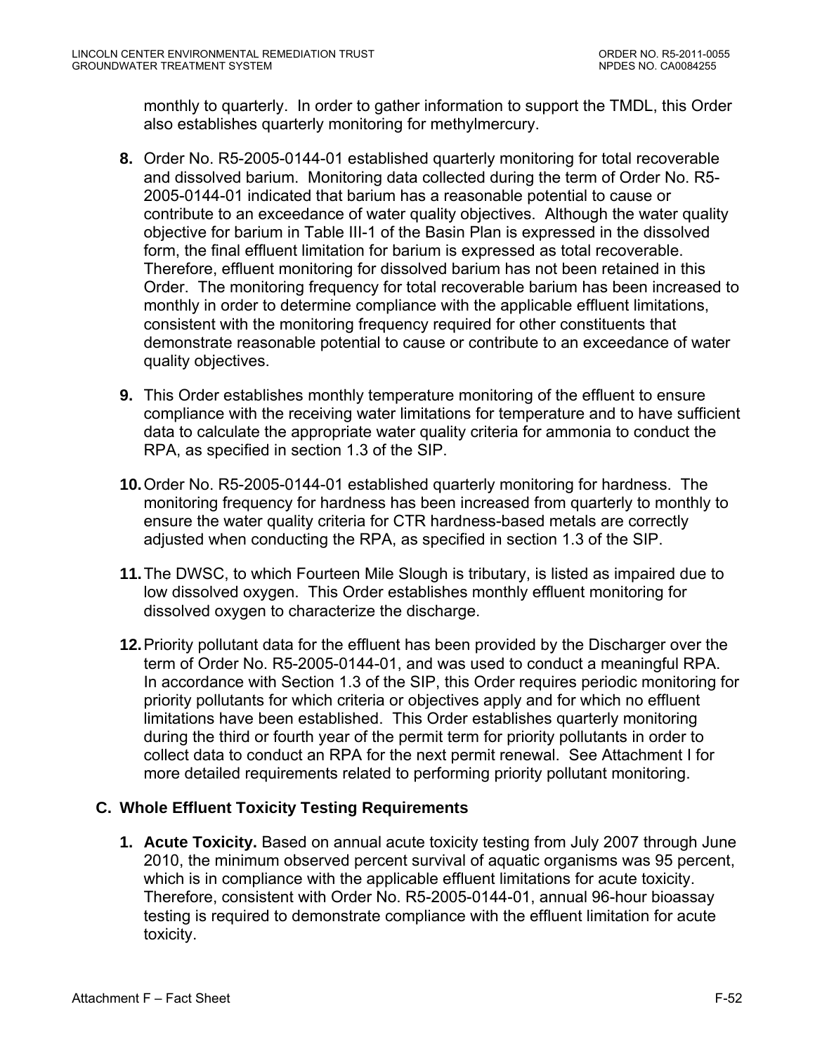monthly to quarterly. In order to gather information to support the TMDL, this Order also establishes quarterly monitoring for methylmercury.

**8.** Order No. R5-2005-0144-01 established quarterly monitoring for total recoverable and dissolved barium. Monitoring data collected during the term of Order No. R5-2005-0144-01 indicated that barium has a reasonable potential to cause or contribute to an exceedance of water quality objectives. Although the water quality objective for barium in Table III-1 of the Basin Plan is expressed in the dissolved form, the final effluent limitation for barium is expressed as total recoverable. Therefore, effluent monitoring for dissolved barium has not been retained in this Order. The monitoring frequency for total recoverable barium has been increased to monthly in order to determine compliance with the applicable effluent limitations, consistent with the monitoring frequency required for other constituents that demonstrate reasonable potential to cause or contribute to an exceedance of water quality objectives.

**9.** This Order establishes monthly temperature monitoring of the effluent to ensure compliance with the receiving water limitations for temperature and to have sufficient data to calculate the appropriate water quality criteria for ammonia to conduct the RPA, as specified in section 1.3 of the SIP.

**10.** Order No. R5-2005-0144-01 established quarterly monitoring for hardness. The monitoring frequency for hardness has been increased from quarterly to monthly to ensure the water quality criteria for CTR hardness-based metals are correctly adjusted when conducting the RPA, as specified in section 1.3 of the SIP.

**11.** The DWSC, to which Fourteen Mile Slough is tributary, is listed as impaired due to low dissolved oxygen. This Order establishes monthly effluent monitoring for dissolved oxygen to characterize the discharge.

**12.** Priority pollutant data for the effluent has been provided by the Discharger over the term of Order No. R5-2005-0144-01, and was used to conduct a meaningful RPA. In accordance with Section 1.3 of the SIP, this Order requires periodic monitoring for priority pollutants for which criteria or objectives apply and for which no effluent limitations have been established. This Order establishes quarterly monitoring during the third or fourth year of the permit term for priority pollutants in order to collect data to conduct an RPA for the next permit renewal. See Attachment I for more detailed requirements related to performing priority pollutant monitoring.

### C. Whole Effluent Toxicity Testing Requirements

**1. Acute Toxicity.** Based on annual acute toxicity testing from July 2007 through June 2010, the minimum observed percent survival of aquatic organisms was 95 percent, which is in compliance with the applicable effluent limitations for acute toxicity. Therefore, consistent with Order No. R5-2005-0144-01, annual 96-hour bioassay testing is required to demonstrate compliance with the effluent limitation for acute toxicity.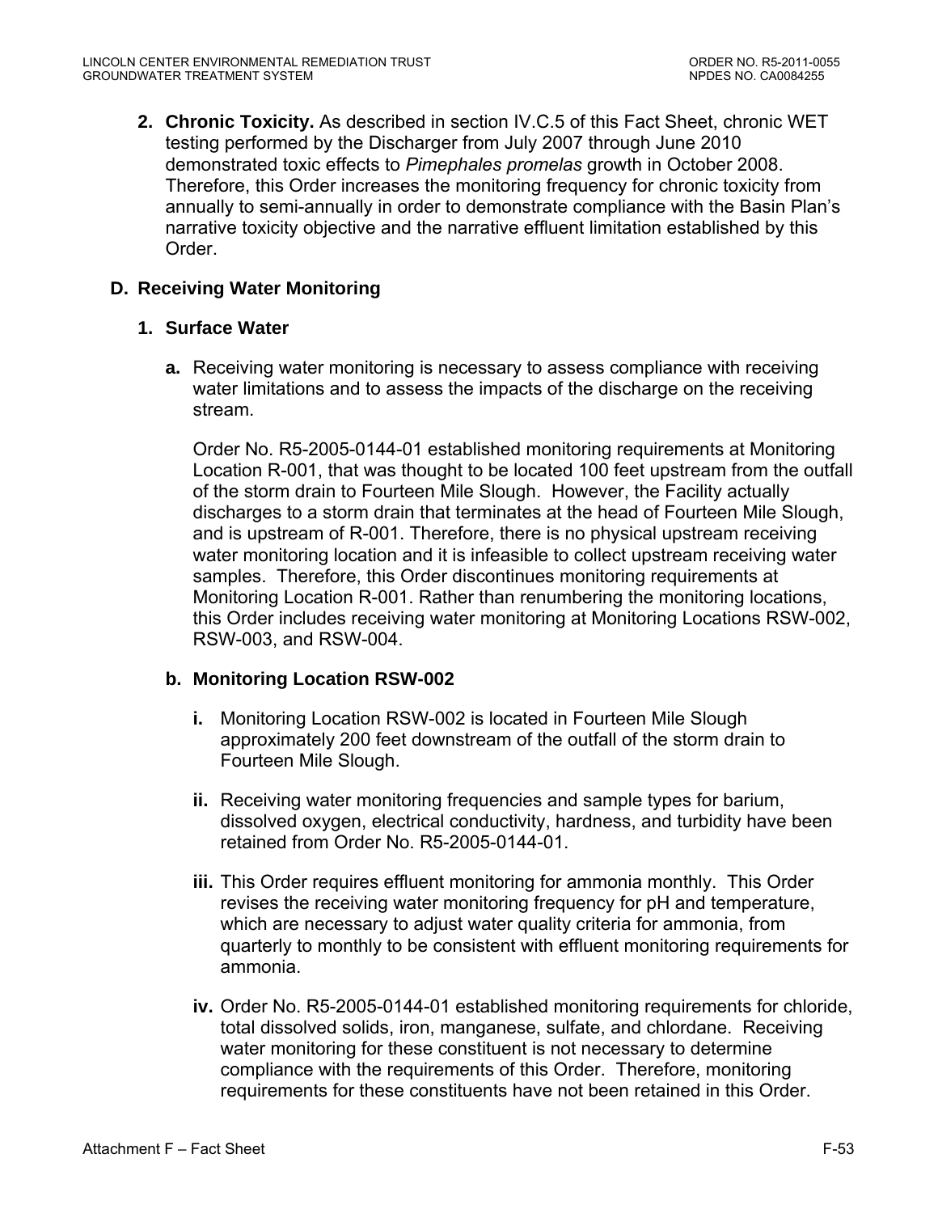2. **Chronic Toxicity.** As described in section IV.C.5 of this Fact Sheet, chronic WET testing performed by the Discharger from July 2007 through June 2010 demonstrated toxic effects to *Pimephales promelas* growth in October 2008. Therefore, this Order increases the monitoring frequency for chronic toxicity from annually to semi-annually in order to demonstrate compliance with the Basin Plan's narrative toxicity objective and the narrative effluent limitation established by this Order.

## D. Receiving Water Monitoring

### 1. Surface Water

**a.** Receiving water monitoring is necessary to assess compliance with receiving water limitations and to assess the impacts of the discharge on the receiving stream.

Order No. R5-2005-0144-01 established monitoring requirements at Monitoring Location R-001, that was thought to be located 100 feet upstream from the outfall of the storm drain to Fourteen Mile Slough. However, the Facility actually discharges to a storm drain that terminates at the head of Fourteen Mile Slough, and is upstream of R-001. Therefore, there is no physical upstream receiving water monitoring location and it is infeasible to collect upstream receiving water samples. Therefore, this Order discontinues monitoring requirements at Monitoring Location R-001. Rather than renumbering the monitoring locations, this Order includes receiving water monitoring at Monitoring Locations RSW-002, RSW-003, and RSW-004.

**b. Monitoring Location RSW-002**

**i.** Monitoring Location RSW-002 is located in Fourteen Mile Slough approximately 200 feet downstream of the outfall of the storm drain to Fourteen Mile Slough.

**ii.** Receiving water monitoring frequencies and sample types for barium, dissolved oxygen, electrical conductivity, hardness, and turbidity have been retained from Order No. R5-2005-0144-01.

**iii.** This Order requires effluent monitoring for ammonia monthly. This Order revises the receiving water monitoring frequency for pH and temperature, which are necessary to adjust water quality criteria for ammonia, from quarterly to monthly to be consistent with effluent monitoring requirements for ammonia.

**iv.** Order No. R5-2005-0144-01 established monitoring requirements for chloride, total dissolved solids, iron, manganese, sulfate, and chlordane. Receiving water monitoring for these constituent is not necessary to determine compliance with the requirements of this Order. Therefore, monitoring requirements for these constituents have not been retained in this Order.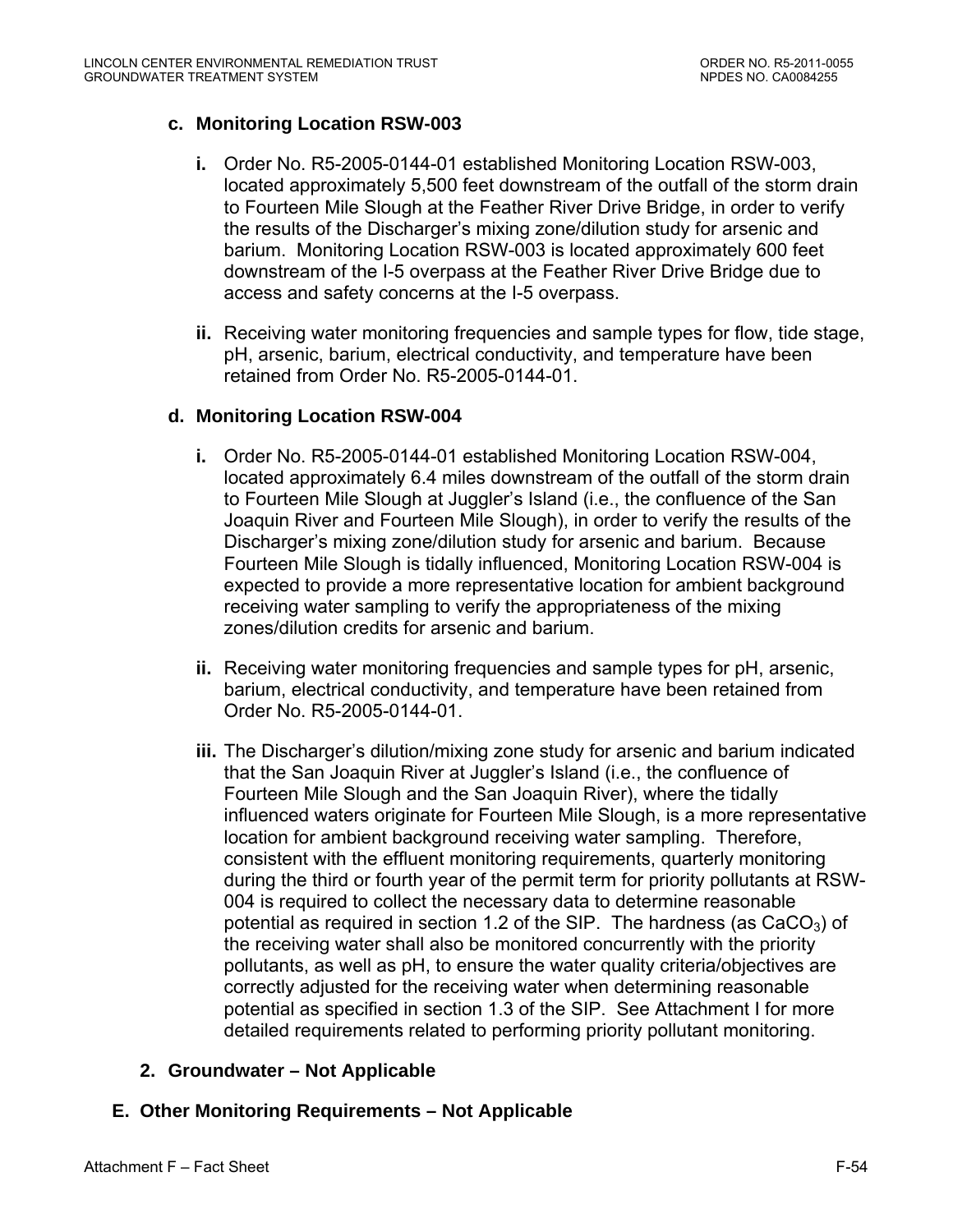**c. Monitoring Location RSW-003**

**i.** Order No. R5-2005-0144-01 established Monitoring Location RSW-003, located approximately 5,500 feet downstream of the outfall of the storm drain to Fourteen Mile Slough at the Feather River Drive Bridge, in order to verify the results of the Discharger's mixing zone/dilution study for arsenic and barium. Monitoring Location RSW-003 is located approximately 600 feet downstream of the I-5 overpass at the Feather River Drive Bridge due to access and safety concerns at the I-5 overpass.

**ii.** Receiving water monitoring frequencies and sample types for flow, tide stage, pH, arsenic, barium, electrical conductivity, and temperature have been retained from Order No. R5-2005-0144-01.

**d. Monitoring Location RSW-004**

**i.** Order No. R5-2005-0144-01 established Monitoring Location RSW-004, located approximately 6.4 miles downstream of the outfall of the storm drain to Fourteen Mile Slough at Juggler's Island (i.e., the confluence of the San Joaquin River and Fourteen Mile Slough), in order to verify the results of the Discharger's mixing zone/dilution study for arsenic and barium. Because Fourteen Mile Slough is tidally influenced, Monitoring Location RSW-004 is expected to provide a more representative location for ambient background receiving water sampling to verify the appropriateness of the mixing zones/dilution credits for arsenic and barium.

**ii.** Receiving water monitoring frequencies and sample types for pH, arsenic, barium, electrical conductivity, and temperature have been retained from Order No. R5-2005-0144-01.

**iii.** The Discharger's dilution/mixing zone study for arsenic and barium indicated that the San Joaquin River at Juggler's Island (i.e., the confluence of Fourteen Mile Slough and the San Joaquin River), where the tidally influenced waters originate for Fourteen Mile Slough, is a more representative location for ambient background receiving water sampling. Therefore, consistent with the effluent monitoring requirements, quarterly monitoring during the third or fourth year of the permit term for priority pollutants at RSW-004 is required to collect the necessary data to determine reasonable potential as required in section 1.2 of the SIP. The hardness (as $CaCO_3$) of the receiving water shall also be monitored concurrently with the priority pollutants, as well as pH, to ensure the water quality criteria/objectives are correctly adjusted for the receiving water when determining reasonable potential as specified in section 1.3 of the SIP. See Attachment I for more detailed requirements related to performing priority pollutant monitoring.

**2. Groundwater – Not Applicable**

**E. Other Monitoring Requirements – Not Applicable**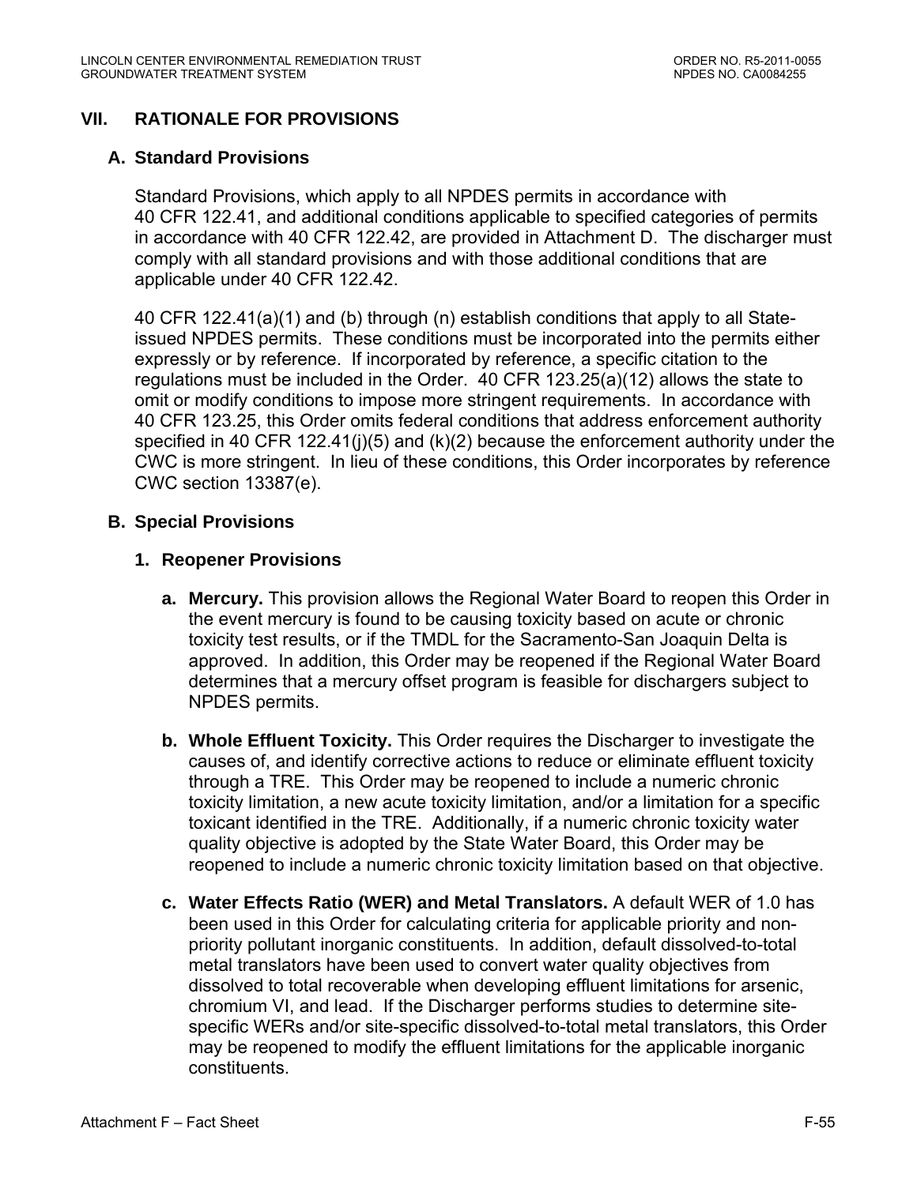## VII. RATIONALE FOR PROVISIONS

### A. Standard Provisions

Standard Provisions, which apply to all NPDES permits in accordance with 40 CFR 122.41, and additional conditions applicable to specified categories of permits in accordance with 40 CFR 122.42, are provided in Attachment D. The discharger must comply with all standard provisions and with those additional conditions that are applicable under 40 CFR 122.42.

40 CFR 122.41(a)(1) and (b) through (n) establish conditions that apply to all State-issued NPDES permits. These conditions must be incorporated into the permits either expressly or by reference. If incorporated by reference, a specific citation to the regulations must be included in the Order. 40 CFR 123.25(a)(12) allows the state to omit or modify conditions to impose more stringent requirements. In accordance with 40 CFR 123.25, this Order omits federal conditions that address enforcement authority specified in 40 CFR 122.41(j)(5) and (k)(2) because the enforcement authority under the CWC is more stringent. In lieu of these conditions, this Order incorporates by reference CWC section 13387(e).

### B. Special Provisions

#### 1. Reopener Provisions

a. **Mercury.** This provision allows the Regional Water Board to reopen this Order in the event mercury is found to be causing toxicity based on acute or chronic toxicity test results, or if the TMDL for the Sacramento-San Joaquin Delta is approved. In addition, this Order may be reopened if the Regional Water Board determines that a mercury offset program is feasible for dischargers subject to NPDES permits.

b. **Whole Effluent Toxicity.** This Order requires the Discharger to investigate the causes of, and identify corrective actions to reduce or eliminate effluent toxicity through a TRE. This Order may be reopened to include a numeric chronic toxicity limitation, a new acute toxicity limitation, and/or a limitation for a specific toxicant identified in the TRE. Additionally, if a numeric chronic toxicity water quality objective is adopted by the State Water Board, this Order may be reopened to include a numeric chronic toxicity limitation based on that objective.

c. **Water Effects Ratio (WER) and Metal Translators.** A default WER of 1.0 has been used in this Order for calculating criteria for applicable priority and non-priority pollutant inorganic constituents. In addition, default dissolved-to-total metal translators have been used to convert water quality objectives from dissolved to total recoverable when developing effluent limitations for arsenic, chromium VI, and lead. If the Discharger performs studies to determine site-specific WERs and/or site-specific dissolved-to-total metal translators, this Order may be reopened to modify the effluent limitations for the applicable inorganic constituents.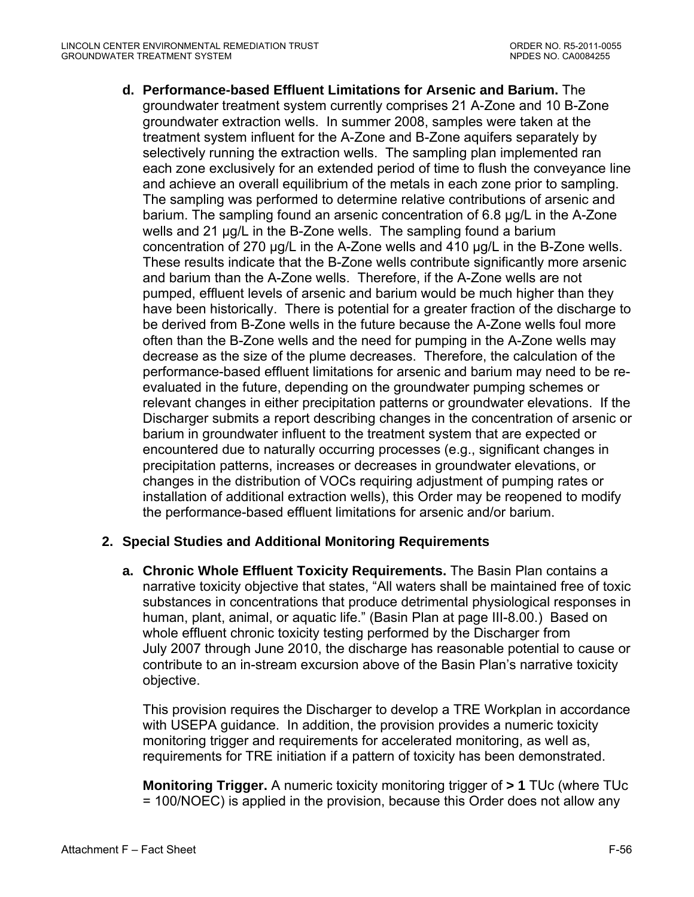**d. Performance-based Effluent Limitations for Arsenic and Barium.** The groundwater treatment system currently comprises 21 A-Zone and 10 B-Zone groundwater extraction wells. In summer 2008, samples were taken at the treatment system influent for the A-Zone and B-Zone aquifers separately by selectively running the extraction wells. The sampling plan implemented ran each zone exclusively for an extended period of time to flush the conveyance line and achieve an overall equilibrium of the metals in each zone prior to sampling. The sampling was performed to determine relative contributions of arsenic and barium. The sampling found an arsenic concentration of 6.8 µg/L in the A-Zone wells and 21 µg/L in the B-Zone wells. The sampling found a barium concentration of 270 µg/L in the A-Zone wells and 410 µg/L in the B-Zone wells. These results indicate that the B-Zone wells contribute significantly more arsenic and barium than the A-Zone wells. Therefore, if the A-Zone wells are not pumped, effluent levels of arsenic and barium would be much higher than they have been historically. There is potential for a greater fraction of the discharge to be derived from B-Zone wells in the future because the A-Zone wells foul more often than the B-Zone wells and the need for pumping in the A-Zone wells may decrease as the size of the plume decreases. Therefore, the calculation of the performance-based effluent limitations for arsenic and barium may need to be re-evaluated in the future, depending on the groundwater pumping schemes or relevant changes in either precipitation patterns or groundwater elevations. If the Discharger submits a report describing changes in the concentration of arsenic or barium in groundwater influent to the treatment system that are expected or encountered due to naturally occurring processes (e.g., significant changes in precipitation patterns, increases or decreases in groundwater elevations, or changes in the distribution of VOCs requiring adjustment of pumping rates or installation of additional extraction wells), this Order may be reopened to modify the performance-based effluent limitations for arsenic and/or barium.

**2. Special Studies and Additional Monitoring Requirements**

**a. Chronic Whole Effluent Toxicity Requirements.** The Basin Plan contains a narrative toxicity objective that states, "All waters shall be maintained free of toxic substances in concentrations that produce detrimental physiological responses in human, plant, animal, or aquatic life." (Basin Plan at page III-8.00.) Based on whole effluent chronic toxicity testing performed by the Discharger from July 2007 through June 2010, the discharge has reasonable potential to cause or contribute to an in-stream excursion above of the Basin Plan's narrative toxicity objective.

This provision requires the Discharger to develop a TRE Workplan in accordance with USEPA guidance. In addition, the provision provides a numeric toxicity monitoring trigger and requirements for accelerated monitoring, as well as, requirements for TRE initiation if a pattern of toxicity has been demonstrated.

**Monitoring Trigger.** A numeric toxicity monitoring trigger of **> 1** TUc (where TUc = 100/NOEC) is applied in the provision, because this Order does not allow any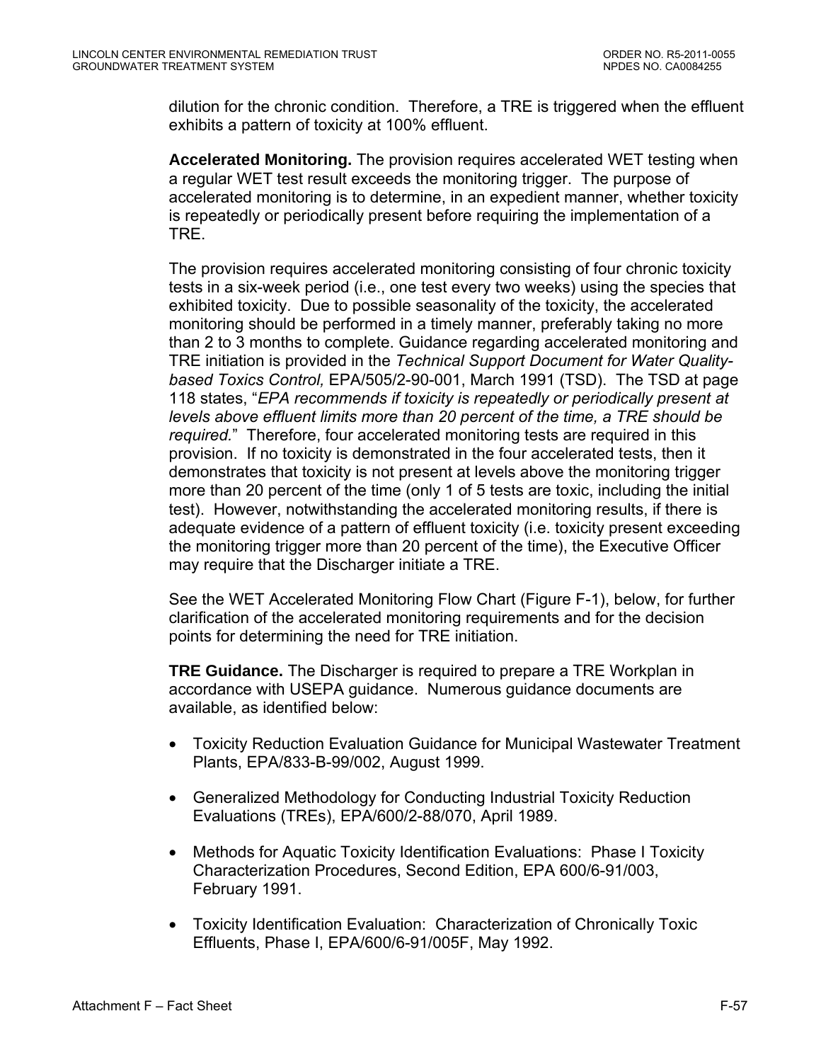dilution for the chronic condition. Therefore, a TRE is triggered when the effluent exhibits a pattern of toxicity at 100% effluent.

**Accelerated Monitoring.** The provision requires accelerated WET testing when a regular WET test result exceeds the monitoring trigger. The purpose of accelerated monitoring is to determine, in an expedient manner, whether toxicity is repeatedly or periodically present before requiring the implementation of a TRE.

The provision requires accelerated monitoring consisting of four chronic toxicity tests in a six-week period (i.e., one test every two weeks) using the species that exhibited toxicity. Due to possible seasonality of the toxicity, the accelerated monitoring should be performed in a timely manner, preferably taking no more than 2 to 3 months to complete. Guidance regarding accelerated monitoring and TRE initiation is provided in the *Technical Support Document for Water Quality-based Toxics Control,* EPA/505/2-90-001, March 1991 (TSD). The TSD at page 118 states, "*EPA recommends if toxicity is repeatedly or periodically present at levels above effluent limits more than 20 percent of the time, a TRE should be required.*" Therefore, four accelerated monitoring tests are required in this provision. If no toxicity is demonstrated in the four accelerated tests, then it demonstrates that toxicity is not present at levels above the monitoring trigger more than 20 percent of the time (only 1 of 5 tests are toxic, including the initial test). However, notwithstanding the accelerated monitoring results, if there is adequate evidence of a pattern of effluent toxicity (i.e. toxicity present exceeding the monitoring trigger more than 20 percent of the time), the Executive Officer may require that the Discharger initiate a TRE.

See the WET Accelerated Monitoring Flow Chart (Figure F-1), below, for further clarification of the accelerated monitoring requirements and for the decision points for determining the need for TRE initiation.

**TRE Guidance.** The Discharger is required to prepare a TRE Workplan in accordance with USEPA guidance. Numerous guidance documents are available, as identified below:

- Toxicity Reduction Evaluation Guidance for Municipal Wastewater Treatment Plants, EPA/833-B-99/002, August 1999.
- Generalized Methodology for Conducting Industrial Toxicity Reduction Evaluations (TREs), EPA/600/2-88/070, April 1989.
- Methods for Aquatic Toxicity Identification Evaluations: Phase I Toxicity Characterization Procedures, Second Edition, EPA 600/6-91/003, February 1991.
- Toxicity Identification Evaluation: Characterization of Chronically Toxic Effluents, Phase I, EPA/600/6-91/005F, May 1992.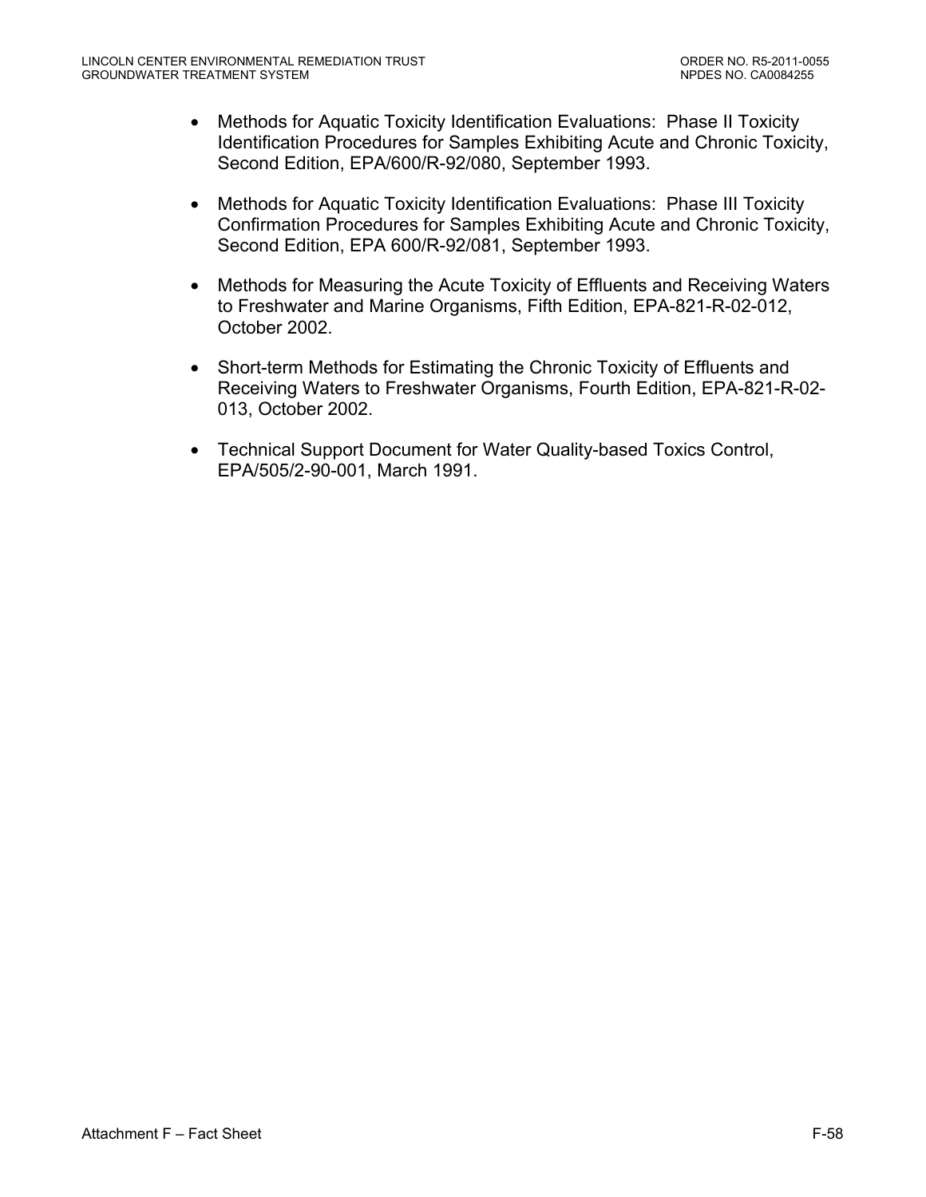- Methods for Aquatic Toxicity Identification Evaluations: Phase II Toxicity Identification Procedures for Samples Exhibiting Acute and Chronic Toxicity, Second Edition, EPA/600/R-92/080, September 1993.

- Methods for Aquatic Toxicity Identification Evaluations: Phase III Toxicity Confirmation Procedures for Samples Exhibiting Acute and Chronic Toxicity, Second Edition, EPA 600/R-92/081, September 1993.

- Methods for Measuring the Acute Toxicity of Effluents and Receiving Waters to Freshwater and Marine Organisms, Fifth Edition, EPA-821-R-02-012, October 2002.

- Short-term Methods for Estimating the Chronic Toxicity of Effluents and Receiving Waters to Freshwater Organisms, Fourth Edition, EPA-821-R-02-013, October 2002.

- Technical Support Document for Water Quality-based Toxics Control, EPA/505/2-90-001, March 1991.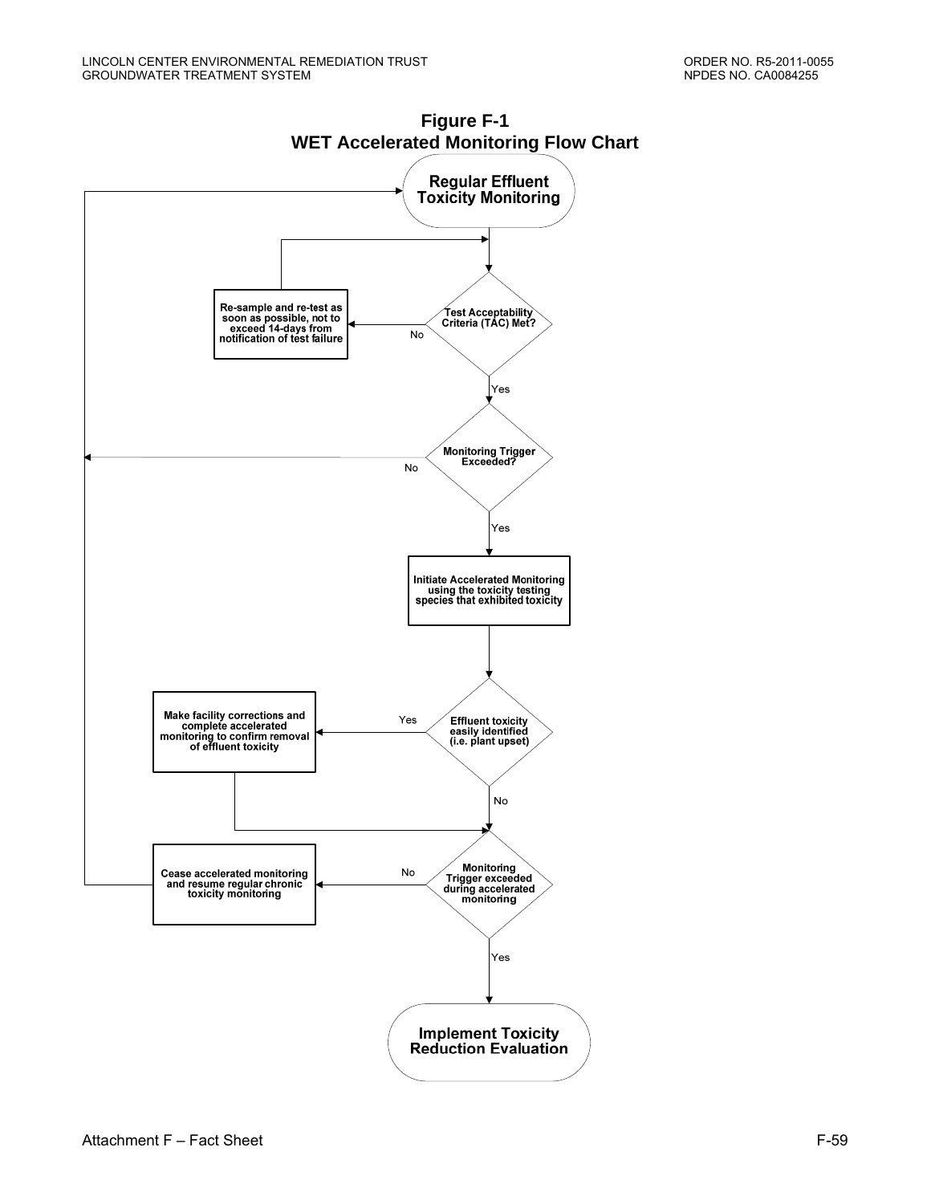# Figure F-1
## WET Accelerated Monitoring Flow Chart

Regular Effluent Toxicity Monitoring

Test Acceptability Criteria (TAC) Met?

No

Re-sample and re-test as soon as possible, not to exceed 14-days from notification of test failure

Yes

Monitoring Trigger Exceeded?

No

Yes

Initiate Accelerated Monitoring using the toxicity testing species that exhibited toxicity

Effluent toxicity easily identified (i.e. plant upset)

Yes

Make facility corrections and complete accelerated monitoring to confirm removal of effluent toxicity

No

Monitoring Trigger exceeded during accelerated monitoring

No

Cease accelerated monitoring and resume regular chronic toxicity monitoring

Yes

Implement Toxicity Reduction Evaluation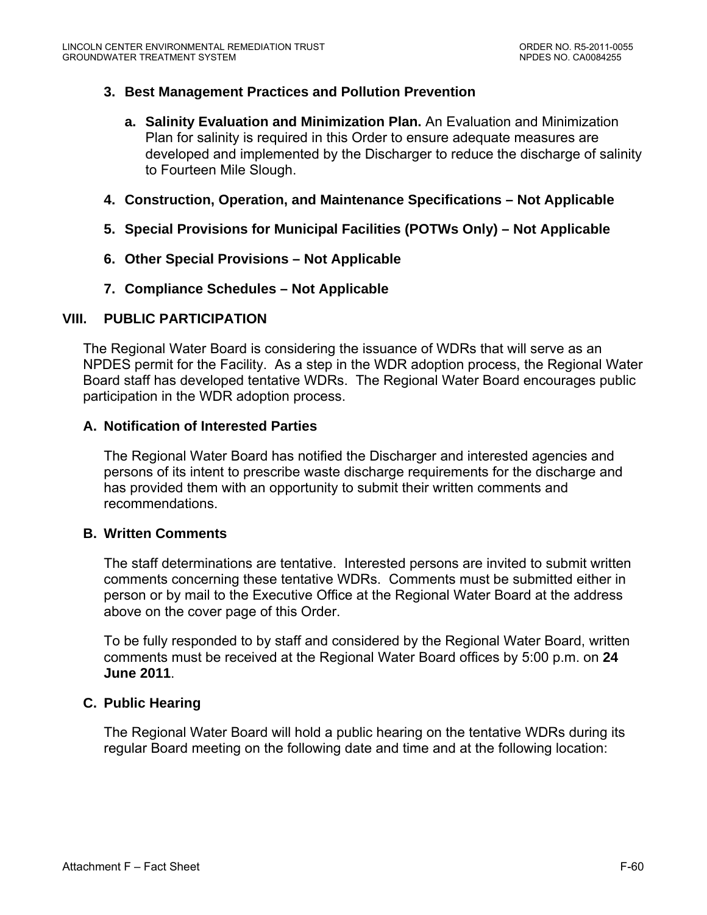**3. Best Management Practices and Pollution Prevention**

**a. Salinity Evaluation and Minimization Plan.** An Evaluation and Minimization Plan for salinity is required in this Order to ensure adequate measures are developed and implemented by the Discharger to reduce the discharge of salinity to Fourteen Mile Slough.

**4. Construction, Operation, and Maintenance Specifications – Not Applicable**

**5. Special Provisions for Municipal Facilities (POTWs Only) – Not Applicable**

**6. Other Special Provisions – Not Applicable**

**7. Compliance Schedules – Not Applicable**

## VIII. PUBLIC PARTICIPATION

The Regional Water Board is considering the issuance of WDRs that will serve as an NPDES permit for the Facility. As a step in the WDR adoption process, the Regional Water Board staff has developed tentative WDRs. The Regional Water Board encourages public participation in the WDR adoption process.

### A. Notification of Interested Parties

The Regional Water Board has notified the Discharger and interested agencies and persons of its intent to prescribe waste discharge requirements for the discharge and has provided them with an opportunity to submit their written comments and recommendations.

### B. Written Comments

The staff determinations are tentative. Interested persons are invited to submit written comments concerning these tentative WDRs. Comments must be submitted either in person or by mail to the Executive Office at the Regional Water Board at the address above on the cover page of this Order.

To be fully responded to by staff and considered by the Regional Water Board, written comments must be received at the Regional Water Board offices by 5:00 p.m. on **24 June 2011**.

### C. Public Hearing

The Regional Water Board will hold a public hearing on the tentative WDRs during its regular Board meeting on the following date and time and at the following location: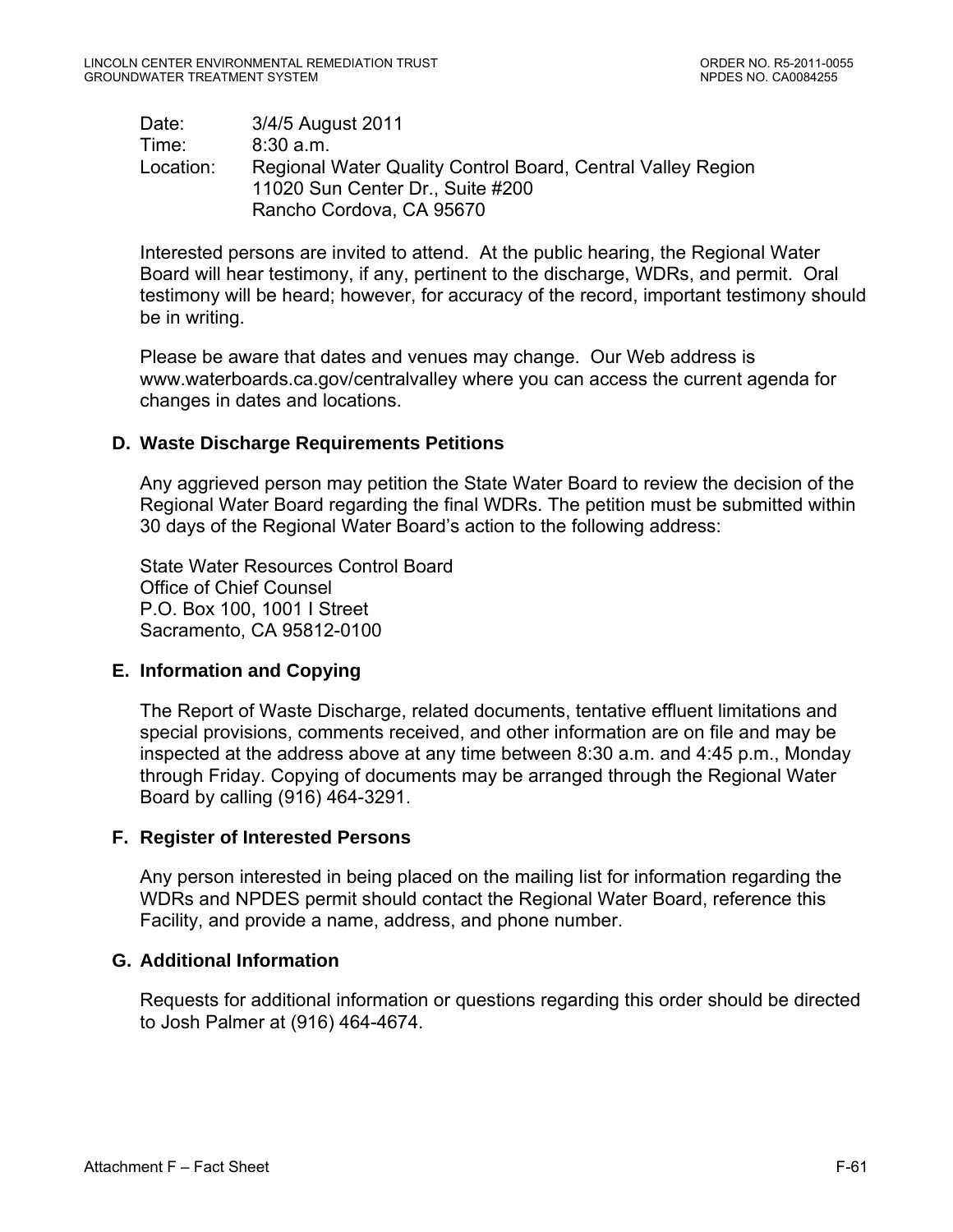Date: 3/4/5 August 2011
Time: 8:30 a.m.
Location: Regional Water Quality Control Board, Central Valley Region
11020 Sun Center Dr., Suite #200
Rancho Cordova, CA 95670

Interested persons are invited to attend. At the public hearing, the Regional Water Board will hear testimony, if any, pertinent to the discharge, WDRs, and permit. Oral testimony will be heard; however, for accuracy of the record, important testimony should be in writing.

Please be aware that dates and venues may change. Our Web address is www.waterboards.ca.gov/centralvalley where you can access the current agenda for changes in dates and locations.

### D. Waste Discharge Requirements Petitions

Any aggrieved person may petition the State Water Board to review the decision of the Regional Water Board regarding the final WDRs. The petition must be submitted within 30 days of the Regional Water Board's action to the following address:

State Water Resources Control Board
Office of Chief Counsel
P.O. Box 100, 1001 I Street
Sacramento, CA 95812-0100

### E. Information and Copying

The Report of Waste Discharge, related documents, tentative effluent limitations and special provisions, comments received, and other information are on file and may be inspected at the address above at any time between 8:30 a.m. and 4:45 p.m., Monday through Friday. Copying of documents may be arranged through the Regional Water Board by calling (916) 464-3291.

### F. Register of Interested Persons

Any person interested in being placed on the mailing list for information regarding the WDRs and NPDES permit should contact the Regional Water Board, reference this Facility, and provide a name, address, and phone number.

### G. Additional Information

Requests for additional information or questions regarding this order should be directed to Josh Palmer at (916) 464-4674.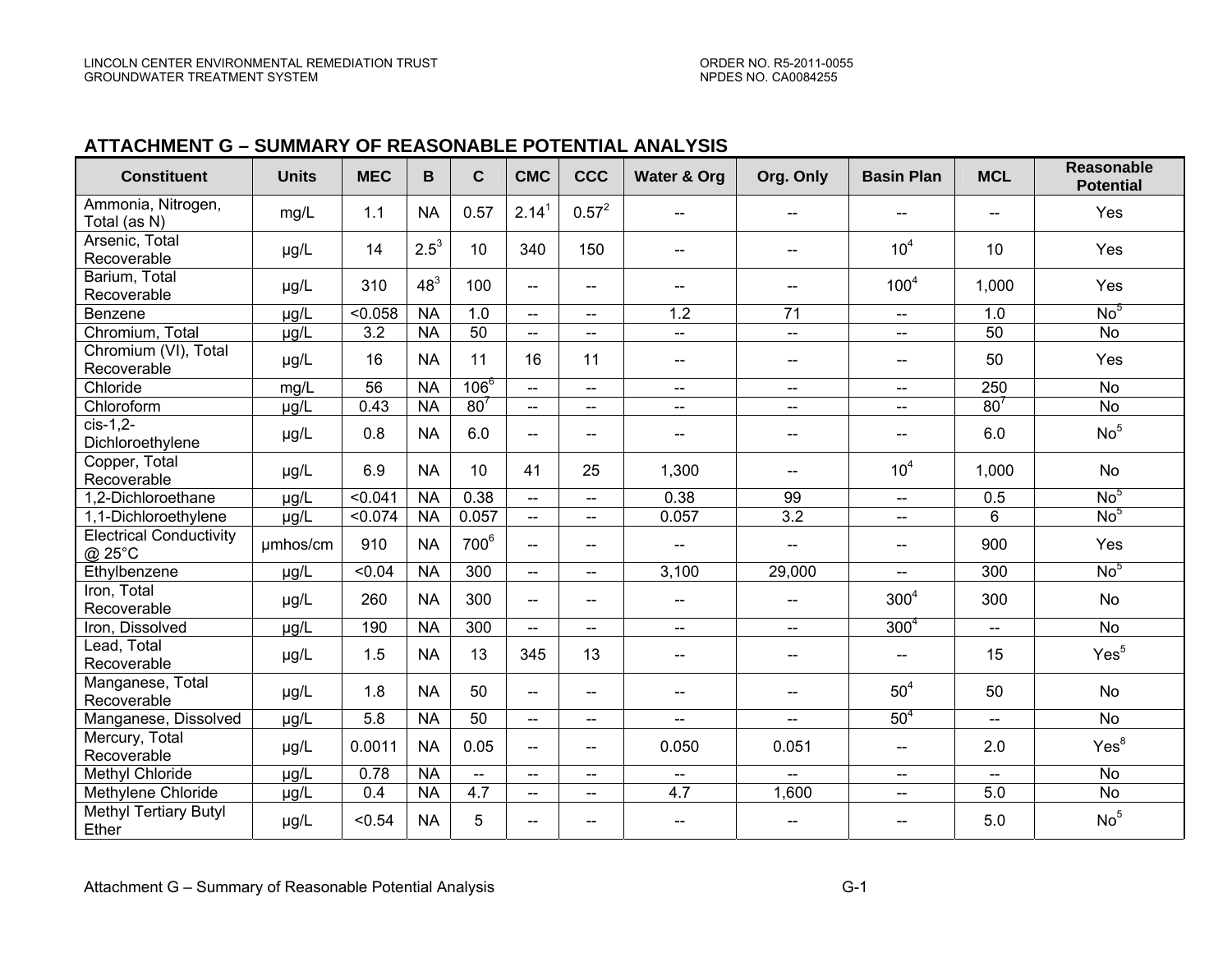## ATTACHMENT G – SUMMARY OF REASONABLE POTENTIAL ANALYSIS

| Constituent | Units | MEC | B | C | CMC | CCC | Water & Org | Org. Only | Basin Plan | MCL | Reasonable Potential |
|---|---|---|---|---|---|---|---|---|---|---|---|
| Ammonia, Nitrogen, Total (as N) | mg/L | 1.1 | NA | 0.57 | 2.14[1] | 0.57[2] | -- | -- | -- | -- | Yes |
| Arsenic, Total Recoverable | µg/L | 14 | 2.5[3] | 10 | 340 | 150 | -- | -- | 10[4] | 10 | Yes |
| Barium, Total Recoverable | µg/L | 310 | 48[3] | 100 | -- | -- | -- | -- | 100[4] | 1,000 | Yes |
| Benzene | µg/L | <0.058 | NA | 1.0 | -- | -- | 1.2 | 71 | -- | 1.0 | No[5] |
| Chromium, Total | µg/L | 3.2 | NA | 50 | -- | -- | -- | -- | -- | 50 | No |
| Chromium (VI), Total Recoverable | µg/L | 16 | NA | 11 | 16 | 11 | -- | -- | -- | 50 | Yes |
| Chloride | mg/L | 56 | NA | 106[6] | -- | -- | -- | -- | -- | 250 | No |
| Chloroform | µg/L | 0.43 | NA | 80[7] | -- | -- | -- | -- | -- | 80[7] | No |
| cis-1,2-Dichloroethylene | µg/L | 0.8 | NA | 6.0 | -- | -- | -- | -- | -- | 6.0 | No[5] |
| Copper, Total Recoverable | µg/L | 6.9 | NA | 10 | 41 | 25 | 1,300 | -- | 10[4] | 1,000 | No |
| 1,2-Dichloroethane | µg/L | <0.041 | NA | 0.38 | -- | -- | 0.38 | 99 | -- | 0.5 | No[5] |
| 1,1-Dichloroethylene | µg/L | <0.074 | NA | 0.057 | -- | -- | 0.057 | 3.2 | -- | 6 | No[5] |
| Electrical Conductivity @ 25°C | µmhos/cm | 910 | NA | 700[6] | -- | -- | -- | -- | -- | 900 | Yes |
| Ethylbenzene | µg/L | <0.04 | NA | 300 | -- | -- | 3,100 | 29,000 | -- | 300 | No[5] |
| Iron, Total Recoverable | µg/L | 260 | NA | 300 | -- | -- | -- | -- | 300[4] | 300 | No |
| Iron, Dissolved | µg/L | 190 | NA | 300 | -- | -- | -- | -- | 300[4] | -- | No |
| Lead, Total Recoverable | µg/L | 1.5 | NA | 13 | 345 | 13 | -- | -- | -- | 15 | Yes[5] |
| Manganese, Total Recoverable | µg/L | 1.8 | NA | 50 | -- | -- | -- | -- | 50[4] | 50 | No |
| Manganese, Dissolved | µg/L | 5.8 | NA | 50 | -- | -- | -- | -- | 50[4] | -- | No |
| Mercury, Total Recoverable | µg/L | 0.0011 | NA | 0.05 | -- | -- | 0.050 | 0.051 | -- | 2.0 | Yes[8] |
| Methyl Chloride | µg/L | 0.78 | NA | -- | -- | -- | -- | -- | -- | -- | No |
| Methylene Chloride | µg/L | 0.4 | NA | 4.7 | -- | -- | 4.7 | 1,600 | -- | 5.0 | No |
| Methyl Tertiary Butyl Ether | µg/L | <0.54 | NA | 5 | -- | -- | -- | -- | -- | 5.0 | No[5] |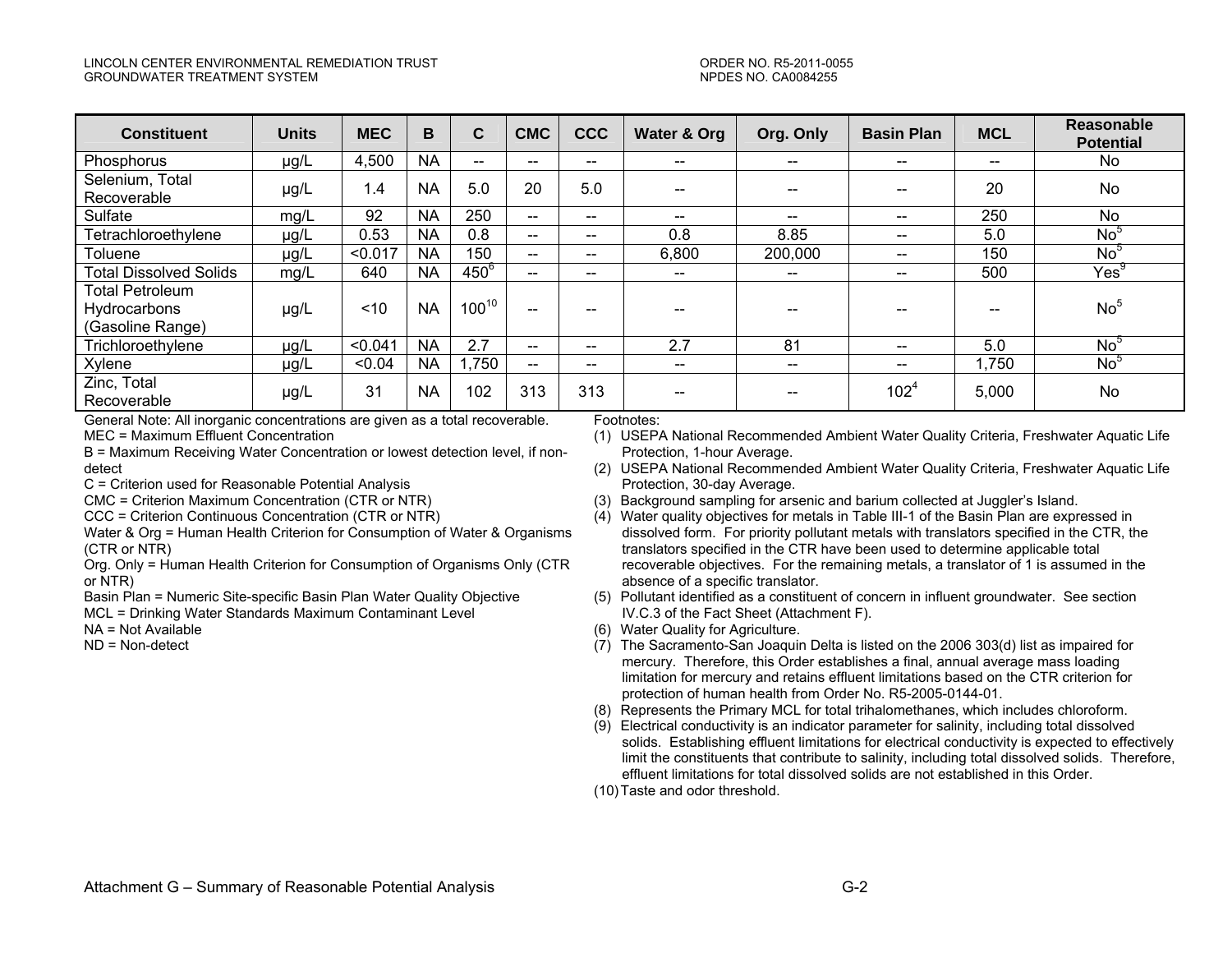| Constituent | Units | MEC | B | C | CMC | CCC | Water & Org | Org. Only | Basin Plan | MCL | Reasonable Potential |
|---|---|---|---|---|---|---|---|---|---|---|---|
| Phosphorus | µg/L | 4,500 | NA | -- | -- | -- | -- | -- | -- | -- | No |
| Selenium, Total Recoverable | µg/L | 1.4 | NA | 5.0 | 20 | 5.0 | -- | -- | -- | 20 | No |
| Sulfate | mg/L | 92 | NA | 250 | -- | -- | -- | -- | -- | 250 | No |
| Tetrachloroethylene | µg/L | 0.53 | NA | 0.8 | -- | -- | 0.8 | 8.85 | -- | 5.0 | No[5] |
| Toluene | µg/L | <0.017 | NA | 150 | -- | -- | 6,800 | 200,000 | -- | 150 | No[5] |
| Total Dissolved Solids | mg/L | 640 | NA | 450[6] | -- | -- | -- | -- | -- | 500 | Yes[9] |
| Total Petroleum Hydrocarbons (Gasoline Range) | µg/L | <10 | NA | 100[10] | -- | -- | -- | -- | -- | -- | No[5] |
| Trichloroethylene | µg/L | <0.041 | NA | 2.7 | -- | -- | 2.7 | 81 | -- | 5.0 | No[5] |
| Xylene | µg/L | <0.04 | NA | 1,750 | -- | -- | -- | -- | -- | 1,750 | No[5] |
| Zinc, Total Recoverable | µg/L | 31 | NA | 102 | 313 | 313 | -- | -- | 102[4] | 5,000 | No |

General Note: All inorganic concentrations are given as a total recoverable.
MEC = Maximum Effluent Concentration
B = Maximum Receiving Water Concentration or lowest detection level, if non-detect
C = Criterion used for Reasonable Potential Analysis
CMC = Criterion Maximum Concentration (CTR or NTR)
CCC = Criterion Continuous Concentration (CTR or NTR)
Water & Org = Human Health Criterion for Consumption of Water & Organisms (CTR or NTR)
Org. Only = Human Health Criterion for Consumption of Organisms Only (CTR or NTR)
Basin Plan = Numeric Site-specific Basin Plan Water Quality Objective
MCL = Drinking Water Standards Maximum Contaminant Level
NA = Not Available
ND = Non-detect

Footnotes:

(1) USEPA National Recommended Ambient Water Quality Criteria, Freshwater Aquatic Life Protection, 1-hour Average.
(2) USEPA National Recommended Ambient Water Quality Criteria, Freshwater Aquatic Life Protection, 30-day Average.
(3) Background sampling for arsenic and barium collected at Juggler's Island.
(4) Water quality objectives for metals in Table III-1 of the Basin Plan are expressed in dissolved form. For priority pollutant metals with translators specified in the CTR, the translators specified in the CTR have been used to determine applicable total recoverable objectives. For the remaining metals, a translator of 1 is assumed in the absence of a specific translator.
(5) Pollutant identified as a constituent of concern in influent groundwater. See section IV.C.3 of the Fact Sheet (Attachment F).
(6) Water Quality for Agriculture.
(7) The Sacramento-San Joaquin Delta is listed on the 2006 303(d) list as impaired for mercury. Therefore, this Order establishes a final, annual average mass loading limitation for mercury and retains effluent limitations based on the CTR criterion for protection of human health from Order No. R5-2005-0144-01.
(8) Represents the Primary MCL for total trihalomethanes, which includes chloroform.
(9) Electrical conductivity is an indicator parameter for salinity, including total dissolved solids. Establishing effluent limitations for electrical conductivity is expected to effectively limit the constituents that contribute to salinity, including total dissolved solids. Therefore, effluent limitations for total dissolved solids are not established in this Order.
(10) Taste and odor threshold.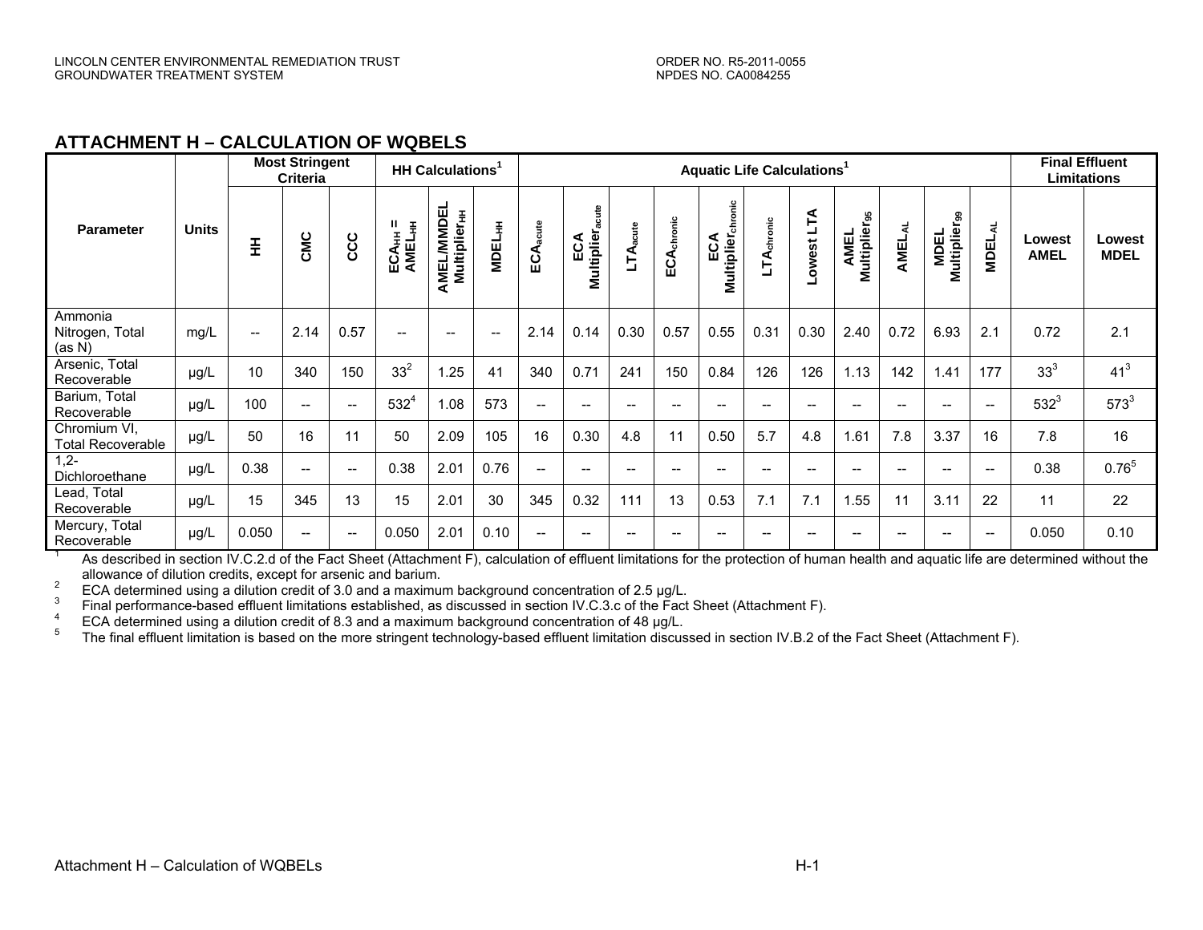## ATTACHMENT H – CALCULATION OF WQBELS

| Parameter | Units | Most Stringent Criteria | | | HH Calculations[1] | | | Aquatic Life Calculations[1] | | | | | | | | | | | Final Effluent Limitations | |
|---|---|---|---|---|---|---|---|---|---|---|---|---|---|---|---|---|---|---|---|---|
| | | HH | CMC | CCC | $ECA_{HH}$ = $AMEL_{HH}$ | AMEL/MMDEL $Multiplier_{HH}$ | $MDEL_{HH}$ | $ECA_{acute}$ | ECA $Multiplier_{acute}$ | $LTA_{acute}$ | $ECA_{chronic}$ | ECA $Multiplier_{chronic}$ | $LTA_{chronic}$ | Lowest LTA | AMEL $Multiplier_{95}$ | $AMEL_{AL}$ | MDEL $Multiplier_{99}$ | $MDEL_{AL}$ | Lowest AMEL | Lowest MDEL |
| Ammonia Nitrogen, Total (as N) | mg/L | -- | 2.14 | 0.57 | -- | -- | -- | 2.14 | 0.14 | 0.30 | 0.57 | 0.55 | 0.31 | 0.30 | 2.40 | 0.72 | 6.93 | 2.1 | 0.72 | 2.1 |
| Arsenic, Total Recoverable | µg/L | 10 | 340 | 150 | 33[2] | 1.25 | 41 | 340 | 0.71 | 241 | 150 | 0.84 | 126 | 126 | 1.13 | 142 | 1.41 | 177 | 33[3] | 41[3] |
| Barium, Total Recoverable | µg/L | 100 | -- | -- | 532[4] | 1.08 | 573 | -- | -- | -- | -- | -- | -- | -- | -- | -- | -- | -- | 532[3] | 573[3] |
| Chromium VI, Total Recoverable | µg/L | 50 | 16 | 11 | 50 | 2.09 | 105 | 16 | 0.30 | 4.8 | 11 | 0.50 | 5.7 | 4.8 | 1.61 | 7.8 | 3.37 | 16 | 7.8 | 16 |
| 1,2-Dichloroethane | µg/L | 0.38 | -- | -- | 0.38 | 2.01 | 0.76 | -- | -- | -- | -- | -- | -- | -- | -- | -- | -- | -- | 0.38 | 0.76[5] |
| Lead, Total Recoverable | µg/L | 15 | 345 | 13 | 15 | 2.01 | 30 | 345 | 0.32 | 111 | 13 | 0.53 | 7.1 | 7.1 | 1.55 | 11 | 3.11 | 22 | 11 | 22 |
| Mercury, Total Recoverable | µg/L | 0.050 | -- | -- | 0.050 | 2.01 | 0.10 | -- | -- | -- | -- | -- | -- | -- | -- | -- | -- | -- | 0.050 | 0.10 |

[1] As described in section IV.C.2.d of the Fact Sheet (Attachment F), calculation of effluent limitations for the protection of human health and aquatic life are determined without the allowance of dilution credits, except for arsenic and barium.

[2] ECA determined using a dilution credit of 3.0 and a maximum background concentration of 2.5 µg/L.

[3] Final performance-based effluent limitations established, as discussed in section IV.C.3.c of the Fact Sheet (Attachment F).

[4] ECA determined using a dilution credit of 8.3 and a maximum background concentration of 48 µg/L.

[5] The final effluent limitation is based on the more stringent technology-based effluent limitation discussed in section IV.B.2 of the Fact Sheet (Attachment F).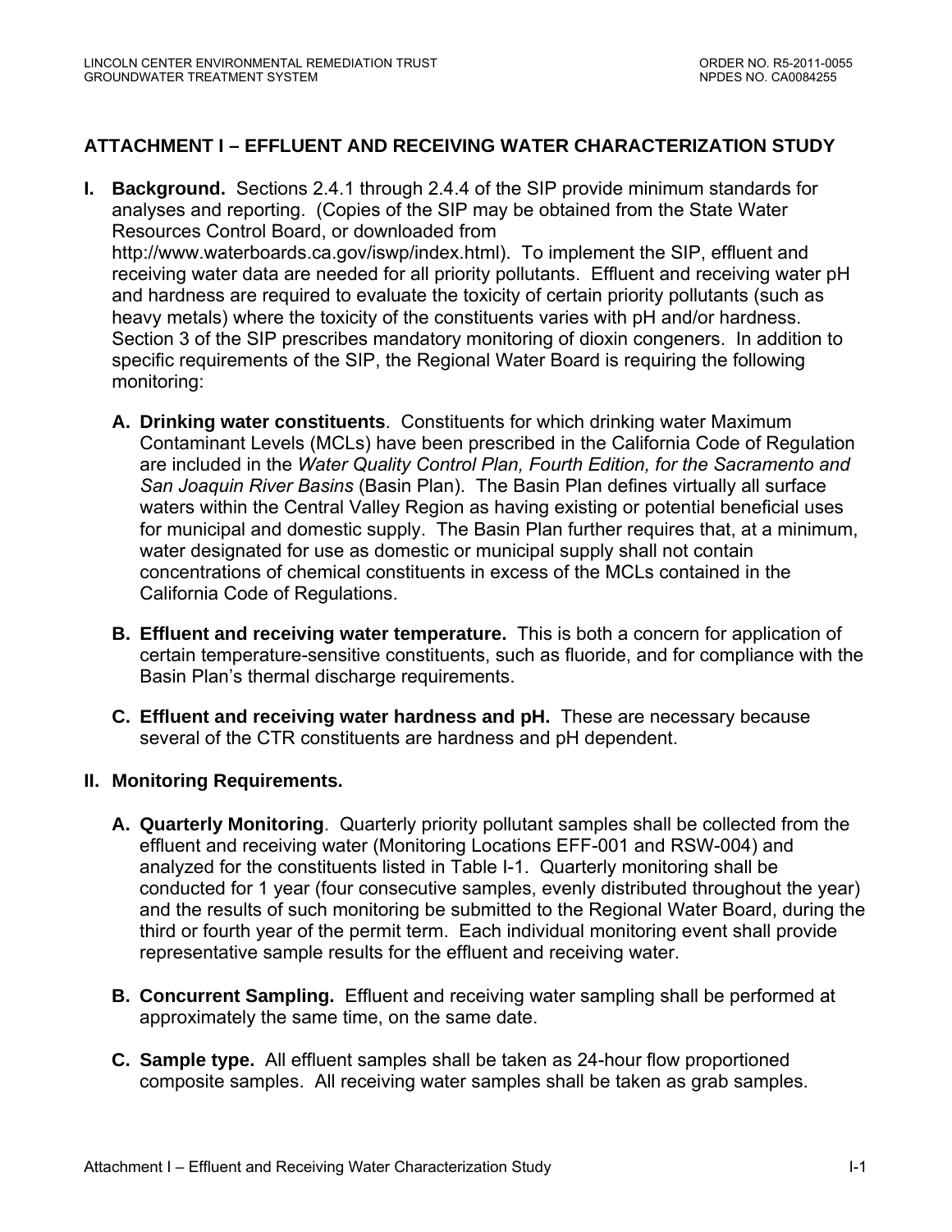## ATTACHMENT I – EFFLUENT AND RECEIVING WATER CHARACTERIZATION STUDY

**I. Background.** Sections 2.4.1 through 2.4.4 of the SIP provide minimum standards for analyses and reporting. (Copies of the SIP may be obtained from the State Water Resources Control Board, or downloaded from http://www.waterboards.ca.gov/iswp/index.html). To implement the SIP, effluent and receiving water data are needed for all priority pollutants. Effluent and receiving water pH and hardness are required to evaluate the toxicity of certain priority pollutants (such as heavy metals) where the toxicity of the constituents varies with pH and/or hardness. Section 3 of the SIP prescribes mandatory monitoring of dioxin congeners. In addition to specific requirements of the SIP, the Regional Water Board is requiring the following monitoring:

   **A. Drinking water constituents**. Constituents for which drinking water Maximum Contaminant Levels (MCLs) have been prescribed in the California Code of Regulation are included in the *Water Quality Control Plan, Fourth Edition, for the Sacramento and San Joaquin River Basins* (Basin Plan). The Basin Plan defines virtually all surface waters within the Central Valley Region as having existing or potential beneficial uses for municipal and domestic supply. The Basin Plan further requires that, at a minimum, water designated for use as domestic or municipal supply shall not contain concentrations of chemical constituents in excess of the MCLs contained in the California Code of Regulations.

   **B. Effluent and receiving water temperature.** This is both a concern for application of certain temperature-sensitive constituents, such as fluoride, and for compliance with the Basin Plan's thermal discharge requirements.

   **C. Effluent and receiving water hardness and pH.** These are necessary because several of the CTR constituents are hardness and pH dependent.

**II. Monitoring Requirements.**

   **A. Quarterly Monitoring**. Quarterly priority pollutant samples shall be collected from the effluent and receiving water (Monitoring Locations EFF-001 and RSW-004) and analyzed for the constituents listed in Table I-1. Quarterly monitoring shall be conducted for 1 year (four consecutive samples, evenly distributed throughout the year) and the results of such monitoring be submitted to the Regional Water Board, during the third or fourth year of the permit term. Each individual monitoring event shall provide representative sample results for the effluent and receiving water.

   **B. Concurrent Sampling.** Effluent and receiving water sampling shall be performed at approximately the same time, on the same date.

   **C. Sample type.** All effluent samples shall be taken as 24-hour flow proportioned composite samples. All receiving water samples shall be taken as grab samples.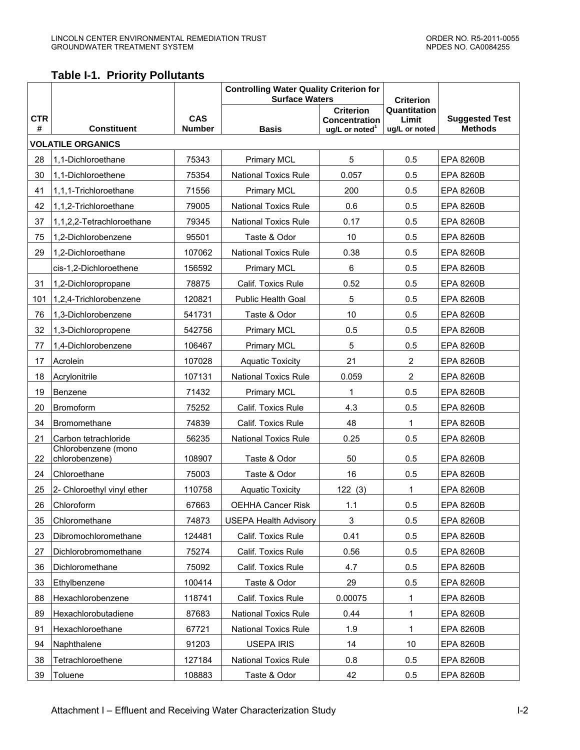## Table I-1. Priority Pollutants

| CTR # | Constituent | CAS Number | Controlling Water Quality Criterion for Surface Waters | | Criterion Quantitation Limit ug/L or noted | Suggested Test Methods |
|---|---|---|---|---|---|---|
| | | | Basis | Criterion Concentration ug/L or noted[1] | | |
| **VOLATILE ORGANICS** | | | | | | |
| 28 | 1,1-Dichloroethane | 75343 | Primary MCL | 5 | 0.5 | EPA 8260B |
| 30 | 1,1-Dichloroethene | 75354 | National Toxics Rule | 0.057 | 0.5 | EPA 8260B |
| 41 | 1,1,1-Trichloroethane | 71556 | Primary MCL | 200 | 0.5 | EPA 8260B |
| 42 | 1,1,2-Trichloroethane | 79005 | National Toxics Rule | 0.6 | 0.5 | EPA 8260B |
| 37 | 1,1,2,2-Tetrachloroethane | 79345 | National Toxics Rule | 0.17 | 0.5 | EPA 8260B |
| 75 | 1,2-Dichlorobenzene | 95501 | Taste & Odor | 10 | 0.5 | EPA 8260B |
| 29 | 1,2-Dichloroethane | 107062 | National Toxics Rule | 0.38 | 0.5 | EPA 8260B |
| | cis-1,2-Dichloroethene | 156592 | Primary MCL | 6 | 0.5 | EPA 8260B |
| 31 | 1,2-Dichloropropane | 78875 | Calif. Toxics Rule | 0.52 | 0.5 | EPA 8260B |
| 101 | 1,2,4-Trichlorobenzene | 120821 | Public Health Goal | 5 | 0.5 | EPA 8260B |
| 76 | 1,3-Dichlorobenzene | 541731 | Taste & Odor | 10 | 0.5 | EPA 8260B |
| 32 | 1,3-Dichloropropene | 542756 | Primary MCL | 0.5 | 0.5 | EPA 8260B |
| 77 | 1,4-Dichlorobenzene | 106467 | Primary MCL | 5 | 0.5 | EPA 8260B |
| 17 | Acrolein | 107028 | Aquatic Toxicity | 21 | 2 | EPA 8260B |
| 18 | Acrylonitrile | 107131 | National Toxics Rule | 0.059 | 2 | EPA 8260B |
| 19 | Benzene | 71432 | Primary MCL | 1 | 0.5 | EPA 8260B |
| 20 | Bromoform | 75252 | Calif. Toxics Rule | 4.3 | 0.5 | EPA 8260B |
| 34 | Bromomethane | 74839 | Calif. Toxics Rule | 48 | 1 | EPA 8260B |
| 21 | Carbon tetrachloride | 56235 | National Toxics Rule | 0.25 | 0.5 | EPA 8260B |
| 22 | Chlorobenzene (mono chlorobenzene) | 108907 | Taste & Odor | 50 | 0.5 | EPA 8260B |
| 24 | Chloroethane | 75003 | Taste & Odor | 16 | 0.5 | EPA 8260B |
| 25 | 2- Chloroethyl vinyl ether | 110758 | Aquatic Toxicity | 122 (3) | 1 | EPA 8260B |
| 26 | Chloroform | 67663 | OEHHA Cancer Risk | 1.1 | 0.5 | EPA 8260B |
| 35 | Chloromethane | 74873 | USEPA Health Advisory | 3 | 0.5 | EPA 8260B |
| 23 | Dibromochloromethane | 124481 | Calif. Toxics Rule | 0.41 | 0.5 | EPA 8260B |
| 27 | Dichlorobromomethane | 75274 | Calif. Toxics Rule | 0.56 | 0.5 | EPA 8260B |
| 36 | Dichloromethane | 75092 | Calif. Toxics Rule | 4.7 | 0.5 | EPA 8260B |
| 33 | Ethylbenzene | 100414 | Taste & Odor | 29 | 0.5 | EPA 8260B |
| 88 | Hexachlorobenzene | 118741 | Calif. Toxics Rule | 0.00075 | 1 | EPA 8260B |
| 89 | Hexachlorobutadiene | 87683 | National Toxics Rule | 0.44 | 1 | EPA 8260B |
| 91 | Hexachloroethane | 67721 | National Toxics Rule | 1.9 | 1 | EPA 8260B |
| 94 | Naphthalene | 91203 | USEPA IRIS | 14 | 10 | EPA 8260B |
| 38 | Tetrachloroethene | 127184 | National Toxics Rule | 0.8 | 0.5 | EPA 8260B |
| 39 | Toluene | 108883 | Taste & Odor | 42 | 0.5 | EPA 8260B |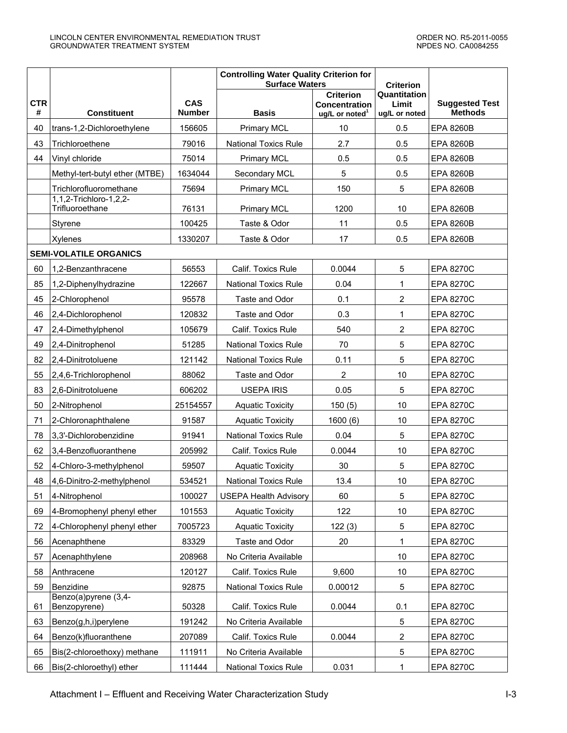| CTR # | Constituent | CAS Number | Controlling Water Quality Criterion for Surface Waters | | Criterion Quantitation Limit ug/L or noted | Suggested Test Methods |
|---|---|---|---|---|---|---|
| | | | Basis | Criterion Concentration ug/L or noted[1] | | |
| 40 | trans-1,2-Dichloroethylene | 156605 | Primary MCL | 10 | 0.5 | EPA 8260B |
| 43 | Trichloroethene | 79016 | National Toxics Rule | 2.7 | 0.5 | EPA 8260B |
| 44 | Vinyl chloride | 75014 | Primary MCL | 0.5 | 0.5 | EPA 8260B |
| | Methyl-tert-butyl ether (MTBE) | 1634044 | Secondary MCL | 5 | 0.5 | EPA 8260B |
| | Trichlorofluoromethane | 75694 | Primary MCL | 150 | 5 | EPA 8260B |
| | 1,1,2-Trichloro-1,2,2-Trifluoroethane | 76131 | Primary MCL | 1200 | 10 | EPA 8260B |
| | Styrene | 100425 | Taste & Odor | 11 | 0.5 | EPA 8260B |
| | Xylenes | 1330207 | Taste & Odor | 17 | 0.5 | EPA 8260B |
| **SEMI-VOLATILE ORGANICS** | | | | | | |
| 60 | 1,2-Benzanthracene | 56553 | Calif. Toxics Rule | 0.0044 | 5 | EPA 8270C |
| 85 | 1,2-Diphenylhydrazine | 122667 | National Toxics Rule | 0.04 | 1 | EPA 8270C |
| 45 | 2-Chlorophenol | 95578 | Taste and Odor | 0.1 | 2 | EPA 8270C |
| 46 | 2,4-Dichlorophenol | 120832 | Taste and Odor | 0.3 | 1 | EPA 8270C |
| 47 | 2,4-Dimethylphenol | 105679 | Calif. Toxics Rule | 540 | 2 | EPA 8270C |
| 49 | 2,4-Dinitrophenol | 51285 | National Toxics Rule | 70 | 5 | EPA 8270C |
| 82 | 2,4-Dinitrotoluene | 121142 | National Toxics Rule | 0.11 | 5 | EPA 8270C |
| 55 | 2,4,6-Trichlorophenol | 88062 | Taste and Odor | 2 | 10 | EPA 8270C |
| 83 | 2,6-Dinitrotoluene | 606202 | USEPA IRIS | 0.05 | 5 | EPA 8270C |
| 50 | 2-Nitrophenol | 25154557 | Aquatic Toxicity | 150 (5) | 10 | EPA 8270C |
| 71 | 2-Chloronaphthalene | 91587 | Aquatic Toxicity | 1600 (6) | 10 | EPA 8270C |
| 78 | 3,3'-Dichlorobenzidine | 91941 | National Toxics Rule | 0.04 | 5 | EPA 8270C |
| 62 | 3,4-Benzofluoranthene | 205992 | Calif. Toxics Rule | 0.0044 | 10 | EPA 8270C |
| 52 | 4-Chloro-3-methylphenol | 59507 | Aquatic Toxicity | 30 | 5 | EPA 8270C |
| 48 | 4,6-Dinitro-2-methylphenol | 534521 | National Toxics Rule | 13.4 | 10 | EPA 8270C |
| 51 | 4-Nitrophenol | 100027 | USEPA Health Advisory | 60 | 5 | EPA 8270C |
| 69 | 4-Bromophenyl phenyl ether | 101553 | Aquatic Toxicity | 122 | 10 | EPA 8270C |
| 72 | 4-Chlorophenyl phenyl ether | 7005723 | Aquatic Toxicity | 122 (3) | 5 | EPA 8270C |
| 56 | Acenaphthene | 83329 | Taste and Odor | 20 | 1 | EPA 8270C |
| 57 | Acenaphthylene | 208968 | No Criteria Available | | 10 | EPA 8270C |
| 58 | Anthracene | 120127 | Calif. Toxics Rule | 9,600 | 10 | EPA 8270C |
| 59 | Benzidine | 92875 | National Toxics Rule | 0.00012 | 5 | EPA 8270C |
| 61 | Benzo(a)pyrene (3,4-Benzopyrene) | 50328 | Calif. Toxics Rule | 0.0044 | 0.1 | EPA 8270C |
| 63 | Benzo(g,h,i)perylene | 191242 | No Criteria Available | | 5 | EPA 8270C |
| 64 | Benzo(k)fluoranthene | 207089 | Calif. Toxics Rule | 0.0044 | 2 | EPA 8270C |
| 65 | Bis(2-chloroethoxy) methane | 111911 | No Criteria Available | | 5 | EPA 8270C |
| 66 | Bis(2-chloroethyl) ether | 111444 | National Toxics Rule | 0.031 | 1 | EPA 8270C |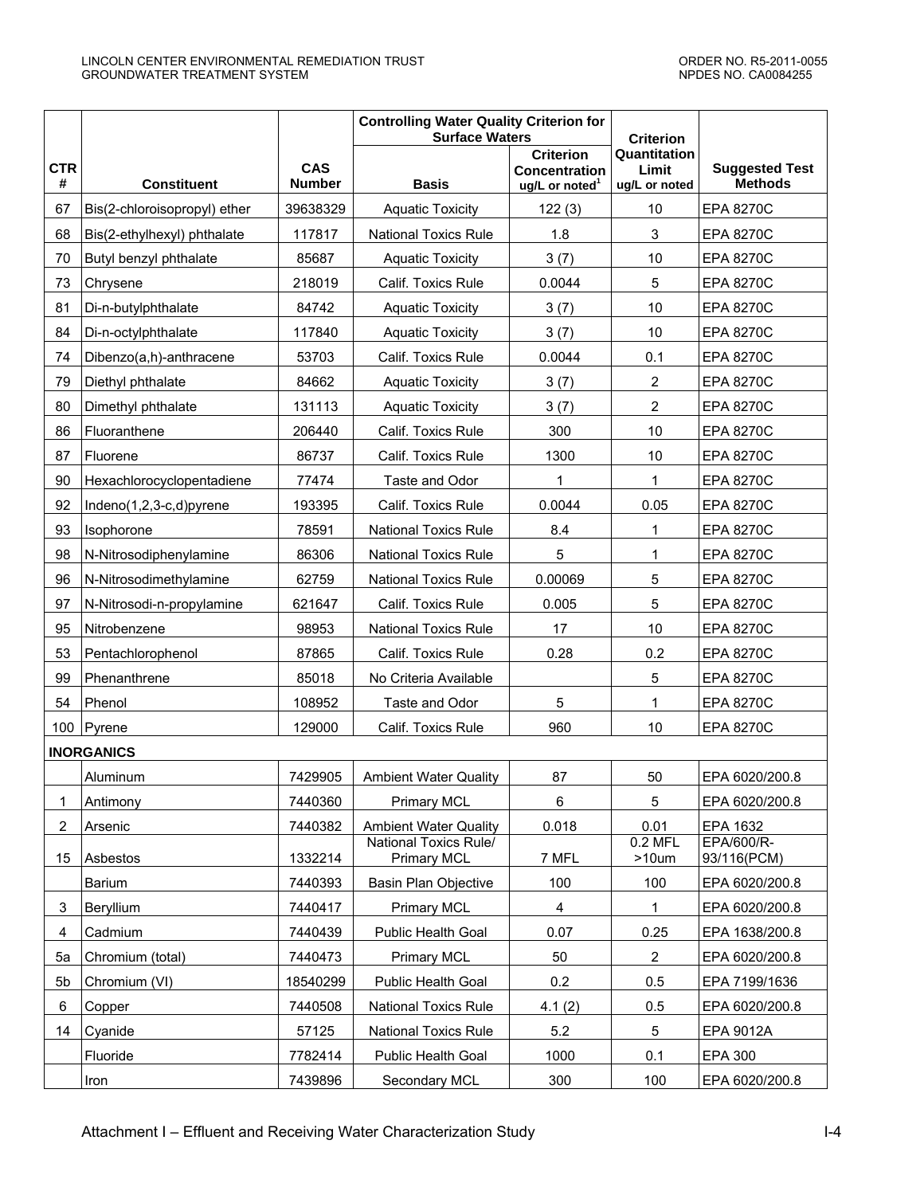| CTR # | Constituent | CAS Number | Controlling Water Quality Criterion for Surface Waters | | Criterion Quantitation Limit ug/L or noted | Suggested Test Methods |
|---|---|---|---|---|---|---|
| | | | Basis | Criterion Concentration ug/L or noted[1] | | |
| 67 | Bis(2-chloroisopropyl) ether | 39638329 | Aquatic Toxicity | 122 (3) | 10 | EPA 8270C |
| 68 | Bis(2-ethylhexyl) phthalate | 117817 | National Toxics Rule | 1.8 | 3 | EPA 8270C |
| 70 | Butyl benzyl phthalate | 85687 | Aquatic Toxicity | 3 (7) | 10 | EPA 8270C |
| 73 | Chrysene | 218019 | Calif. Toxics Rule | 0.0044 | 5 | EPA 8270C |
| 81 | Di-n-butylphthalate | 84742 | Aquatic Toxicity | 3 (7) | 10 | EPA 8270C |
| 84 | Di-n-octylphthalate | 117840 | Aquatic Toxicity | 3 (7) | 10 | EPA 8270C |
| 74 | Dibenzo(a,h)-anthracene | 53703 | Calif. Toxics Rule | 0.0044 | 0.1 | EPA 8270C |
| 79 | Diethyl phthalate | 84662 | Aquatic Toxicity | 3 (7) | 2 | EPA 8270C |
| 80 | Dimethyl phthalate | 131113 | Aquatic Toxicity | 3 (7) | 2 | EPA 8270C |
| 86 | Fluoranthene | 206440 | Calif. Toxics Rule | 300 | 10 | EPA 8270C |
| 87 | Fluorene | 86737 | Calif. Toxics Rule | 1300 | 10 | EPA 8270C |
| 90 | Hexachlorocyclopentadiene | 77474 | Taste and Odor | 1 | 1 | EPA 8270C |
| 92 | Indeno(1,2,3-c,d)pyrene | 193395 | Calif. Toxics Rule | 0.0044 | 0.05 | EPA 8270C |
| 93 | Isophorone | 78591 | National Toxics Rule | 8.4 | 1 | EPA 8270C |
| 98 | N-Nitrosodiphenylamine | 86306 | National Toxics Rule | 5 | 1 | EPA 8270C |
| 96 | N-Nitrosodimethylamine | 62759 | National Toxics Rule | 0.00069 | 5 | EPA 8270C |
| 97 | N-Nitrosodi-n-propylamine | 621647 | Calif. Toxics Rule | 0.005 | 5 | EPA 8270C |
| 95 | Nitrobenzene | 98953 | National Toxics Rule | 17 | 10 | EPA 8270C |
| 53 | Pentachlorophenol | 87865 | Calif. Toxics Rule | 0.28 | 0.2 | EPA 8270C |
| 99 | Phenanthrene | 85018 | No Criteria Available | | 5 | EPA 8270C |
| 54 | Phenol | 108952 | Taste and Odor | 5 | 1 | EPA 8270C |
| 100 | Pyrene | 129000 | Calif. Toxics Rule | 960 | 10 | EPA 8270C |
| **INORGANICS** | | | | | | |
| | Aluminum | 7429905 | Ambient Water Quality | 87 | 50 | EPA 6020/200.8 |
| 1 | Antimony | 7440360 | Primary MCL | 6 | 5 | EPA 6020/200.8 |
| 2 | Arsenic | 7440382 | Ambient Water Quality | 0.018 | 0.01 | EPA 1632 |
| 15 | Asbestos | 1332214 | National Toxics Rule/ Primary MCL | 7 MFL | 0.2 MFL >10um | EPA/600/R-93/116(PCM) |
| | Barium | 7440393 | Basin Plan Objective | 100 | 100 | EPA 6020/200.8 |
| 3 | Beryllium | 7440417 | Primary MCL | 4 | 1 | EPA 6020/200.8 |
| 4 | Cadmium | 7440439 | Public Health Goal | 0.07 | 0.25 | EPA 1638/200.8 |
| 5a | Chromium (total) | 7440473 | Primary MCL | 50 | 2 | EPA 6020/200.8 |
| 5b | Chromium (VI) | 18540299 | Public Health Goal | 0.2 | 0.5 | EPA 7199/1636 |
| 6 | Copper | 7440508 | National Toxics Rule | 4.1 (2) | 0.5 | EPA 6020/200.8 |
| 14 | Cyanide | 57125 | National Toxics Rule | 5.2 | 5 | EPA 9012A |
| | Fluoride | 7782414 | Public Health Goal | 1000 | 0.1 | EPA 300 |
| | Iron | 7439896 | Secondary MCL | 300 | 100 | EPA 6020/200.8 |

Attachment I – Effluent and Receiving Water Characterization Study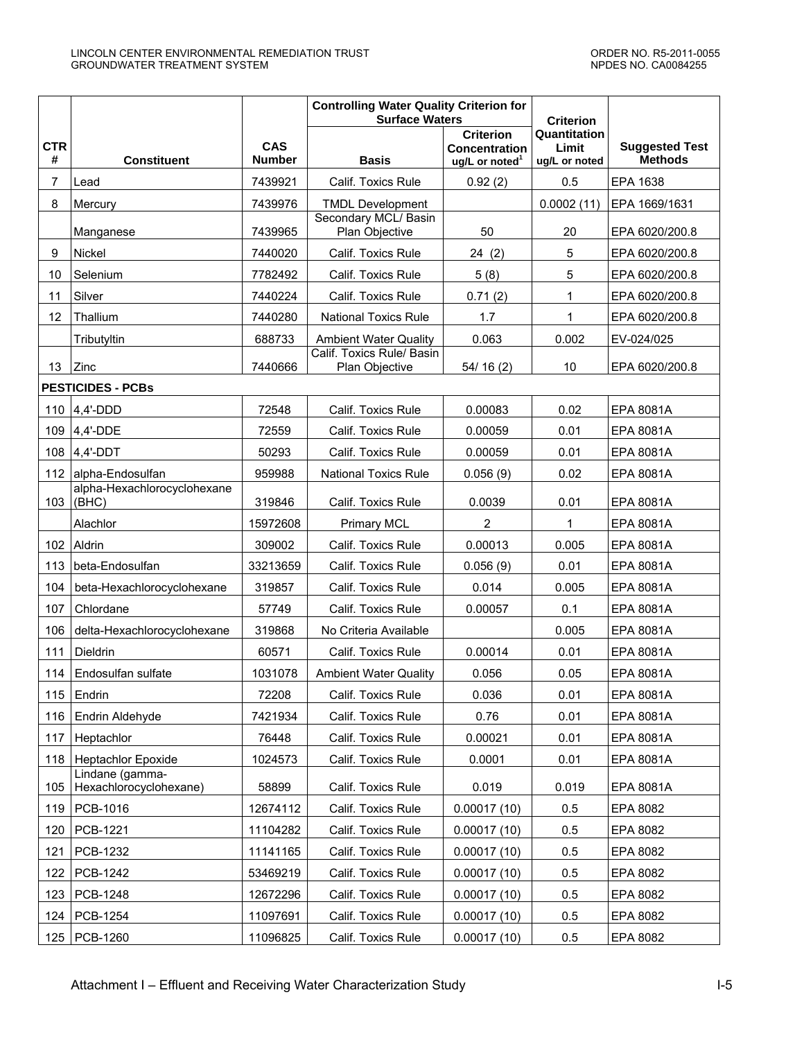| CTR # | Constituent | CAS Number | Controlling Water Quality Criterion for Surface Waters | | Criterion Quantitation Limit ug/L or noted | Suggested Test Methods |
|---|---|---|---|---|---|---|
| | | | Basis | Criterion Concentration ug/L or noted[1] | | |
| 7 | Lead | 7439921 | Calif. Toxics Rule | 0.92 (2) | 0.5 | EPA 1638 |
| 8 | Mercury | 7439976 | TMDL Development | | 0.0002 (11) | EPA 1669/1631 |
| | Manganese | 7439965 | Secondary MCL/ Basin Plan Objective | 50 | 20 | EPA 6020/200.8 |
| 9 | Nickel | 7440020 | Calif. Toxics Rule | 24 (2) | 5 | EPA 6020/200.8 |
| 10 | Selenium | 7782492 | Calif. Toxics Rule | 5 (8) | 5 | EPA 6020/200.8 |
| 11 | Silver | 7440224 | Calif. Toxics Rule | 0.71 (2) | 1 | EPA 6020/200.8 |
| 12 | Thallium | 7440280 | National Toxics Rule | 1.7 | 1 | EPA 6020/200.8 |
| | Tributyltin | 688733 | Ambient Water Quality | 0.063 | 0.002 | EV-024/025 |
| 13 | Zinc | 7440666 | Calif. Toxics Rule/ Basin Plan Objective | 54/ 16 (2) | 10 | EPA 6020/200.8 |
| **PESTICIDES - PCBs** | | | | | | |
| 110 | 4,4'-DDD | 72548 | Calif. Toxics Rule | 0.00083 | 0.02 | EPA 8081A |
| 109 | 4,4'-DDE | 72559 | Calif. Toxics Rule | 0.00059 | 0.01 | EPA 8081A |
| 108 | 4,4'-DDT | 50293 | Calif. Toxics Rule | 0.00059 | 0.01 | EPA 8081A |
| 112 | alpha-Endosulfan | 959988 | National Toxics Rule | 0.056 (9) | 0.02 | EPA 8081A |
| 103 | alpha-Hexachlorocyclohexane (BHC) | 319846 | Calif. Toxics Rule | 0.0039 | 0.01 | EPA 8081A |
| | Alachlor | 15972608 | Primary MCL | 2 | 1 | EPA 8081A |
| 102 | Aldrin | 309002 | Calif. Toxics Rule | 0.00013 | 0.005 | EPA 8081A |
| 113 | beta-Endosulfan | 33213659 | Calif. Toxics Rule | 0.056 (9) | 0.01 | EPA 8081A |
| 104 | beta-Hexachlorocyclohexane | 319857 | Calif. Toxics Rule | 0.014 | 0.005 | EPA 8081A |
| 107 | Chlordane | 57749 | Calif. Toxics Rule | 0.00057 | 0.1 | EPA 8081A |
| 106 | delta-Hexachlorocyclohexane | 319868 | No Criteria Available | | 0.005 | EPA 8081A |
| 111 | Dieldrin | 60571 | Calif. Toxics Rule | 0.00014 | 0.01 | EPA 8081A |
| 114 | Endosulfan sulfate | 1031078 | Ambient Water Quality | 0.056 | 0.05 | EPA 8081A |
| 115 | Endrin | 72208 | Calif. Toxics Rule | 0.036 | 0.01 | EPA 8081A |
| 116 | Endrin Aldehyde | 7421934 | Calif. Toxics Rule | 0.76 | 0.01 | EPA 8081A |
| 117 | Heptachlor | 76448 | Calif. Toxics Rule | 0.00021 | 0.01 | EPA 8081A |
| 118 | Heptachlor Epoxide | 1024573 | Calif. Toxics Rule | 0.0001 | 0.01 | EPA 8081A |
| 105 | Lindane (gamma-Hexachlorocyclohexane) | 58899 | Calif. Toxics Rule | 0.019 | 0.019 | EPA 8081A |
| 119 | PCB-1016 | 12674112 | Calif. Toxics Rule | 0.00017 (10) | 0.5 | EPA 8082 |
| 120 | PCB-1221 | 11104282 | Calif. Toxics Rule | 0.00017 (10) | 0.5 | EPA 8082 |
| 121 | PCB-1232 | 11141165 | Calif. Toxics Rule | 0.00017 (10) | 0.5 | EPA 8082 |
| 122 | PCB-1242 | 53469219 | Calif. Toxics Rule | 0.00017 (10) | 0.5 | EPA 8082 |
| 123 | PCB-1248 | 12672296 | Calif. Toxics Rule | 0.00017 (10) | 0.5 | EPA 8082 |
| 124 | PCB-1254 | 11097691 | Calif. Toxics Rule | 0.00017 (10) | 0.5 | EPA 8082 |
| 125 | PCB-1260 | 11096825 | Calif. Toxics Rule | 0.00017 (10) | 0.5 | EPA 8082 |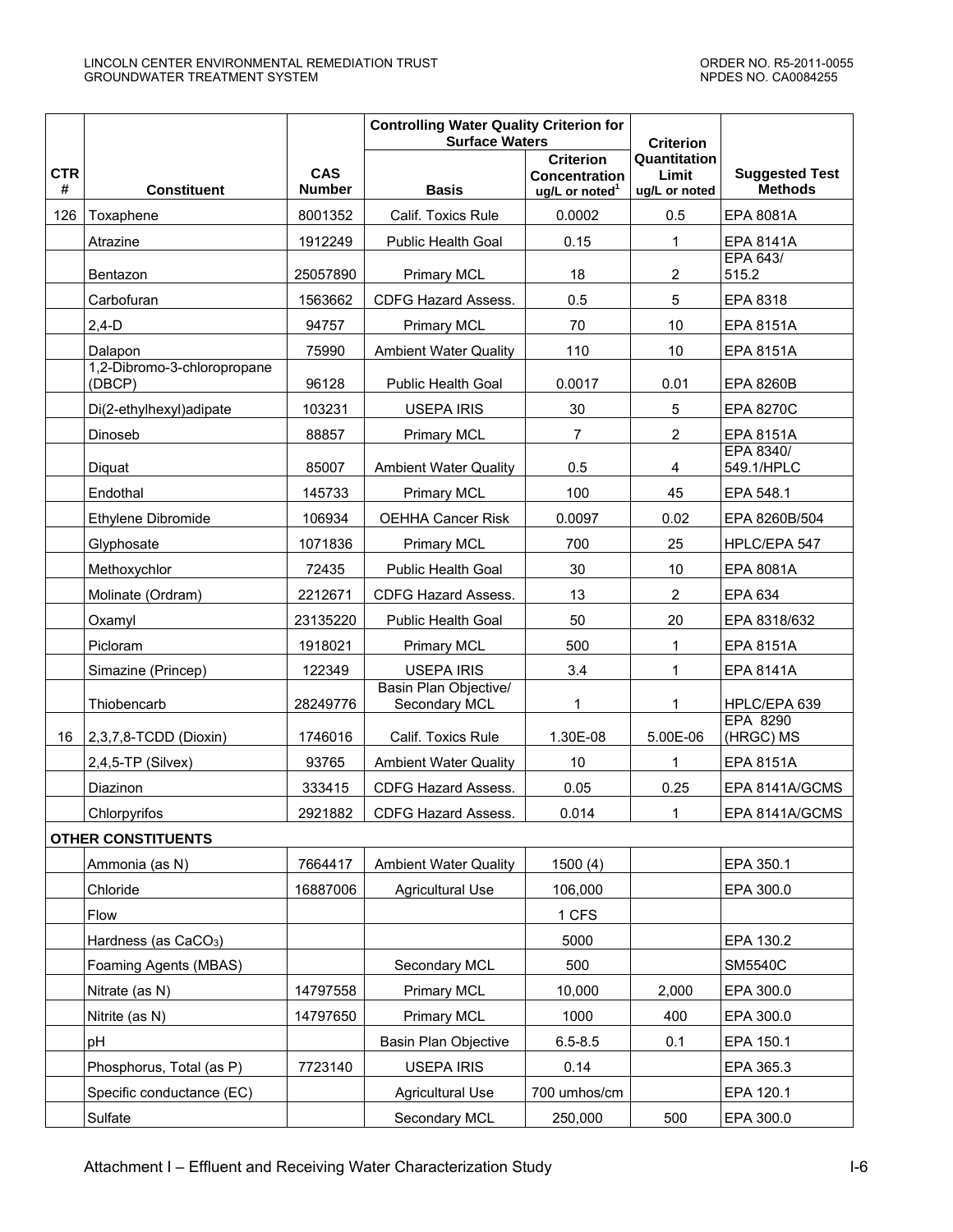| CTR # | Constituent | CAS Number | Controlling Water Quality Criterion for Surface Waters | | Criterion Quantitation Limit ug/L or noted | Suggested Test Methods |
|---|---|---|---|---|---|---|
| | | | Basis | Criterion Concentration ug/L or noted[1] | | |
| 126 | Toxaphene | 8001352 | Calif. Toxics Rule | 0.0002 | 0.5 | EPA 8081A |
| | Atrazine | 1912249 | Public Health Goal | 0.15 | 1 | EPA 8141A |
| | Bentazon | 25057890 | Primary MCL | 18 | 2 | EPA 643/ 515.2 |
| | Carbofuran | 1563662 | CDFG Hazard Assess. | 0.5 | 5 | EPA 8318 |
| | 2,4-D | 94757 | Primary MCL | 70 | 10 | EPA 8151A |
| | Dalapon | 75990 | Ambient Water Quality | 110 | 10 | EPA 8151A |
| | 1,2-Dibromo-3-chloropropane (DBCP) | 96128 | Public Health Goal | 0.0017 | 0.01 | EPA 8260B |
| | Di(2-ethylhexyl)adipate | 103231 | USEPA IRIS | 30 | 5 | EPA 8270C |
| | Dinoseb | 88857 | Primary MCL | 7 | 2 | EPA 8151A |
| | Diquat | 85007 | Ambient Water Quality | 0.5 | 4 | EPA 8340/ 549.1/HPLC |
| | Endothal | 145733 | Primary MCL | 100 | 45 | EPA 548.1 |
| | Ethylene Dibromide | 106934 | OEHHA Cancer Risk | 0.0097 | 0.02 | EPA 8260B/504 |
| | Glyphosate | 1071836 | Primary MCL | 700 | 25 | HPLC/EPA 547 |
| | Methoxychlor | 72435 | Public Health Goal | 30 | 10 | EPA 8081A |
| | Molinate (Ordram) | 2212671 | CDFG Hazard Assess. | 13 | 2 | EPA 634 |
| | Oxamyl | 23135220 | Public Health Goal | 50 | 20 | EPA 8318/632 |
| | Picloram | 1918021 | Primary MCL | 500 | 1 | EPA 8151A |
| | Simazine (Princep) | 122349 | USEPA IRIS | 3.4 | 1 | EPA 8141A |
| | Thiobencarb | 28249776 | Basin Plan Objective/ Secondary MCL | 1 | 1 | HPLC/EPA 639 |
| 16 | 2,3,7,8-TCDD (Dioxin) | 1746016 | Calif. Toxics Rule | 1.30E-08 | 5.00E-06 | EPA 8290 (HRGC) MS |
| | 2,4,5-TP (Silvex) | 93765 | Ambient Water Quality | 10 | 1 | EPA 8151A |
| | Diazinon | 333415 | CDFG Hazard Assess. | 0.05 | 0.25 | EPA 8141A/GCMS |
| | Chlorpyrifos | 2921882 | CDFG Hazard Assess. | 0.014 | 1 | EPA 8141A/GCMS |
| **OTHER CONSTITUENTS** | | | | | | |
| | Ammonia (as N) | 7664417 | Ambient Water Quality | 1500 (4) | | EPA 350.1 |
| | Chloride | 16887006 | Agricultural Use | 106,000 | | EPA 300.0 |
| | Flow | | | 1 CFS | | |
| | Hardness (as $CaCO_3$) | | | 5000 | | EPA 130.2 |
| | Foaming Agents (MBAS) | | Secondary MCL | 500 | | SM5540C |
| | Nitrate (as N) | 14797558 | Primary MCL | 10,000 | 2,000 | EPA 300.0 |
| | Nitrite (as N) | 14797650 | Primary MCL | 1000 | 400 | EPA 300.0 |
| | pH | | Basin Plan Objective | 6.5-8.5 | 0.1 | EPA 150.1 |
| | Phosphorus, Total (as P) | 7723140 | USEPA IRIS | 0.14 | | EPA 365.3 |
| | Specific conductance (EC) | | Agricultural Use | 700 umhos/cm | | EPA 120.1 |
| | Sulfate | | Secondary MCL | 250,000 | 500 | EPA 300.0 |

Attachment I – Effluent and Receiving Water Characterization Study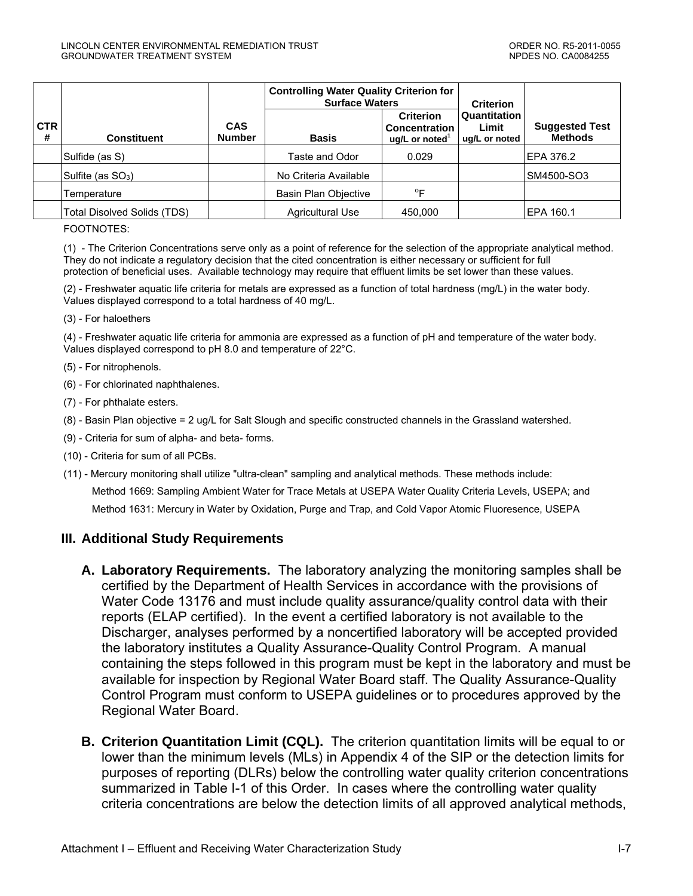| CTR # | Constituent | CAS Number | Controlling Water Quality Criterion for Surface Waters | | Criterion Quantitation Limit ug/L or noted | Suggested Test Methods |
|---|---|---|---|---|---|---|
| | | | Basis | Criterion Concentration ug/L or noted[1] | | |
| | Sulfide (as S) | | Taste and Odor | 0.029 | | EPA 376.2 |
| | Sulfite (as $SO_3$) | | No Criteria Available | | | SM4500-SO3 |
| | Temperature | | Basin Plan Objective | °F | | |
| | Total Disolved Solids (TDS) | | Agricultural Use | 450,000 | | EPA 160.1 |

FOOTNOTES:

(1) - The Criterion Concentrations serve only as a point of reference for the selection of the appropriate analytical method. They do not indicate a regulatory decision that the cited concentration is either necessary or sufficient for full protection of beneficial uses. Available technology may require that effluent limits be set lower than these values.

(2) - Freshwater aquatic life criteria for metals are expressed as a function of total hardness (mg/L) in the water body. Values displayed correspond to a total hardness of 40 mg/L.

(3) - For haloethers

(4) - Freshwater aquatic life criteria for ammonia are expressed as a function of pH and temperature of the water body. Values displayed correspond to pH 8.0 and temperature of 22°C.

(5) - For nitrophenols.

(6) - For chlorinated naphthalenes.

(7) - For phthalate esters.

(8) - Basin Plan objective = 2 ug/L for Salt Slough and specific constructed channels in the Grassland watershed.

(9) - Criteria for sum of alpha- and beta- forms.

(10) - Criteria for sum of all PCBs.

(11) - Mercury monitoring shall utilize "ultra-clean" sampling and analytical methods. These methods include:

Method 1669: Sampling Ambient Water for Trace Metals at USEPA Water Quality Criteria Levels, USEPA; and

Method 1631: Mercury in Water by Oxidation, Purge and Trap, and Cold Vapor Atomic Fluoresence, USEPA

## III. Additional Study Requirements

**A. Laboratory Requirements.** The laboratory analyzing the monitoring samples shall be certified by the Department of Health Services in accordance with the provisions of Water Code 13176 and must include quality assurance/quality control data with their reports (ELAP certified). In the event a certified laboratory is not available to the Discharger, analyses performed by a noncertified laboratory will be accepted provided the laboratory institutes a Quality Assurance-Quality Control Program. A manual containing the steps followed in this program must be kept in the laboratory and must be available for inspection by Regional Water Board staff. The Quality Assurance-Quality Control Program must conform to USEPA guidelines or to procedures approved by the Regional Water Board.

**B. Criterion Quantitation Limit (CQL).** The criterion quantitation limits will be equal to or lower than the minimum levels (MLs) in Appendix 4 of the SIP or the detection limits for purposes of reporting (DLRs) below the controlling water quality criterion concentrations summarized in Table I-1 of this Order. In cases where the controlling water quality criteria concentrations are below the detection limits of all approved analytical methods,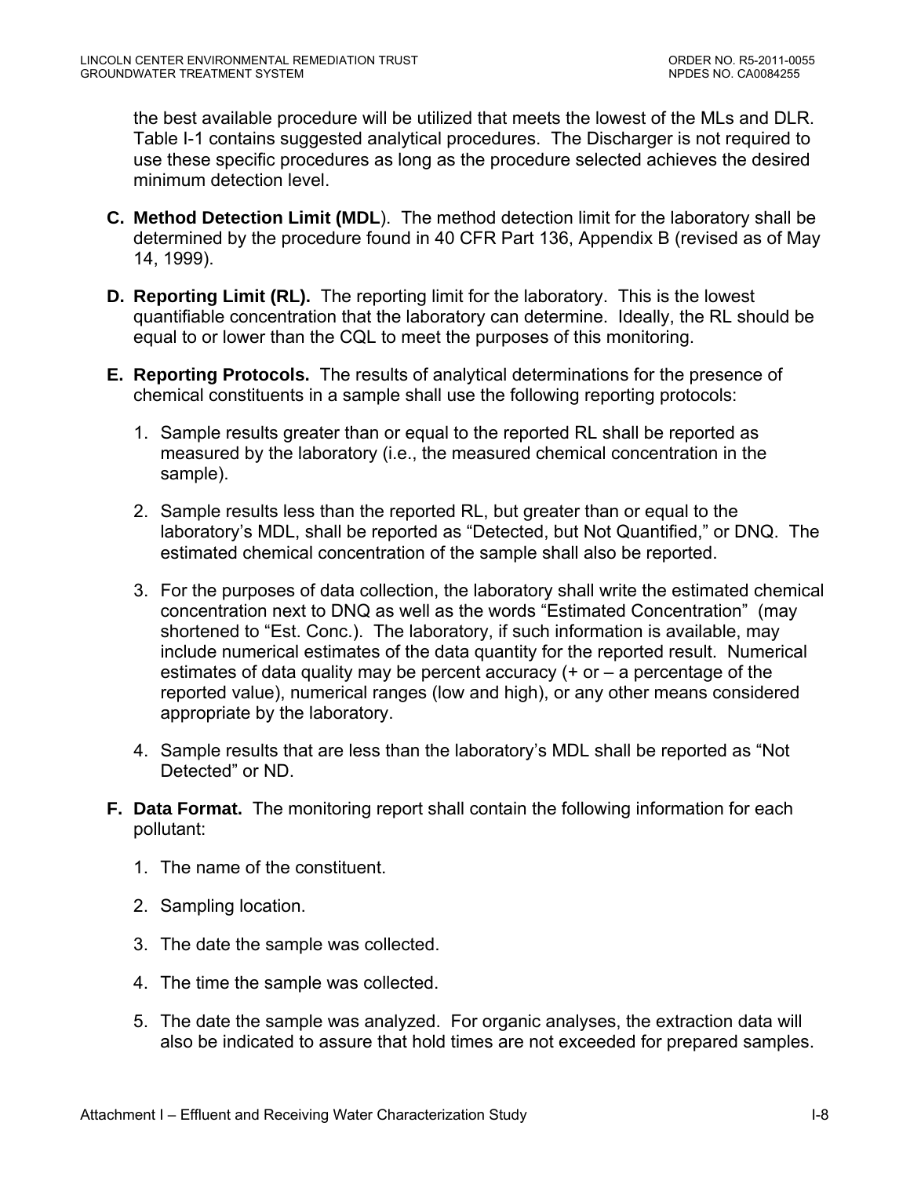the best available procedure will be utilized that meets the lowest of the MLs and DLR. Table I-1 contains suggested analytical procedures. The Discharger is not required to use these specific procedures as long as the procedure selected achieves the desired minimum detection level.

**C. Method Detection Limit (MDL**). The method detection limit for the laboratory shall be determined by the procedure found in 40 CFR Part 136, Appendix B (revised as of May 14, 1999).

**D. Reporting Limit (RL).** The reporting limit for the laboratory. This is the lowest quantifiable concentration that the laboratory can determine. Ideally, the RL should be equal to or lower than the CQL to meet the purposes of this monitoring.

**E. Reporting Protocols.** The results of analytical determinations for the presence of chemical constituents in a sample shall use the following reporting protocols:

1. Sample results greater than or equal to the reported RL shall be reported as measured by the laboratory (i.e., the measured chemical concentration in the sample).

2. Sample results less than the reported RL, but greater than or equal to the laboratory's MDL, shall be reported as "Detected, but Not Quantified," or DNQ. The estimated chemical concentration of the sample shall also be reported.

3. For the purposes of data collection, the laboratory shall write the estimated chemical concentration next to DNQ as well as the words "Estimated Concentration" (may shortened to "Est. Conc.). The laboratory, if such information is available, may include numerical estimates of the data quantity for the reported result. Numerical estimates of data quality may be percent accuracy (+ or – a percentage of the reported value), numerical ranges (low and high), or any other means considered appropriate by the laboratory.

4. Sample results that are less than the laboratory's MDL shall be reported as "Not Detected" or ND.

**F. Data Format.** The monitoring report shall contain the following information for each pollutant:

1. The name of the constituent.

2. Sampling location.

3. The date the sample was collected.

4. The time the sample was collected.

5. The date the sample was analyzed. For organic analyses, the extraction data will also be indicated to assure that hold times are not exceeded for prepared samples.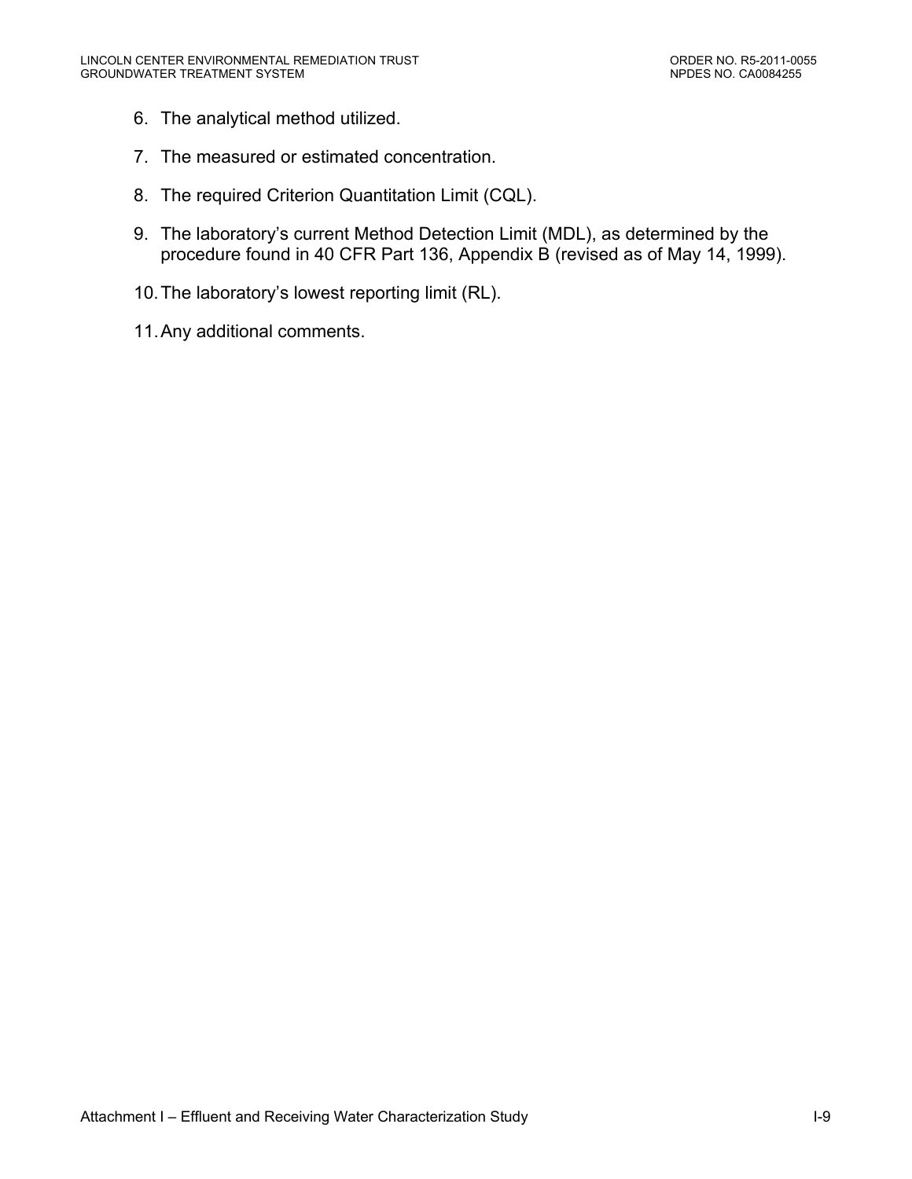6. The analytical method utilized.
7. The measured or estimated concentration.
8. The required Criterion Quantitation Limit (CQL).
9. The laboratory's current Method Detection Limit (MDL), as determined by the procedure found in 40 CFR Part 136, Appendix B (revised as of May 14, 1999).
10. The laboratory's lowest reporting limit (RL).
11. Any additional comments.